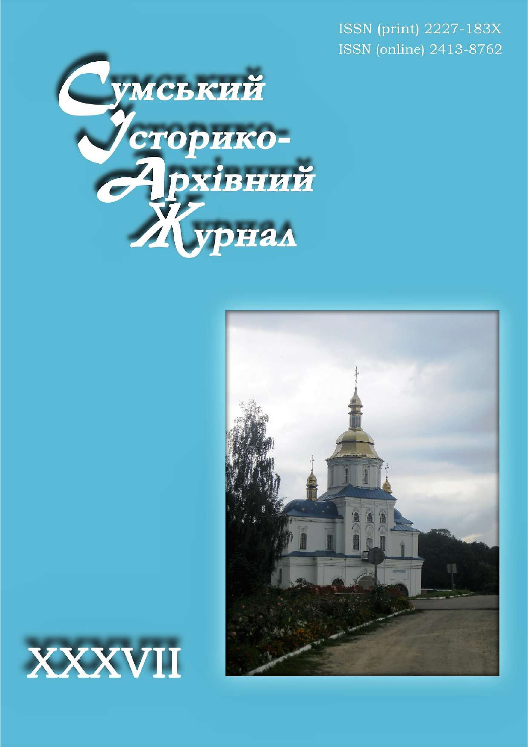ISSN (print) 2227-183X
ISSN (online) 2413-8762

# Сумський Історико-Архівний Журнал

XXXVII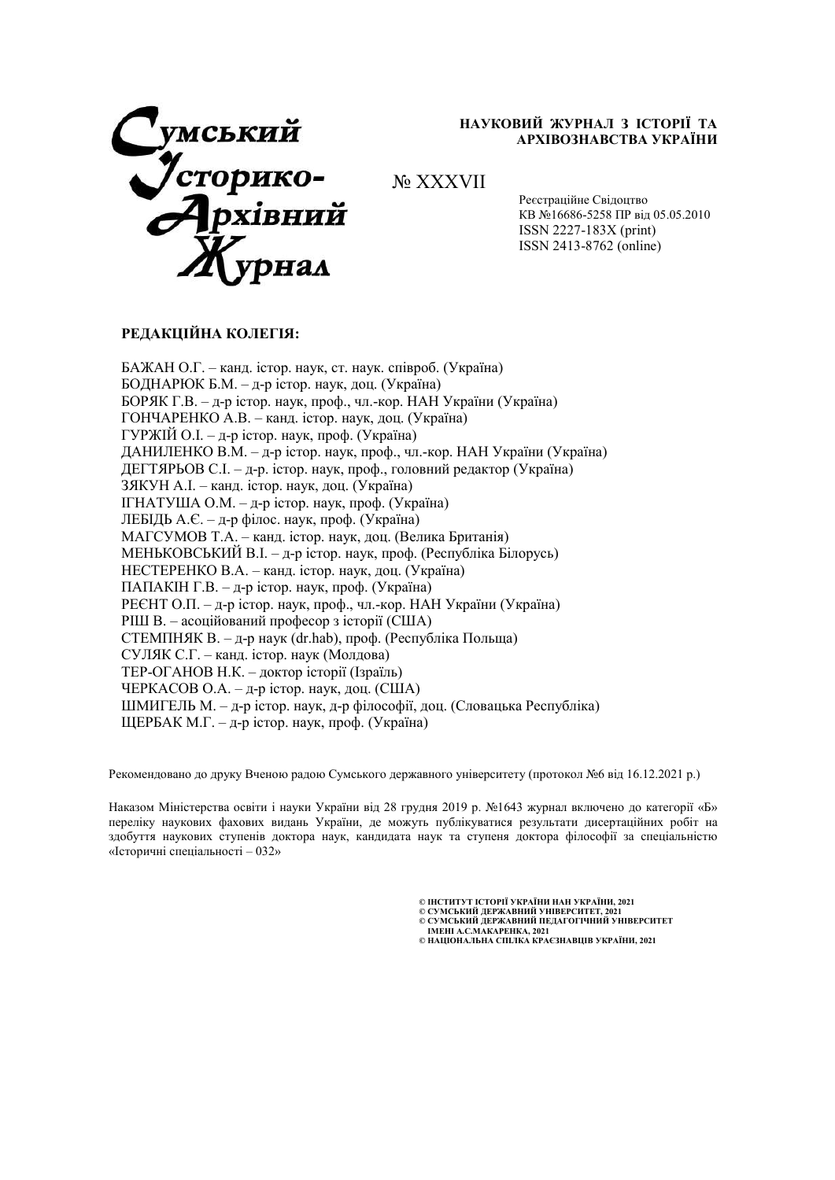# Сумський Історико-Архівний Журнал

**НАУКОВИЙ ЖУРНАЛ З ІСТОРІЇ ТА АРХІВОЗНАВСТВА УКРАЇНИ**

№ XXXVII

Реєстраційне Свідоцтво
КВ №16686-5258 ПР від 05.05.2010
ISSN 2227-183X (print)
ISSN 2413-8762 (online)

**РЕДАКЦІЙНА КОЛЕГІЯ:**

БАЖАН О.Г. – канд. істор. наук, ст. наук. співроб. (Україна)
БОДНАРЮК Б.М. – д-р істор. наук, доц. (Україна)
БОРЯК Г.В. – д-р істор. наук, проф., чл.-кор. НАН України (Україна)
ГОНЧАРЕНКО А.В. – канд. істор. наук, доц. (Україна)
ГУРЖІЙ О.І. – д-р істор. наук, проф. (Україна)
ДАНИЛЕНКО В.М. – д-р істор. наук, проф., чл.-кор. НАН України (Україна)
ДЕГТЯРЬОВ С.І. – д-р. істор. наук, проф., головний редактор (Україна)
ЗЯКУН А.І. – канд. істор. наук, доц. (Україна)
ІГНАТУША О.М. – д-р істор. наук, проф. (Україна)
ЛЕБІДЬ А.Є. – д-р філос. наук, проф. (Україна)
МАГСУМОВ Т.А. – канд. істор. наук, доц. (Велика Британія)
МЕНЬКОВСЬКИЙ В.І. – д-р істор. наук, проф. (Республіка Білорусь)
НЕСТЕРЕНКО В.А. – канд. істор. наук, доц. (Україна)
ПАПАКІН Г.В. – д-р істор. наук, проф. (Україна)
РЕЄНТ О.П. – д-р істор. наук, проф., чл.-кор. НАН України (Україна)
РІШ В. – асоційований професор з історії (США)
СТЕМПНЯК В. – д-р наук (dr.hab), проф. (Республіка Польща)
СУЛЯК С.Г. – канд. істор. наук (Молдова)
ТЕР-ОГАНОВ Н.К. – доктор історії (Ізраїль)
ЧЕРКАСОВ О.А. – д-р істор. наук, доц. (США)
ШМИГЕЛЬ М. – д-р істор. наук, д-р філософії, доц. (Словацька Республіка)
ЩЕРБАК М.Г. – д-р істор. наук, проф. (Україна)

Рекомендовано до друку Вченою радою Сумського державного університету (протокол №6 від 16.12.2021 р.)

Наказом Міністерства освіти і науки України від 28 грудня 2019 р. №1643 журнал включено до категорії «Б» переліку наукових фахових видань України, де можуть публікуватися результати дисертаційних робіт на здобуття наукових ступенів доктора наук, кандидата наук та ступеня доктора філософії за спеціальністю «Історичні спеціальності – 032»

© ІНСТИТУТ ІСТОРІЇ УКРАЇНИ НАН УКРАЇНИ, 2021
© СУМСЬКИЙ ДЕРЖАВНИЙ УНІВЕРСИТЕТ, 2021
© СУМСЬКИЙ ДЕРЖАВНИЙ ПЕДАГОГІЧНИЙ УНІВЕРСИТЕТ ІМЕНІ А.С.МАКАРЕНКА, 2021
© НАЦІОНАЛЬНА СПІЛКА КРАЄЗНАВЦІВ УКРАЇНИ, 2021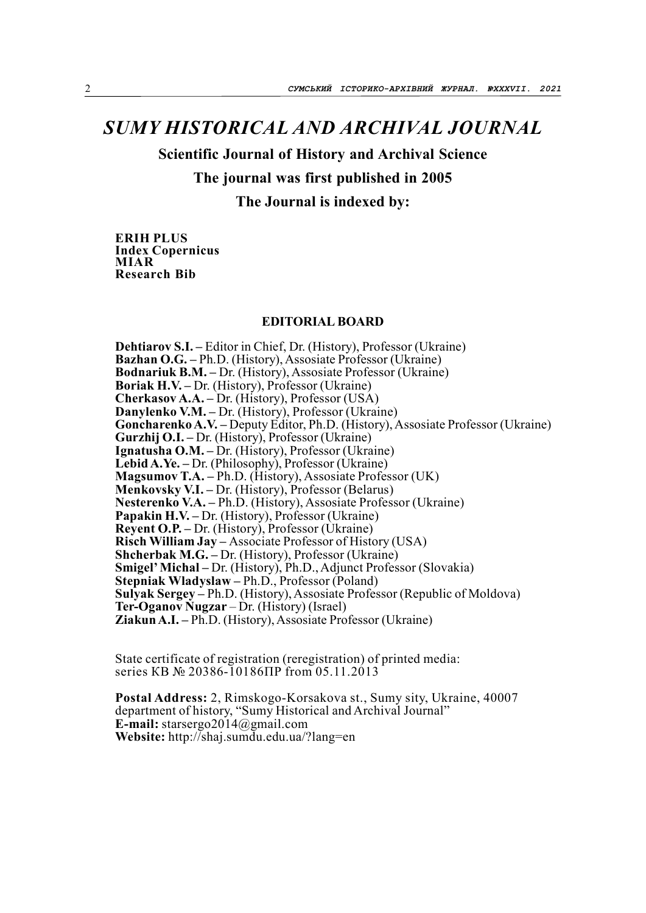# *SUMY HISTORICAL AND ARCHIVAL JOURNAL*

**Scientific Journal of History and Archival Science**

**The journal was first published in 2005**

**The Journal is indexed by:**

**ERIH PLUS**
**Index Copernicus**
**MIAR**
**Research Bib**

## EDITORIAL BOARD

**Dehtiarov S.I.** – Editor in Chief, Dr. (History), Professor (Ukraine)
**Bazhan O.G.** – Ph.D. (History), Assosiate Professor (Ukraine)
**Bodnariuk B.M.** – Dr. (History), Assosiate Professor (Ukraine)
**Boriak H.V.** – Dr. (History), Professor (Ukraine)
**Cherkasov A.A.** – Dr. (History), Professor (USA)
**Danylenko V.M.** – Dr. (History), Professor (Ukraine)
**Goncharenko A.V.** – Deputy Editor, Ph.D. (History), Assosiate Professor (Ukraine)
**Gurzhij O.I.** – Dr. (History), Professor (Ukraine)
**Ignatusha O.M.** – Dr. (History), Professor (Ukraine)
**Lebid A.Ye.** – Dr. (Philosophy), Professor (Ukraine)
**Magsumov T.A.** – Ph.D. (History), Assosiate Professor (UK)
**Menkovsky V.I.** – Dr. (History), Professor (Belarus)
**Nesterenko V.A.** – Ph.D. (History), Assosiate Professor (Ukraine)
**Papakin H.V.** – Dr. (History), Professor (Ukraine)
**Reyent O.P.** – Dr. (History), Professor (Ukraine)
**Risch William Jay** – Associate Professor of History (USA)
**Shcherbak M.G.** – Dr. (History), Professor (Ukraine)
**Smigel' Michal** – Dr. (History), Ph.D., Adjunct Professor (Slovakia)
**Stepniak Wladyslaw** – Ph.D., Professor (Poland)
**Sulyak Sergey** – Ph.D. (History), Assosiate Professor (Republic of Moldova)
**Ter-Oganov Nugzar** – Dr. (History) (Israel)
**Ziakun A.I.** – Ph.D. (History), Assosiate Professor (Ukraine)

State certificate of registration (reregistration) of printed media:
series КВ № 20386-10186ПР from 05.11.2013

**Postal Address:** 2, Rimskogo-Korsakova st., Sumy sity, Ukraine, 40007
department of history, "Sumy Historical and Archival Journal"
**E-mail:** starsergo2014@gmail.com
**Website:** http://shaj.sumdu.edu.ua/?lang=en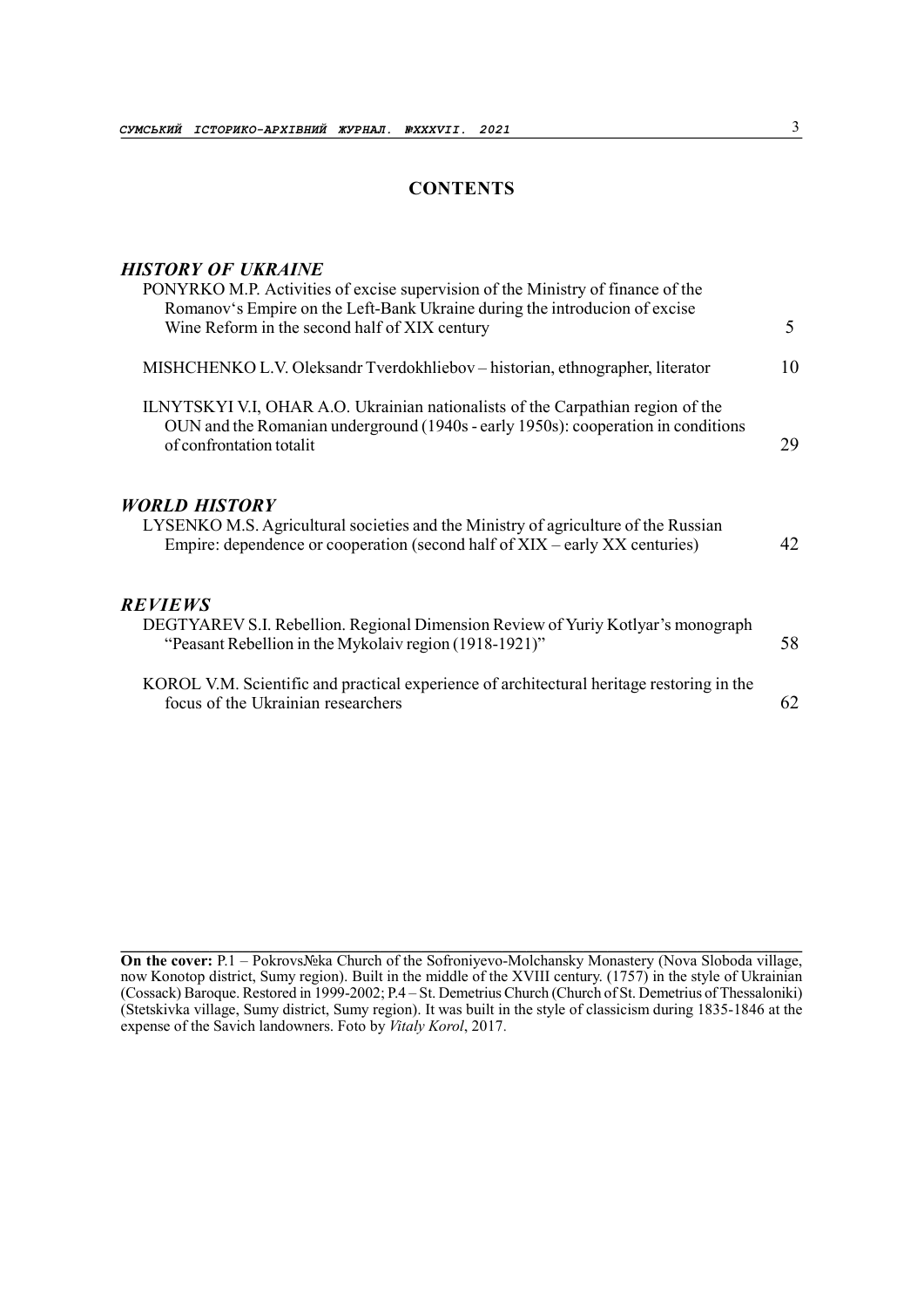# CONTENTS

## *HISTORY OF UKRAINE*

PONYRKO M.P. Activities of excise supervision of the Ministry of finance of the Romanov's Empire on the Left-Bank Ukraine during the introducion of excise Wine Reform in the second half of XIX century — 5

MISHCHENKO L.V. Oleksandr Tverdokhliebov – historian, ethnographer, literator — 10

ILNYTSKYI V.I, OHAR A.O. Ukrainian nationalists of the Carpathian region of the OUN and the Romanian underground (1940s - early 1950s): cooperation in conditions of confrontation totalit — 29

## *WORLD HISTORY*

LYSENKO M.S. Agricultural societies and the Ministry of agriculture of the Russian Empire: dependence or cooperation (second half of XIX – early XX centuries) — 42

## *REVIEWS*

DEGTYAREV S.I. Rebellion. Regional Dimension Review of Yuriy Kotlyar's monograph "Peasant Rebellion in the Mykolaiv region (1918-1921)" — 58

KOROL V.M. Scientific and practical experience of architectural heritage restoring in the focus of the Ukrainian researchers — 62

---

**On the cover:** P.1 – Pokrovs№ka Church of the Sofroniyevo-Molchansky Monastery (Nova Sloboda village, now Konotop district, Sumy region). Built in the middle of the XVIII century. (1757) in the style of Ukrainian (Cossack) Baroque. Restored in 1999-2002; P.4 – St. Demetrius Church (Church of St. Demetrius of Thessaloniki) (Stetskivka village, Sumy district, Sumy region). It was built in the style of classicism during 1835-1846 at the expense of the Savich landowners. Foto by *Vitaly Korol*, 2017.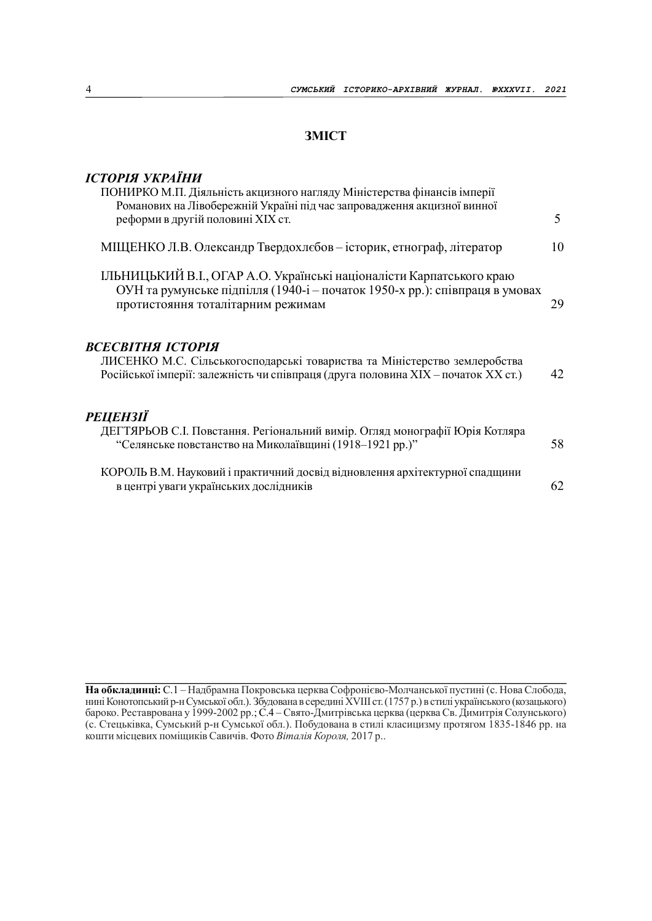# ЗМІСТ

## *ІСТОРІЯ УКРАЇНИ*

ПОНИРКО М.П. Діяльність акцизного нагляду Міністерства фінансів імперії Романових на Лівобережній Україні під час запровадження акцизної винної реформи в другій половині XIX ст. — 5

МІЩЕНКО Л.В. Олександр Твердохлєбов – історик, етнограф, літератор — 10

ІЛЬНИЦЬКИЙ В.І., ОГАР А.О. Українські націоналісти Карпатського краю ОУН та румунське підпілля (1940-і – початок 1950-х рр.): співпраця в умовах протистояння тоталітарним режимам — 29

## *ВСЕСВІТНЯ ІСТОРІЯ*

ЛИСЕНКО М.С. Сільськогосподарські товариства та Міністерство землеробства Російської імперії: залежність чи співпраця (друга половина XIX – початок XX ст.) — 42

## *РЕЦЕНЗІЇ*

ДЕГТЯРЬОВ С.І. Повстання. Регіональний вимір. Огляд монографії Юрія Котляра "Селянське повстанство на Миколаївщині (1918–1921 рр.)" — 58

КОРОЛЬ В.М. Науковий і практичний досвід відновлення архітектурної спадщини в центрі уваги українських дослідників — 62

---

**На обкладинці:** С.1 – Надбрамна Покровська церква Софронієво-Молчанської пустині (с. Нова Слобода, нині Конотопський р-н Сумської обл.). Збудована в середині XVIII ст. (1757 р.) в стилі українського (козацького) бароко. Реставрована у 1999-2002 рр.; С.4 – Свято-Дмитрівська церква (церква Св. Димитрія Солунського) (с. Стецьківка, Сумський р-н Сумської обл.). Побудована в стилі класицизму протягом 1835-1846 рр. на кошти місцевих поміщиків Савичів. Фото *Віталія Короля,* 2017 р..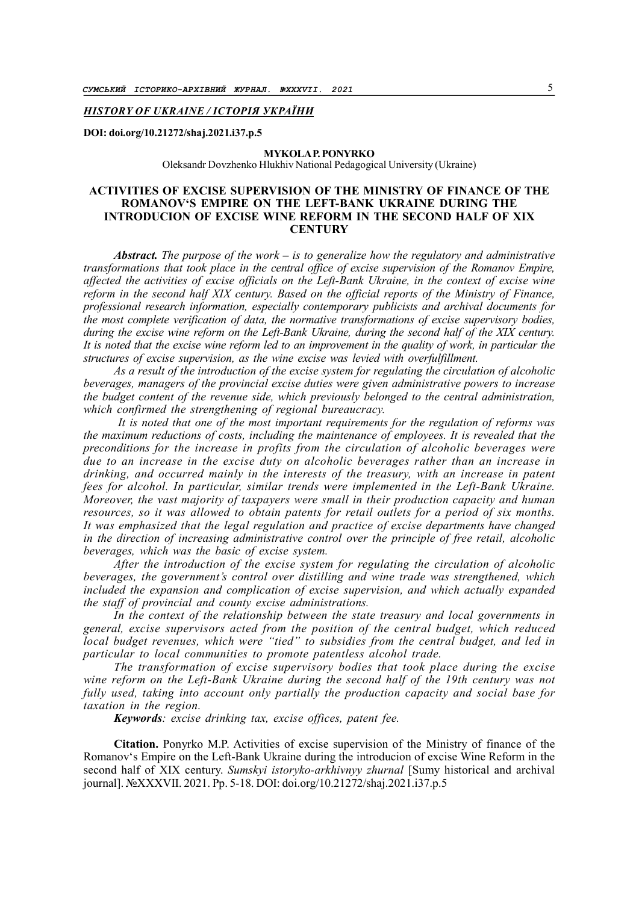***HISTORY OF UKRAINE / ІСТОРІЯ УКРАЇНИ***

**DOI: doi.org/10.21272/shaj.2021.i37.p.5**

**MYKOLA P. PONYRKO**

Oleksandr Dovzhenko Hlukhiv National Pedagogical University (Ukraine)

# ACTIVITIES OF EXCISE SUPERVISION OF THE MINISTRY OF FINANCE OF THE ROMANOV'S EMPIRE ON THE LEFT-BANK UKRAINE DURING THE INTRODUCION OF EXCISE WINE REFORM IN THE SECOND HALF OF XIX CENTURY

***Abstract.*** *The purpose of the work – is to generalize how the regulatory and administrative transformations that took place in the central office of excise supervision of the Romanov Empire, affected the activities of excise officials on the Left-Bank Ukraine, in the context of excise wine reform in the second half XIX century. Based on the official reports of the Ministry of Finance, professional research information, especially contemporary publicists and archival documents for the most complete verification of data, the normative transformations of excise supervisory bodies, during the excise wine reform on the Left-Bank Ukraine, during the second half of the XIX century. It is noted that the excise wine reform led to an improvement in the quality of work, in particular the structures of excise supervision, as the wine excise was levied with overfulfillment.*

*As a result of the introduction of the excise system for regulating the circulation of alcoholic beverages, managers of the provincial excise duties were given administrative powers to increase the budget content of the revenue side, which previously belonged to the central administration, which confirmed the strengthening of regional bureaucracy.*

*It is noted that one of the most important requirements for the regulation of reforms was the maximum reductions of costs, including the maintenance of employees. It is revealed that the preconditions for the increase in profits from the circulation of alcoholic beverages were due to an increase in the excise duty on alcoholic beverages rather than an increase in drinking, and occurred mainly in the interests of the treasury, with an increase in patent fees for alcohol. In particular, similar trends were implemented in the Left-Bank Ukraine. Moreover, the vast majority of taxpayers were small in their production capacity and human resources, so it was allowed to obtain patents for retail outlets for a period of six months. It was emphasized that the legal regulation and practice of excise departments have changed in the direction of increasing administrative control over the principle of free retail, alcoholic beverages, which was the basic of excise system.*

*After the introduction of the excise system for regulating the circulation of alcoholic beverages, the government's control over distilling and wine trade was strengthened, which included the expansion and complication of excise supervision, and which actually expanded the staff of provincial and county excise administrations.*

*In the context of the relationship between the state treasury and local governments in general, excise supervisors acted from the position of the central budget, which reduced local budget revenues, which were "tied" to subsidies from the central budget, and led in particular to local communities to promote patentless alcohol trade.*

*The transformation of excise supervisory bodies that took place during the excise wine reform on the Left-Bank Ukraine during the second half of the 19th century was not fully used, taking into account only partially the production capacity and social base for taxation in the region.*

***Keywords****: excise drinking tax, excise offices, patent fee.*

**Citation.** Ponyrko M.P. Activities of excise supervision of the Ministry of finance of the Romanov's Empire on the Left-Bank Ukraine during the introducion of excise Wine Reform in the second half of XIX century. *Sumskyi istoryko-arkhivnyy zhurnal* [Sumy historical and archival journal]. №XXXVII. 2021. Pp. 5-18. DOI: doi.org/10.21272/shaj.2021.i37.p.5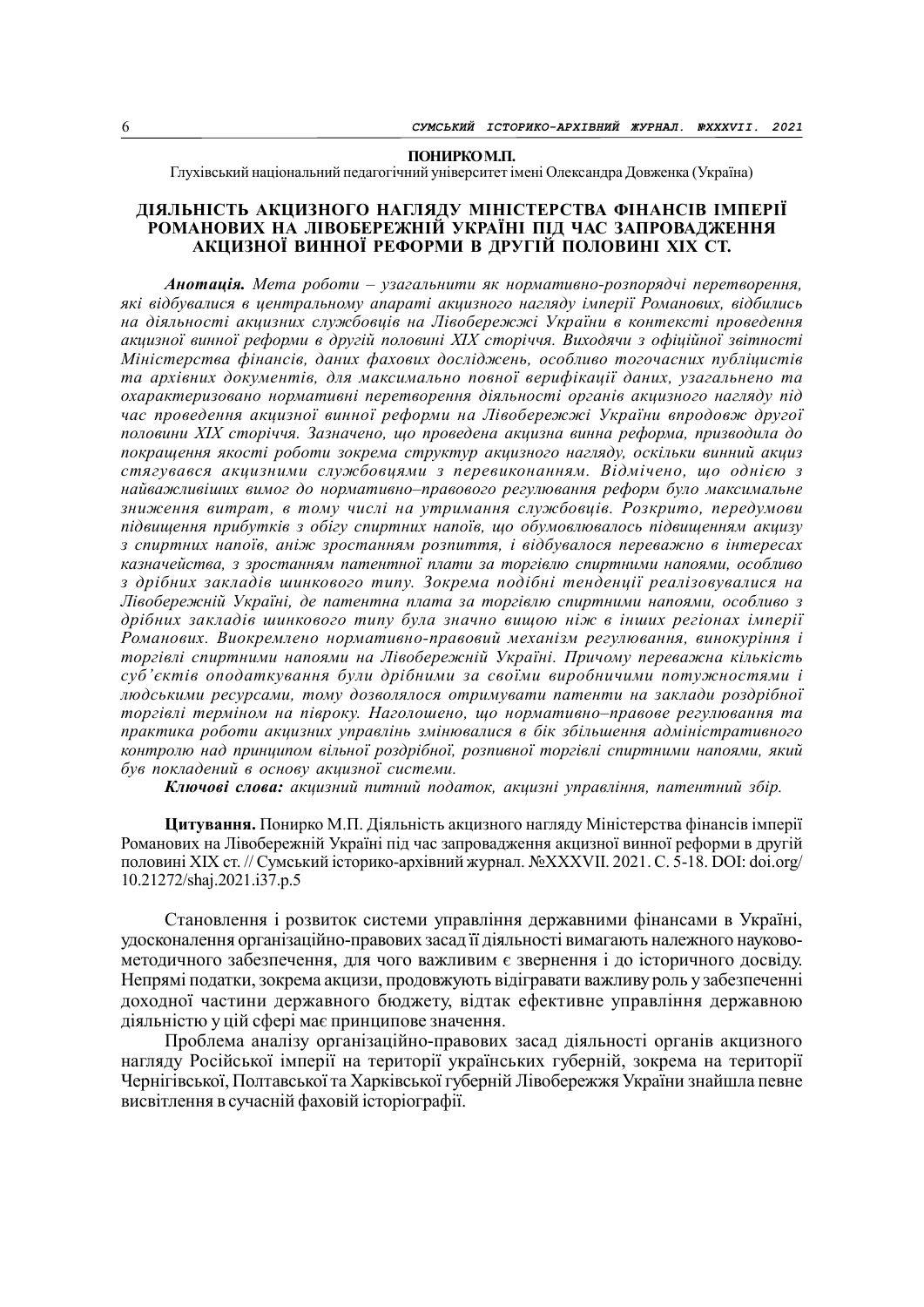**ПОНИРКО М.П.**

Глухівський національний педагогічний університет імені Олександра Довженка (Україна)

## ДІЯЛЬНІСТЬ АКЦИЗНОГО НАГЛЯДУ МІНІСТЕРСТВА ФІНАНСІВ ІМПЕРІЇ РОМАНОВИХ НА ЛІВОБЕРЕЖНІЙ УКРАЇНІ ПІД ЧАС ЗАПРОВАДЖЕННЯ АКЦИЗНОЇ ВИННОЇ РЕФОРМИ В ДРУГІЙ ПОЛОВИНІ ХІХ СТ.

***Анотація.*** *Мета роботи – узагальнити як нормативно-розпорядчі перетворення, які відбувалися в центральному апараті акцизного нагляду імперії Романових, відбились на діяльності акцизних службовців на Лівобережжі України в контексті проведення акцизної винної реформи в другій половині XIX сторіччя. Виходячи з офіційної звітності Міністерства фінансів, даних фахових досліджень, особливо тогочасних публіцистів та архівних документів, для максимально повної верифікації даних, узагальнено та охарактеризовано нормативні перетворення діяльності органів акцизного нагляду під час проведення акцизної винної реформи на Лівобережжі України впродовж другої половини XIX сторіччя. Зазначено, що проведена акцизна винна реформа, призводила до покращення якості роботи зокрема структур акцизного нагляду, оскільки винний акциз стягувався акцизними службовцями з перевиконанням. Відмічено, що однією з найважливіших вимог до нормативно–правового регулювання реформ було максимальне зниження витрат, в тому числі на утримання службовців. Розкрито, передумови підвищення прибутків з обігу спиртних напоїв, що обумовлювалось підвищенням акцизу з спиртних напоїв, аніж зростанням розпиття, і відбувалося переважно в інтересах казначейства, з зростанням патентної плати за торгівлю спиртними напоями, особливо з дрібних закладів шинкового типу. Зокрема подібні тенденції реалізовувалися на Лівобережній Україні, де патентна плата за торгівлю спиртними напоями, особливо з дрібних закладів шинкового типу була значно вищою ніж в інших регіонах імперії Романових. Виокремлено нормативно-правовий механізм регулювання, винокуріння і торгівлі спиртними напоями на Лівобережній Україні. Причому переважна кількість суб'єктів оподаткування були дрібними за своїми виробничими потужностями і людськими ресурсами, тому дозволялося отримувати патенти на заклади роздрібної торгівлі терміном на півроку. Наголошено, що нормативно–правове регулювання та практика роботи акцизних управлінь змінювалися в бік збільшення адміністративного контролю над принципом вільної роздрібної, розпивної торгівлі спиртними напоями, який був покладений в основу акцизної системи.*

***Ключові слова:*** *акцизний питний податок, акцизні управління, патентний збір.*

**Цитування.** Понирко М.П. Діяльність акцизного нагляду Міністерства фінансів імперії Романових на Лівобережній Україні під час запровадження акцизної винної реформи в другій половині XIX ст. // Сумський історико-архівний журнал. №XXXVII. 2021. С. 5-18. DOI: doi.org/10.21272/shaj.2021.i37.p.5

Становлення і розвиток системи управління державними фінансами в Україні, удосконалення організаційно-правових засад її діяльності вимагають належного науково-методичного забезпечення, для чого важливим є звернення і до історичного досвіду. Непрямі податки, зокрема акцизи, продовжують відігравати важливу роль у забезпеченні доходної частини державного бюджету, відтак ефективне управління державною діяльністю у цій сфері має принципове значення.

Проблема аналізу організаційно-правових засад діяльності органів акцизного нагляду Російської імперії на території українських губерній, зокрема на території Чернігівської, Полтавської та Харківської губерній Лівобережжя України знайшла певне висвітлення в сучасній фаховій історіографії.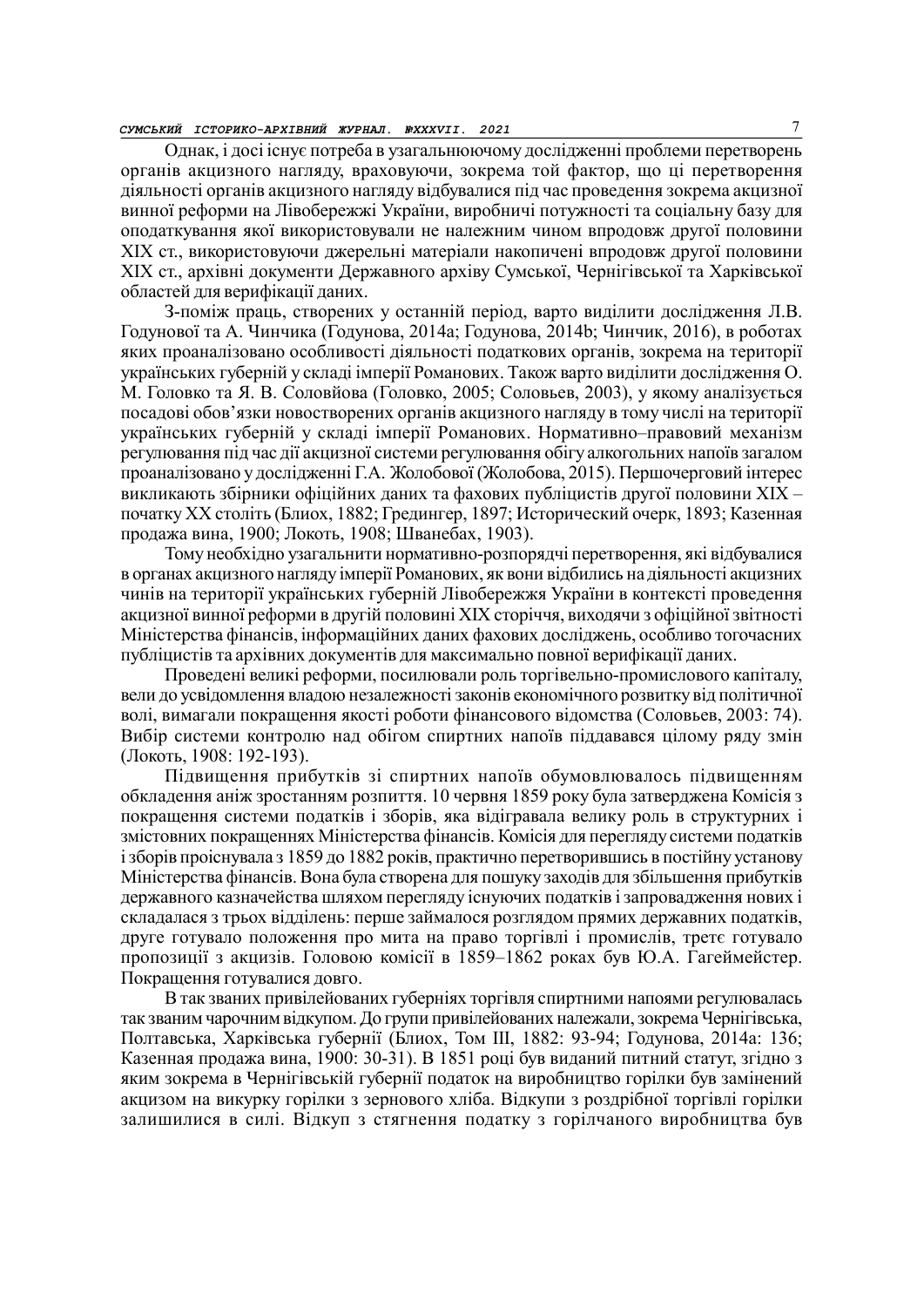Однак, і досі існує потреба в узагальнюючому дослідженні проблеми перетворень органів акцизного нагляду, враховуючи, зокрема той фактор, що ці перетворення діяльності органів акцизного нагляду відбувалися під час проведення зокрема акцизної винної реформи на Лівобережжі України, виробничі потужності та соціальну базу для оподаткування якої використовували не належним чином впродовж другої половини XIX ст., використовуючи джерельні матеріали накопичені впродовж другої половини XIX ст., архівні документи Державного архіву Сумської, Чернігівської та Харківської областей для верифікації даних.

З-поміж праць, створених у останній період, варто виділити дослідження Л.В. Годунової та А. Чинчика (Годунова, 2014a; Годунова, 2014b; Чинчик, 2016), в роботах яких проаналізовано особливості діяльності податкових органів, зокрема на території українських губерній у складі імперії Романових. Також варто виділити дослідження О. М. Головко та Я. В. Соловйова (Головко, 2005; Соловьев, 2003), у якому аналізується посадові обов'язки новостворених органів акцизного нагляду в тому числі на території українських губерній у складі імперії Романових. Нормативно–правовий механізм регулювання під час дії акцизної системи регулювання обігу алкогольних напоїв загалом проаналізовано у дослідженні Г.А. Жолобової (Жолобова, 2015). Першочерговий інтерес викликають збірники офіційних даних та фахових публіцистів другої половини XIX – початку XX століть (Блиох, 1882; Гредингер, 1897; Исторический очерк, 1893; Казенная продажа вина, 1900; Локоть, 1908; Шванебах, 1903).

Тому необхідно узагальнити нормативно-розпорядчі перетворення, які відбувалися в органах акцизного нагляду імперії Романових, як вони відбились на діяльності акцизних чинів на території українських губерній Лівобережжя України в контексті проведення акцизної винної реформи в другій половині XIX сторіччя, виходячи з офіційної звітності Міністерства фінансів, інформаційних даних фахових досліджень, особливо тогочасних публіцистів та архівних документів для максимально повної верифікації даних.

Проведені великі реформи, посилювали роль торгівельно-промислового капіталу, вели до усвідомлення владою незалежності законів економічного розвитку від політичної волі, вимагали покращення якості роботи фінансового відомства (Соловьев, 2003: 74). Вибір системи контролю над обігом спиртних напоїв піддавався цілому ряду змін (Локоть, 1908: 192-193).

Підвищення прибутків зі спиртних напоїв обумовлювалось підвищенням обкладення аніж зростанням розпиття. 10 червня 1859 року була затверджена Комісія з покращення системи податків і зборів, яка відігравала велику роль в структурних і змістовних покращеннях Міністерства фінансів. Комісія для перегляду системи податків і зборів проіснувала з 1859 до 1882 років, практично перетворившись в постійну установу Міністерства фінансів. Вона була створена для пошуку заходів для збільшення прибутків державного казначейства шляхом перегляду існуючих податків і запровадження нових і складалася з трьох відділень: перше займалося розглядом прямих державних податків, друге готувало положення про мита на право торгівлі і промислів, третє готувало пропозиції з акцизів. Головою комісії в 1859–1862 роках був Ю.А. Гагеймейстер. Покращення готувалися довго.

В так званих привілейованих губерніях торгівля спиртними напоями регулювалась так званим чарочним відкупом. До групи привілейованих належали, зокрема Чернігівська, Полтавська, Харківська губернії (Блиох, Том III, 1882: 93-94; Годунова, 2014a: 136; Казенная продажа вина, 1900: 30-31). В 1851 році був виданий питний статут, згідно з яким зокрема в Чернігівській губернії податок на виробництво горілки був замінений акцизом на викурку горілки з зернового хліба. Відкупи з роздрібної торгівлі горілки залишилися в силі. Відкуп з стягнення податку з горілчаного виробництва був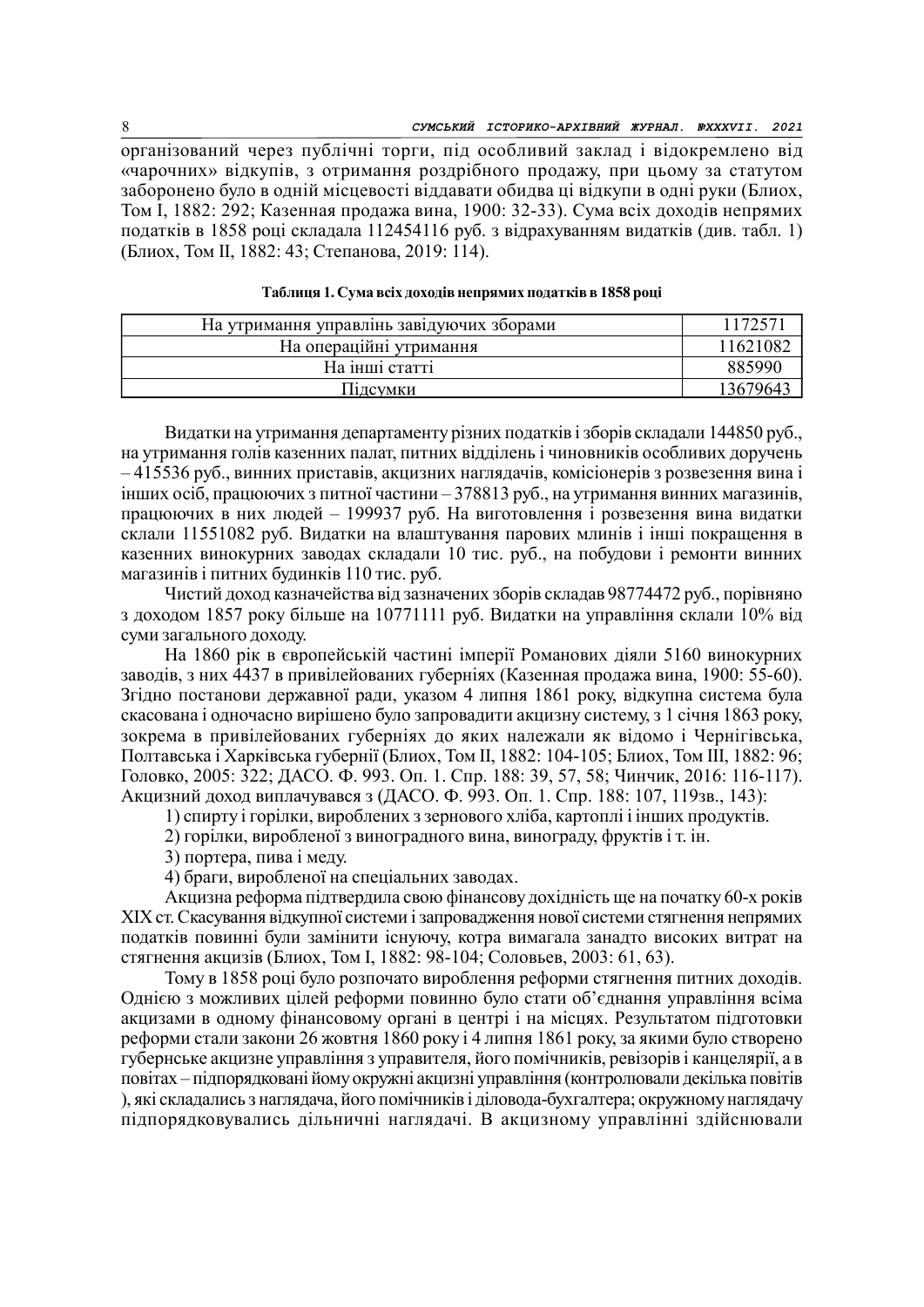організований через публічні торги, під особливий заклад і відокремлено від «чарочних» відкупів, з отримання роздрібного продажу, при цьому за статутом заборонено було в одній місцевості віддавати обидва ці відкупи в одні руки (Блиох, Том І, 1882: 292; Казенная продажа вина, 1900: 32-33). Сума всіх доходів непрямих податків в 1858 році складала 112454116 руб. з відрахуванням видатків (див. табл. 1) (Блиох, Том ІІ, 1882: 43; Степанова, 2019: 114).

**Таблиця 1. Сума всіх доходів непрямих податків в 1858 році**

| | |
|---|---|
| На утримання управлінь завідуючих зборами | 1172571 |
| На операційні утримання | 11621082 |
| На інші статті | 885990 |
| Підсумки | 13679643 |

Видатки на утримання департаменту різних податків і зборів складали 144850 руб., на утримання голів казенних палат, питних відділень і чиновників особливих доручень – 415536 руб., винних приставів, акцизних наглядачів, комісіонерів з розвезення вина і інших осіб, працюючих з питної частини – 378813 руб., на утримання винних магазинів, працюючих в них людей – 199937 руб. На виготовлення і розвезення вина видатки склали 11551082 руб. Видатки на влаштування парових млинів і інші покращення в казенних винокурних заводах складали 10 тис. руб., на побудови і ремонти винних магазинів і питних будинків 110 тис. руб.

Чистий доход казначейства від зазначених зборів складав 98774472 руб., порівняно з доходом 1857 року більше на 10771111 руб. Видатки на управління склали 10% від суми загального доходу.

На 1860 рік в європейській частині імперії Романових діяли 5160 винокурних заводів, з них 4437 в привілейованих губерніях (Казенная продажа вина, 1900: 55-60). Згідно постанови державної ради, указом 4 липня 1861 року, відкупна система була скасована і одночасно вирішено було запровадити акцизну систему, з 1 січня 1863 року, зокрема в привілейованих губерніях до яких належали як відомо і Чернігівська, Полтавська і Харківська губернії (Блиох, Том ІІ, 1882: 104-105; Блиох, Том ІІІ, 1882: 96; Головко, 2005: 322; ДАСО. Ф. 993. Оп. 1. Спр. 188: 39, 57, 58; Чинчик, 2016: 116-117). Акцизний доход виплачувався з (ДАСО. Ф. 993. Оп. 1. Спр. 188: 107, 119зв., 143):

1) спирту і горілки, вироблених з зернового хліба, картоплі і інших продуктів.
2) горілки, виробленої з виноградного вина, винограду, фруктів і т. ін.
3) портера, пива і меду.
4) браги, виробленої на спеціальних заводах.

Акцизна реформа підтвердила свою фінансову дохідність ще на початку 60-х років XIX ст. Скасування відкупної системи і запровадження нової системи стягнення непрямих податків повинні були замінити існуючу, котра вимагала занадто високих витрат на стягнення акцизів (Блиох, Том І, 1882: 98-104; Соловьев, 2003: 61, 63).

Тому в 1858 році було розпочато вироблення реформи стягнення питних доходів. Однією з можливих цілей реформи повинно було стати об'єднання управління всіма акцизами в одному фінансовому органі в центрі і на місцях. Результатом підготовки реформи стали закони 26 жовтня 1860 року і 4 липня 1861 року, за якими було створено губернське акцизне управління з управителя, його помічників, ревізорів і канцелярії, а в повітах – підпорядковані йому окружні акцизні управління (контролювали декілька повітів ), які складались з наглядача, його помічників і діловода-бухгалтера; окружному наглядачу підпорядковувались дільничні наглядачі. В акцизному управлінні здійснювали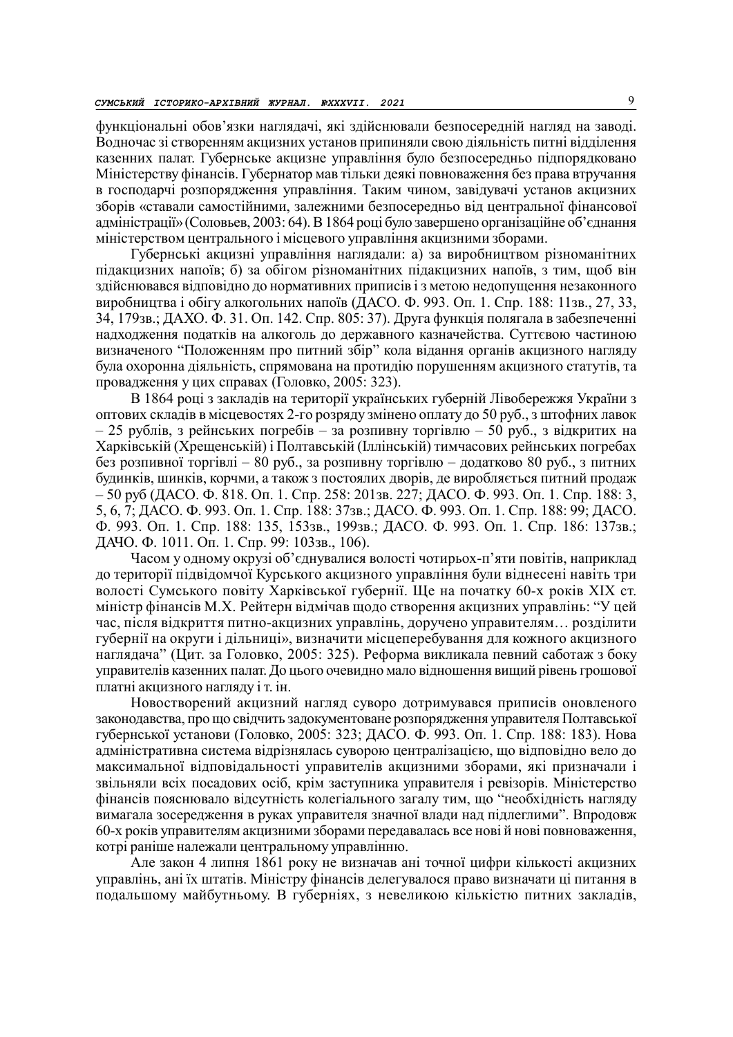функціональні обов'язки наглядачі, які здійснювали безпосередній нагляд на заводі. Водночас зі створенням акцизних установ припиняли свою діяльність питні відділення казенних палат. Губернське акцизне управління було безпосередньо підпорядковано Міністерству фінансів. Губернатор мав тільки деякі повноваження без права втручання в господарчі розпорядження управління. Таким чином, завідувачі установ акцизних зборів «ставали самостійними, залежними безпосередньо від центральної фінансової адміністрації» (Соловьев, 2003: 64). В 1864 році було завершено організаційне об'єднання міністерством центрального і місцевого управління акцизними зборами.

Губернські акцизні управління наглядали: а) за виробництвом різноманітних підакцизних напоїв; б) за обігом різноманітних підакцизних напоїв, з тим, щоб він здійснювався відповідно до нормативних приписів і з метою недопущення незаконного виробництва і обігу алкогольних напоїв (ДАСО. Ф. 993. Оп. 1. Спр. 188: 11зв., 27, 33, 34, 179зв.; ДАХО. Ф. 31. Оп. 142. Спр. 805: 37). Друга функція полягала в забезпеченні надходження податків на алкоголь до державного казначейства. Суттєвою частиною визначеного "Положенням про питний збір" кола відання органів акцизного нагляду була охоронна діяльність, спрямована на протидію порушенням акцизних статутів, та провадження у цих справах (Головко, 2005: 323).

В 1864 році з закладів на території українських губерній Лівобережжя України з оптових складів в місцевостях 2-го розряду змінено оплату до 50 руб., з штофних лавок – 25 рублів, з рейнських погребів – за розпивну торгівлю – 50 руб., з відкритих на Харківській (Хрещенській) і Полтавській (Іллінській) тимчасових рейнських погребах без розпивної торгівлі – 80 руб., за розпивну торгівлю – додатково 80 руб., з питних будинків, шинків, корчми, а також з постоялих дворів, де виробляється питний продаж – 50 руб (ДАСО. Ф. 818. Оп. 1. Спр. 258: 201зв. 227; ДАСО. Ф. 993. Оп. 1. Спр. 188: 3, 5, 6, 7; ДАСО. Ф. 993. Оп. 1. Спр. 188: 37зв.; ДАСО. Ф. 993. Оп. 1. Спр. 188: 99; ДАСО. Ф. 993. Оп. 1. Спр. 188: 135, 153зв., 199зв.; ДАСО. Ф. 993. Оп. 1. Спр. 186: 137зв.; ДАЧО. Ф. 1011. Оп. 1. Спр. 99: 103зв., 106).

Часом у одному окрузі об'єднувалися волості чотирьох-п'яти повітів, наприклад до території підвідомчої Курського акцизного управління були віднесені навіть три волості Сумського повіту Харківської губернії. Ще на початку 60-х років XIX ст. міністр фінансів М.Х. Рейтерн відмічав щодо створення акцизних управлінь: "У цей час, після відкриття питно-акцизних управлінь, доручено управителям… розділити губернії на округи і дільниці», визначити місцеперебування для кожного акцизного наглядача" (Цит. за Головко, 2005: 325). Реформа викликала певний саботаж з боку управителів казенних палат. До цього очевидно мало відношення вищий рівень грошової платні акцизного нагляду і т. ін.

Новостворений акцизний нагляд суворо дотримувався приписів оновленого законодавства, про що свідчить задокументоване розпорядження управителя Полтавської губернської установи (Головко, 2005: 323; ДАСО. Ф. 993. Оп. 1. Спр. 188: 183). Нова адміністративна система відрізнялась суворою централізацією, що відповідно вело до максимальної відповідальності управителів акцизними зборами, які призначали і звільняли всіх посадових осіб, крім заступника управителя і ревізорів. Міністерство фінансів пояснювало відсутність колегіального загалу тим, що "необхідність нагляду вимагала зосередження в руках управителя значної влади над підлеглими". Впродовж 60-х років управителям акцизними зборами передавалась все нові й нові повноваження, котрі раніше належали центральному управлінню.

Але закон 4 липня 1861 року не визначав ані точної цифри кількості акцизних управлінь, ані їх штатів. Міністру фінансів делегувалося право визначати ці питання в подальшому майбутньому. В губерніях, з невеликою кількістю питних закладів,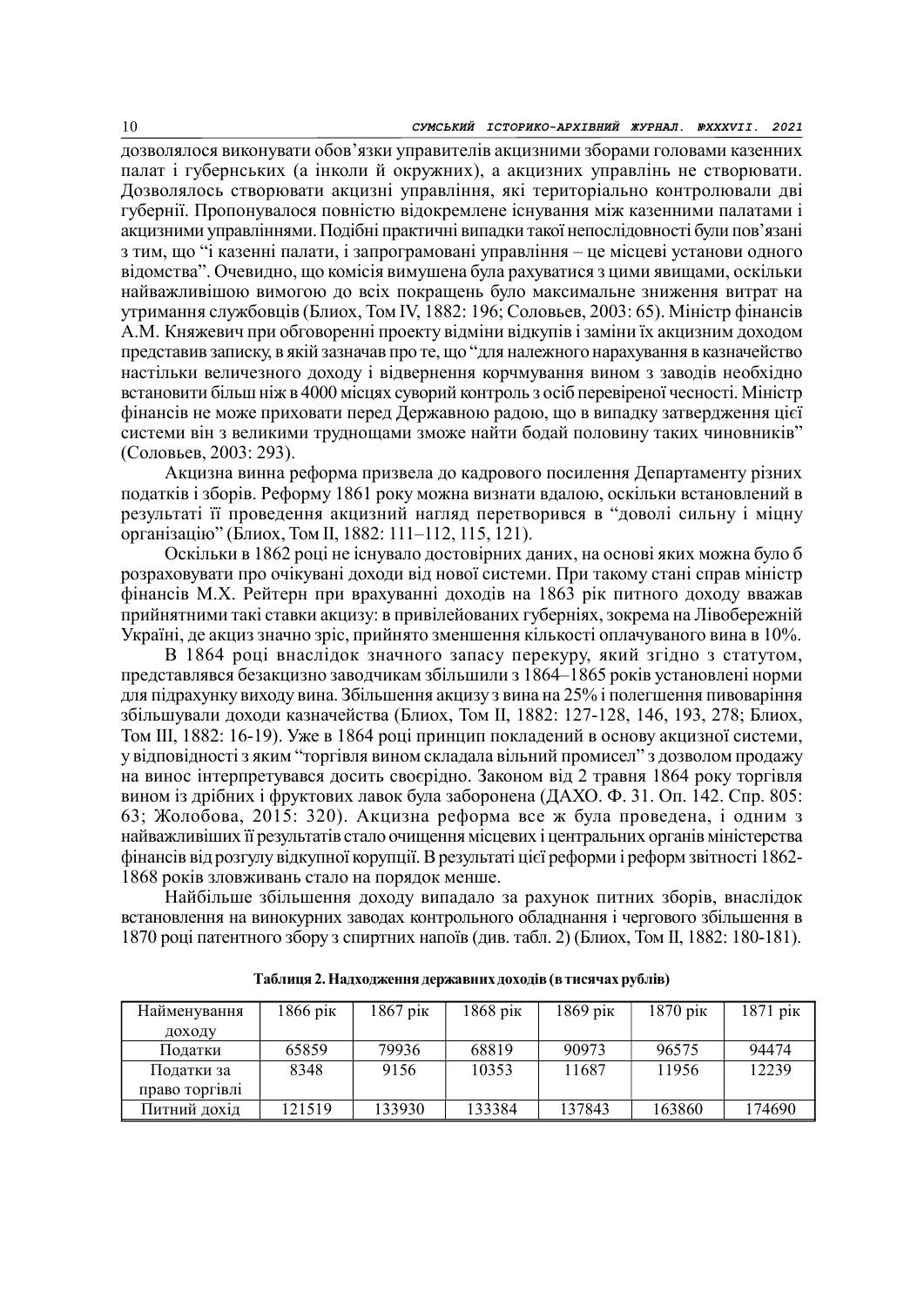дозволялося виконувати обов'язки управителів акцизними зборами головами казенних палат і губернських (а інколи й окружних), а акцизних управлінь не створювати. Дозволялось створювати акцизні управління, які територіально контролювали дві губернії. Пропонувалося повністю відокремлене існування між казенними палатами і акцизними управліннями. Подібні практичні випадки такої непослідовності були пов'язані з тим, що "і казенні палати, і запрограмовані управління – це місцеві установи одного відомства". Очевидно, що комісія вимушена була рахуватися з цими явищами, оскільки найважливішою вимогою до всіх покращень було максимальне зниження витрат на утримання службовців (Блиох, Том IV, 1882: 196; Соловьев, 2003: 65). Міністр фінансів А.М. Княжевич при обговоренні проекту відміни відкупів і заміни їх акцизним доходом представив записку, в якій зазначав про те, що "для належного нарахування в казначейство настільки величезного доходу і відвернення корчмування вином з заводів необхідно встановити більш ніж в 4000 місцях суворий контроль з осіб перевіреної чесності. Міністр фінансів не може приховати перед Державною радою, що в випадку затвердження цієї системи він з великими труднощами зможе найти бодай половину таких чиновників" (Соловьев, 2003: 293).

Акцизна винна реформа призвела до кадрового посилення Департаменту різних податків і зборів. Реформу 1861 року можна визнати вдалою, оскільки встановлений в результаті її проведення акцизний нагляд перетворився в "доволі сильну і міцну організацію" (Блиох, Том II, 1882: 111–112, 115, 121).

Оскільки в 1862 році не існувало достовірних даних, на основі яких можна було б розраховувати про очікувані доходи від нової системи. При такому стані справ міністр фінансів М.Х. Рейтерн при врахуванні доходів на 1863 рік питного доходу вважав прийнятними такі ставки акцизу: в привілейованих губерніях, зокрема на Лівобережній Україні, де акциз значно зріс, прийнято зменшення кількості оплачуваного вина в 10%.

В 1864 році внаслідок значного запасу перекуру, який згідно з статутом, представлявся безакцизно заводчикам збільшили з 1864–1865 років установлені норми для підрахунку виходу вина. Збільшення акцизу з вина на 25% і полегшення пивоваріння збільшували доходи казначейства (Блиох, Том II, 1882: 127-128, 146, 193, 278; Блиох, Том III, 1882: 16-19). Уже в 1864 році принцип покладений в основу акцизної системи, у відповідності з яким "торгівля вином складала вільний промисел" з дозволом продажу на винос інтерпретувався досить своєрідно. Законом від 2 травня 1864 року торгівля вином із дрібних і фруктових лавок була заборонена (ДАХО. Ф. 31. Оп. 142. Спр. 805: 63; Жолобова, 2015: 320). Акцизна реформа все ж була проведена, і одним з найважливіших її результатів стало очищення місцевих і центральних органів міністерства фінансів від розгулу відкупної корупції. В результаті цієї реформи і реформ звітності 1862-1868 років зловживань стало на порядок менше.

Найбільше збільшення доходу випадало за рахунок питних зборів, внаслідок встановлення на винокурних заводах контрольного обладнання і чергового збільшення в 1870 році патентного збору з спиртних напоїв (див. табл. 2) (Блиох, Том II, 1882: 180-181).

**Таблиця 2. Надходження державних доходів (в тисячах рублів)**

| Найменування доходу | 1866 рік | 1867 рік | 1868 рік | 1869 рік | 1870 рік | 1871 рік |
|---|---|---|---|---|---|---|
| Податки | 65859 | 79936 | 68819 | 90973 | 96575 | 94474 |
| Податки за право торгівлі | 8348 | 9156 | 10353 | 11687 | 11956 | 12239 |
| Питний дохід | 121519 | 133930 | 133384 | 137843 | 163860 | 174690 |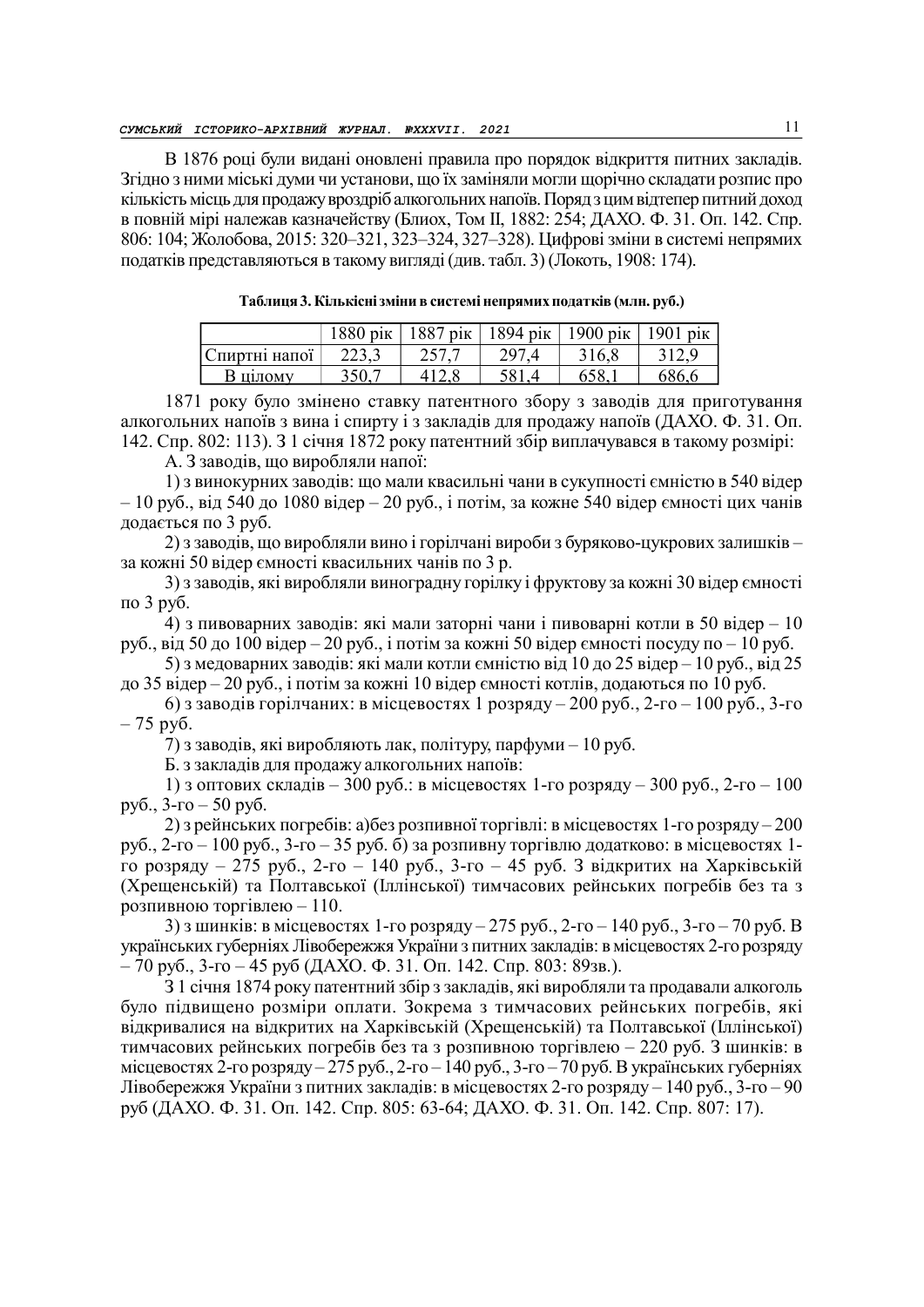В 1876 році були видані оновлені правила про порядок відкриття питних закладів. Згідно з ними міські думи чи установи, що їх заміняли могли щорічно складати розпис про кількість місць для продажу вроздріб алкогольних напоїв. Поряд з цим відтепер питний доход в повній мірі належав казначейству (Блиох, Том ІІ, 1882: 254; ДАХО. Ф. 31. Оп. 142. Спр. 806: 104; Жолобова, 2015: 320–321, 323–324, 327–328). Цифрові зміни в системі непрямих податків представляються в такому вигляді (див. табл. 3) (Локоть, 1908: 174).

**Таблиця 3. Кількісні зміни в системі непрямих податків (млн. руб.)**

| | 1880 рік | 1887 рік | 1894 рік | 1900 рік | 1901 рік |
|---|---|---|---|---|---|
| Спиртні напої | 223,3 | 257,7 | 297,4 | 316,8 | 312,9 |
| В цілому | 350,7 | 412,8 | 581,4 | 658,1 | 686,6 |

1871 року було змінено ставку патентного збору з заводів для приготування алкогольних напоїв з вина і спирту і з закладів для продажу напоїв (ДАХО. Ф. 31. Оп. 142. Спр. 802: 113). З 1 січня 1872 року патентний збір виплачувався в такому розмірі:

А. З заводів, що виробляли напої:

1) з винокурних заводів: що мали квасильні чани в сукупності ємністю в 540 відер – 10 руб., від 540 до 1080 відер – 20 руб., і потім, за кожне 540 відер ємності цих чанів додається по 3 руб.

2) з заводів, що виробляли вино і горілчані вироби з буряково-цукрових залишків – за кожні 50 відер ємності квасильних чанів по 3 р.

3) з заводів, які виробляли виноградну горілку і фруктову за кожні 30 відер ємності по 3 руб.

4) з пивоварних заводів: які мали заторні чани і пивоварні котли в 50 відер – 10 руб., від 50 до 100 відер – 20 руб., і потім за кожні 50 відер ємності посуду по – 10 руб.

5) з медоварних заводів: які мали котли ємністю від 10 до 25 відер – 10 руб., від 25 до 35 відер – 20 руб., і потім за кожні 10 відер ємності котлів, додаються по 10 руб.

6) з заводів горілчаних: в місцевостях 1 розряду – 200 руб., 2-го – 100 руб., 3-го – 75 руб.

7) з заводів, які виробляють лак, політуру, парфуми – 10 руб.

Б. з закладів для продажу алкогольних напоїв:

1) з оптових складів – 300 руб.: в місцевостях 1-го розряду – 300 руб., 2-го – 100 руб., 3-го – 50 руб.

2) з рейнських погребів: а)без розпивної торгівлі: в місцевостях 1-го розряду – 200 руб., 2-го – 100 руб., 3-го – 35 руб. б) за розпивну торгівлю додатково: в місцевостях 1-го розряду – 275 руб., 2-го – 140 руб., 3-го – 45 руб. З відкритих на Харківській (Хрещенській) та Полтавської (Іллінської) тимчасових рейнських погребів без та з розпивною торгівлею – 110.

3) з шинків: в місцевостях 1-го розряду – 275 руб., 2-го – 140 руб., 3-го – 70 руб. В українських губерніях Лівобережжя України з питних закладів: в місцевостях 2-го розряду – 70 руб., 3-го – 45 руб (ДАХО. Ф. 31. Оп. 142. Спр. 803: 89зв.).

З 1 січня 1874 року патентний збір з закладів, які виробляли та продавали алкоголь було підвищено розміри оплати. Зокрема з тимчасових рейнських погребів, які відкривалися на відкритих на Харківській (Хрещенській) та Полтавської (Іллінської) тимчасових рейнських погребів без та з розпивною торгівлею – 220 руб. З шинків: в місцевостях 2-го розряду – 275 руб., 2-го – 140 руб., 3-го – 70 руб. В українських губерніях Лівобережжя України з питних закладів: в місцевостях 2-го розряду – 140 руб., 3-го – 90 руб (ДАХО. Ф. 31. Оп. 142. Спр. 805: 63-64; ДАХО. Ф. 31. Оп. 142. Спр. 807: 17).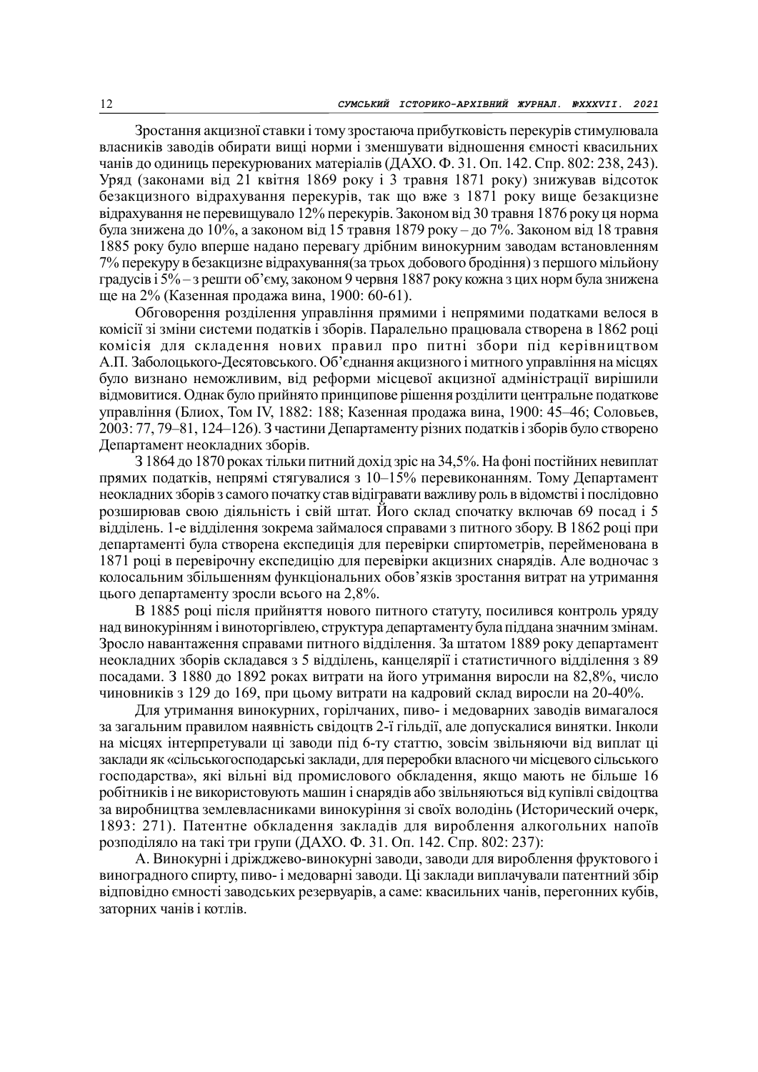Зростання акцизної ставки і тому зростаюча прибутковість перекурів стимулювала власників заводів обирати вищі норми і зменшувати відношення ємності квасильних чанів до одиниць перекурюваних матеріалів (ДАХО. Ф. 31. Оп. 142. Спр. 802: 238, 243). Уряд (законами від 21 квітня 1869 року і 3 травня 1871 року) знижував відсоток безакцизного відрахування перекурів, так що вже з 1871 року вище безакцизне відрахування не перевищувало 12% перекурів. Законом від 30 травня 1876 року ця норма була знижена до 10%, а законом від 15 травня 1879 року – до 7%. Законом від 18 травня 1885 року було вперше надано перевагу дрібним винокурним заводам встановленням 7% перекуру в безакцизне відрахування(за трьох добового бродіння) з першого мільйону градусів і 5% – з решти об'єму, законом 9 червня 1887 року кожна з цих норм була знижена ще на 2% (Казенная продажа вина, 1900: 60-61).

Обговорення розділення управління прямими і непрямими податками велося в комісії зі зміни системи податків і зборів. Паралельно працювала створена в 1862 році комісія для складення нових правил про питні збори під керівництвом А.П. Заболоцького-Десятовського. Об'єднання акцизного і митного управління на місцях було визнано неможливим, від реформи місцевої акцизної адміністрації вирішили відмовитися. Однак було прийнято принципове рішення розділити центральне податкове управління (Блиох, Том IV, 1882: 188; Казенная продажа вина, 1900: 45–46; Соловьев, 2003: 77, 79–81, 124–126). З частини Департаменту різних податків і зборів було створено Департамент неокладних зборів.

З 1864 до 1870 роках тільки питний дохід зріс на 34,5%. На фоні постійних невиплат прямих податків, непрямі стягувалися з 10–15% перевиконанням. Тому Департамент неокладних зборів з самого початку став відігравати важливу роль в відомстві і послідовно розширював свою діяльність і свій штат. Його склад спочатку включав 69 посад і 5 відділень. 1-е відділення зокрема займалося справами з питного збору. В 1862 році при департаменті була створена експедиція для перевірки спиртометрів, перейменована в 1871 році в перевірочну експедицію для перевірки акцизних снарядів. Але водночас з колосальним збільшенням функціональних обов'язків зростання витрат на утримання цього департаменту зросли всього на 2,8%.

В 1885 році після прийняття нового питного статуту, посилився контроль уряду над винокурінням і виноторгівлею, структура департаменту була піддана значним змінам. Зросло навантаження справами питного відділення. За штатом 1889 року департамент неокладних зборів складався з 5 відділень, канцелярії і статистичного відділення з 89 посадами. З 1880 до 1892 роках витрати на його утримання виросли на 82,8%, число чиновників з 129 до 169, при цьому витрати на кадровий склад виросли на 20-40%.

Для утримання винокурних, горілчаних, пиво- і медоварних заводів вимагалося за загальним правилом наявність свідоцтв 2-ї гільдії, але допускалися винятки. Інколи на місцях інтерпретували ці заводи під 6-ту статтю, зовсім звільняючи від виплат ці заклади як «сільськогосподарські заклади, для переробки власного чи місцевого сільського господарства», які вільні від промислового обкладення, якщо мають не більше 16 робітників і не використовують машин і снарядів або звільняються від купівлі свідоцтва за виробництва землевласниками винокуріння зі своїх володінь (Исторический очерк, 1893: 271). Патентне обкладення закладів для вироблення алкогольних напоїв розподіляло на такі три групи (ДАХО. Ф. 31. Оп. 142. Спр. 802: 237):

А. Винокурні і дріжджево-винокурні заводи, заводи для вироблення фруктового і виноградного спирту, пиво- і медоварні заводи. Ці заклади виплачували патентний збір відповідно ємності заводських резервуарів, а саме: квасильних чанів, перегонних кубів, заторних чанів і котлів.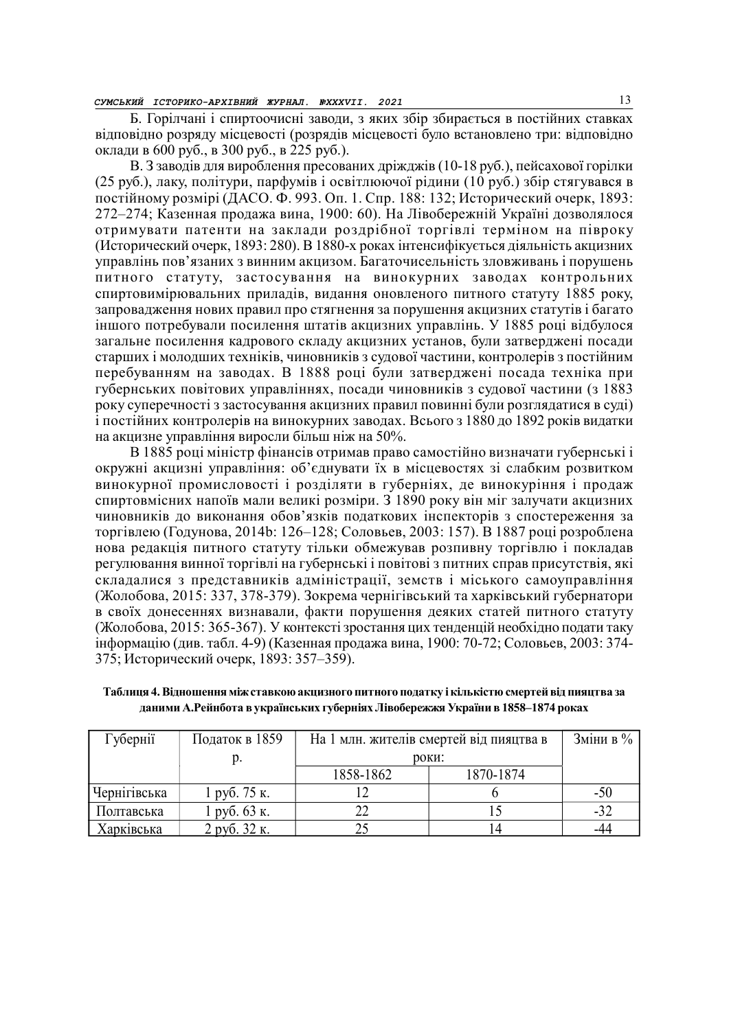Б. Горілчані і спиртоочисні заводи, з яких збір збирається в постійних ставках відповідно розряду місцевості (розрядів місцевості було встановлено три: відповідно оклади в 600 руб., в 300 руб., в 225 руб.).

В. З заводів для вироблення пресованих дріжджів (10-18 руб.), пейсахової горілки (25 руб.), лаку, політури, парфумів і освітлюючої рідини (10 руб.) збір стягувався в постійному розмірі (ДАСО. Ф. 993. Оп. 1. Спр. 188: 132; Исторический очерк, 1893: 272–274; Казенная продажа вина, 1900: 60). На Лівобережній Україні дозволялося отримувати патенти на заклади роздрібної торгівлі терміном на півроку (Исторический очерк, 1893: 280). В 1880-х роках інтенсифікується діяльність акцизних управлінь пов'язаних з винним акцизом. Багаточисельність зловживань і порушень питного статуту, застосування на винокурних заводах контрольних спиртовимірювальних приладів, видання оновленого питного статуту 1885 року, запровадження нових правил про стягнення за порушення акцизних статутів і багато іншого потребували посилення штатів акцизних управлінь. У 1885 році відбулося загальне посилення кадрового складу акцизних установ, були затверджені посади старших і молодших техніків, чиновників з судової частини, контролерів з постійним перебуванням на заводах. В 1888 році були затверджені посада техніка при губернських повітових управліннях, посади чиновників з судової частини (з 1883 року суперечності з застосування акцизних правил повинні були розглядатися в суді) і постійних контролерів на винокурних заводах. Всього з 1880 до 1892 років видатки на акцизне управління виросли більш ніж на 50%.

В 1885 році міністр фінансів отримав право самостійно визначати губернські і окружні акцизні управління: об'єднувати їх в місцевостях зі слабким розвитком винокурної промисловості і розділяти в губерніях, де винокуріння і продаж спиртовмісних напоїв мали великі розміри. З 1890 року він міг залучати акцизних чиновників до виконання обов'язків податкових інспекторів з спостереження за торгівлею (Годунова, 2014b: 126–128; Соловьев, 2003: 157). В 1887 році розроблена нова редакція питного статуту тільки обмежував розпивну торгівлю і покладав регулювання винної торгівлі на губернські і повітові з питних справ присутствія, які складалися з представників адміністрації, земств і міського самоуправління (Жолобова, 2015: 337, 378-379). Зокрема чернігівський та харківський губернатори в своїх донесеннях визнавали, факти порушення деяких статей питного статуту (Жолобова, 2015: 365-367). У контексті зростання цих тенденцій необхідно подати таку інформацію (див. табл. 4-9) (Казенная продажа вина, 1900: 70-72; Соловьев, 2003: 374-375; Исторический очерк, 1893: 357–359).

**Таблиця 4. Відношення між ставкою акцизного питного податку і кількістю смертей від пияцтва за даними А.Рейнбота в українських губерніях Лівобережжя України в 1858–1874 роках**

| Губернії | Податок в 1859 р. | На 1 млн. жителів смертей від пияцтва в роки: | | Зміни в % |
|---|---|---|---|---|
| | | 1858-1862 | 1870-1874 | |
| Чернігівська | 1 руб. 75 к. | 12 | 6 | -50 |
| Полтавська | 1 руб. 63 к. | 22 | 15 | -32 |
| Харківська | 2 руб. 32 к. | 25 | 14 | -44 |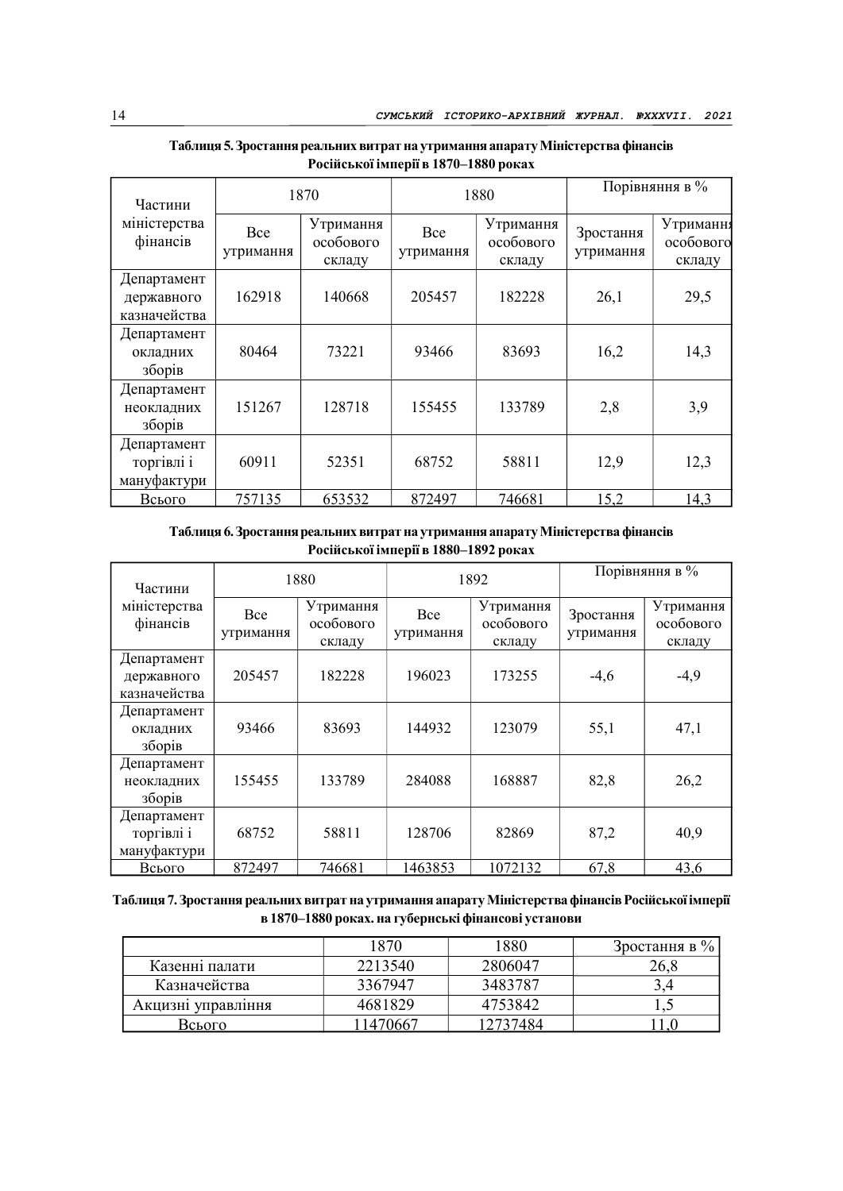**Таблиця 5. Зростання реальних витрат на утримання апарату Міністерства фінансів Російської імперії в 1870–1880 роках**

| Частини міністерства фінансів | 1870 | | 1880 | | Порівняння в % | |
|---|---|---|---|---|---|---|
| | Все утримання | Утримання особового складу | Все утримання | Утримання особового складу | Зростання утримання | Утримання особового складу |
| Департамент державного казначейства | 162918 | 140668 | 205457 | 182228 | 26,1 | 29,5 |
| Департамент окладних зборів | 80464 | 73221 | 93466 | 83693 | 16,2 | 14,3 |
| Департамент неокладних зборів | 151267 | 128718 | 155455 | 133789 | 2,8 | 3,9 |
| Департамент торгівлі і мануфактури | 60911 | 52351 | 68752 | 58811 | 12,9 | 12,3 |
| Всього | 757135 | 653532 | 872497 | 746681 | 15,2 | 14,3 |

**Таблиця 6. Зростання реальних витрат на утримання апарату Міністерства фінансів Російської імперії в 1880–1892 роках**

| Частини міністерства фінансів | 1880 | | 1892 | | Порівняння в % | |
|---|---|---|---|---|---|---|
| | Все утримання | Утримання особового складу | Все утримання | Утримання особового складу | Зростання утримання | Утримання особового складу |
| Департамент державного казначейства | 205457 | 182228 | 196023 | 173255 | -4,6 | -4,9 |
| Департамент окладних зборів | 93466 | 83693 | 144932 | 123079 | 55,1 | 47,1 |
| Департамент неокладних зборів | 155455 | 133789 | 284088 | 168887 | 82,8 | 26,2 |
| Департамент торгівлі і мануфактури | 68752 | 58811 | 128706 | 82869 | 87,2 | 40,9 |
| Всього | 872497 | 746681 | 1463853 | 1072132 | 67,8 | 43,6 |

**Таблиця 7. Зростання реальних витрат на утримання апарату Міністерства фінансів Російської імперії в 1870–1880 роках. на губернські фінансові установи**

| | 1870 | 1880 | Зростання в % |
|---|---|---|---|
| Казенні палати | 2213540 | 2806047 | 26,8 |
| Казначейства | 3367947 | 3483787 | 3,4 |
| Акцизні управління | 4681829 | 4753842 | 1,5 |
| Всього | 11470667 | 12737484 | 11,0 |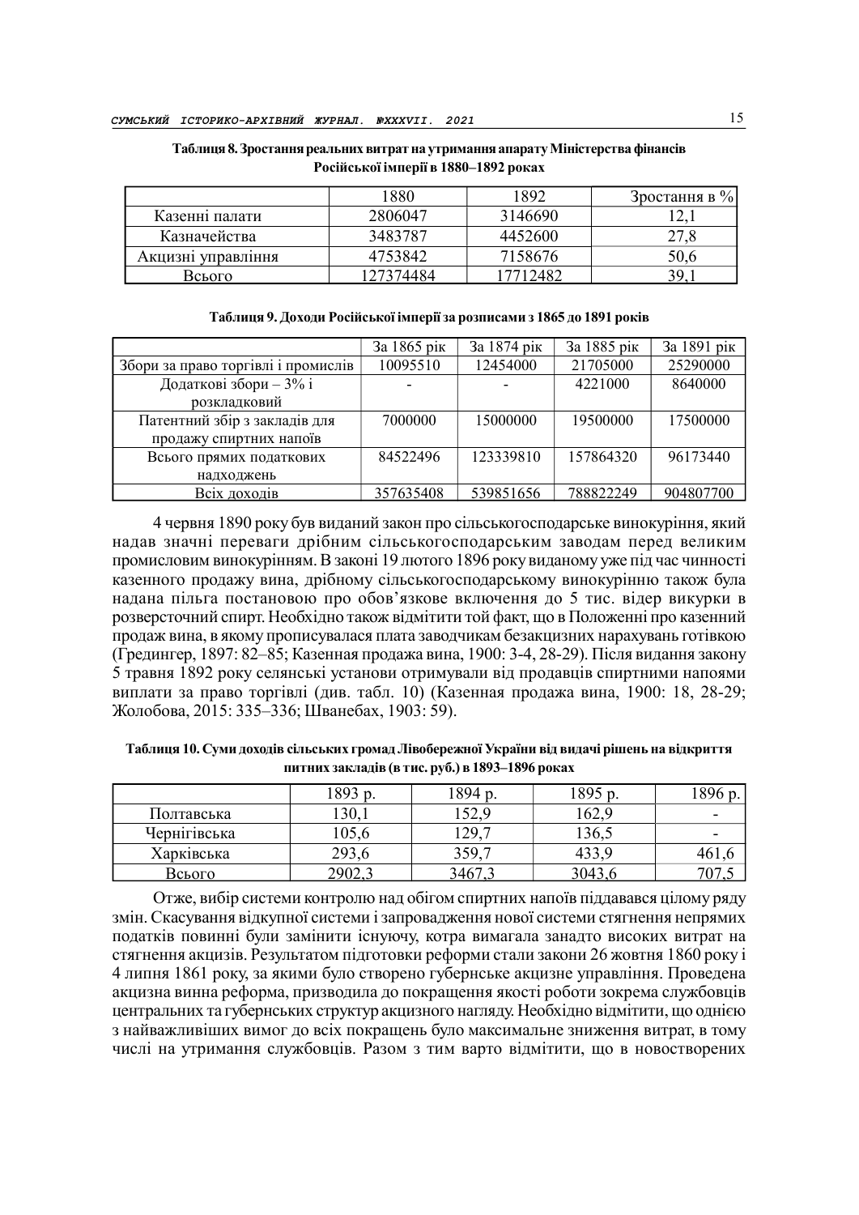**Таблиця 8. Зростання реальних витрат на утримання апарату Міністерства фінансів Російської імперії в 1880–1892 роках**

| | 1880 | 1892 | Зростання в % |
|---|---|---|---|
| Казенні палати | 2806047 | 3146690 | 12,1 |
| Казначейства | 3483787 | 4452600 | 27,8 |
| Акцизні управління | 4753842 | 7158676 | 50,6 |
| Всього | 127374484 | 17712482 | 39,1 |

**Таблиця 9. Доходи Російської імперії за розписами з 1865 до 1891 років**

| | За 1865 рік | За 1874 рік | За 1885 рік | За 1891 рік |
|---|---|---|---|---|
| Збори за право торгівлі і промислів | 10095510 | 12454000 | 21705000 | 25290000 |
| Додаткові збори – 3% і розкладковий | - | - | 4221000 | 8640000 |
| Патентний збір з закладів для продажу спиртних напоїв | 7000000 | 15000000 | 19500000 | 17500000 |
| Всього прямих податкових надходжень | 84522496 | 123339810 | 157864320 | 96173440 |
| Всіх доходів | 357635408 | 539851656 | 788822249 | 904807700 |

4 червня 1890 року був виданий закон про сільськогосподарське винокуріння, який надав значні переваги дрібним сільськогосподарським заводам перед великим промисловим винокурінням. В законі 19 лютого 1896 року виданому уже під час чинності казенного продажу вина, дрібному сільськогосподарському винокурінню також була надана пільга постановою про обов'язкове включення до 5 тис. відер викурки в розверсточний спирт. Необхідно також відмітити той факт, що в Положенні про казенний продаж вина, в якому прописувалася плата заводчикам безакцизних нарахувань готівкою (Гредингер, 1897: 82–85; Казенная продажа вина, 1900: 3-4, 28-29). Після видання закону 5 травня 1892 року селянські установи отримували від продавців спиртними напоями виплати за право торгівлі (див. табл. 10) (Казенная продажа вина, 1900: 18, 28-29; Жолобова, 2015: 335–336; Шванебах, 1903: 59).

**Таблиця 10. Суми доходів сільських громад Лівобережної України від видачі рішень на відкриття питних закладів (в тис. руб.) в 1893–1896 роках**

| | 1893 р. | 1894 р. | 1895 р. | 1896 р. |
|---|---|---|---|---|
| Полтавська | 130,1 | 152,9 | 162,9 | - |
| Чернігівська | 105,6 | 129,7 | 136,5 | - |
| Харківська | 293,6 | 359,7 | 433,9 | 461,6 |
| Всього | 2902,3 | 3467,3 | 3043,6 | 707,5 |

Отже, вибір системи контролю над обігом спиртних напоїв піддавався цілому ряду змін. Скасування відкупної системи і запровадження нової системи стягнення непрямих податків повинні були замінити існуючу, котра вимагала занадто високих витрат на стягнення акцизів. Результатом підготовки реформи стали закони 26 жовтня 1860 року і 4 липня 1861 року, за якими було створено губернське акцизне управління. Проведена акцизна винна реформа, призводила до покращення якості роботи зокрема службовців центральних та губернських структур акцизного нагляду. Необхідно відмітити, що однією з найважливіших вимог до всіх покращень було максимальне зниження витрат, в тому числі на утримання службовців. Разом з тим варто відмітити, що в новостворених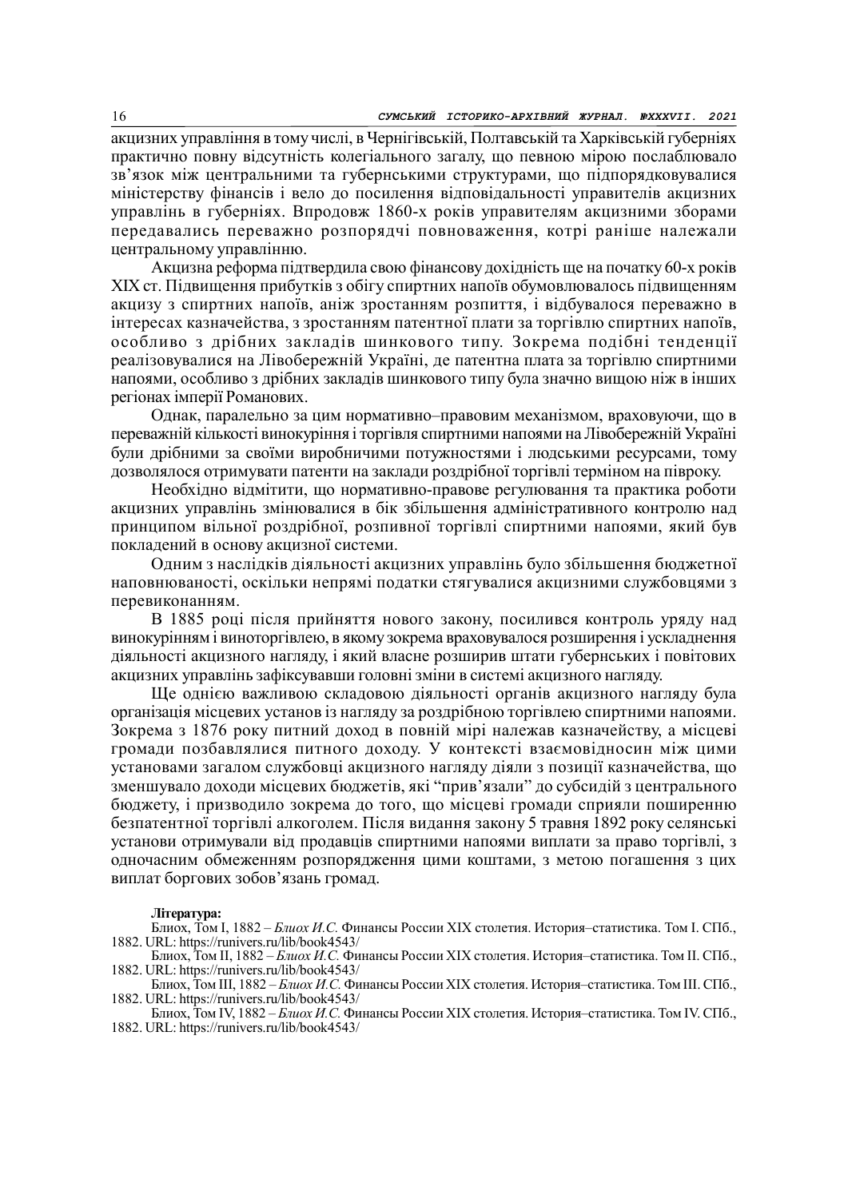акцизних управління в тому числі, в Чернігівській, Полтавській та Харківській губерніях практично повну відсутність колегіального загалу, що певною мірою послаблювало зв'язок між центральними та губернськими структурами, що підпорядковувалися міністерству фінансів і вело до посилення відповідальності управителів акцизних управлінь в губерніях. Впродовж 1860-х років управителям акцизними зборами передавались переважно розпорядчі повноваження, котрі раніше належали центральному управлінню.

Акцизна реформа підтвердила свою фінансову дохідність ще на початку 60-х років XIX ст. Підвищення прибутків з обігу спиртних напоїв обумовлювалось підвищенням акцизу з спиртних напоїв, аніж зростанням розпиття, і відбувалося переважно в інтересах казначейства, з зростанням патентної плати за торгівлю спиртних напоїв, особливо з дрібних закладів шинкового типу. Зокрема подібні тенденції реалізовувалися на Лівобережній Україні, де патентна плата за торгівлю спиртними напоями, особливо з дрібних закладів шинкового типу була значно вищою ніж в інших регіонах імперії Романових.

Однак, паралельно за цим нормативно–правовим механізмом, враховуючи, що в переважній кількості винокуріння і торгівля спиртними напоями на Лівобережній Україні були дрібними за своїми виробничими потужностями і людськими ресурсами, тому дозволялося отримувати патенти на заклади роздрібної торгівлі терміном на півроку.

Необхідно відмітити, що нормативно-правове регулювання та практика роботи акцизних управлінь змінювалися в бік збільшення адміністративного контролю над принципом вільної роздрібної, розпивної торгівлі спиртними напоями, який був покладений в основу акцизної системи.

Одним з наслідків діяльності акцизних управлінь було збільшення бюджетної наповнюваності, оскільки непрямі податки стягувалися акцизними службовцями з перевиконанням.

В 1885 році після прийняття нового закону, посилився контроль уряду над винокурінням і виноторгівлею, в якому зокрема враховувалося розширення і ускладнення діяльності акцизного нагляду, і який власне розширив штати губернських і повітових акцизних управлінь зафіксувавши головні зміни в системі акцизного нагляду.

Ще однією важливою складовою діяльності органів акцизного нагляду була організація місцевих установ із нагляду за роздрібною торгівлею спиртними напоями. Зокрема з 1876 року питний доход в повній мірі належав казначейству, а місцеві громади позбавлялися питного доходу. У контексті взаємовідносин між цими установами загалом службовці акцизного нагляду діяли з позиції казначейства, що зменшувало доходи місцевих бюджетів, які "прив'язали" до субсидій з центрального бюджету, і призводило зокрема до того, що місцеві громади сприяли поширенню безпатентної торгівлі алкоголем. Після видання закону 5 травня 1892 року селянські установи отримували від продавців спиртними напоями виплати за право торгівлі, з одночасним обмеженням розпорядження цими коштами, з метою погашення з цих виплат боргових зобов'язань громад.

**Література:**

Блиох, Том I, 1882 – *Блиох И.С.* Финансы России XIX столетия. История–статистика. Том I. СПб., 1882. URL: https://runivers.ru/lib/book4543/

Блиох, Том II, 1882 – *Блиох И.С.* Финансы России XIX столетия. История–статистика. Том II. СПб., 1882. URL: https://runivers.ru/lib/book4543/

Блиох, Том III, 1882 – *Блиох И.С.* Финансы России XIX столетия. История–статистика. Том III. СПб., 1882. URL: https://runivers.ru/lib/book4543/

Блиох, Том IV, 1882 – *Блиох И.С.* Финансы России XIX столетия. История–статистика. Том IV. СПб., 1882. URL: https://runivers.ru/lib/book4543/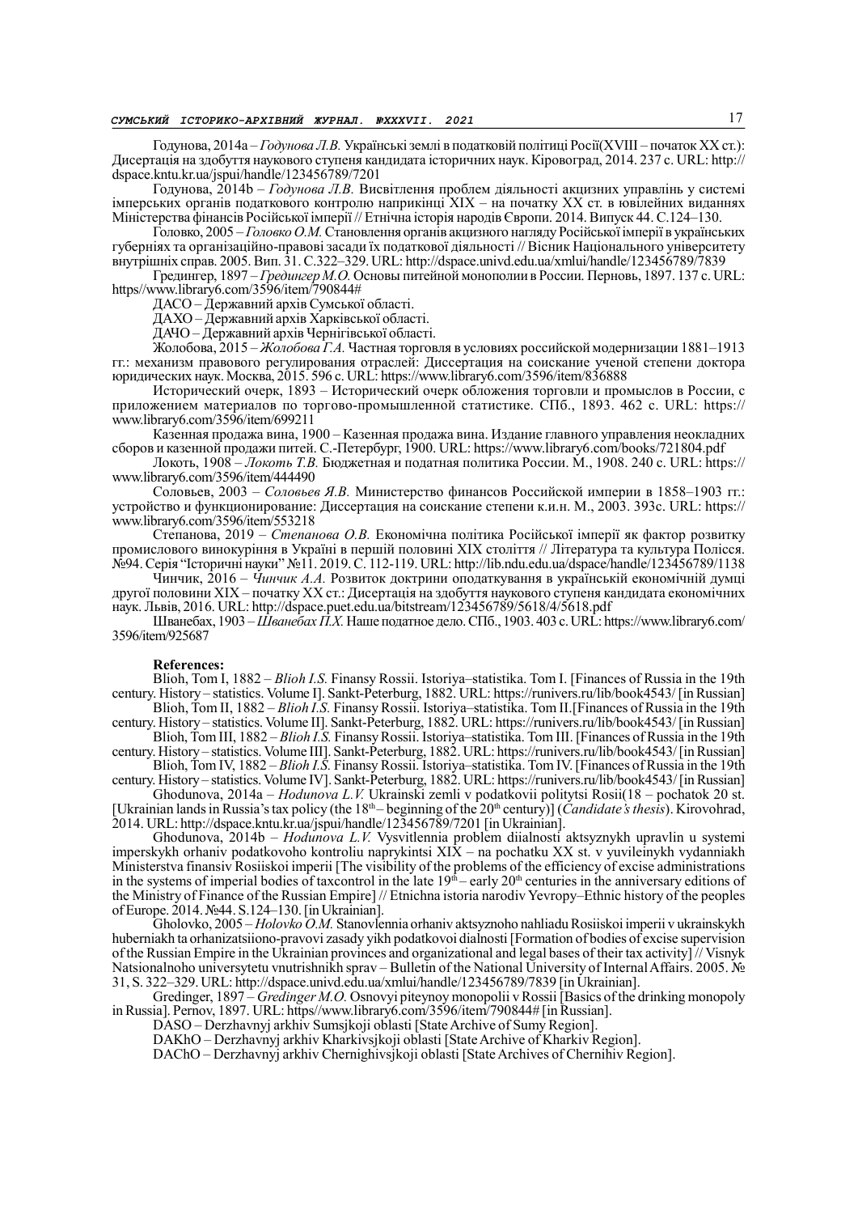Годунова, 2014a – *Годунова Л.В.* Українські землі в податковій політиці Росії(XVIII – початок XX ст.): Дисертація на здобуття наукового ступеня кандидата історичних наук. Кіровоград, 2014. 237 с. URL: http://dspace.kntu.kr.ua/jspui/handle/123456789/7201

Годунова, 2014b – *Годунова Л.В.* Висвітлення проблем діяльності акцизних управлінь у системі імперських органів податкового контролю наприкінці XIX – на початку XX ст. в ювілейних виданнях Міністерства фінансів Російської імперії // Етнічна історія народів Європи. 2014. Випуск 44. С.124–130.

Головко, 2005 – *Головко О.М.* Становлення органів акцизного нагляду Російської імперії в українських губерніях та організаційно-правові засади їх податкової діяльності // Вісник Національного університету внутрішніх справ. 2005. Вип. 31. С.322–329. URL: http://dspace.univd.edu.ua/xmlui/handle/123456789/7839

Грединґер, 1897 – *Грединґер М.О.* Основы питейной монополии в России. Перновь, 1897. 137 с. URL: https//www.library6.com/3596/item/790844#

ДАСО – Державний архів Сумської області.

ДАХО – Державний архів Харківської області.

ДАЧО – Державний архів Чернігівської області.

Жолобова, 2015 – *Жолобова Г.А.* Частная торговля в условиях российской модернизации 1881–1913 гг.: механизм правового регулирования отраслей: Диссертация на соискание ученой степени доктора юридических наук. Москва, 2015. 596 с. URL: https://www.library6.com/3596/item/836888

Исторический очерк, 1893 – Исторический очерк обложения торговли и промыслов в России, с приложением материалов по торгово-промышленной статистике. СПб., 1893. 462 с. URL: https://www.library6.com/3596/item/699211

Казенная продажа вина, 1900 – Казенная продажа вина. Издание главного управления неокладних сборов и казенной продажи питей. С.-Петербург, 1900. URL: https://www.library6.com/books/721804.pdf

Локоть, 1908 – *Локоть Т.В.* Бюджетная и податная политика России. М., 1908. 240 с. URL: https://www.library6.com/3596/item/444490

Соловьев, 2003 – *Соловьев Я.В.* Министерство финансов Российской империи в 1858–1903 гг.: устройство и функционирование: Диссертация на соискание степени к.и.н. М., 2003. 393с. URL: https://www.library6.com/3596/item/553218

Степанова, 2019 – *Степанова О.В.* Економічна політика Російської імперії як фактор розвитку промислового винокуріння в Україні в першій половині XIX століття // Література та культура Полісся. №94. Серія "Історичні науки" №11. 2019. С. 112-119. URL: http://lib.ndu.edu.ua/dspace/handle/123456789/1138

Чинчик, 2016 – *Чинчик А.А.* Розвиток доктрини оподаткування в українській економічній думці другої половини XIX – початку XX ст.: Дисертація на здобуття наукового ступеня кандидата економічних наук. Львів, 2016. URL: http://dspace.puet.edu.ua/bitstream/123456789/5618/4/5618.pdf

Шванебах, 1903 – *Шванебах П.Х.* Наше податное дело. СПб., 1903. 403 с. URL: https://www.library6.com/3596/item/925687

**References:**

Blioh, Tom I, 1882 – *Blioh I.S.* Finansy Rossii. Istoriya–statistika. Tom I. [Finances of Russia in the 19th century. History – statistics. Volume I]. Sankt-Peterburg, 1882. URL: https://runivers.ru/lib/book4543/ [in Russian]

Blioh, Tom II, 1882 – *Blioh I.S.* Finansy Rossii. Istoriya–statistika. Tom II.[Finances of Russia in the 19th century. History – statistics. Volume II]. Sankt-Peterburg, 1882. URL: https://runivers.ru/lib/book4543/ [in Russian]

Blioh, Tom III, 1882 – *Blioh I.S.* Finansy Rossii. Istoriya–statistika. Tom III. [Finances of Russia in the 19th century. History – statistics. Volume III]. Sankt-Peterburg, 1882. URL: https://runivers.ru/lib/book4543/ [in Russian]

Blioh, Tom IV, 1882 – *Blioh I.S.* Finansy Rossii. Istoriya–statistika. Tom IV. [Finances of Russia in the 19th century. History – statistics. Volume IV]. Sankt-Peterburg, 1882. URL: https://runivers.ru/lib/book4543/ [in Russian]

Ghodunova, 2014a – *Hodunova L.V.* Ukrainski zemli v podatkovii politytsi Rosii(18 – pochatok 20 st. [Ukrainian lands in Russia's tax policy (the 18th – beginning of the 20th century)] (*Candidate's thesis*). Kirovohrad, 2014. URL: http://dspace.kntu.kr.ua/jspui/handle/123456789/7201 [in Ukrainian].

Ghodunova, 2014b – *Hodunova L.V.* Vysvitlennia problem diialnosti aktsyznykh upravlin u systemi imperskykh orhaniv podatkovoho kontroliu naprykintsi XIX – na pochatku XX st. v yuvileinykh vydanniakh Ministerstva finansiv Rosiiskoi imperii [The visibility of the problems of the efficiency of excise administrations in the systems of imperial bodies of taxcontrol in the late 19th – early 20th centuries in the anniversary editions of the Ministry of Finance of the Russian Empire] // Etnichna istoria narodiv Yevropy–Ethnic history of the peoples of Europe. 2014. №44. S.124–130. [in Ukrainian].

Gholovko, 2005 – *Holovko O.M.* Stanovlennia orhaniv aktsyznoho nahliadu Rosiiskoi imperii v ukrainskykh huberniakh ta orhanizatsiiono-pravovi zasady yikh podatkovoi dialnosti [Formation of bodies of excise supervision of the Russian Empire in the Ukrainian provinces and organizational and legal bases of their tax activity] // Visnyk Natsionalnoho universytetu vnutrishnikh sprav – Bulletin of the National University of Internal Affairs. 2005. № 31, S. 322–329. URL: http://dspace.univd.edu.ua/xmlui/handle/123456789/7839 [in Ukrainian].

Gredinger, 1897 – *Gredinger M.O.* Osnovyi piteynoy monopolii v Rossii [Basics of the drinking monopoly in Russia]. Pernov, 1897. URL: https//www.library6.com/3596/item/790844# [in Russian].

DASO – Derzhavnyj arkhiv Sumsjkoji oblasti [State Archive of Sumy Region].

DAKhO – Derzhavnyj arkhiv Kharkivsjkoji oblasti [State Archive of Kharkiv Region].

DAChO – Derzhavnyj arkhiv Chernighivsjkoji oblasti [State Archives of Chernihiv Region].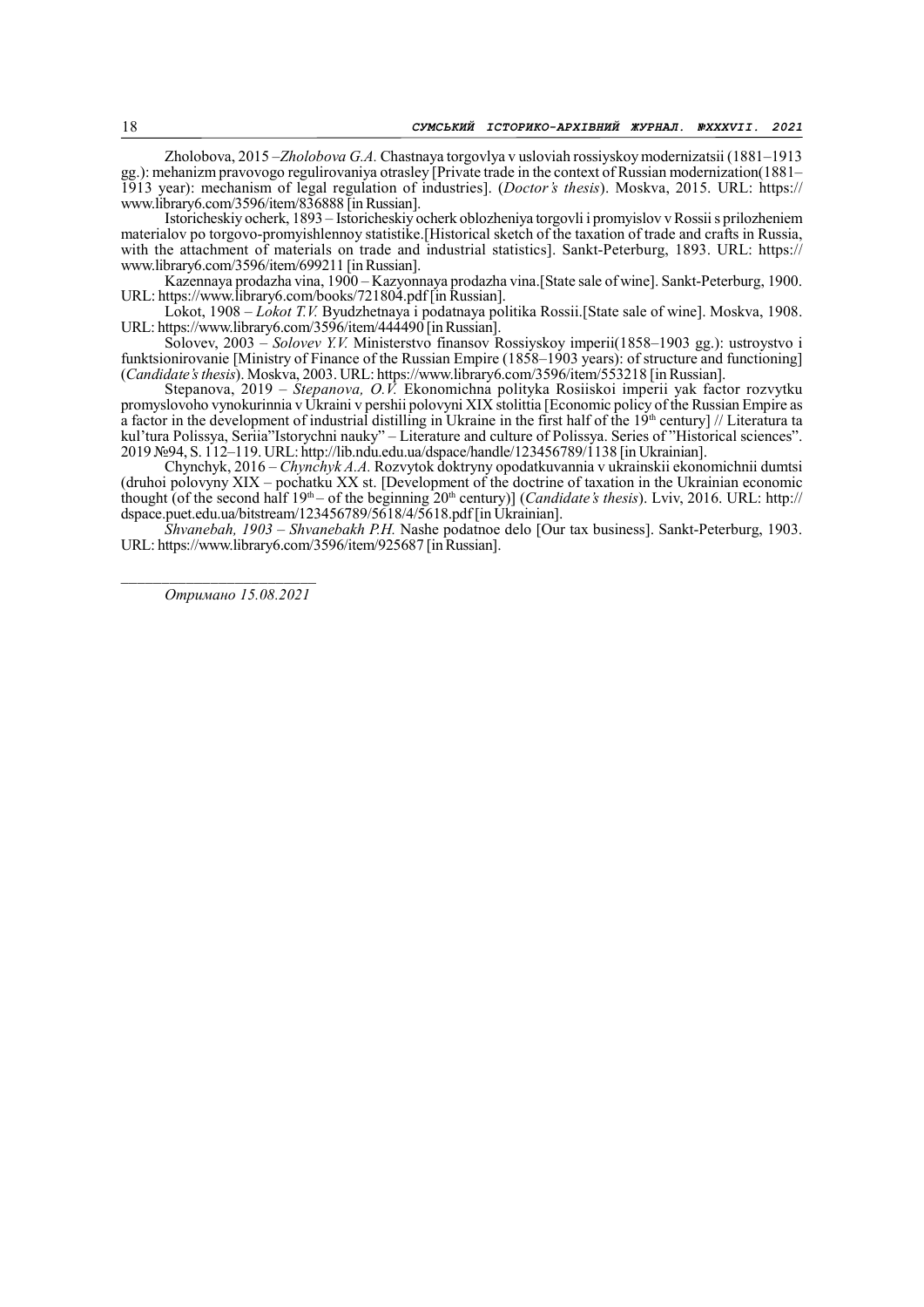Zholobova, 2015 –*Zholobova G.A.* Chastnaya torgovlya v usloviah rossiyskoy modernizatsii (1881–1913 gg.): mehanizm pravovogo regulirovaniya otrasley [Private trade in the context of Russian modernization(1881–1913 year): mechanism of legal regulation of industries]. (*Doctor's thesis*). Moskva, 2015. URL: https://www.library6.com/3596/item/836888 [in Russian].

Istoricheskiy ocherk, 1893 – Istoricheskiy ocherk oblozheniya torgovli i promyislov v Rossii s prilozheniem materialov po torgovo-promyishlennoy statistike.[Historical sketch of the taxation of trade and crafts in Russia, with the attachment of materials on trade and industrial statistics]. Sankt-Peterburg, 1893. URL: https://www.library6.com/3596/item/699211 [in Russian].

Kazennaya prodazha vina, 1900 – Kazyonnaya prodazha vina.[State sale of wine]. Sankt-Peterburg, 1900. URL: https://www.library6.com/books/721804.pdf [in Russian].

Lokot, 1908 – *Lokot T.V.* Byudzhetnaya i podatnaya politika Rossii.[State sale of wine]. Moskva, 1908. URL: https://www.library6.com/3596/item/444490 [in Russian].

Solovev, 2003 – *Solovev Y.V.* Ministerstvo finansov Rossiyskoy imperii(1858–1903 gg.): ustroystvo i funktsionirovanie [Ministry of Finance of the Russian Empire (1858–1903 years): of structure and functioning] (*Candidate's thesis*). Moskva, 2003. URL: https://www.library6.com/3596/item/553218 [in Russian].

Stepanova, 2019 – *Stepanova, O.V.* Ekonomichna polityka Rosiiskoi imperii yak factor rozvytku promyslovoho vynokurinnia v Ukraini v pershii polovyni XIX stolittia [Economic policy of the Russian Empire as a factor in the development of industrial distilling in Ukraine in the first half of the 19th century] // Literatura ta kul'tura Polissya, Seriia"Istorychni nauky" – Literature and culture of Polissya. Series of "Historical sciences". 2019 №94, S. 112–119. URL: http://lib.ndu.edu.ua/dspace/handle/123456789/1138 [in Ukrainian].

Chynchyk, 2016 – *Chynchyk A.A.* Rozvytok doktryny opodatkuvannia v ukrainskii ekonomichnii dumtsi (druhoi polovyny XIX – pochatku XX st. [Development of the doctrine of taxation in the Ukrainian economic thought (of the second half 19th – of the beginning 20th century)] (*Candidate's thesis*). Lviv, 2016. URL: http://dspace.puet.edu.ua/bitstream/123456789/5618/4/5618.pdf [in Ukrainian].

*Shvanebah, 1903 – Shvanebakh P.H.* Nashe podatnoe delo [Our tax business]. Sankt-Peterburg, 1903. URL: https://www.library6.com/3596/item/925687 [in Russian].

---

*Отримано 15.08.2021*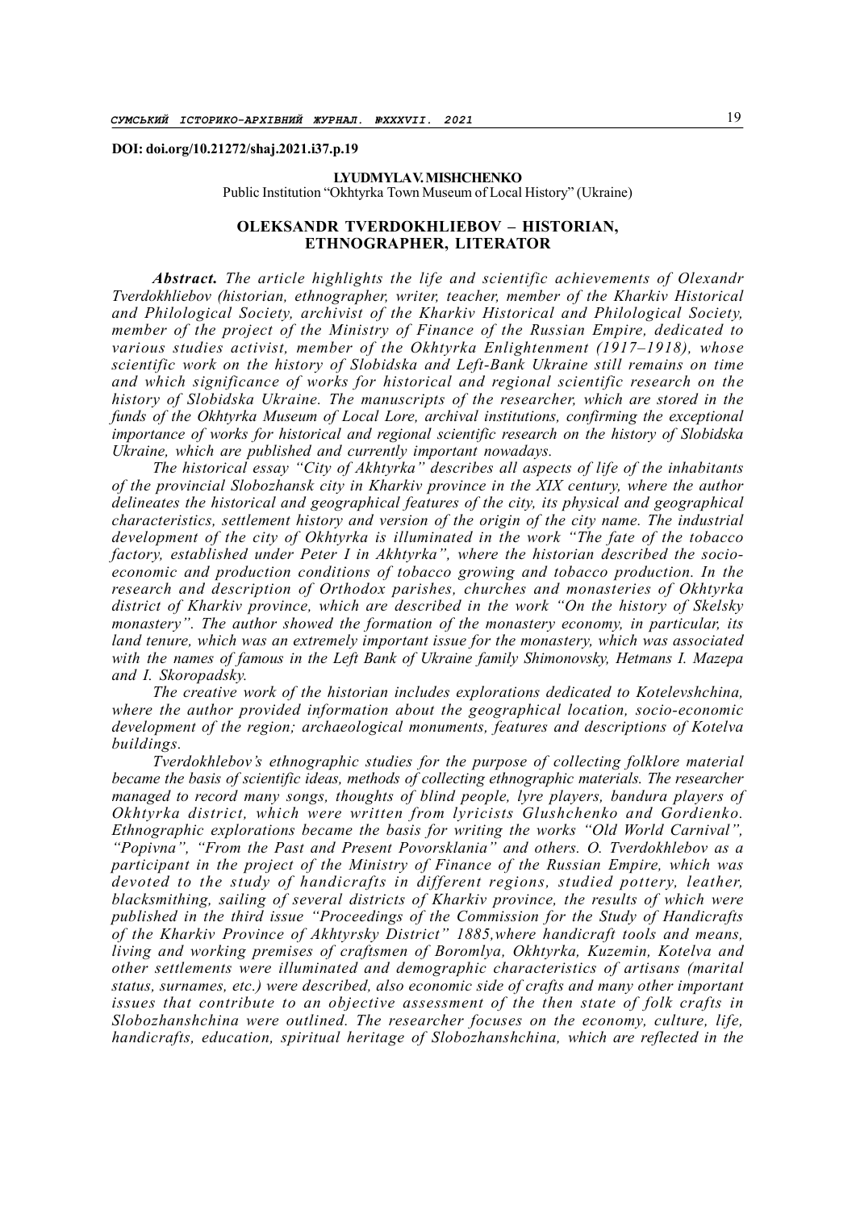**DOI: doi.org/10.21272/shaj.2021.i37.p.19**

**LYUDMYLA V. MISHCHENKO**
Public Institution "Okhtyrka Town Museum of Local History" (Ukraine)

# OLEKSANDR TVERDOKHLIEBOV – HISTORIAN, ETHNOGRAPHER, LITERATOR

***Abstract.*** *The article highlights the life and scientific achievements of Olexandr Tverdokhliebov (historian, ethnographer, writer, teacher, member of the Kharkiv Historical and Philological Society, archivist of the Kharkiv Historical and Philological Society, member of the project of the Ministry of Finance of the Russian Empire, dedicated to various studies activist, member of the Okhtyrka Enlightenment (1917–1918), whose scientific work on the history of Slobidska and Left-Bank Ukraine still remains on time and which significance of works for historical and regional scientific research on the history of Slobidska Ukraine. The manuscripts of the researcher, which are stored in the funds of the Okhtyrka Museum of Local Lore, archival institutions, confirming the exceptional importance of works for historical and regional scientific research on the history of Slobidska Ukraine, which are published and currently important nowadays.*

*The historical essay "City of Akhtyrka" describes all aspects of life of the inhabitants of the provincial Slobozhansk city in Kharkiv province in the XIX century, where the author delineates the historical and geographical features of the city, its physical and geographical characteristics, settlement history and version of the origin of the city name. The industrial development of the city of Okhtyrka is illuminated in the work "The fate of the tobacco factory, established under Peter I in Akhtyrka", where the historian described the socio-economic and production conditions of tobacco growing and tobacco production. In the research and description of Orthodox parishes, churches and monasteries of Okhtyrka district of Kharkiv province, which are described in the work "On the history of Skelsky monastery". The author showed the formation of the monastery economy, in particular, its land tenure, which was an extremely important issue for the monastery, which was associated with the names of famous in the Left Bank of Ukraine family Shimonovsky, Hetmans I. Mazepa and I. Skoropadsky.*

*The creative work of the historian includes explorations dedicated to Kotelevshchina, where the author provided information about the geographical location, socio-economic development of the region; archaeological monuments, features and descriptions of Kotelva buildings.*

*Tverdokhlebov's ethnographic studies for the purpose of collecting folklore material became the basis of scientific ideas, methods of collecting ethnographic materials. The researcher managed to record many songs, thoughts of blind people, lyre players, bandura players of Okhtyrka district, which were written from lyricists Glushchenko and Gordienko. Ethnographic explorations became the basis for writing the works "Old World Carnival", "Popivna", "From the Past and Present Povorsklania" and others. O. Tverdokhlebov as a participant in the project of the Ministry of Finance of the Russian Empire, which was devoted to the study of handicrafts in different regions, studied pottery, leather, blacksmithing, sailing of several districts of Kharkiv province, the results of which were published in the third issue "Proceedings of the Commission for the Study of Handicrafts of the Kharkiv Province of Akhtyrsky District" 1885,where handicraft tools and means, living and working premises of craftsmen of Boromlya, Okhtyrka, Kuzemin, Kotelva and other settlements were illuminated and demographic characteristics of artisans (marital status, surnames, etc.) were described, also economic side of crafts and many other important issues that contribute to an objective assessment of the then state of folk crafts in Slobozhanshchina were outlined. The researcher focuses on the economy, culture, life, handicrafts, education, spiritual heritage of Slobozhanshchina, which are reflected in the*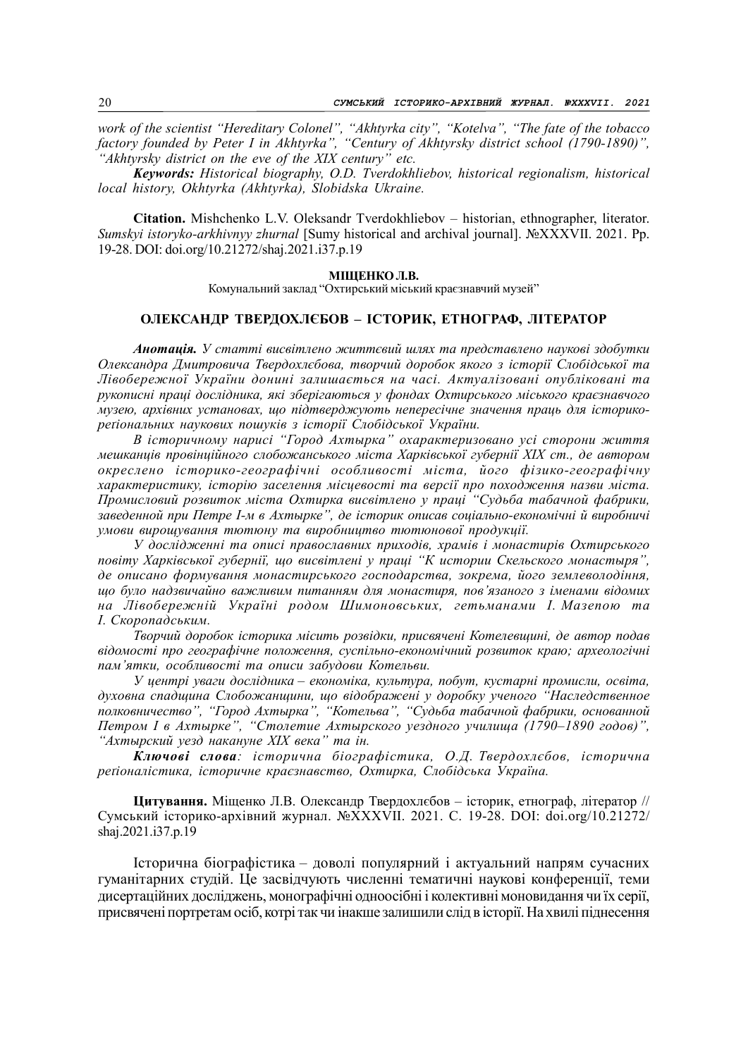*work of the scientist "Hereditary Colonel", "Akhtyrka city", "Kotelva", "The fate of the tobacco factory founded by Peter I in Akhtyrka", "Century of Akhtyrsky district school (1790-1890)", "Akhtyrsky district on the eve of the XIX century" etc.*

***Keywords:*** *Historical biography, O.D. Tverdokhliebov, historical regionalism, historical local history, Okhtyrka (Akhtyrka), Slobidska Ukraine.*

**Citation.** Mishchenko L.V. Oleksandr Tverdokhliebov – historian, ethnographer, literator. *Sumskyi istoryko-arkhivnyy zhurnal* [Sumy historical and archival journal]. №XXXVII. 2021. Pp. 19-28. DOI: doi.org/10.21272/shaj.2021.i37.p.19

**МІЩЕНКО Л.В.**

Комунальний заклад "Охтирський міський краєзнавчий музей"

## ОЛЕКСАНДР ТВЕРДОХЛЄБОВ – ІСТОРИК, ЕТНОГРАФ, ЛІТЕРАТОР

***Анотація.*** *У статті висвітлено життєвий шлях та представлено наукові здобутки Олександра Дмитровича Твердохлєбова, творчий доробок якого з історії Слобідської та Лівобережної України донині залишається на часі. Актуалізовані опубліковані та рукописні праці дослідника, які зберігаються у фондах Охтирського міського краєзнавчого музею, архівних установах, що підтверджують непересічне значення праць для історико-регіональних наукових пошуків з історії Слобідської України.*

*В історичному нарисі "Город Ахтырка" охарактеризовано усі сторони життя мешканців провінційного слобожанського міста Харківської губернії XIX ст., де автором окреслено історико-географічні особливості міста, його фізико-географічну характеристику, історію заселення місцевості та версії про походження назви міста. Промисловий розвиток міста Охтирка висвітлено у праці "Судьба табачной фабрики, заведенной при Петре І-м в Ахтырке", де історик описав соціально-економічні й виробничі умови вирощування тютюну та виробництво тютюнової продукції.*

*У дослідженні та описі православних приходів, храмів і монастирів Охтирського повіту Харківської губернії, що висвітлені у праці "К истории Скельского монастыря", де описано формування монастирського господарства, зокрема, його землеволодіння, що було надзвичайно важливим питанням для монастиря, пов'язаного з іменами відомих на Лівобережній Україні родом Шимоновських, гетьманами І. Мазепою та І. Скоропадським.*

*Творчий доробок історика місить розвідки, присвячені Котелевщині, де автор подав відомості про географічне положення, суспільно-економічний розвиток краю; археологічні пам'ятки, особливості та описи забудови Котельви.*

*У центрі уваги дослідника – економіка, культура, побут, кустарні промисли, освіта, духовна спадщина Слобожанщини, що відображені у доробку ученого "Наследственное полковничество", "Город Ахтырка", "Котельва", "Судьба табачной фабрики, основанной Петром І в Ахтырке", "Столетие Ахтырского уездного училища (1790–1890 годов)", "Ахтырский уезд накануне XIX века" та ін.*

***Ключові слова:*** *історична біографістика, О.Д. Твердохлєбов, історична регіоналістика, історичне краєзнавство, Охтирка, Слобідська Україна.*

**Цитування.** Міщенко Л.В. Олександр Твердохлєбов – історик, етнограф, літератор // Сумський історико-архівний журнал. №XXXVII. 2021. С. 19-28. DOI: doi.org/10.21272/shaj.2021.i37.p.19

Історична біографістика – доволі популярний і актуальний напрям сучасних гуманітарних студій. Це засвідчують численні тематичні наукові конференції, теми дисертаційних досліджень, монографічні одноосібні і колективні моновидання чи їх серії, присвячені портретам осіб, котрі так чи інакше залишили слід в історії. На хвилі піднесення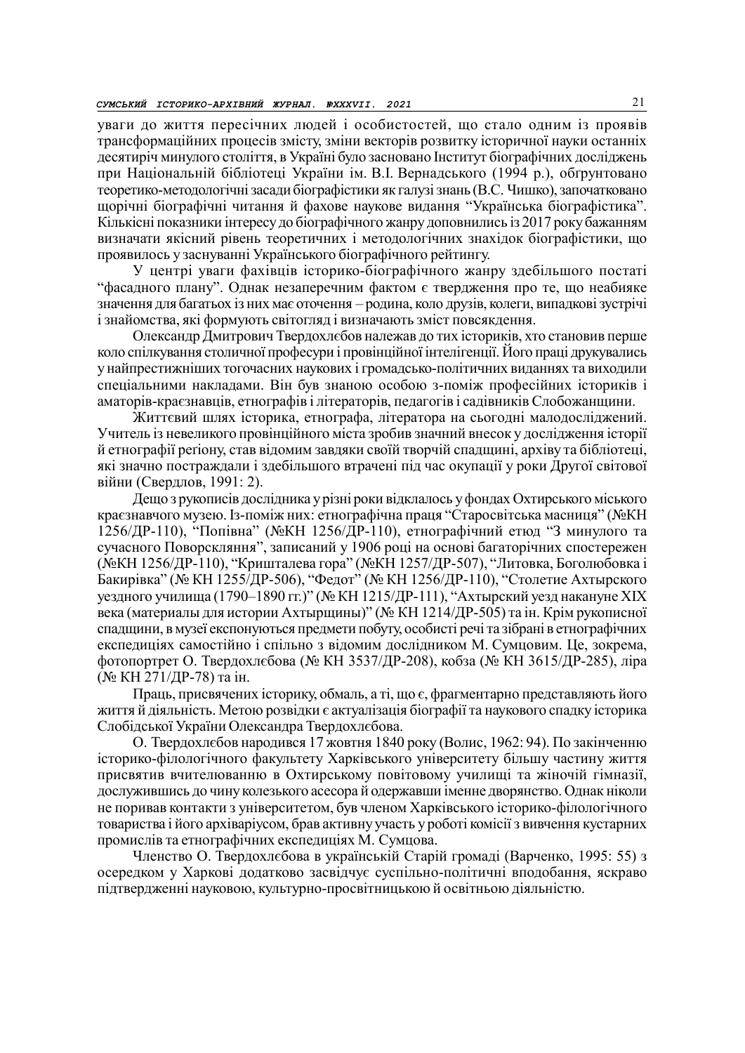уваги до життя пересічних людей і особистостей, що стало одним із проявів трансформаційних процесів змісту, зміни векторів розвитку історичної науки останніх десятиріч минулого століття, в Україні було засновано Інститут біографічних досліджень при Національній бібліотеці України ім. В.І. Вернадського (1994 р.), обгрунтовано теоретико-методологічні засади біографістики як галузі знань (В.С. Чишко), започатковано щорічні біографічні читання й фахове наукове видання "Українська біографістика". Кількісні показники інтересу до біографічного жанру доповнились із 2017 року бажанням визначати якісний рівень теоретичних і методологічних знахідок біографістики, що проявилось у заснуванні Українського біографічного рейтингу.

У центрі уваги фахівців історико-біографічного жанру здебільшого постаті "фасадного плану". Однак незаперечним фактом є твердження про те, що неабияке значення для багатьох із них має оточення – родина, коло друзів, колеги, випадкові зустрічі і знайомства, які формують світогляд і визначають зміст повсякдення.

Олександр Дмитрович Твердохлєбов належав до тих істориків, хто становив перше коло спілкування столичної професури і провінційної інтелігенції. Його праці друкувались у найпрестижніших тогочасних наукових і громадсько-політичних виданнях та виходили спеціальними накладами. Він був знаною особою з-поміж професійних істориків і аматорів-краєзнавців, етнографів і літераторів, педагогів і садівників Слобожанщини.

Життєвий шлях історика, етнографа, літератора на сьогодні малодосліджений. Учитель із невеликого провінційного міста зробив значний внесок у дослідження історії й етнографії регіону, став відомим завдяки своїй творчій спадщині, архіву та бібліотеці, які значно постраждали і здебільшого втрачені під час окупації у роки Другої світової війни (Свердлов, 1991: 2).

Дещо з рукописів дослідника у різні роки відклалось у фондах Охтирського міського краєзнавчого музею. Із-поміж них: етнографічна праця "Старосвітська масниця" (№КН 1256/ДР-110), "Попівна" (№КН 1256/ДР-110), етнографічний етюд "З минулого та сучасного Поворсклянни", записаний у 1906 році на основі багаторічних спостережен (№КН 1256/ДР-110), "Кришталева гора" (№КН 1257/ДР-507), "Литовка, Боголюбовка і Бакирівка" (№ КН 1255/ДР-506), "Федот" (№ КН 1256/ДР-110), "Столетие Ахтырского уездного училища (1790–1890 гг.)" (№ КН 1215/ДР-111), "Ахтырский уезд накануне XIX века (материалы для истории Ахтырщины)" (№ КН 1214/ДР-505) та ін. Крім рукописної спадщини, в музеї експонуються предмети побуту, особисті речі та зібрані в етнографічних експедиціях самостійно і спільно з відомим дослідником М. Сумцовим. Це, зокрема, фотопортрет О. Твердохлєбова (№ КН 3537/ДР-208), кобза (№ КН 3615/ДР-285), ліра (№ КН 271/ДР-78) та ін.

Праць, присвячених історику, обмаль, а ті, що є, фрагментарно представляють його життя й діяльність. Метою розвідки є актуалізація біографії та наукового спадку історика Слобідської України Олександра Твердохлєбова.

О. Твердохлєбов народився 17 жовтня 1840 року (Волис, 1962: 94). По закінченню історико-філологічного факультету Харківського університету більшу частину життя присвятив вчителюванню в Охтирському повітовому училищі та жіночій гімназії, дослужившись до чину колезького асесора й одержавши іменне дворянство. Однак ніколи не поривав контакти з університетом, був членом Харківського історико-філологічного товариства і його архіваріусом, брав активну участь у роботі комісії з вивчення кустарних промислів та етнографічних експедиціях М. Сумцова.

Членство О. Твердохлєбова в українській Старій громаді (Варченко, 1995: 55) з осередком у Харкові додатково засвідчує суспільно-політичні вподобання, яскраво підтвердженні науковою, культурно-просвітницькою й освітньою діяльністю.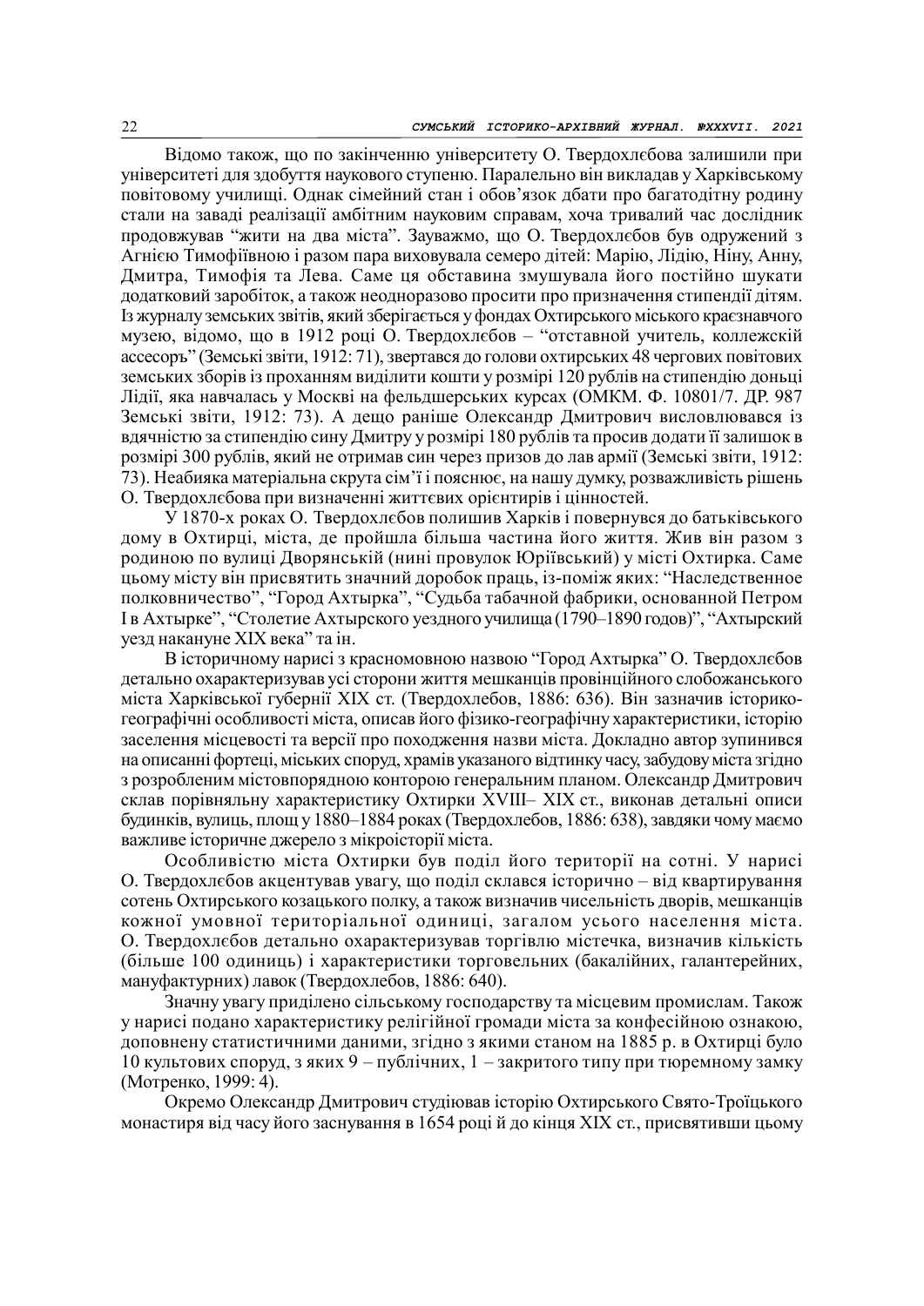Відомо також, що по закінченню університету О. Твердохлєбова залишили при університеті для здобуття наукового ступеню. Паралельно він викладав у Харківському повітовому училищі. Однак сімейний стан і обов'язок дбати про багатодітну родину стали на заваді реалізації амбітним науковим справам, хоча тривалий час дослідник продовжував "жити на два міста". Зауважмо, що О. Твердохлєбов був одружений з Агнією Тимофіївною і разом пара виховувала семеро дітей: Марію, Лідію, Ніну, Анну, Дмитра, Тимофія та Лева. Саме ця обставина змушувала його постійно шукати додатковий заробіток, а також неодноразово просити про призначення стипендії дітям. Із журналу земських звітів, який зберігається у фондах Охтирського міського краєзнавчого музею, відомо, що в 1912 році О. Твердохлєбов – "отставной учитель, коллежскій ассесоръ" (Земські звіти, 1912: 71), звертався до голови охтирських 48 чергових повітових земських зборів із проханням виділити кошти у розмірі 120 рублів на стипендію доньці Лідії, яка навчалась у Москві на фельдшерських курсах (ОМКМ. Ф. 10801/7. ДР. 987 Земські звіти, 1912: 73). А дещо раніше Олександр Дмитрович висловлювався із вдячністю за стипендію сину Дмитру у розмірі 180 рублів та просив додати її залишок в розмірі 300 рублів, який не отримав син через призов до лав армії (Земські звіти, 1912: 73). Неабияка матеріальна скрута сім'ї і пояснює, на нашу думку, розважливість рішень О. Твердохлєбова при визначенні життєвих орієнтирів і цінностей.

У 1870-х роках О. Твердохлєбов полишив Харків і повернувся до батьківського дому в Охтирці, міста, де пройшла більша частина його життя. Жив він разом з родиною по вулиці Дворянській (нині провулок Юріївський) у місті Охтирка. Саме цьому місту він присвятить значний доробок праць, із-поміж яких: "Наследственное полковничество", "Город Ахтырка", "Судьба табачной фабрики, основанной Петром I в Ахтырке", "Столетие Ахтырского уездного училища (1790–1890 годов)", "Ахтырский уезд накануне XIX века" та ін.

В історичному нарисі з красномовною назвою "Город Ахтырка" О. Твердохлєбов детально охарактеризував усі сторони життя мешканців провінційного слобожанського міста Харківської губернії XIX ст. (Твердохлебов, 1886: 636). Він зазначив історико-географічні особливості міста, описав його фізико-географічну характеристики, історію заселення місцевості та версії про походження назви міста. Докладно автор зупинився на описанні фортеці, міських споруд, храмів указаного відтинку часу, забудову міста згідно з розробленим містовпорядною конторою генеральним планом. Олександр Дмитрович склав порівняльну характеристику Охтирки XVIII– XIX ст., виконав детальні описи будинків, вулиць, площ у 1880–1884 роках (Твердохлебов, 1886: 638), завдяки чому маємо важливе історичне джерело з мікроісторії міста.

Особливістю міста Охтирки був поділ його території на сотні. У нарисі О. Твердохлєбов акцентував увагу, що поділ склався історично – від квартирування сотень Охтирського козацького полку, а також визначив чисельність дворів, мешканців кожної умовної територіальної одиниці, загалом усього населення міста. О. Твердохлєбов детально охарактеризував торгівлю містечка, визначив кількість (більше 100 одиниць) і характеристики торговельних (бакалійних, галантерейних, мануфактурних) лавок (Твердохлебов, 1886: 640).

Значну увагу приділено сільському господарству та місцевим промислам. Також у нарисі подано характеристику релігійної громади міста за конфесійною ознакою, доповнену статистичними даними, згідно з якими станом на 1885 р. в Охтирці було 10 культових споруд, з яких 9 – публічних, 1 – закритого типу при тюремному замку (Мотренко, 1999: 4).

Окремо Олександр Дмитрович студіював історію Охтирського Свято-Троїцького монастиря від часу його заснування в 1654 році й до кінця XIX ст., присвятивши цьому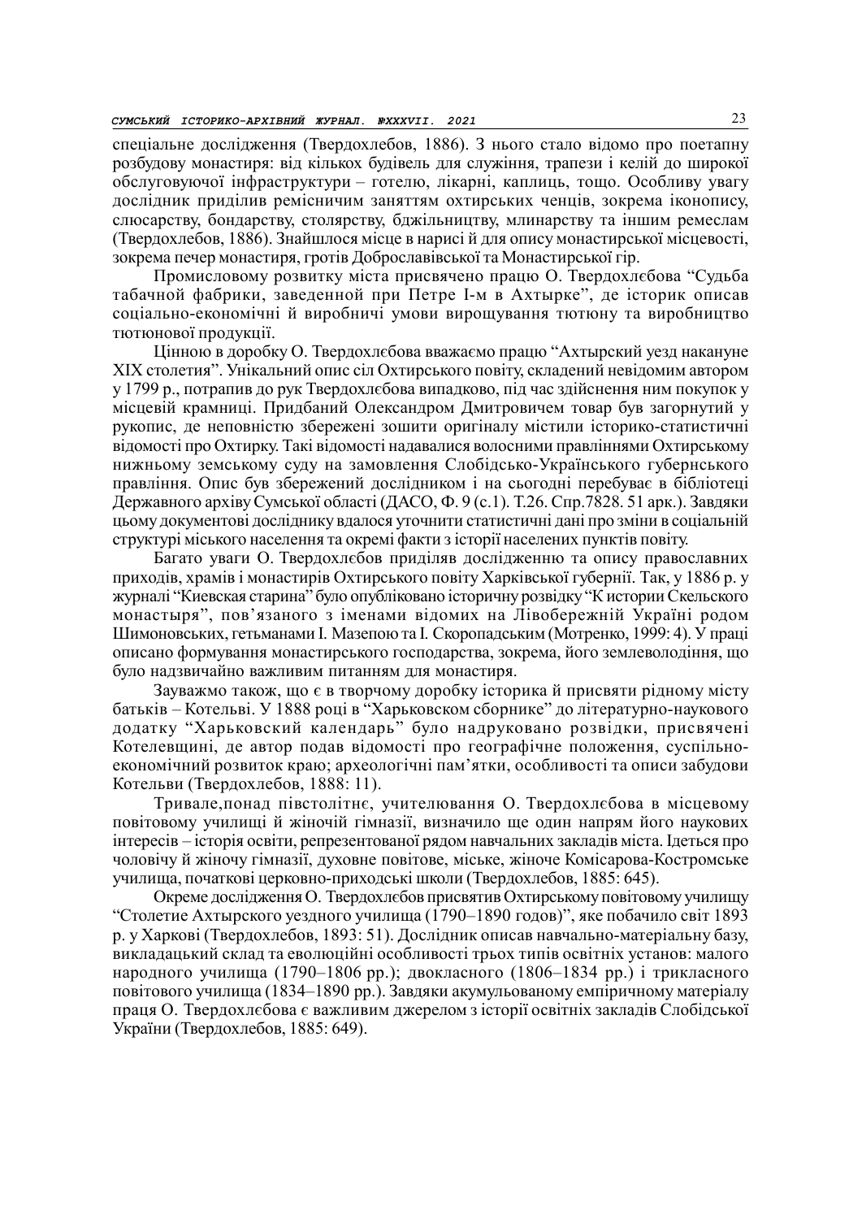спеціальне дослідження (Твердохлебов, 1886). З нього стало відомо про поетапну розбудову монастиря: від кількох будівель для служіння, трапези і келій до широкої обслуговуючої інфраструктури – готелю, лікарні, каплиць, тощо. Особливу увагу дослідник приділив ремісничим заняттям охтирських ченців, зокрема іконопису, слюсарству, бондарству, столярству, бджільництву, млинарству та іншим ремеслам (Твердохлебов, 1886). Знайшлося місце в нарисі й для опису монастирської місцевості, зокрема печер монастиря, гротів Доброславівської та Монастирської гір.

Промисловому розвитку міста присвячено працю О. Твердохлєбова "Судьба табачной фабрики, заведенной при Петре I-м в Ахтырке", де історик описав соціально-економічні й виробничі умови вирощування тютюну та виробництво тютюнової продукції.

Цінною в доробку О. Твердохлєбова вважаємо працю "Ахтырский уезд накануне XIX столетия". Унікальний опис сіл Охтирського повіту, складений невідомим автором у 1799 р., потрапив до рук Твердохлєбова випадково, під час здійснення ним покупок у місцевій крамниці. Придбаний Олександром Дмитровичем товар був загорнутий у рукопис, де неповністю збережені зошити оригіналу містили історико-статистичні відомості про Охтирку. Такі відомості надавалися волосними правліннями Охтирському нижньому земському суду на замовлення Слобідсько-Українського губернського правління. Опис був збережений дослідником і на сьогодні перебуває в бібліотеці Державного архіву Сумської області (ДАСО, Ф. 9 (с.1). Т.26. Спр.7828. 51 арк.). Завдяки цьому документові досліднику вдалося уточнити статистичні дані про зміни в соціальній структурі міського населення та окремі факти з історії населених пунктів повіту.

Багато уваги О. Твердохлєбов приділяв дослідженню та опису православних приходів, храмів і монастирів Охтирського повіту Харківської губернії. Так, у 1886 р. у журналі "Киевская старина" було опубліковано історичну розвідку "К истории Скельского монастыря", пов'язаного з іменами відомих на Лівобережній Україні родом Шимоновських, гетьманами І. Мазепою та І. Скоропадським (Мотренко, 1999: 4). У праці описано формування монастирського господарства, зокрема, його землеволодіння, що було надзвичайно важливим питанням для монастиря.

Зауважмо також, що є в творчому доробку історика й присвяти рідному місту батьків – Котельві. У 1888 році в "Харьковском сборнике" до літературно-наукового додатку "Харьковский календарь" було надруковано розвідки, присвячені Котелевщині, де автор подав відомості про географічне положення, суспільно-економічний розвиток краю; археологічні пам'ятки, особливості та описи забудови Котельви (Твердохлебов, 1888: 11).

Тривале,понад півстолітнє, учителювання О. Твердохлєбова в місцевому повітовому училищі й жіночій гімназії, визначило ще один напрям його наукових інтересів – історія освіти, репрезентованої рядом навчальних закладів міста. Ідеться про чоловічу й жіночу гімназії, духовне повітове, міське, жіноче Комісарова-Костромське училища, початкові церковно-приходські школи (Твердохлебов, 1885: 645).

Окреме дослідження О. Твердохлєбов присвятив Охтирському повітовому училищу "Столетие Ахтырского уездного училища (1790–1890 годов)", яке побачило світ 1893 р. у Харкові (Твердохлебов, 1893: 51). Дослідник описав навчально-матеріальну базу, викладацький склад та еволюційні особливості трьох типів освітніх установ: малого народного училища (1790–1806 рр.); двокласного (1806–1834 рр.) і трикласного повітового училища (1834–1890 рр.). Завдяки акумульованому емпіричному матеріалу праця О. Твердохлєбова є важливим джерелом з історії освітніх закладів Слобідської України (Твердохлебов, 1885: 649).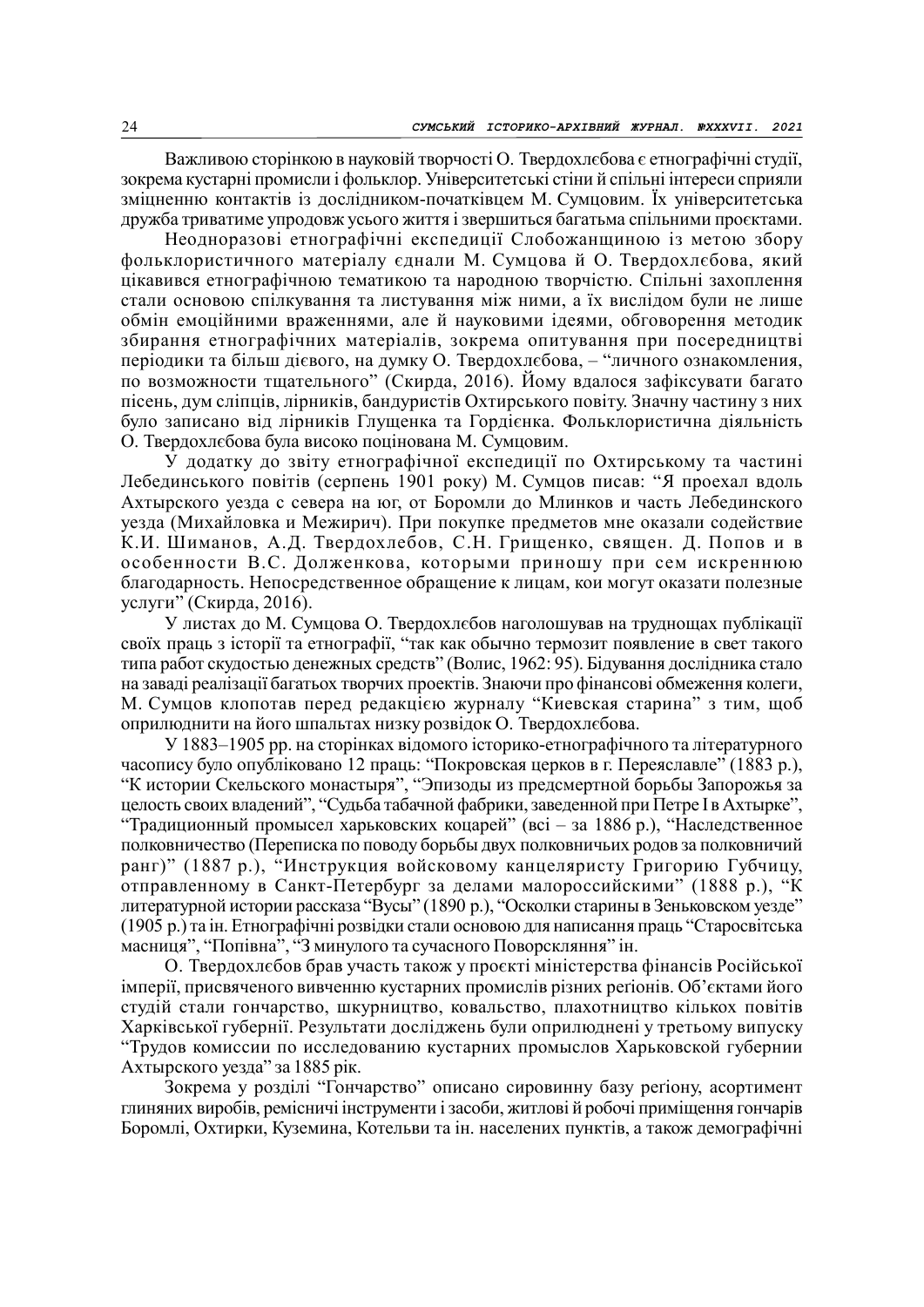Важливою сторінкою в науковій творчості О. Твердохлєбова є етнографічні студії, зокрема кустарні промисли і фольклор. Університетські стіни й спільні інтереси сприяли зміцненню контактів із дослідником-початківцем М. Сумцовим. Їх університетська дружба триватиме упродовж усього життя і звершиться багатьма спільними проєктами.

Неодноразові етнографічні експедиції Слобожанщиною із метою збору фольклористичного матеріалу єднали М. Сумцова й О. Твердохлєбова, який цікавився етнографічною тематикою та народною творчістю. Спільні захоплення стали основою спілкування та листування між ними, а їх вислідом були не лише обмін емоційними враженнями, але й науковими ідеями, обговорення методик збирання етнографічних матеріалів, зокрема опитування при посередництві періодики та більш дієвого, на думку О. Твердохлєбова, – "личного ознакомления, по возможности тщательного" (Скирда, 2016). Йому вдалося зафіксувати багато пісень, дум сліпців, лірників, бандуристів Охтирського повіту. Значну частину з них було записано від лірників Глущенка та Гордієнка. Фольклористична діяльність О. Твердохлєбова була високо поцінована М. Сумцовим.

У додатку до звіту етнографічної експедиції по Охтирському та частині Лебединського повітів (серпень 1901 року) М. Сумцов писав: "Я проехал вдоль Ахтырского уезда с севера на юг, от Боромли до Млинков и часть Лебединского уезда (Михайловка и Межирич). При покупке предметов мне оказали содействие К.И. Шиманов, А.Д. Твердохлебов, С.Н. Грищенко, священ. Д. Попов и в особенности В.С. Долженкова, которыми приношу при сем искреннюю благодарность. Непосредственное обращение к лицам, кои могут оказати полезные услуги" (Скирда, 2016).

У листах до М. Сумцова О. Твердохлєбов наголошував на труднощах публікації своїх праць з історії та етнографії, "так как обычно термозит появление в свет такого типа работ скудостью денежных средств" (Волис, 1962: 95). Бідування дослідника стало на заваді реалізації багатьох творчих проектів. Знаючи про фінансові обмеження колеги, М. Сумцов клопотав перед редакцією журналу "Киевская старина" з тим, щоб оприлюднити на його шпальтах низку розвідок О. Твердохлєбова.

У 1883–1905 рр. на сторінках відомого історико-етнографічного та літературного часопису було опубліковано 12 праць: "Покровская церков в г. Переяславле" (1883 р.), "К истории Скельского монастыря", "Эпизоды из предсмертной борьбы Запорожья за целость своих владений", "Судьба табачной фабрики, заведенной при Петре I в Ахтырке", "Традиционный промысел харьковских коцарей" (всі – за 1886 р.), "Наследственное полковничество (Переписка по поводу борьбы двух полковничьих родов за полковничий ранг)" (1887 р.), "Инструкция войсковому канцеляристу Григорию Губчицу, отправленному в Санкт-Петербург за делами малороссийскими" (1888 р.), "К литературной истории рассказа "Вусы" (1890 р.), "Осколки старины в Зеньковском уезде" (1905 р.) та ін. Етнографічні розвідки стали основою для написання праць "Старосвітська масниця", "Попівна", "З минулого та сучасного Поворсклянння" ін.

О. Твердохлєбов брав участь також у проєкті міністерства фінансів Російської імперії, присвяченого вивченню кустарних промислів різних регіонів. Об'єктами його студій стали гончарство, шкурництво, ковальство, плахотництво кількох повітів Харківської губернії. Результати досліджень були оприлюднені у третьому випуску "Трудов комиссии по исследованию кустарных промыслов Харьковской губернии Ахтырского уезда" за 1885 рік.

Зокрема у розділі "Гончарство" описано сировинну базу регіону, асортимент глиняних виробів, ремісничі інструменти і засоби, житлові й робочі приміщення гончарів Боромлі, Охтирки, Куземина, Котельви та ін. населених пунктів, а також демографічні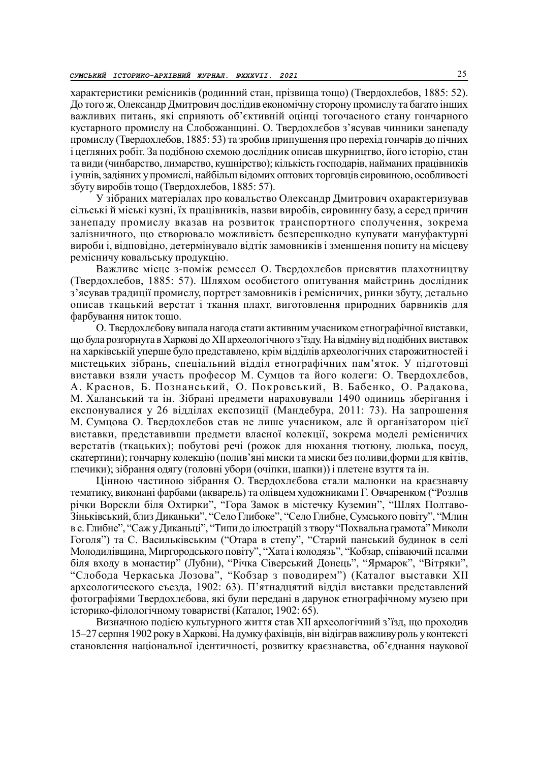характеристики ремісників (родинний стан, прізвища тощо) (Твердохлебов, 1885: 52). До того ж, Олександр Дмитрович дослідив економічну сторону промислу та багато інших важливих питань, які сприяють об'єктивній оцінці тогочасного стану гончарного кустарного промислу на Слобожанщині. О. Твердохлєбов з'ясував чинники занепаду промислу (Твердохлебов, 1885: 53) та зробив припущення про перехід гончарів до пічних і цегляних робіт. За подібною схемою дослідник описав шкурництво, його історію, стан та види (чинбарство, лимарство, кушнірство); кількість господарів, найманих працівників і учнів, задіяних у промислі, найбільш відомих оптових торговців сировиною, особливості збуту виробів тощо (Твердохлебов, 1885: 57).

У зібраних матеріалах про ковальство Олександр Дмитрович охарактеризував сільські й міські кузні, їх працівників, назви виробів, сировинну базу, а серед причин занепаду промислу вказав на розвиток транспортного сполучення, зокрема залізничного, що створювало можливість безперешкодно купувати мануфактурні вироби і, відповідно, детермінувало відтік замовників і зменшення попиту на місцеву ремісничу ковальську продукцію.

Важливе місце з-поміж ремесел О. Твердохлєбов присвятив плахотництву (Твердохлебов, 1885: 57). Шляхом особистого опитування майстринь дослідник з'ясував традиції промислу, портрет замовників і ремісничих, ринки збуту, детально описав ткацький верстат і ткання плахт, виготовлення природних барвників для фарбування ниток тощо.

О. Твердохлєбову випала нагода стати активним учасником етнографічної виставки, що була розгорнута в Харкові до XII археологічного з'їзду. На відміну від подібних виставок на харківській уперше було представлено, крім відділів археологічних старожитностей і мистецьких зібрань, спеціальний відділ етнографічних пам'яток. У підготовці виставки взяли участь професор М. Сумцов та його колеги: О. Твердохлєбов, А. Краснов, Б. Познанський, О. Покровський, В. Бабенко, О. Радакова, М. Халанський та ін. Зібрані предмети нараховували 1490 одиниць зберігання і експонувалися у 26 відділах експозиції (Мандебура, 2011: 73). На запрошення М. Сумцова О. Твердохлєбов став не лише учасником, але й організатором цієї виставки, представивши предмети власної колекції, зокрема моделі ремісничих верстатів (ткацьких); побутові речі (рожок для нюхання тютюну, люлька, посуд, скатертини); гончарну колекцію (полив'яні миски та миски без поливи,форми для квітів, глечики); зібрання одягу (головні убори (очіпки, шапки)) і плетене взуття та ін.

Цінною частиною зібрання О. Твердохлєбова стали малюнки на краєзнавчу тематику, виконані фарбами (акварель) та олівцем художниками Г. Овчаренком ("Розлив річки Ворскли біля Охтирки", "Гора Замок в містечку Куземин", "Шлях Полтаво-Зіньківський, близ Диканьки", "Село Глибоке", "Село Глибне, Сумського повіту", "Млин в с. Глибне", "Саж у Диканьці", "Типи до ілюстрацій з твору "Похвальна грамота" Миколи Гоголя") та С. Васильківським ("Отара в степу", "Старий панський будинок в селі Молодилівщина, Миргородського повіту", "Хата і колодязь", "Кобзар, співаючий псалми біля входу в монастир" (Лубни), "Річка Сіверський Донець", "Ярмарок", "Вітряки", "Слобода Черкаська Лозова", "Кобзар з поводирем") (Каталог выставки XII археологического съезда, 1902: 63). П'ятнадцятий відділ виставки представлений фотографіями Твердохлєбова, які були передані в дарунок етнографічному музею при історико-філологічному товаристві (Каталог, 1902: 65).

Визначною подією культурного життя став XII археологічний з'їзд, що проходив 15–27 серпня 1902 року в Харкові. На думку фахівців, він відіграв важливу роль у контексті становлення національної ідентичності, розвитку краєзнавства, об'єднання наукової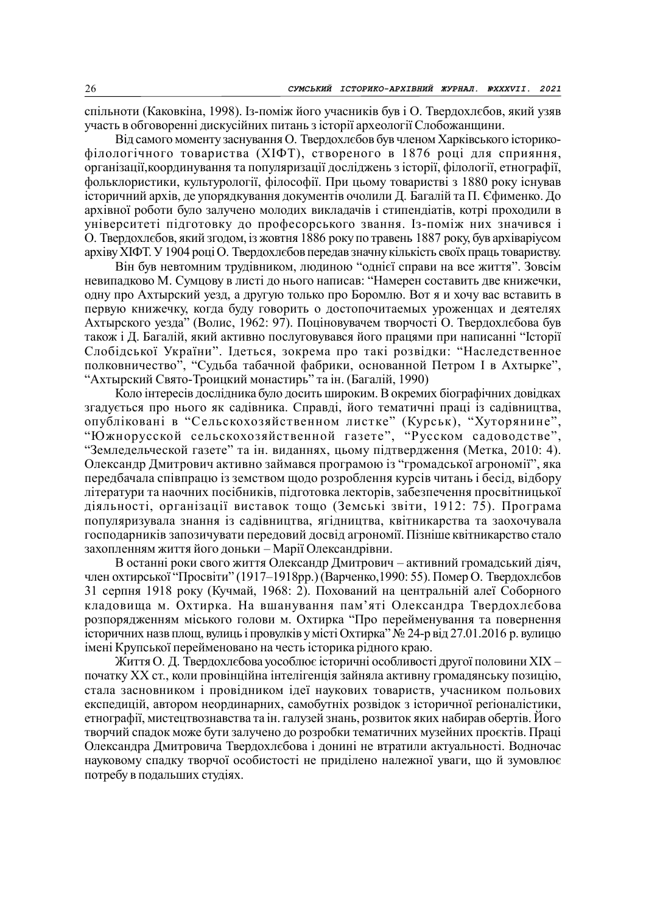спільноти (Каковкіна, 1998). Із-поміж його учасників був і О. Твердохлєбов, який узяв участь в обговоренні дискусійних питань з історії археології Слобожанщини.

Від самого моменту заснування О. Твердохлєбов був членом Харківського історико-філологічного товариства (ХІФТ), створеного в 1876 році для сприяння, організації,координування та популяризації досліджень з історії, філології, етнографії, фольклористики, культурології, філософії. При цьому товаристві з 1880 року існував історичний архів, де упорядкування документів очолили Д. Багалій та П. Єфименко. До архівної роботи було залучено молодих викладачів і стипендіатів, котрі проходили в університеті підготовку до професорського звання. Із-поміж них значився і О. Твердохлєбов, який згодом, із жовтня 1886 року по травень 1887 року, був архіваріусом архіву ХІФТ. У 1904 році О. Твердохлєбов передав значну кількість своїх праць товариству.

Він був невтомним трудівником, людиною "однієї справи на все життя". Зовсім невипадково М. Сумцову в листі до нього написав: "Намерен составить две книжечки, одну про Ахтырский уезд, а другую только про Боромлю. Вот я и хочу вас вставить в первую книжечку, когда буду говорить о достопочитаемых уроженцах и деятелях Ахтырского уезда" (Волис, 1962: 97). Поціновувачем творчості О. Твердохлєбова був також і Д. Багалій, який активно послуговувався його працями при написанні "Історії Слобідської України". Ідеться, зокрема про такі розвідки: "Наследственное полковничество", "Судьба табачной фабрики, основанной Петром I в Ахтырке", "Ахтырский Свято-Троицкий монастирь" та ін. (Багалій, 1990)

Коло інтересів дослідника було досить широким. В окремих біографічних довідках згадується про нього як садівника. Справді, його тематичні праці із садівництва, опубліковані в "Сельскохозяйственном листке" (Курськ), "Хуторянине", "Южнорусской сельскохозяйственной газете", "Русском садоводстве", "Земледельческой газете" та ін. виданнях, цьому підтвердження (Метка, 2010: 4). Олександр Дмитрович активно займався програмою із "громадської агрономії", яка передбачала співпрацю із земством щодо розроблення курсів читань і бесід, відбору літератури та наочних посібників, підготовка лекторів, забезпечення просвітницької діяльності, організації виставок тощо (Земські звіти, 1912: 75). Програма популяризувала знання із садівництва, ягідництва, квітникарства та заохочувала господарників запозичувати передовий досвід агрономії. Пізніше квітникарство стало захопленням життя його доньки – Марії Олександрівни.

В останні роки свого життя Олександр Дмитрович – активний громадський діяч, член охтирської "Просвіти" (1917–1918рр.) (Варченко,1990: 55). Помер О. Твердохлєбов 31 серпня 1918 року (Кучмай, 1968: 2). Похований на центральній алеї Соборного кладовища м. Охтирка. На вшанування пам'яті Олександра Твердохлєбова розпорядженням міського голови м. Охтирка "Про перейменування та повернення історичних назв площ, вулиць і провулків у місті Охтирка" № 24-р від 27.01.2016 р. вулицю імені Крупської перейменовано на честь історика рідного краю.

Життя О. Д. Твердохлєбова уособлює історичні особливості другої половини XIX – початку XX ст., коли провінційна інтелігенція зайняла активну громадянську позицію, стала засновником і провідником ідеї наукових товариств, учасником польових експедицій, автором неординарних, самобутніх розвідок з історичної регіоналістики, етнографії, мистецтвознавства та ін. галузей знань, розвиток яких набирав обертів. Його творчий спадок може бути залучено до розробки тематичних музейних проєктів. Праці Олександра Дмитровича Твердохлєбова і донині не втратили актуальності. Водночас науковому спадку творчої особистості не приділено належної уваги, що й зумовлює потребу в подальших студіях.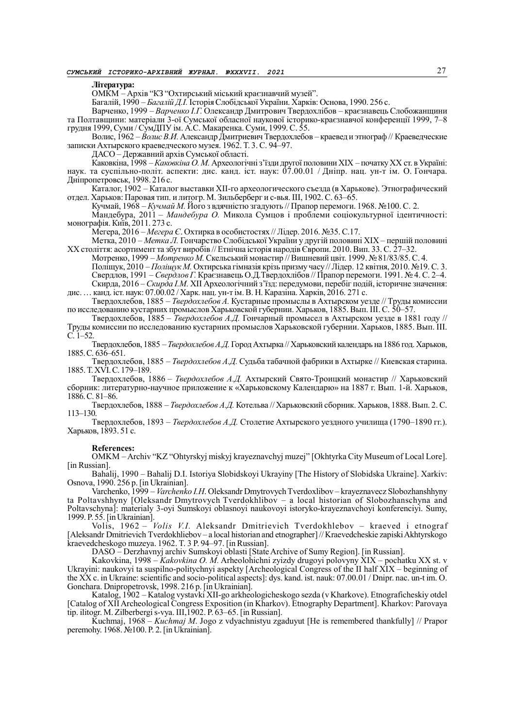**Література:**

ОМКМ – Архів "КЗ "Охтирский міський краєзнавчий музей".

Багалій, 1990 – *Багалій Д.І.* Історія Слобідської України. Харків: Основа, 1990. 256 с.

Варченко, 1999 – *Варченко І.Г.* Олександр Дмитрович Твердохлібов – краєзнавець Слобожанщини та Полтавщини: матеріали 3-ої Сумської обласної наукової історико-краєзнавчої конференції 1999, 7–8 грудня 1999, Суми / СумДПУ ім. А.С. Макаренка. Суми, 1999. С. 55.

Волис, 1962 – *Волис В.И.* Александр Дмитриевич Твердохлебов – краевед и этнограф // Краеведческие записки Ахтырского краеведческого музея. 1962. Т. 3. С. 94–97.

ДАСО – Державний архів Сумської області.

Каковкіна, 1998 – *Каковкіна О. М.* Археологічні з'їзди другої половини ХІХ – початку ХХ ст. в Україні: наук. та суспільно-політ. аспекти: дис. канд. іст. наук: 07.00.01 / Дніпр. нац. ун-т ім. О. Гончара. Дніпропетровськ, 1998. 216 с.

Каталог, 1902 – Каталог выставки ХІІ-го археологического съезда (в Харькове). Этнографический отдел. Харьков: Паровая тип. и литогр. М. Зильберберг и с-вья. III, 1902. С. 63–65.

Кучмай, 1968 – *Кучмай М.* Його з вдячністю згадують // Прапор перемоги. 1968. №100. С. 2.

Мандебура, 2011 – *Мандебура О.* Микола Сумцов і проблеми соціокультурної ідентичності: монографія. Київ, 2011. 273 с.

Мегера, 2016 – *Мегера Є.* Охтирка в особистостях // Лідер. 2016. №35. С.17.

Метка, 2010 – *Метка Л.* Гончарство Слобідської України у другій половині ХІХ – першій половині ХХ століття: асортимент та збут виробів // Етнічна історія народів Європи. 2010. Вип. 33. С. 27–32.

Мотренко, 1999 – *Мотренко М.* Скельський монастир // Вишневий цвіт. 1999. № 81/83/85. С. 4.

Поліщук, 2010 – *Поліщук М.* Охтирська гімназія крізь призму часу // Лідер. 12 квітня, 2010. №19. С. 3.

Свердлов, 1991 – *Свердлов Г.* Краєзнавець О.Д.Твердохлібов // Прапор перемоги. 1991. № 4. С. 2–4.

Скирда, 2016 – *Скирда І.М.* ХІІ Археологічний з'їзд: передумови, перебіг подій, історичне значення: дис. … канд. іст. наук: 07.00.02 / Харк. нац. ун-т ім. В. Н. Каразіна. Харків, 2016. 271 с.

Твердохлебов, 1885 – *Твердохлебов А.Д.* Кустарные промыслы в Ахтырском уезде // Труды комиссии по исследованию кустарних промыслов Харьковской губернии. Харьков, 1885. Вып. III. С. 50–57.

Твердохлебов, 1885 – *Твердохлебов А.Д.* Гончарный промысел в Ахтырском уезде в 1881 году // Труды комиссии по исследованию кустарних промыслов Харьковской губернии. Харьков, 1885. Вып. III. С. 1–52.

Твердохлебов, 1885 – *Твердохлебов А.Д.* Город Ахтырка // Харьковский календарь на 1886 год. Харьков, 1885. С. 636–651.

Твердохлебов, 1885 – *Твердохлебов А.Д.* Судьба табачной фабрики в Ахтырке // Киевская старина. 1885. Т. XVI. С. 179–189.

Твердохлебов, 1886 – *Твердохлебов А.Д.* Ахтырский Свято-Троицкий монастир // Харьковский сборник: литературно-научное приложение к «Харьковскому Календарю» на 1887 г. Вып. 1-й. Харьков, 1886. С. 81–86.

Твердохлебов, 1888 – *Твердохлебов А.Д.* Котельва // Харьковский сборник. Харьков, 1888. Вып. 2. С. 113–130.

Твердохлебов, 1893 – *Твердохлебов А.Д.* Столетие Ахтырского уездного училища (1790–1890 гг.). Харьков, 1893. 51 с.

**References:**

OMKM – Archiv "KZ "Ohtyrskyj miskyj krayeznavchyj muzej" [Okhtyrka City Museum of Local Lore]. [in Russian].

Bahalij, 1990 – Bahalij D.I. Istoriya Slobidskoyi Ukrayiny [The History of Slobidska Ukraine]. Xarkiv: Osnova, 1990. 256 p. [in Ukrainian].

Varchenko, 1999 – *Varchenko I.H*. Oleksandr Dmytrovych Tverdoxlibov – krayeznavecz Slobozhanshhyny ta Poltavshhyny [Oleksandr Dmytrovych Tverdokhlibov – a local historian of Slobozhanschyna and Poltavschyna]: materialy 3-oyi Sumskoyi oblasnoyi naukovoyi istoryko-krayeznavchoyi konferenciyi. Sumy, 1999. P. 55. [in Ukrainian].

Volis, 1962 – *Volis V.I.* Aleksandr Dmitrievich Tverdokhlebov – kraeved i etnograf [Aleksandr Dmitrievich Tverdokhliebov – a local historian and etnographer] // Kraevedcheskie zapiski Akhtyrskogo kraevedcheskogo muzeya. 1962. T. 3 P. 94–97. [in Russian].

DASO – Derzhavnyj archiv Sumskoyi oblasti [State Archive of Sumy Region]. [in Russian].

Kakovkina, 1998 – *Kakovkina O. M.* Arheolohichni zyizdy drugoyi polovyny XIX – pochatku XX st. v Ukrayini: naukovyi ta suspilno-politychnyi aspekty [Archeological Congress of the II half XIX – beginning of the XX c. in Ukraine: scientific and socio-political aspects]: dys. kand. ist. nauk: 07.00.01 / Dnipr. nac. un-t im. O. Gonchara. Dnipropetrovsk, 1998. 216 p. [in Ukrainian].

Katalog, 1902 – Katalog vystavki XII-go arkheologicheskogo sezda (v Kharkove). Etnograficheskiy otdel [Catalog of XII Archeological Congress Exposition (in Kharkov). Etnography Department]. Kharkov: Parovaya tip. ilitogr. M. Zilbergerbi s-vya. III,1902. P. 63–65. [in Russian].

Kuchmaj, 1968 – *Kuchmaj M*. Jogo z vdyachnistyu zgaduyut [He is remembered thankfully] // Prapor peremohy. 1968. №100. P. 2. [in Ukrainian].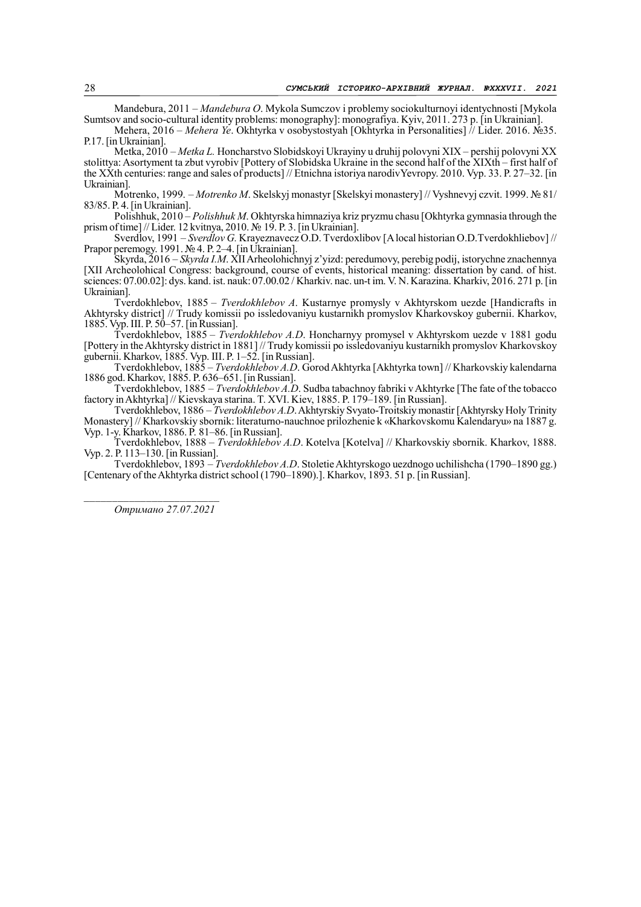Mandebura, 2011 – *Mandebura O*. Mykola Sumczov i problemy sociokulturnoyi identychnosti [Mykola Sumtsov and socio-cultural identity problems: monography]: monografiya. Kyiv, 2011. 273 p. [in Ukrainian].

Mehera, 2016 – *Mehera Ye*. Okhtyrka v osobystostyah [Okhtyrka in Personalities] // Lider. 2016. №35. P.17. [in Ukrainian].

Metka, 2010 – *Metka L.* Honcharstvo Slobidskoyi Ukrayiny u druhij polovyni XIX – pershij polovyni XX stolittya: Asortyment ta zbut vyrobiv [Pottery of Slobidska Ukraine in the second half of the XIXth – first half of the XXth centuries: range and sales of products] // Etnichna istoriya narodivYevropy. 2010. Vyp. 33. P. 27–32. [in Ukrainian].

Motrenko, 1999. – *Motrenko M*. Skelskyj monastyr [Skelskyi monastery] // Vyshnevyj czvit. 1999. № 81/83/85. P. 4. [in Ukrainian].

Polishhuk, 2010 – *Polishhuk M*. Okhtyrska himnaziya kriz pryzmu chasu [Okhtyrka gymnasia through the prism of time] // Lider. 12 kvitnya, 2010. № 19. P. 3. [in Ukrainian].

Sverdlov, 1991 – *Sverdlov G.* Krayeznavecz O.D. Tverdoxlibov [A local historian O.D.Tverdokhliebov] // Prapor peremogy. 1991. № 4. P. 2–4. [in Ukrainian].

Skyrda, 2016 – *Skyrda I.M*. XII Arheolohichnyj z'yizd: peredumovy, perebig podij, istorychne znachennya [XII Archeolohical Congress: background, course of events, historical meaning: dissertation by cand. of hist. sciences: 07.00.02]: dys. kand. ist. nauk: 07.00.02 / Kharkiv. nac. un-t im. V. N. Karazina. Kharkiv, 2016. 271 p. [in Ukrainian].

Tverdokhlebov, 1885 – *Tverdokhlebov A*. Kustarnye promysly v Akhtyrskom uezde [Handicrafts in Akhtyrsky district] // Trudy komissii po issledovaniyu kustarnikh promyslov Kharkovskoy gubernii. Kharkov, 1885. Vyp. III. P. 50–57. [in Russian].

Tverdokhlebov, 1885 – *Tverdokhlebov A.D*. Honcharnyy promysel v Akhtyrskom uezde v 1881 godu [Pottery in the Akhtyrsky district in 1881] // Trudy komissii po issledovaniyu kustarnikh promyslov Kharkovskoy gubernii. Kharkov, 1885. Vyp. III. P. 1–52. [in Russian].

Tverdokhlebov, 1885 – *Tverdokhlebov A.D*. Gorod Akhtyrka [Akhtyrka town] // Kharkovskiy kalendarna 1886 god. Kharkov, 1885. P. 636–651. [in Russian].

Tverdokhlebov, 1885 – *Tverdokhlebov A.D*. Sudba tabachnoy fabriki v Akhtyrke [The fate of the tobacco factory in Akhtyrka] // Kievskaya starina. T. XVI. Kiev, 1885. P. 179–189. [in Russian].

Tverdokhlebov, 1886 – *Tverdokhlebov A.D*. Akhtyrskiy Svyato-Troitskiy monastir [Akhtyrsky Holy Trinity Monastery] // Kharkovskiy sbornik: literaturno-nauchnoe prilozhenie k «Kharkovskomu Kalendaryu» na 1887 g. Vyp. 1-y. Kharkov, 1886. P. 81–86. [in Russian].

Tverdokhlebov, 1888 – *Tverdokhlebov A.D*. Kotelva [Kotelva] // Kharkovskiy sbornik. Kharkov, 1888. Vyp. 2. P. 113–130. [in Russian].

Tverdokhlebov, 1893 – *Tverdokhlebov A.D*. Stoletie Akhtyrskogo uezdnogo uchilishcha (1790–1890 gg.) [Centenary of the Akhtyrka district school (1790–1890).]. Kharkov, 1893. 51 p. [in Russian].

---

*Отримано 27.07.2021*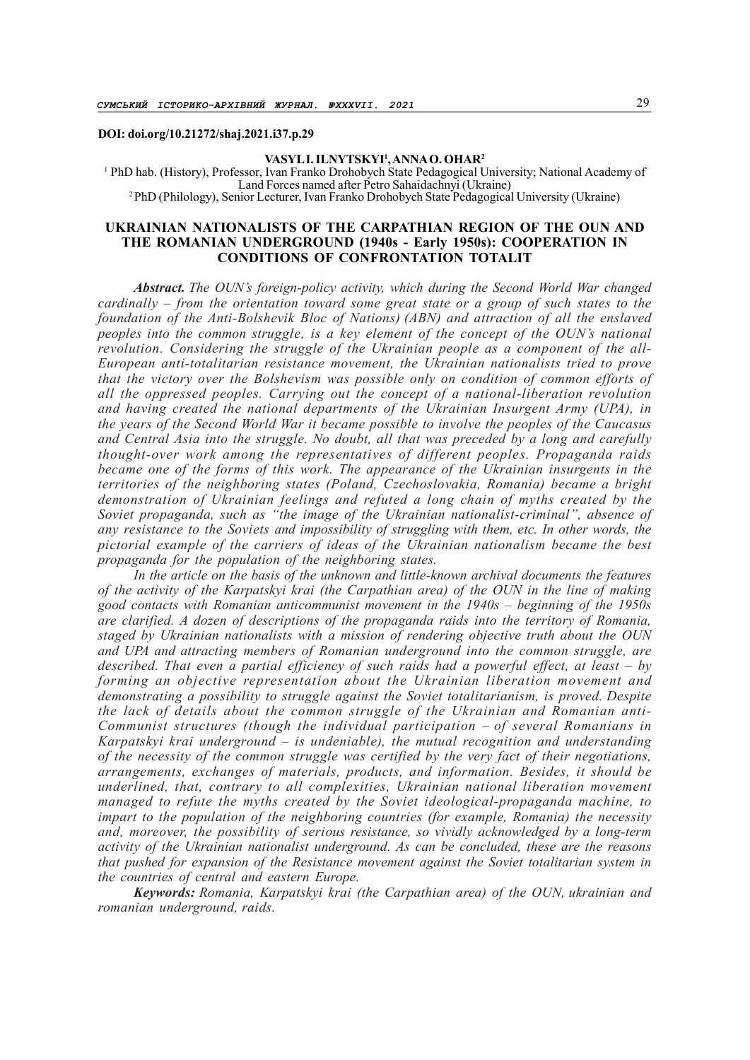**DOI: doi.org/10.21272/shaj.2021.i37.p.29**

**VASYL I. ILNYTSKYI[1], ANNA O. OHAR[2]**

[1] PhD hab. (History), Professor, Ivan Franko Drohobych State Pedagogical University; National Academy of Land Forces named after Petro Sahaidachnyi (Ukraine)

[2] PhD (Philology), Senior Lecturer, Ivan Franko Drohobych State Pedagogical University (Ukraine)

# UKRAINIAN NATIONALISTS OF THE CARPATHIAN REGION OF THE OUN AND THE ROMANIAN UNDERGROUND (1940s - Early 1950s): COOPERATION IN CONDITIONS OF CONFRONTATION TOTALIT

***Abstract.*** *The OUN's foreign-policy activity, which during the Second World War changed cardinally – from the orientation toward some great state or a group of such states to the foundation of the Anti-Bolshevik Bloc of Nations) (ABN) and attraction of all the enslaved peoples into the common struggle, is a key element of the concept of the OUN's national revolution. Considering the struggle of the Ukrainian people as a component of the all-European anti-totalitarian resistance movement, the Ukrainian nationalists tried to prove that the victory over the Bolshevism was possible only on condition of common efforts of all the oppressed peoples. Carrying out the concept of a national-liberation revolution and having created the national departments of the Ukrainian Insurgent Army (UPA), in the years of the Second World War it became possible to involve the peoples of the Caucasus and Central Asia into the struggle. No doubt, all that was preceded by a long and carefully thought-over work among the representatives of different peoples. Propaganda raids became one of the forms of this work. The appearance of the Ukrainian insurgents in the territories of the neighboring states (Poland, Czechoslovakia, Romania) became a bright demonstration of Ukrainian feelings and refuted a long chain of myths created by the Soviet propaganda, such as "the image of the Ukrainian nationalist-criminal", absence of any resistance to the Soviets and impossibility of struggling with them, etc. In other words, the pictorial example of the carriers of ideas of the Ukrainian nationalism became the best propaganda for the population of the neighboring states.*

*In the article on the basis of the unknown and little-known archival documents the features of the activity of the Karpatskyi krai (the Carpathian area) of the OUN in the line of making good contacts with Romanian anticommunist movement in the 1940s – beginning of the 1950s are clarified. A dozen of descriptions of the propaganda raids into the territory of Romania, staged by Ukrainian nationalists with a mission of rendering objective truth about the OUN and UPA and attracting members of Romanian underground into the common struggle, are described. That even a partial efficiency of such raids had a powerful effect, at least – by forming an objective representation about the Ukrainian liberation movement and demonstrating a possibility to struggle against the Soviet totalitarianism, is proved. Despite the lack of details about the common struggle of the Ukrainian and Romanian anti-Communist structures (though the individual participation – of several Romanians in Karpatskyi krai underground – is undeniable), the mutual recognition and understanding of the necessity of the common struggle was certified by the very fact of their negotiations, arrangements, exchanges of materials, products, and information. Besides, it should be underlined, that, contrary to all complexities, Ukrainian national liberation movement managed to refute the myths created by the Soviet ideological-propaganda machine, to impart to the population of the neighboring countries (for example, Romania) the necessity and, moreover, the possibility of serious resistance, so vividly acknowledged by a long-term activity of the Ukrainian nationalist underground. As can be concluded, these are the reasons that pushed for expansion of the Resistance movement against the Soviet totalitarian system in the countries of central and eastern Europe.*

***Keywords:*** *Romania, Karpatskyi krai (the Carpathian area) of the OUN, ukrainian and romanian underground, raids.*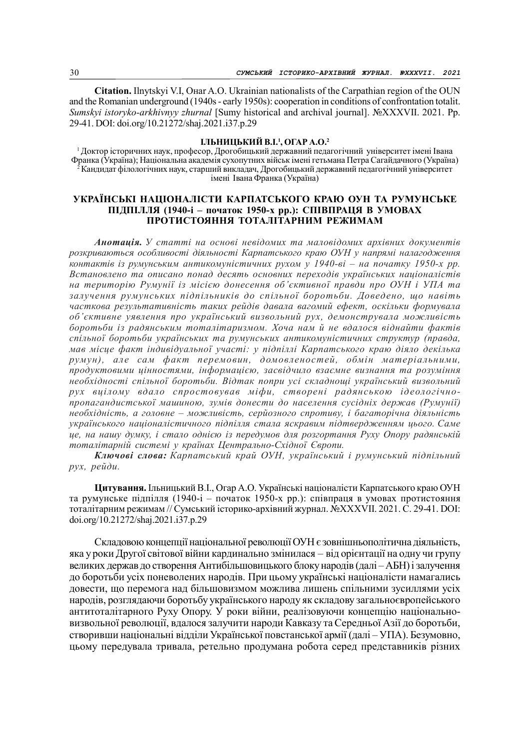**Citation.** Ilnytskyi V.I, Онаr A.O. Ukrainian nationalists of the Carpathian region of the OUN and the Romanian underground (1940s - early 1950s): cooperation in conditions of confrontation totalit. *Sumskyi istoryko-arkhivnyy zhurnal* [Sumy historical and archival journal]. №XXXVII. 2021. Pp. 29-41. DOI: doi.org/10.21272/shaj.2021.i37.p.29

**ІЛЬНИЦЬКИЙ В.І.[1], ОГАР А.О.[2]**

[1] Доктор історичних наук, професор, Дрогобицький державний педагогічний університет імені Івана Франка (Україна); Національна академія сухопутних військ імені гетьмана Петра Сагайдачного (Україна)
[2] Кандидат філологічних наук, старший викладач, Дрогобицький державний педагогічний університет імені Івана Франка (Україна)

## УКРАЇНСЬКІ НАЦІОНАЛІСТИ КАРПАТСЬКОГО КРАЮ ОУН ТА РУМУНСЬКЕ ПІДПІЛЛЯ (1940-і – початок 1950-х рр.): СПІВПРАЦЯ В УМОВАХ ПРОТИСТОЯННЯ ТОТАЛІТАРНИМ РЕЖИМАМ

***Анотація.*** *У статті на основі невідомих та маловідомих архівних документів розкриваються особливості діяльності Карпатського краю ОУН у напрямі налагодження контактів із румунським антикомуністичних рухом у 1940-ві – на початку 1950-х рр. Встановлено та описано понад десять основних переходів українських націоналістів на територію Румунії із місією донесення об'єктивної правди про ОУН і УПА та залучення румунських підпільників до спільної боротьби. Доведено, що навіть часткова результативність таких рейдів давала вагомий ефект, оскільки формувала об'єктивне уявлення про український визвольний рух, демонструвала можливість боротьби із радянським тоталітаризмом. Хоча нам й не вдалося віднайти фактів спільної боротьби українських та румунських антикомуністичних структур (правда, мав місце факт індивідуальної участі: у підпіллі Карпатського краю діяло декілька румун), але сам факт перемовин, домовленостей, обмін матеріальними, продуктовими цінностями, інформацією, засвідчило взаємне визнання та розуміння необхідності спільної боротьби. Відтак попри усі складнощі український визвольний рух вцілому вдало спростовував міфи, створені радянською ідеологічно-пропагандистською машиною, зумів донести до населення сусідніх держав (Румунії) необхідність, а головне – можливість, серйозного спротиву, і багаторічна діяльність українського націоналістичного підпілля стала яскравим підтвердженням цього. Саме це, на нашу думку, і стало однією із передумов для розгортання Руху Опору радянській тоталітарній системі у країнах Центрально-Східної Європи.*

***Ключові слова:*** *Карпатський край ОУН, український і румунський підпільний рух, рейди.*

**Цитування.** Ільницький В.І., Огар А.О. Українські націоналісти Карпатського краю ОУН та румунське підпілля (1940-і – початок 1950-х рр.): співпраця в умовах протистояння тоталітарним режимам // Сумський історико-архівний журнал. №XXXVII. 2021. С. 29-41. DOI: doi.org/10.21272/shaj.2021.i37.p.29

Складовою концепції національної революції ОУН є зовнішньополітична діяльність, яка у роки Другої світової війни кардинально змінилася – від орієнтації на одну чи групу великих держав до створення Антибільшовицького блоку народів (далі – АБН) і залучення до боротьби усіх поневолених народів. При цьому українські націоналісти намагались довести, що перемога над більшовизмом можлива лишень спільними зусиллями усіх народів, розглядаючи боротьбу українського народу як складову загальноєвропейського антитоталітарного Руху Опору. У роки війни, реалізовуючи концепцію національно-визвольної революції, вдалося залучити народи Кавказу та Середньої Азії до боротьби, створивши національні відділи Української повстанської армії (далі – УПА). Безумовно, цьому передувала тривала, ретельно продумана робота серед представників різних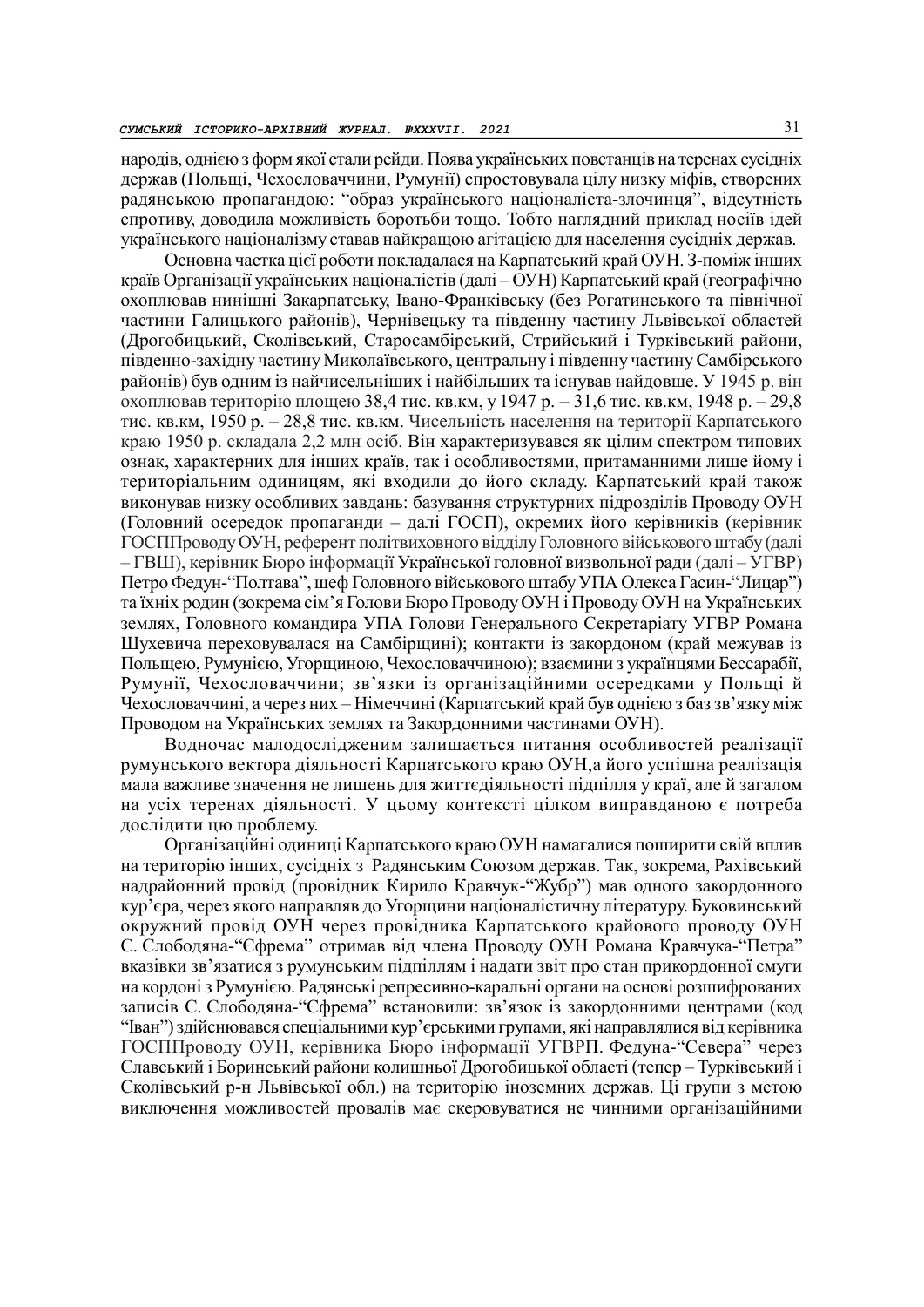народів, однією з форм якої стали рейди. Поява українських повстанців на теренах сусідніх держав (Польщі, Чехословаччини, Румунії) спростовувала цілу низку міфів, створених радянською пропагандою: "образ українського націоналіста-злочинця", відсутність спротиву, доводила можливість боротьби тощо. Тобто наглядний приклад носіїв ідей українського націоналізму ставав найкращою агітацією для населення сусідніх держав.

Основна частка цієї роботи покладалася на Карпатський край ОУН. З-поміж інших країв Організації українських націоналістів (далі – ОУН) Карпатський край (географічно охоплював нинішні Закарпатську, Івано-Франківську (без Рогатинського та північної частини Галицького районів), Чернівецьку та південну частину Львівської областей (Дрогобицький, Сколівський, Старосамбірський, Стрийський і Турківський райони, південно-західну частину Миколаївського, центральну і південну частину Самбірського районів) був одним із найчисельніших і найбільших та існував найдовше. У 1945 р. він охоплював територію площею 38,4 тис. кв.км, у 1947 р. – 31,6 тис. кв.км, 1948 р. – 29,8 тис. кв.км, 1950 р. – 28,8 тис. кв.км. Чисельність населення на території Карпатського краю 1950 р. складала 2,2 млн осіб. Він характеризувався як цілим спектром типових ознак, характерних для інших країв, так і особливостями, притаманними лише йому і територіальним одиницям, які входили до його складу. Карпатський край також виконував низку особливих завдань: базування структурних підрозділів Проводу ОУН (Головний осередок пропаганди – далі ГОСП), окремих його керівників (керівник ГОСППроводу ОУН, референт політвиховного відділу Головного військового штабу (далі – ГВШ), керівник Бюро інформації Української головної визвольної ради (далі – УГВР) Петро Федун-"Полтава", шеф Головного військового штабу УПА Олекса Гасин-"Лицар") та їхніх родин (зокрема сім'я Голови Бюро Проводу ОУН і Проводу ОУН на Українських землях, Головного командира УПА Голови Генерального Секретаріату УГВР Романа Шухевича переховувалася на Самбірщині); контакти із закордоном (край межував із Польщею, Румунією, Угорщиною, Чехословаччиною); взаємини з українцями Бессарабії, Румунії, Чехословаччини; зв'язки із організаційними осередками у Польщі й Чехословаччині, а через них – Німеччині (Карпатський край був однією з баз зв'язку між Проводом на Українських землях та Закордонними частинами ОУН).

Водночас малодослідженим залишається питання особливостей реалізації румунського вектора діяльності Карпатського краю ОУН,а його успішна реалізація мала важливе значення не лишень для життєдіяльності підпілля у краї, але й загалом на усіх теренах діяльності. У цьому контексті цілком виправданою є потреба дослідити цю проблему.

Організаційні одиниці Карпатського краю ОУН намагалися поширити свій вплив на територію інших, сусідніх з Радянським Союзом держав. Так, зокрема, Рахівський надрайонний провід (провідник Кирило Кравчук-"Жубр") мав одного закордонного кур'єра, через якого направляв до Угорщини націоналістичну літературу. Буковинський окружний провід ОУН через провідника Карпатського крайового проводу ОУН С. Слободяна-"Єфрема" отримав від члена Проводу ОУН Романа Кравчука-"Петра" вказівки зв'язатися з румунським підпіллям і надати звіт про стан прикордонної смуги на кордоні з Румунією. Радянські репресивно-каральні органи на основі розшифрованих записів С. Слободяна-"Єфрема" встановили: зв'язок із закордонними центрами (код "Іван") здійснювався спеціальними кур'єрськими групами, які направлялися від керівника ГОСППроводу ОУН, керівника Бюро інформації УГВРП. Федуна-"Севера" через Славський і Боринський райони колишньої Дрогобицької області (тепер – Турківський і Сколівський р-н Львівської обл.) на територію іноземних держав. Ці групи з метою виключення можливостей провалів має скеровуватися не чинними організаційними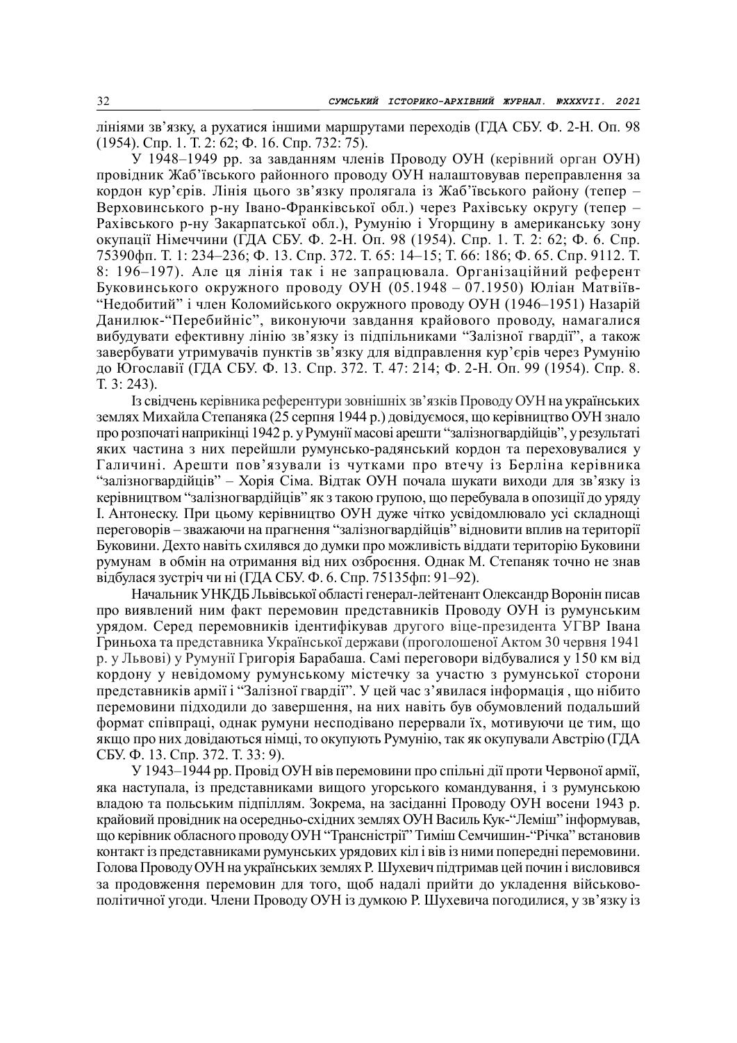лініями зв'язку, а рухатися іншими маршрутами переходів (ГДА СБУ. Ф. 2-Н. Оп. 98 (1954). Спр. 1. Т. 2: 62; Ф. 16. Спр. 732: 75).

У 1948–1949 рр. за завданням членів Проводу ОУН (керівний орган ОУН) провідник Жаб'ївського районного проводу ОУН налаштовував переправлення за кордон кур'єрів. Лінія цього зв'язку пролягала із Жаб'ївського району (тепер – Верховинського р-ну Івано-Франківської обл.) через Рахівську округу (тепер – Рахівського р-ну Закарпатської обл.), Румунію і Угорщину в американську зону окупації Німеччини (ГДА СБУ. Ф. 2-Н. Оп. 98 (1954). Спр. 1. Т. 2: 62; Ф. 6. Спр. 75390фп. Т. 1: 234–236; Ф. 13. Спр. 372. Т. 65: 14–15; Т. 66: 186; Ф. 65. Спр. 9112. Т. 8: 196–197). Але ця лінія так і не запрацювала. Організаційний референт Буковинського окружного проводу ОУН (05.1948 – 07.1950) Юліан Матвіїв-"Недобитий" і член Коломийського окружного проводу ОУН (1946–1951) Назарій Данилюк-"Перебийніс", виконуючи завдання крайового проводу, намагалися вибудувати ефективну лінію зв'язку із підпільниками "Залізної гвардії", а також завербувати утримувачів пунктів зв'язку для відправлення кур'єрів через Румунію до Югославії (ГДА СБУ. Ф. 13. Спр. 372. Т. 47: 214; Ф. 2-Н. Оп. 99 (1954). Спр. 8. Т. 3: 243).

Із свідчень керівника референтури зовнішніх зв'язків Проводу ОУН на українських землях Михайла Степаняка (25 серпня 1944 р.) довідуємося, що керівництво ОУН знало про розпочаті наприкінці 1942 р. у Румунії масові арешти "залізногвардійців", у результаті яких частина з них перейшли румунсько-радянський кордон та переховувалися у Галичині. Арешти пов'язували із чутками про втечу із Берліна керівника "залізногвардійців" – Хорія Сіма. Відтак ОУН почала шукати виходи для зв'язку із керівництвом "залізногвардійців" як з такою групою, що перебувала в опозиції до уряду І. Антонеску. При цьому керівництво ОУН дуже чітко усвідомлювало усі складнощі переговорів – зважаючи на прагнення "залізногвардійців" відновити вплив на території Буковини. Дехто навіть схилявся до думки про можливість віддати територію Буковини румунам в обмін на отримання від них озброєння. Однак М. Степаняк точно не знав відбулася зустріч чи ні (ГДА СБУ. Ф. 6. Спр. 75135фп: 91–92).

Начальник УНКДБ Львівської області генерал-лейтенант Олександр Воронін писав про виявлений ним факт перемовин представників Проводу ОУН із румунським урядом. Серед перемовників ідентифікував другого віце-президента УГВР Івана Гриньоха та представника Української держави (проголошеної Актом 30 червня 1941 р. у Львові) у Румунії Григорія Барабаша. Самі переговори відбувалися у 150 км від кордону у невідомому румунському містечку за участю з румунської сторони представників армії і "Залізної гвардії". У цей час з'явилася інформація , що нібито перемовини підходили до завершення, на них навіть був обумовлений подальший формат співпраці, однак румуни несподівано перервали їх, мотивуючи це тим, що якщо про них довідаються німці, то окупують Румунію, так як окупували Австрію (ГДА СБУ. Ф. 13. Спр. 372. Т. 33: 9).

У 1943–1944 рр. Провід ОУН вів перемовини про спільні дії проти Червоної армії, яка наступала, із представниками вищого угорського командування, і з румунською владою та польським підпіллям. Зокрема, на засіданні Проводу ОУН восени 1943 р. крайовий провідник на осередньо-східних землях ОУН Василь Кук-"Леміш" інформував, що керівник обласного проводу ОУН "Трансністрії" Тиміш Семчишин-"Річка" встановив контакт із представниками румунських урядових кіл і вів із ними попередні перемовини. Голова Проводу ОУН на українських землях Р. Шухевич підтримав цей почин і висловився за продовження перемовин для того, щоб надалі прийти до укладення військово-політичної угоди. Члени Проводу ОУН із думкою Р. Шухевича погодилися, у зв'язку із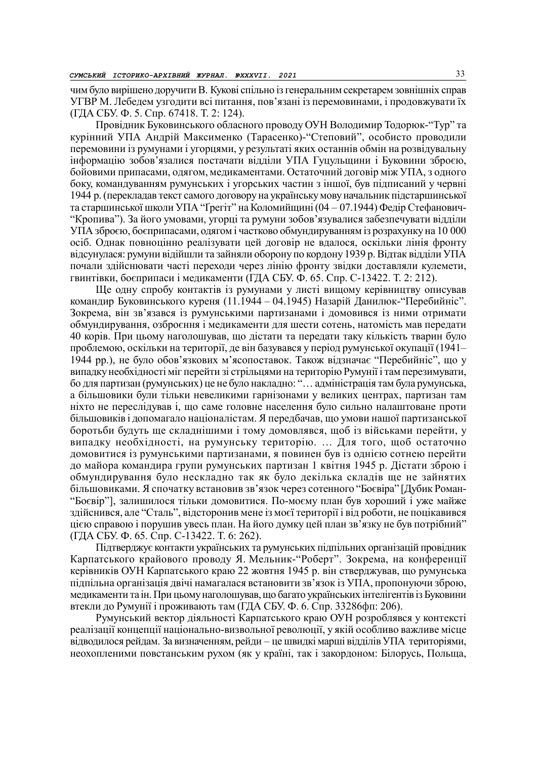чим було вирішено доручити В. Кукові спільно із генеральним секретарем зовнішніх справ УГВР М. Лебедем узгодити всі питання, пов'язані із перемовинами, і продовжувати їх (ГДА СБУ. Ф. 5. Спр. 67418. Т. 2: 124).

Провідник Буковинського обласного проводу ОУН Володимир Тодорюк-"Тур" та курінний УПА Андрій Максименко (Тарасенко)-"Степовий", особисто проводили перемовини із румунами і угорцями, у результаті яких останнів обмін на розвідувальну інформацію зобов'язалися постачати відділи УПА Гуцульщини і Буковини зброєю, бойовими припасами, одягом, медикаментами. Остаточний договір між УПА, з одного боку, командуванням румунських і угорських частин з іншої, був підписаний у червні 1944 р. (перекладав текст самого договору на українську мову начальник підстаршинської та старшинської школи УПА "Ґреґіт" на Коломийщині (04 – 07.1944) Федір Стефанович-"Кропива"). За його умовами, угорці та румуни зобов'язувалися забезпечувати відділи УПА зброєю, боєприпасами, одягом і частково обмундируванням із розрахунку на 10 000 осіб. Однак повноцінно реалізувати цей договір не вдалося, оскільки лінія фронту відсунулася: румуни відійшли та зайняли оборону по кордону 1939 р. Відтак відділи УПА почали здійснювати часті переходи через лінію фронту звідки доставляли кулемети, гвинтівки, боєприпаси і медикаменти (ГДА СБУ. Ф. 65. Спр. С-13422. Т. 2: 212).

Ще одну спробу контактів із румунами у листі вищому керівництву описував командир Буковинського куреня (11.1944 – 04.1945) Назарій Данилюк-"Перебийніс". Зокрема, він зв'язався із румунськими партизанами і домовився із ними отримати обмундирування, озброєння і медикаменти для шести сотень, натомість мав передати 40 корів. При цьому наголошував, що дістати та передати таку кількість тварин було проблемою, оскільки на території, де він базувався у період румунської окупації (1941–1944 рр.), не було обов'язкових м'ясопоставок. Також відзначає "Перебийніс", що у випадку необхідності міг перейти зі стрільцями на територію Румунії і там перезимувати, бо для партизан (румунських) це не було накладно: "… адміністрація там була румунська, а більшовики були тільки невеликими гарнізонами у великих центрах, партизан там ніхто не переслідував і, що саме головне населення було сильно налаштоване проти більшовиків і допомагало націоналістам. Я передбачав, що умови нашої партизанської боротьби будуть ще складнішими і тому домовлявся, щоб із військами перейти, у випадку необхідності, на румунську територію. … Для того, щоб остаточно домовитися із румунськими партизанами, я повинен був із однією сотнею перейти до майора командира групи румунських партизан 1 квітня 1945 р. Дістати зброю і обмундирування було нескладно так як було декілька складів ще не зайнятих більшовиками. Я спочатку встановив зв'язок через сотенного "Боєвіра" [Дубик Роман-"Боєвір"], залишилося тільки домовитися. По-моєму план був хороший і уже майже здійснився, але "Сталь", відсторонив мене із моєї території і від роботи, не поцікавився цією справою і порушив увесь план. На його думку цей план зв'язку не був потрібний" (ГДА СБУ. Ф. 65. Спр. С-13422. Т. 6: 262).

Підтверджує контакти українських та румунських підпільних організацій провідник Карпатського крайового проводу Я. Мельник-"Роберт". Зокрема, на конференції керівників ОУН Карпатського краю 22 жовтня 1945 р. він стверджував, що румунська підпільна організація двічі намагалася встановити зв'язок із УПА, пропонуючи зброю, медикаменти та ін. При цьому наголошував, що багато українських інтелігентів із Буковини втекли до Румунії і проживають там (ГДА СБУ. Ф. 6. Спр. 33286фп: 206).

Румунський вектор діяльності Карпатського краю ОУН розроблявся у контексті реалізації концепції національно-визвольної революції, у якій особливо важливе місце відводилося рейдам. За визначенням, рейди – це швидкі марші відділів УПА територіями, неохопленими повстанським рухом (як у країні, так і закордоном: Білорусь, Польща,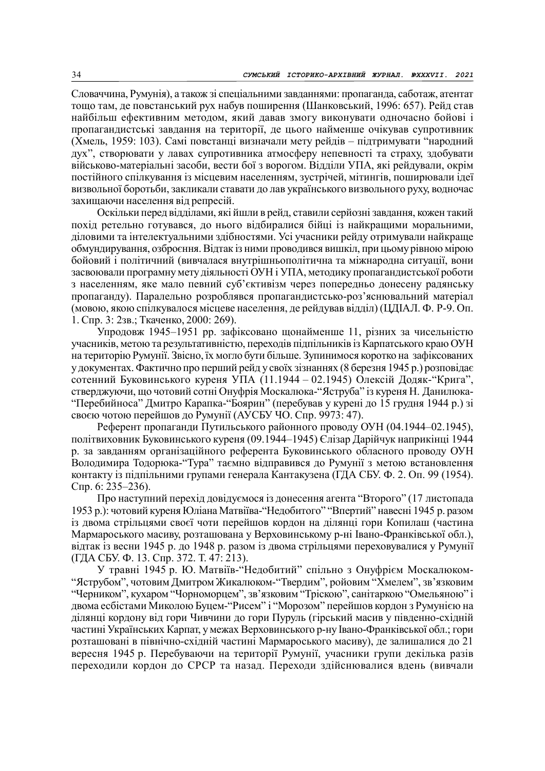Словаччина, Румунія), а також зі спеціальними завданнями: пропаганда, саботаж, атентат тощо там, де повстанський рух набув поширення (Шанковський, 1996: 657). Рейд став найбільш ефективним методом, який давав змогу виконувати одночасно бойові і пропагандистські завдання на території, де цього найменше очікував супротивник (Хмель, 1959: 103). Самі повстанці визначали мету рейдів – підтримувати "народний дух", створювати у лавах супротивника атмосферу непевності та страху, здобувати військово-матеріальні засоби, вести бої з ворогом. Відділи УПА, які рейдували, окрім постійного спілкування із місцевим населенням, зустрічей, мітингів, поширювали ідеї визвольної боротьби, закликали ставати до лав українського визвольного руху, водночас захищаючи населення від репресій.

Оскільки перед відділами, які йшли в рейд, ставили серйозні завдання, кожен такий похід ретельно готувався, до нього відбиралися бійці із найкращими моральними, діловими та інтелектуальними здібностями. Усі учасники рейду отримували найкраще обмундирування, озброєння. Відтак із ними проводився вишкіл, при цьому рівною мірою бойовий і політичний (вивчалася внутрішньополітична та міжнародна ситуації, вони засвоювали програмну мету діяльності ОУН і УПА, методику пропагандистської роботи з населенням, яке мало певний суб'єктивізм через попередньо донесену радянську пропаганду). Паралельно розроблявся пропагандистсько-роз'яснювальний матеріал (мовою, якою спілкувалося місцеве населення, де рейдував відділ) (ЦДІАЛ. Ф. Р-9. Оп. 1. Спр. 3: 2зв.; Ткаченко, 2000: 269).

Упродовж 1945–1951 рр. зафіксовано щонайменше 11, різних за чисельністю учасників, метою та результативністю, переходів підпільників із Карпатського краю ОУН на територію Румунії. Звісно, їх могло бути більше. Зупинимося коротко на зафіксованих у документах. Фактично про перший рейд у своїх зізнаннях (8 березня 1945 р.) розповідає сотенний Буковинського куреня УПА (11.1944 – 02.1945) Олексій Додяк-"Крига", стверджуючи, що чотовий сотні Онуфрія Москалюка-"Яструба" із куреня Н. Данилюка-"Перебийноса" Дмитро Карапка-"Боярин" (перебував у курені до 15 грудня 1944 р.) зі своєю чотою перейшов до Румунії (АУСБУ ЧО. Спр. 9973: 47).

Референт пропаганди Путильського районного проводу ОУН (04.1944–02.1945), політвиховник Буковинського куреня (09.1944–1945) Єлізар Дарійчук наприкінці 1944 р. за завданням організаційного референта Буковинського обласного проводу ОУН Володимира Тодорюка-"Тура" таємно відправився до Румунії з метою встановлення контакту із підпільними групами генерала Кантакузена (ГДА СБУ. Ф. 2. Оп. 99 (1954). Спр. 6: 235–236).

Про наступний перехід довідуємося із донесення агента "Второго" (17 листопада 1953 р.): чотовий куреня Юліана Матвіїва-"Недобитого" "Впертий" навесні 1945 р. разом із двома стрільцями своєї чоти перейшов кордон на ділянці гори Копилаш (частина Мармароського масиву, розташована у Верховинському р-ні Івано-Франківської обл.), відтак із весни 1945 р. до 1948 р. разом із двома стрільцями переховувалися у Румунії (ГДА СБУ. Ф. 13. Спр. 372. Т. 47: 213).

У травні 1945 р. Ю. Матвіїв-"Недобитий" спільно з Онуфрієм Москалюком-"Яструбом", чотовим Дмитром Жикалюком-"Твердим", ройовим "Хмелем", зв'язковим "Черником", кухаром "Чорноморцем", зв'язковим "Тріскою", санітаркою "Омельяною" і двома есбістами Миколою Буцем-"Рисем" і "Морозом" перейшов кордон з Румунією на ділянці кордону від гори Чивчини до гори Пуруль (гірський масив у південно-східній частині Українських Карпат, у межах Верховинського р-ну Івано-Франківської обл.; гори розташовані в північно-східній частині Мармароського масиву), де залишалися до 21 вересня 1945 р. Перебуваючи на території Румунії, учасники групи декілька разів переходили кордон до СРСР та назад. Переходи здійснювалися вдень (вивчали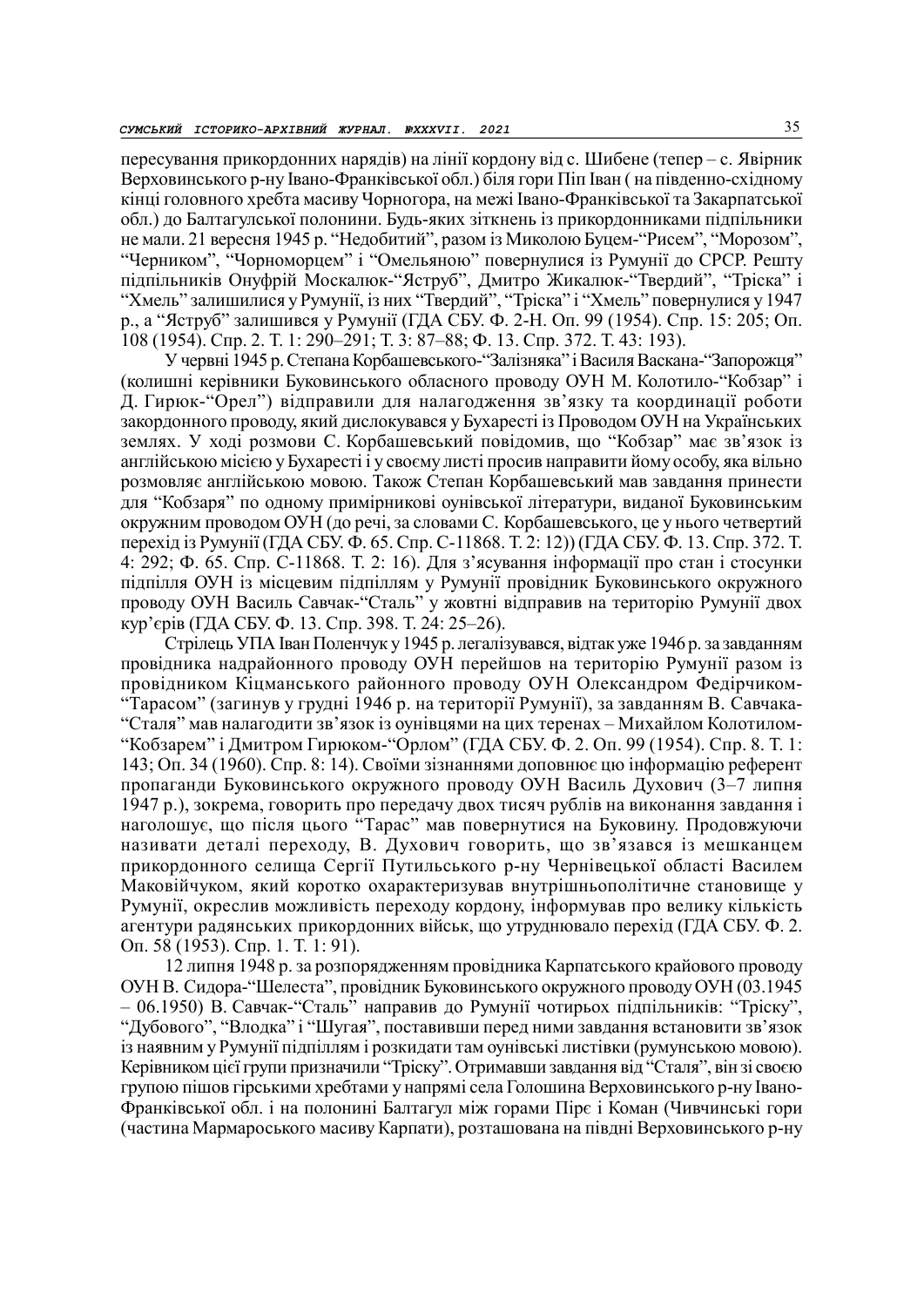пересування прикордонних нарядів) на лінії кордону від с. Шибене (тепер – с. Явірник Верховинського р-ну Івано-Франківської обл.) біля гори Піп Іван ( на південно-східному кінці головного хребта масиву Чорногора, на межі Івано-Франківської та Закарпатської обл.) до Балтагульської полонини. Будь-яких зіткнень із прикордонниками підпільники не мали. 21 вересня 1945 р. "Недобитий", разом із Миколою Буцем-"Рисем", "Морозом", "Черником", "Чорноморцем" і "Омельяною" повернулися із Румунії до СРСР. Решту підпільників Онуфрій Москалюк-"Яструб", Дмитро Жикалюк-"Твердий", "Тріска" і "Хмель" залишилися у Румунії, із них "Твердий", "Тріска" і "Хмель" повернулися у 1947 р., а "Яструб" залишився у Румунії (ГДА СБУ. Ф. 2-Н. Оп. 99 (1954). Спр. 15: 205; Оп. 108 (1954). Спр. 2. Т. 1: 290–291; Т. 3: 87–88; Ф. 13. Спр. 372. Т. 43: 193).

У червні 1945 р. Степана Корбашевського-"Залізняка" і Василя Васкана-"Запорожця" (колишні керівники Буковинського обласного проводу ОУН М. Колотило-"Кобзар" і Д. Гирюк-"Орел") відправили для налагодження зв'язку та координації роботи закордонного проводу, який дислокувався у Бухаресті із Проводом ОУН на Українських землях. У ході розмови С. Корбашевський повідомив, що "Кобзар" має зв'язок із англійською місією у Бухаресті і у своєму листі просив направити йому особу, яка вільно розмовляє англійською мовою. Також Степан Корбашевський мав завдання принести для "Кобзаря" по одному примірникові оунівської літератури, виданої Буковинським окружним проводом ОУН (до речі, за словами С. Корбашевського, це у нього четвертий перехід із Румунії (ГДА СБУ. Ф. 65. Спр. С-11868. Т. 2: 12)) (ГДА СБУ. Ф. 13. Спр. 372. Т. 4: 292; Ф. 65. Спр. С-11868. Т. 2: 16). Для з'ясування інформації про стан і стосунки підпілля ОУН із місцевим підпіллям у Румунії провідник Буковинського окружного проводу ОУН Василь Савчак-"Сталь" у жовтні відправив на територію Румунії двох кур'єрів (ГДА СБУ. Ф. 13. Спр. 398. Т. 24: 25–26).

Стрілець УПА Іван Поленчук у 1945 р. легалізувався, відтак уже 1946 р. за завданням провідника надрайонного проводу ОУН перейшов на територію Румунії разом із провідником Кіцманського районного проводу ОУН Олександром Федірчиком-"Тарасом" (загинув у грудні 1946 р. на території Румунії), за завданням В. Савчака-"Сталя" мав налагодити зв'язок із оунівцями на цих теренах – Михайлом Колотилом-"Кобзарем" і Дмитром Гирюком-"Орлом" (ГДА СБУ. Ф. 2. Оп. 99 (1954). Спр. 8. Т. 1: 143; Оп. 34 (1960). Спр. 8: 14). Своїми зізнаннями доповнює цю інформацію референт пропаганди Буковинського окружного проводу ОУН Василь Духович (3–7 липня 1947 р.), зокрема, говорить про передачу двох тисяч рублів на виконання завдання і наголошує, що після цього "Тарас" мав повернутися на Буковину. Продовжуючи називати деталі переходу, В. Духович говорить, що зв'язався із мешканцем прикордонного селища Сергії Путильського р-ну Чернівецької області Василем Маковійчуком, який коротко охарактеризував внутрішньополітичне становище у Румунії, окреслив можливість переходу кордону, інформував про велику кількість агентури радянських прикордонних військ, що утруднювало перехід (ГДА СБУ. Ф. 2. Оп. 58 (1953). Спр. 1. Т. 1: 91).

12 липня 1948 р. за розпорядженням провідника Карпатського крайового проводу ОУН В. Сидора-"Шелеста", провідник Буковинського окружного проводу ОУН (03.1945 – 06.1950) В. Савчак-"Сталь" направив до Румунії чотирьох підпільників: "Тріску", "Дубового", "Влодка" і "Шугая", поставивши перед ними завдання встановити зв'язок із наявним у Румунії підпіллям і розкидати там оунівські листівки (румунською мовою). Керівником цієї групи призначили "Тріску". Отримавши завдання від "Сталя", він зі своєю групою пішов гірськими хребтами у напрямі села Голошина Верховинського р-ну Івано-Франківської обл. і на полонини Балтагул між горами Пірє і Коман (Чивчинські гори (частина Мармароського масиву Карпати), розташована на півдні Верховинського р-ну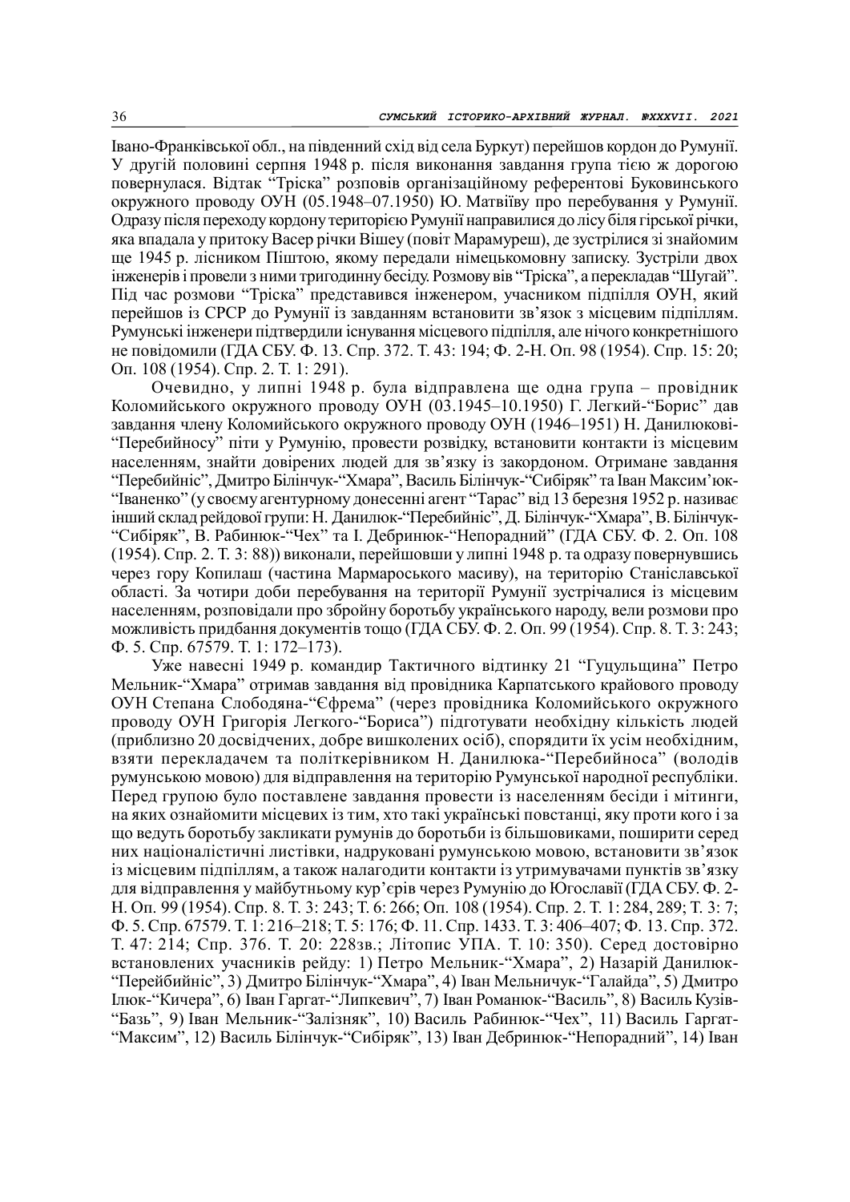Івано-Франківської обл., на південний схід від села Буркут) перейшов кордон до Румунії. У другій половині серпня 1948 р. після виконання завдання група тією ж дорогою повернулася. Відтак "Тріска" розповів організаційному референтові Буковинського окружного проводу ОУН (05.1948–07.1950) Ю. Матвіїву про перебування у Румунії. Одразу після переходу кордону територією Румунії направилися до лісу біля гірської річки, яка впадала у притоку Васер річки Вішеу (повіт Марамуреш), де зустрілися зі знайомим ще 1945 р. лісником Піштою, якому передали німецькомовну записку. Зустріли двох інженерів і провели з ними тригодинну бесіду. Розмову вів "Тріска", а перекладав "Шугай". Під час розмови "Тріска" представився інженером, учасником підпілля ОУН, який перейшов із СРСР до Румунії із завданням встановити зв'язок з місцевим підпіллям. Румунські інженери підтвердили існування місцевого підпілля, але нічого конкретнішого не повідомили (ГДА СБУ. Ф. 13. Спр. 372. Т. 43: 194; Ф. 2-Н. Оп. 98 (1954). Спр. 15: 20; Оп. 108 (1954). Спр. 2. Т. 1: 291).

Очевидно, у липні 1948 р. була відправлена ще одна група – провідник Коломийського окружного проводу ОУН (03.1945–10.1950) Г. Легкий-"Борис" дав завдання члену Коломийського окружного проводу ОУН (1946–1951) Н. Данилюкові-"Перебийносу" піти у Румунію, провести розвідку, встановити контакти із місцевим населенням, знайти довірених людей для зв'язку із закордоном. Отримане завдання "Перебийніс", Дмитро Білінчук-"Хмара", Василь Білінчук-"Сибіряк" та Іван Максим'юк-"Іваненко" (у своєму агентурному донесенні агент "Тарас" від 13 березня 1952 р. називає інший склад рейдової групи: Н. Данилюк-"Перебийніс", Д. Білінчук-"Хмара", В. Білінчук-"Сибіряк", В. Рабинюк-"Чех" та І. Дебринюк-"Непорадний" (ГДА СБУ. Ф. 2. Оп. 108 (1954). Спр. 2. Т. 3: 88)) виконали, перейшовши у липні 1948 р. та одразу повернувшись через гору Копилаш (частина Мармароського масиву), на територію Станіславської області. За чотири доби перебування на території Румунії зустрічалися із місцевим населенням, розповідали про збройну боротьбу українського народу, вели розмови про можливість придбання документів тощо (ГДА СБУ. Ф. 2. Оп. 99 (1954). Спр. 8. Т. 3: 243; Ф. 5. Спр. 67579. Т. 1: 172–173).

Уже навесні 1949 р. командир Тактичного відтинку 21 "Гуцульщина" Петро Мельник-"Хмара" отримав завдання від провідника Карпатського крайового проводу ОУН Степана Слободяна-"Єфрема" (через провідника Коломийського окружного проводу ОУН Григорія Легкого-"Бориса") підготувати необхідну кількість людей (приблизно 20 досвідчених, добре вишколених осіб), спорядити їх усім необхідним, взяти перекладачем та політкерівником Н. Данилюка-"Перебийноса" (володів румунською мовою) для відправлення на територію Румунської народної республіки. Перед групою було поставлене завдання провести із населенням бесіди і мітинги, на яких ознайомити місцевих із тим, хто такі українські повстанці, яку проти кого і за що ведуть боротьбу закликати румунів до боротьби із більшовиками, поширити серед них націоналістичні листівки, надруковані румунською мовою, встановити зв'язок із місцевим підпіллям, а також налагодити контакти із утримувачами пунктів зв'язку для відправлення у майбутньому кур'єрів через Румунію до Югославії (ГДА СБУ. Ф. 2-Н. Оп. 99 (1954). Спр. 8. Т. 3: 243; Т. 6: 266; Оп. 108 (1954). Спр. 2. Т. 1: 284, 289; Т. 3: 7; Ф. 5. Спр. 67579. Т. 1: 216–218; Т. 5: 176; Ф. 11. Спр. 1433. Т. 3: 406–407; Ф. 13. Спр. 372. Т. 47: 214; Спр. 376. Т. 20: 228зв.; Літопис УПА. Т. 10: 350). Серед достовірно встановлених учасників рейду: 1) Петро Мельник-"Хмара", 2) Назарій Данилюк-"Перейбийніс", 3) Дмитро Білінчук-"Хмара", 4) Іван Мельничук-"Галайда", 5) Дмитро Ілюк-"Кичера", 6) Іван Гаргат-"Липкевич", 7) Іван Романюк-"Василь", 8) Василь Кузів-"Базь", 9) Іван Мельник-"Залізняк", 10) Василь Рабинюк-"Чех", 11) Василь Гаргат-"Максим", 12) Василь Білінчук-"Сибіряк", 13) Іван Дебринюк-"Непорадний", 14) Іван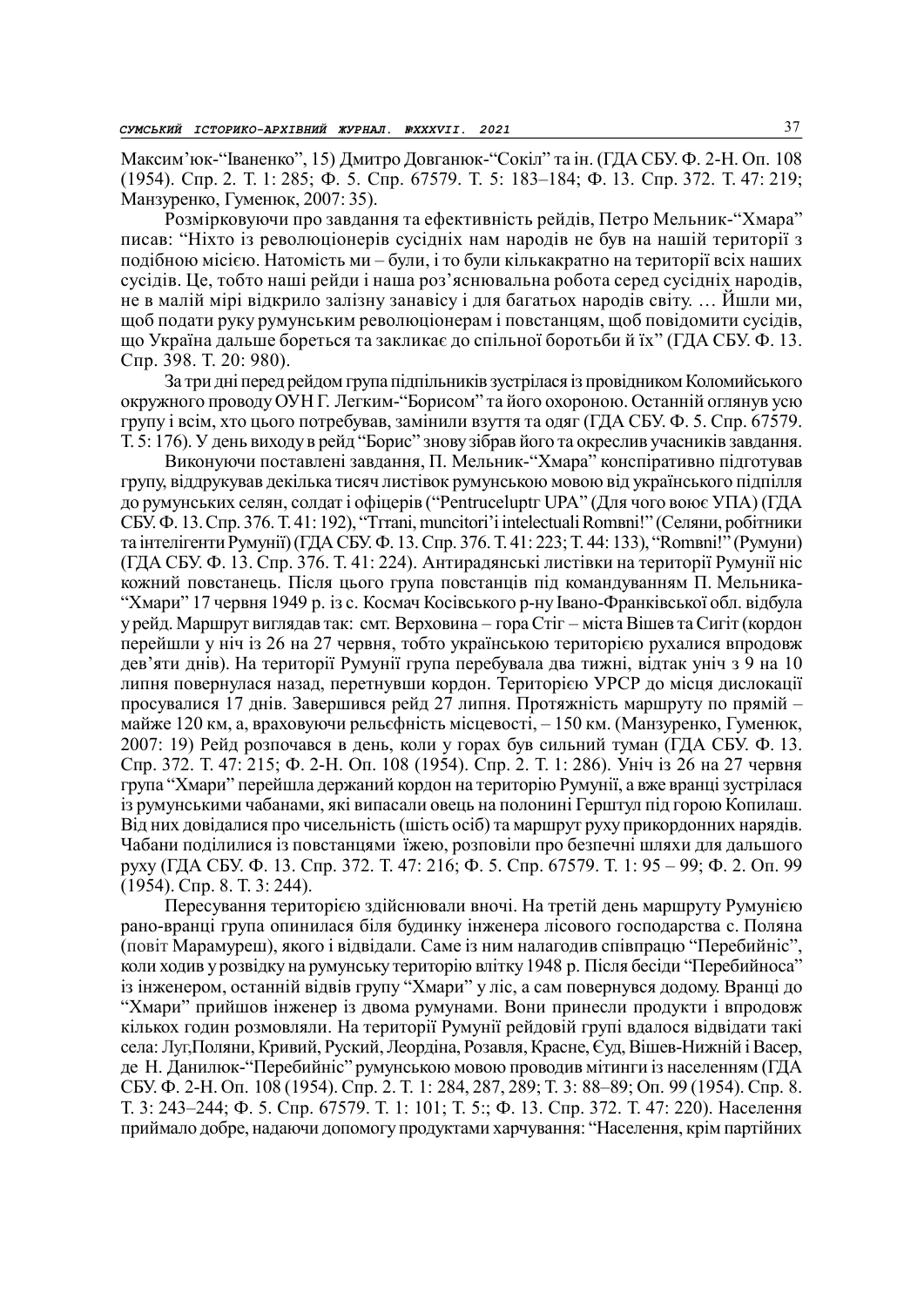Максим'юк-"Іваненко", 15) Дмитро Довганюк-"Сокіл" та ін. (ГДА СБУ. Ф. 2-Н. Оп. 108 (1954). Спр. 2. Т. 1: 285; Ф. 5. Спр. 67579. Т. 5: 183–184; Ф. 13. Спр. 372. Т. 47: 219; Манзуренко, Гуменюк, 2007: 35).

Розмірковуючи про завдання та ефективність рейдів, Петро Мельник-"Хмара" писав: "Ніхто із революціонерів сусідніх нам народів не був на нашій території з подібною місією. Натомість ми – були, і то були кількакратно на території всіх наших сусідів. Це, тобто наші рейди і наша роз'яснювальна робота серед сусідніх народів, не в малій мірі відкрило залізну занавісу і для багатьох народів світу. … Йшли ми, щоб подати руку румунським революціонерам і повстанцям, щоб повідомити сусідів, що Україна дальше бореться та закликає до спільної боротьби й їх" (ГДА СБУ. Ф. 13. Спр. 398. Т. 20: 980).

За три дні перед рейдом група підпільників зустрілася із провідником Коломийського окружного проводу ОУН Г. Легким-"Борисом" та його охороною. Останній оглянув усю групу і всім, хто цього потребував, замінили взуття та одяг (ГДА СБУ. Ф. 5. Спр. 67579. Т. 5: 176). У день виходу в рейд "Борис" знову зібрав його та окреслив учасників завдання.

Виконуючи поставлені завдання, П. Мельник-"Хмара" конспіративно підготував групу, віддрукував декілька тисяч листівок румунською мовою від українського підпілля до румунських селян, солдат і офіцерів ("Pentruceluptr UPA" (Для чого воює УПА) (ГДА СБУ. Ф. 13. Спр. 376. Т. 41: 192), "Trrani, muncitori'i intelectuali Rombni!" (Селяни, робітники та інтелігенти Румунії) (ГДА СБУ. Ф. 13. Спр. 376. Т. 41: 223; Т. 44: 133), "Rombni!" (Румуни) (ГДА СБУ. Ф. 13. Спр. 376. Т. 41: 224). Антирадянські листівки на території Румунії ніс кожний повстанець. Після цього група повстанців під командуванням П. Мельника-"Хмари" 17 червня 1949 р. із с. Космач Косівського р-ну Івано-Франківської обл. відбула у рейд. Маршрут виглядав так: смт. Верховина – гора Стіг – міста Вішев та Сигіт (кордон перейшли у ніч із 26 на 27 червня, тобто українською територією рухалися впродовж дев'яти днів). На території Румунії група перебувала два тижні, відтак уніч з 9 на 10 липня повернулася назад, перетнувши кордон. Територією УРСР до місця дислокації просувалися 17 днів. Завершився рейд 27 липня. Протяжність маршруту по прямій – майже 120 км, а, враховуючи рельєфність місцевості, – 150 км. (Манзуренко, Гуменюк, 2007: 19) Рейд розпочався в день, коли у горах був сильний туман (ГДА СБУ. Ф. 13. Спр. 372. Т. 47: 215; Ф. 2-Н. Оп. 108 (1954). Спр. 2. Т. 1: 286). Уніч із 26 на 27 червня група "Хмари" перейшла державний кордон на територію Румунії, а вже вранці зустрілася із румунськими чабанами, які випасали овець на полонині Герштул під горою Копилаш. Від них довідалися про чисельність (шість осіб) та маршрут руху прикордонних нарядів. Чабани поділилися із повстанцями їжею, розповіли про безпечні шляхи для дальшого руху (ГДА СБУ. Ф. 13. Спр. 372. Т. 47: 216; Ф. 5. Спр. 67579. Т. 1: 95 – 99; Ф. 2. Оп. 99 (1954). Спр. 8. Т. 3: 244).

Пересування територією здійснювали вночі. На третій день маршруту Румунією рано-вранці група опинилася біля будинку інженера лісового господарства с. Поляна (повіт Марамуреш), якого і відвідали. Саме із ним налагодив співпрацю "Перебийніс", коли ходив у розвідку на румунську територію влітку 1948 р. Після бесіди "Перебийноса" із інженером, останній відвів групу "Хмари" у ліс, а сам повернувся додому. Вранці до "Хмари" прийшов інженер із двома румунами. Вони принесли продукти і впродовж кількох годин розмовляли. На території Румунії рейдовій групі вдалося відвідати такі села: Луг,Поляни, Кривий, Руский, Леордіна, Розавля, Красне, Єуд, Вішев-Нижній і Васер, де Н. Данилюк-"Перебийніс" румунською мовою проводив мітинги із населенням (ГДА СБУ. Ф. 2-Н. Оп. 108 (1954). Спр. 2. Т. 1: 284, 287, 289; Т. 3: 88–89; Оп. 99 (1954). Спр. 8. Т. 3: 243–244; Ф. 5. Спр. 67579. Т. 1: 101; Т. 5:; Ф. 13. Спр. 372. Т. 47: 220). Населення приймало добре, надаючи допомогу продуктами харчування: "Населення, крім партійних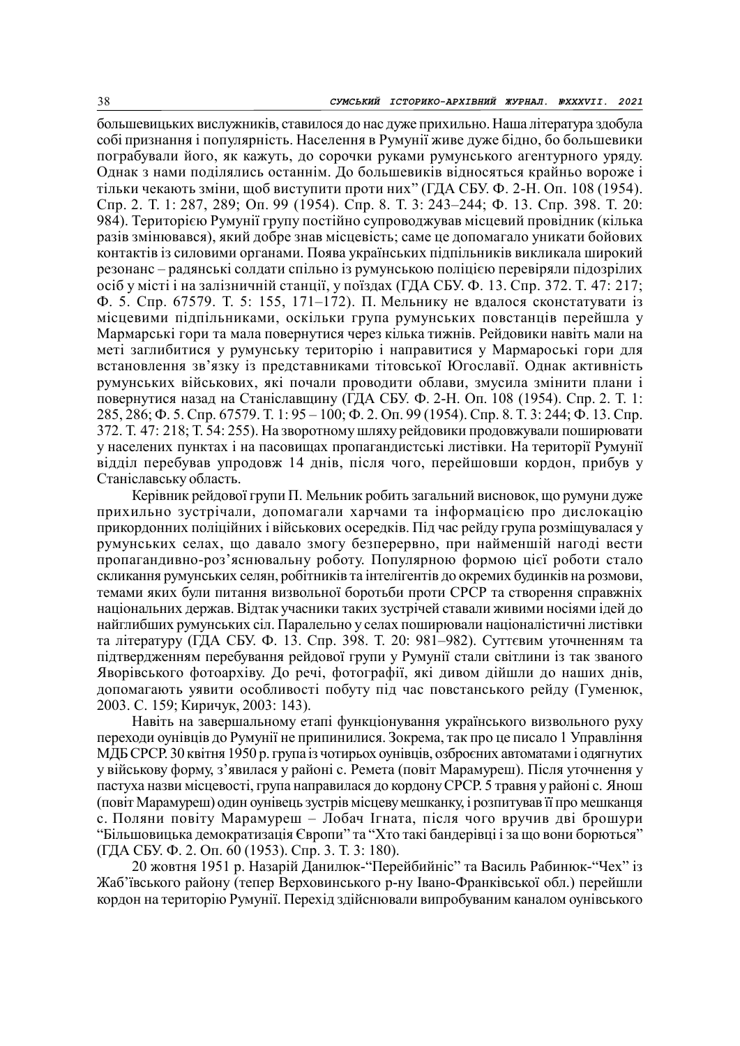большевицьких вислужників, ставилося до нас дуже прихильно. Наша література здобула собі признання і популярність. Населення в Румунії живе дуже бідно, бо большевики пограбували його, як кажуть, до сорочки руками румунського агентурного уряду. Однак з нами поділялись останнім. До большевиків відносяться крайньо вороже і тільки чекають зміни, щоб виступити проти них" (ГДА СБУ. Ф. 2-Н. Оп. 108 (1954). Спр. 2. Т. 1: 287, 289; Оп. 99 (1954). Спр. 8. Т. 3: 243–244; Ф. 13. Спр. 398. Т. 20: 984). Територією Румунії групу постійно супроводжував місцевий провідник (кілька разів змінювався), який добре знав місцевість; саме це допомагало уникати бойових контактів із силовими органами. Поява українських підпільників викликала широкий резонанс – радянські солдати спільно із румунською поліцією перевіряли підозрілих осіб у місті і на залізничній станції, у поїздах (ГДА СБУ. Ф. 13. Спр. 372. Т. 47: 217; Ф. 5. Спр. 67579. Т. 5: 155, 171–172). П. Мельнику не вдалося сконстатувати із місцевими підпільниками, оскільки група румунських повстанців перейшла у Мармарські гори та мала повернутися через кілька тижнів. Рейдовики навіть мали на меті заглибитися у румунську територію і направитися у Мармароські гори для встановлення зв'язку із представниками тітовської Югославії. Однак активність румунських військових, які почали проводити облави, змусила змінити плани і повернутися назад на Станіславщину (ГДА СБУ. Ф. 2-Н. Оп. 108 (1954). Спр. 2. Т. 1: 285, 286; Ф. 5. Спр. 67579. Т. 1: 95 – 100; Ф. 2. Оп. 99 (1954). Спр. 8. Т. 3: 244; Ф. 13. Спр. 372. Т. 47: 218; Т. 54: 255). На зворотному шляху рейдовики продовжували поширювати у населених пунктах і на пасовищах пропагандистські листівки. На території Румунії відділ перебував упродовж 14 днів, після чого, перейшовши кордон, прибув у Станіславську область.

Керівник рейдової групи П. Мельник робить загальний висновок, що румуни дуже прихильно зустрічали, допомагали харчами та інформацією про дислокацію прикордонних поліційних і військових осередків. Під час рейду група розміщувалася у румунських селах, що давало змогу безперервно, при найменшій нагоді вести пропагандивно-роз'яснювальну роботу. Популярною формою цієї роботи стало скликання румунських селян, робітників та інтелігентів до окремих будинків на розмови, темами яких були питання визвольної боротьби проти СРСР та створення справжніх національних держав. Відтак учасники таких зустрічей ставали живими носіями ідей до найглибших румунських сіл. Паралельно у селах поширювали націоналістичні листівки та літературу (ГДА СБУ. Ф. 13. Спр. 398. Т. 20: 981–982). Суттєвим уточненням та підтвердженням перебування рейдової групи у Румунії стали світлини із так званого Яворівського фотоархіву. До речі, фотографії, які дивом дійшли до наших днів, допомагають уявити особливості побуту під час повстанського рейду (Гуменюк, 2003. С. 159; Киричук, 2003: 143).

Навіть на завершальному етапі функціонування українського визвольного руху переходи оунівців до Румунії не припинилися. Зокрема, так про це писало 1 Управління МДБ СРСР. 30 квітня 1950 р. група із чотирьох оунівців, озброєних автоматами і одягнутих у військову форму, з'явилася у районі с. Ремета (повіт Марамуреш). Після уточнення у пастуха назви місцевості, група направилася до кордону СРСР. 5 травня у районі с. Янош (повіт Марамуреш) один оунівець зустрів місцеву мешканку, і розпитував її про мешканця с. Поляни повіту Марамуреш – Лобач Ігната, після чого вручив дві брошури "Більшовицька демократизація Європи" та "Хто такі бандерівці і за що вони борються" (ГДА СБУ. Ф. 2. Оп. 60 (1953). Спр. 3. Т. 3: 180).

20 жовтня 1951 р. Назарій Данилюк-"Перейбийніс" та Василь Рабинюк-"Чех" із Жаб'ївського району (тепер Верховинського р-ну Івано-Франківської обл.) перейшли кордон на територію Румунії. Перехід здійснювали випробуваним каналом оунівського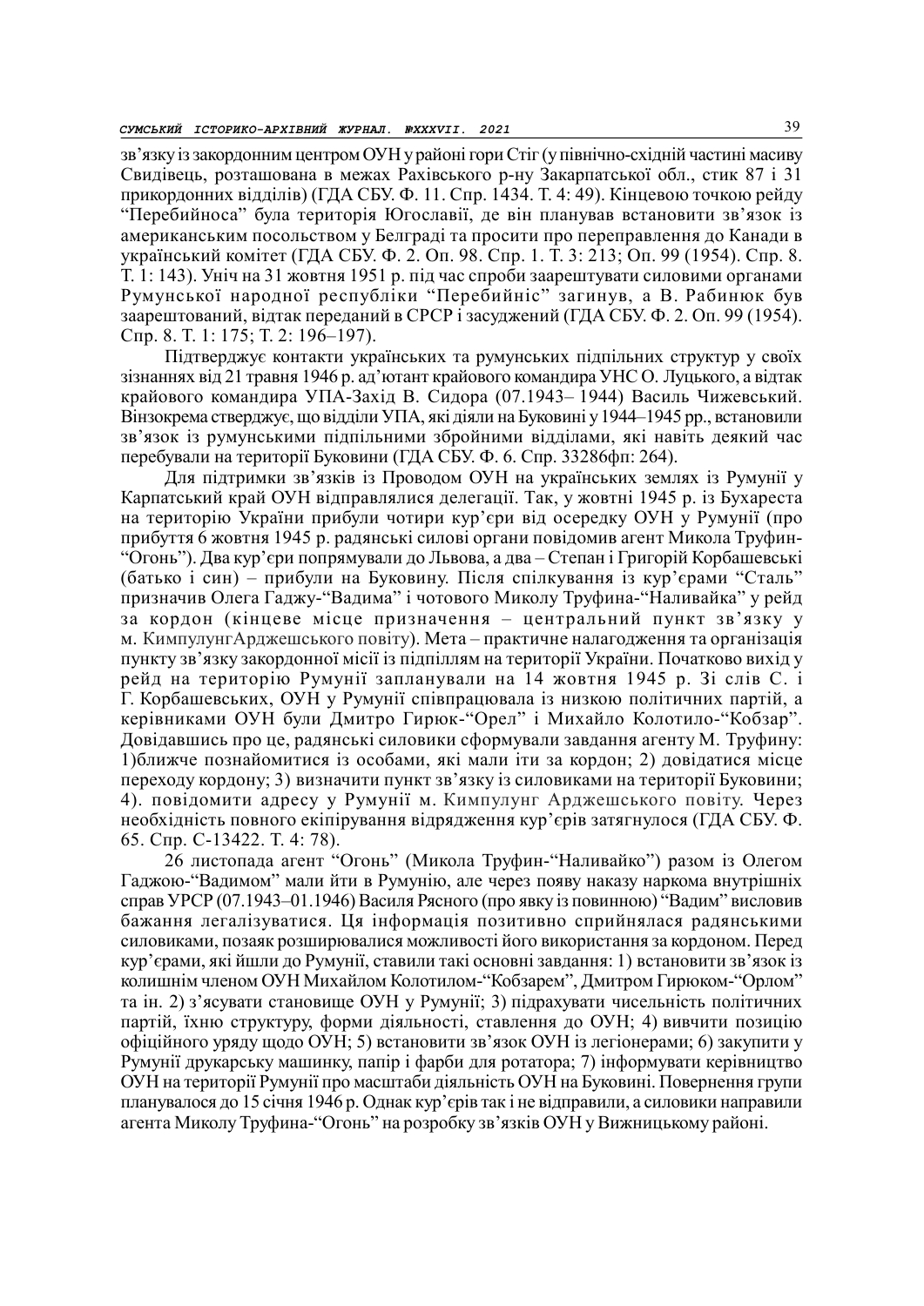зв'язку із закордонним центром ОУН у районі гори Стіг (у північно-східній частині масиву Свидівець, розташована в межах Рахівського р-ну Закарпатської обл., стик 87 і 31 прикордонних відділів) (ГДА СБУ. Ф. 11. Спр. 1434. Т. 4: 49). Кінцевою точкою рейду "Перебийноса" була територія Югославії, де він планував встановити зв'язок із американським посольством у Белграді та просити про переправлення до Канади в український комітет (ГДА СБУ. Ф. 2. Оп. 98. Спр. 1. Т. 3: 213; Оп. 99 (1954). Спр. 8. Т. 1: 143). Уніч на 31 жовтня 1951 р. під час спроби заарештувати силовими органами Румунської народної республіки "Перебийніс" загинув, а В. Рабинюк був заарештований, відтак переданий в СРСР і засуджений (ГДА СБУ. Ф. 2. Оп. 99 (1954). Спр. 8. Т. 1: 175; Т. 2: 196–197).

Підтверджує контакти українських та румунських підпільних структур у своїх зізнаннях від 21 травня 1946 р. ад'ютант крайового командира УНС О. Луцького, а відтак крайового командира УПА-Захід В. Сидора (07.1943– 1944) Василь Чижевський. Вінзокрема стверджує, що відділи УПА, які діяли на Буковині у 1944–1945 рр., встановили зв'язок із румунськими підпільними збройними відділами, які навіть деякий час перебували на території Буковини (ГДА СБУ. Ф. 6. Спр. 33286фп: 264).

Для підтримки зв'язків із Проводом ОУН на українських землях із Румунії у Карпатський край ОУН відправлялися делегації. Так, у жовтні 1945 р. із Бухареста на територію України прибули чотири кур'єри від осередку ОУН у Румунії (про прибуття 6 жовтня 1945 р. радянські силові органи повідомив агент Микола Труфин-"Огонь"). Два кур'єри попрямували до Львова, а два – Степан і Григорій Корбашевські (батько і син) – прибули на Буковину. Після спілкування із кур'єрами "Сталь" призначив Олега Гаджу-"Вадима" і чотового Миколу Труфина-"Наливайка" у рейд за кордон (кінцеве місце призначення – центральний пункт зв'язку у м. КимпулунгАрджешського повіту). Мета – практичне налагодження та організація пункту зв'язку закордонної місії із підпіллям на території України. Початково вихід у рейд на територію Румунії запланували на 14 жовтня 1945 р. Зі слів С. і Г. Корбашевських, ОУН у Румунії співпрацювала із низкою політичних партій, а керівниками ОУН були Дмитро Гирюк-"Орел" і Михайло Колотило-"Кобзар". Довідавшись про це, радянські силовики сформували завдання агенту М. Труфину: 1)ближче познайомитися із особами, які мали іти за кордон; 2) довідатися місце переходу кордону; 3) визначити пункт зв'язку із силовиками на території Буковини; 4). повідомити адресу у Румунії м. Кимпулунг Арджешського повіту. Через необхідність повного екіпірування відрядження кур'єрів затягнулося (ГДА СБУ. Ф. 65. Спр. С-13422. Т. 4: 78).

26 листопада агент "Огонь" (Микола Труфин-"Наливайко") разом із Олегом Гаджою-"Вадимом" мали йти в Румунію, але через появу наказу наркома внутрішніх справ УРСР (07.1943–01.1946) Василя Рясного (про явку із повинною) "Вадим" висловив бажання легалізуватися. Ця інформація позитивно сприйнялася радянськими силовиками, позаяк розширювалися можливості його використання за кордоном. Перед кур'єрами, які йшли до Румунії, ставили такі основні завдання: 1) встановити зв'язок із колишнім членом ОУН Михайлом Колотилом-"Кобзарем", Дмитром Гирюком-"Орлом" та ін. 2) з'ясувати становище ОУН у Румунії; 3) підрахувати чисельність політичних партій, їхню структуру, форми діяльності, ставлення до ОУН; 4) вивчити позицію офіційного уряду щодо ОУН; 5) встановити зв'язок ОУН із легіонерами; 6) закупити у Румунії друкарську машинку, папір і фарби для ротатора; 7) інформувати керівництво ОУН на території Румунії про масштаби діяльність ОУН на Буковині. Повернення групи планувалося до 15 січня 1946 р. Однак кур'єрів так і не відправили, а силовики направили агента Миколу Труфина-"Огонь" на розробку зв'язків ОУН у Вижницькому районі.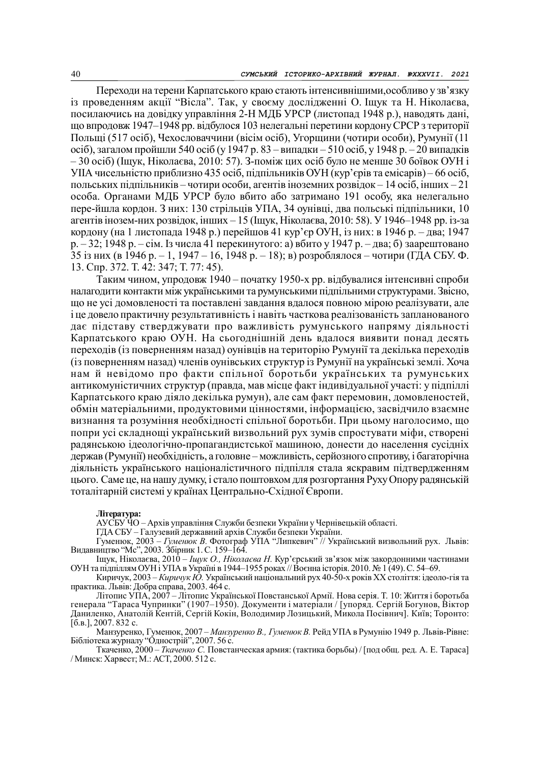Переходи на терени Карпатського краю стають інтенсивнішими,особливо у зв'язку із проведенням акції "Вісла". Так, у своєму дослідженні О. Іщук та Н. Ніколаєва, посилаючись на довідку управління 2-Н МДБ УРСР (листопад 1948 р.), наводять дані, що впродовж 1947–1948 рр. відбулося 103 нелегальні перетини кордону СРСР з території Польщі (517 осіб), Чехословаччини (вісім осіб), Угорщини (чотири особи), Румунії (11 осіб), загалом пройшли 540 осіб (у 1947 р. 83 – випадки – 510 осіб, у 1948 р. – 20 випадків – 30 осіб) (Іщук, Ніколаєва, 2010: 57). З-поміж цих осіб було не менше 30 боївок ОУН і УПА чисельністю приблизно 435 осіб, підпільників ОУН (кур'єрів та емісарів) – 66 осіб, польських підпільників – чотири особи, агентів іноземних розвідок – 14 осіб, інших – 21 особа. Органами МДБ УРСР було вбито або затримано 191 особу, яка нелегально пере-йшла кордон. З них: 130 стрільців УПА, 34 оунівці, два польські підпільники, 10 агентів іноземних розвідок, інших – 15 (Іщук, Ніколаєва, 2010: 58). У 1946–1948 рр. із-за кордону (на 1 листопада 1948 р.) перейшов 41 кур'єр ОУН, із них: в 1946 р. – два; 1947 р. – 32; 1948 р. – сім. Із числа 41 перекинутого: а) вбито у 1947 р. – два; б) заарештовано 35 із них (в 1946 р. – 1, 1947 – 16, 1948 р. – 18); в) розроблялося – чотири (ГДА СБУ. Ф. 13. Спр. 372. Т. 42: 347; Т. 77: 45).

Таким чином, упродовж 1940 – початку 1950-х рр. відбувалися інтенсивні спроби налагодити контакти між українськими та румунськими підпільними структурами. Звісно, що не усі домовленості та поставлені завдання вдалося повною мірою реалізувати, але і це довело практичну результативність і навіть часткова реалізованість запланованого дає підставу стверджувати про важливість румунського напряму діяльності Карпатського краю ОУН. На сьогоднішній день вдалося виявити понад десять переходів (із поверненням назад) оунівців на територію Румунії та декілька переходів (із поверненням назад) членів оунівських структур із Румунії на українські землі. Хоча нам й невідомо про факти спільної боротьби українських та румунських антикомуністичних структур (правда, мав місце факт індивідуальної участі: у підпіллі Карпатського краю діяло декілька румун), але сам факт перемовин, домовленостей, обмін матеріальними, продуктовими цінностями, інформацією, засвідчило взаємне визнання та розуміння необхідності спільної боротьби. При цьому наголосимо, що попри усі складнощі український визвольний рух зумів спростувати міфи, створені радянською ідеологічно-пропагандистської машиною, донести до населення сусідніх держав (Румунії) необхідність, а головне – можливість, серйозного спротиву, і багаторічна діяльність українського націоналістичного підпілля стала яскравим підтвердженням цього. Саме це, на нашу думку, і стало поштовхом для розгортання Руху Опору радянській тоталітарній системі у країнах Центрально-Східної Європи.

**Література:**

АУСБУ ЧО – Архів управління Служби безпеки України у Чернівецькій області.

ГДА СБУ – Галузевий державний архів Служби безпеки України.

Гуменюк, 2003 – *Гуменюк В.* Фотограф УПА "Липкевич" // Український визвольний рух. Львів: Видавництво "Мс", 2003. Збірник 1. С. 159–164.

Іщук, Ніколаєва, 2010 – *Іщук О., Ніколаєва Н.* Кур'єрський зв'язок між закордонними частинами ОУН та підпіллям ОУН і УПА в Україні в 1944–1955 роках // Воєнна історія. 2010. № 1 (49). С. 54–69.

Киричук, 2003 – *Киричук Ю.* Український національний рух 40-50-х років ХХ століття: ідеоло-гія та практика. Львів: Добра справа, 2003. 464 с.

Літопис УПА, 2007 – Літопис Української Повстанської Армії. Нова серія. Т. 10: Життя і боротьба генерала "Тараса Чупринки" (1907–1950). Документи і матеріали / [упоряд. Сергій Богунов, Віктор Даниленко, Анатолій Кентій, Сергій Кокін, Володимир Лозицький, Микола Посівнич]. Київ; Торонто: [б.в.], 2007. 832 с.

Манзуренко, Гуменюк, 2007 – *Манзуренко В., Гуменюк В.* Рейд УПА в Румунію 1949 р. Львів-Рівне: Бібліотека журналу "Однострій", 2007. 56 с.

Ткаченко, 2000 – *Ткаченко С.* Повстанческая армия: (тактика борьбы) / [под общ. ред. А. Е. Тараса] / Минск: Харвест; М.: АСТ, 2000. 512 с.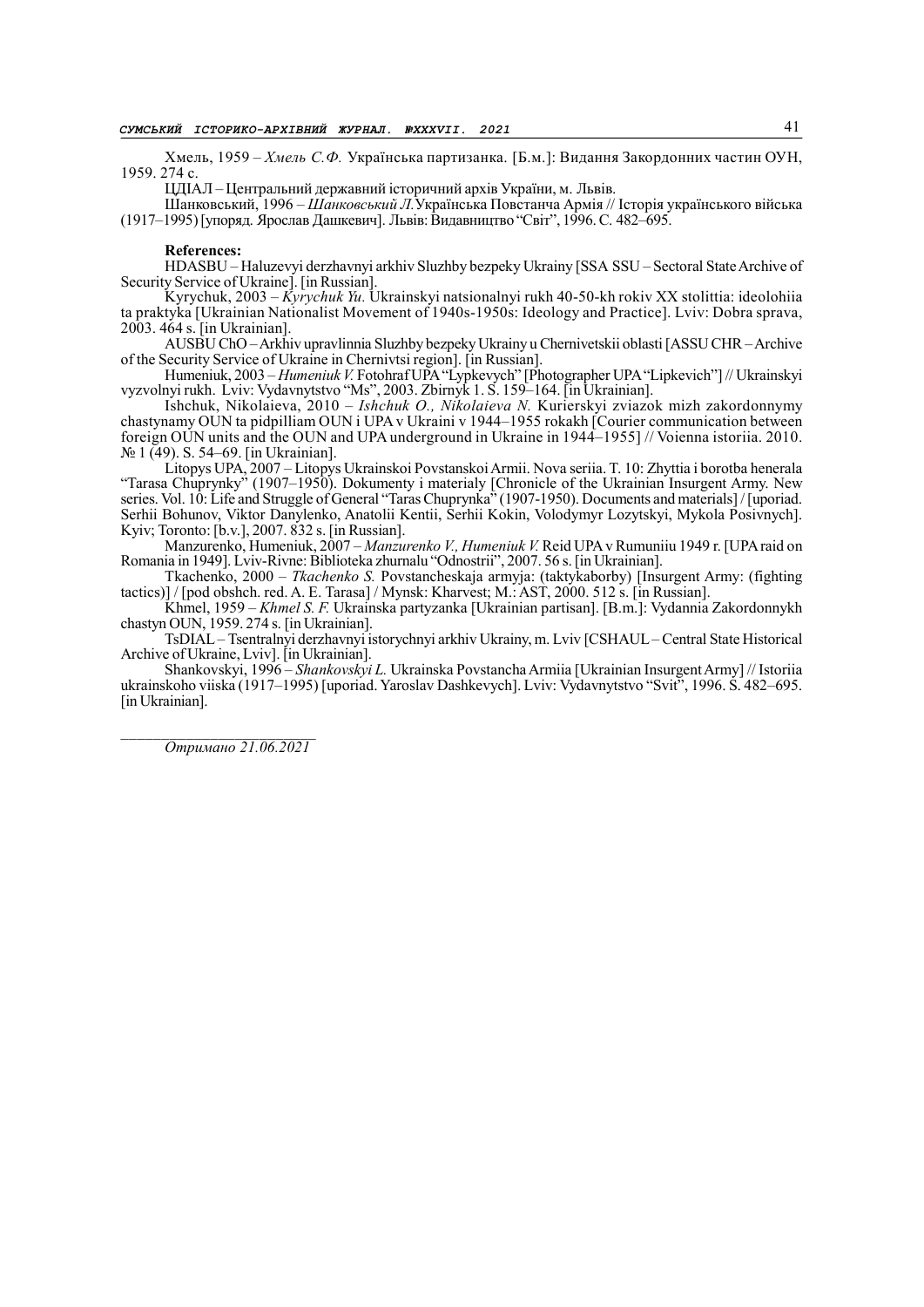Хмель, 1959 – *Хмель С.Ф.* Українська партизанка. [Б.м.]: Видання Закордонних частин ОУН, 1959. 274 с.

ЦДІАЛ – Центральний державний історичний архів України, м. Львів.

Шанковський, 1996 – *Шанковський Л.*Українська Повстанча Армія // Історія українського війська (1917–1995) [упоряд. Ярослав Дашкевич]. Львів: Видавництво "Світ", 1996. С. 482–695.

**References:**

HDASBU – Haluzevyi derzhavnyi arkhiv Sluzhby bezpeky Ukrainy [SSA SSU – Sectoral State Archive of Security Service of Ukraine]. [in Russian].

Kyrychuk, 2003 – *Kyrychuk Yu.* Ukrainskyi natsionalnyi rukh 40-50-kh rokiv XX stolittia: ideolohiia ta praktyka [Ukrainian Nationalist Movement of 1940s-1950s: Ideology and Practice]. Lviv: Dobra sprava, 2003. 464 s. [in Ukrainian].

AUSBU ChO – Arkhiv upravlinnia Sluzhby bezpeky Ukrainy u Chernivetskii oblasti [ASSU CHR – Archive of the Security Service of Ukraine in Chernivtsi region]. [in Russian].

Humeniuk, 2003 – *Humeniuk V.* Fotohraf UPA "Lypkevych" [Photographer UPA "Lipkevich"] // Ukrainskyi vyzvolnyi rukh. Lviv: Vydavnytstvo "Ms", 2003. Zbirnyk 1. S. 159–164. [in Ukrainian].

Ishchuk, Nikolaieva, 2010 – *Ishchuk O., Nikolaieva N.* Kurierskyi zviazok mizh zakordonnymy chastynamy OUN ta pidpilliam OUN i UPA v Ukraini v 1944–1955 rokakh [Courier communication between foreign OUN units and the OUN and UPA underground in Ukraine in 1944–1955] // Voienna istoriia. 2010. № 1 (49). S. 54–69. [in Ukrainian].

Litopys UPA, 2007 – Litopys Ukrainskoi Povstanskoi Armii. Nova seriia. T. 10: Zhyttia i borotba henerala "Tarasa Chuprynky" (1907–1950). Dokumenty i materialy [Chronicle of the Ukrainian Insurgent Army. New series. Vol. 10: Life and Struggle of General "Taras Chuprynka" (1907-1950). Documents and materials] / [uporiad. Serhii Bohunov, Viktor Danylenko, Anatolii Kentii, Serhii Kokin, Volodymyr Lozytskyi, Mykola Posivnych]. Kyiv; Toronto: [b.v.], 2007. 832 s. [in Russian].

Manzurenko, Humeniuk, 2007 – *Manzurenko V., Humeniuk V.* Reid UPA v Rumuniiu 1949 r. [UPA raid on Romania in 1949]. Lviv-Rivne: Biblioteka zhurnalu "Odnostrii", 2007. 56 s. [in Ukrainian].

Tkachenko, 2000 – *Tkachenko S.* Povstancheskaja armyja: (taktykaborby) [Insurgent Army: (fighting tactics)] / [pod obshch. red. A. E. Tarasa] / Mynsk: Kharvest; M.: AST, 2000. 512 s. [in Russian].

Khmel, 1959 – *Khmel S. F.* Ukrainska partyzanka [Ukrainian partisan]. [B.m.]: Vydannia Zakordonnykh chastyn OUN, 1959. 274 s. [in Ukrainian].

TsDIAL – Tsentralnyi derzhavnyi istorychnyi arkhiv Ukrainy, m. Lviv [CSHAUL – Central State Historical Archive of Ukraine, Lviv]. [in Ukrainian].

Shankovskyi, 1996 – *Shankovskyi L.* Ukrainska Povstancha Armiia [Ukrainian Insurgent Army] // Istoriia ukrainskoho viiska (1917–1995) [uporiad. Yaroslav Dashkevych]. Lviv: Vydavnytstvo "Svit", 1996. S. 482–695. [in Ukrainian].

---

*Отримано 21.06.2021*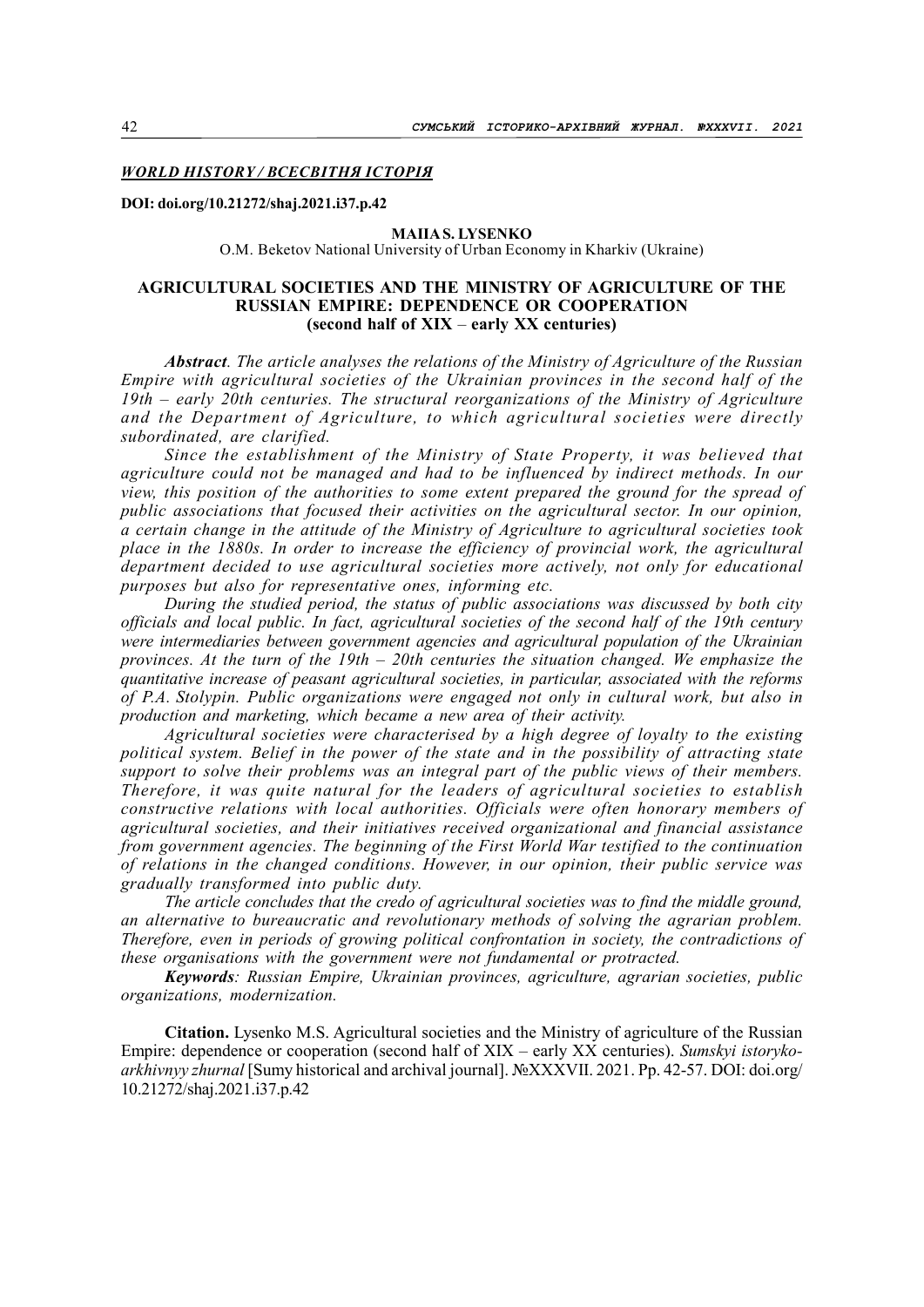## *WORLD HISTORY / ВСЕСВІТНЯ ІСТОРІЯ*

**DOI: doi.org/10.21272/shaj.2021.i37.p.42**

**MAIIA S. LYSENKO**

O.M. Beketov National University of Urban Economy in Kharkiv (Ukraine)

# AGRICULTURAL SOCIETIES AND THE MINISTRY OF AGRICULTURE OF THE RUSSIAN EMPIRE: DEPENDENCE OR COOPERATION (second half of XIX – early XX centuries)

***Abstract****. The article analyses the relations of the Ministry of Agriculture of the Russian Empire with agricultural societies of the Ukrainian provinces in the second half of the 19th – early 20th centuries. The structural reorganizations of the Ministry of Agriculture and the Department of Agriculture, to which agricultural societies were directly subordinated, are clarified.*

*Since the establishment of the Ministry of State Property, it was believed that agriculture could not be managed and had to be influenced by indirect methods. In our view, this position of the authorities to some extent prepared the ground for the spread of public associations that focused their activities on the agricultural sector. In our opinion, a certain change in the attitude of the Ministry of Agriculture to agricultural societies took place in the 1880s. In order to increase the efficiency of provincial work, the agricultural department decided to use agricultural societies more actively, not only for educational purposes but also for representative ones, informing etc.*

*During the studied period, the status of public associations was discussed by both city officials and local public. In fact, agricultural societies of the second half of the 19th century were intermediaries between government agencies and agricultural population of the Ukrainian provinces. At the turn of the 19th – 20th centuries the situation changed. We emphasize the quantitative increase of peasant agricultural societies, in particular, associated with the reforms of P.A. Stolypin. Public organizations were engaged not only in cultural work, but also in production and marketing, which became a new area of their activity.*

*Agricultural societies were characterised by a high degree of loyalty to the existing political system. Belief in the power of the state and in the possibility of attracting state support to solve their problems was an integral part of the public views of their members. Therefore, it was quite natural for the leaders of agricultural societies to establish constructive relations with local authorities. Officials were often honorary members of agricultural societies, and their initiatives received organizational and financial assistance from government agencies. The beginning of the First World War testified to the continuation of relations in the changed conditions. However, in our opinion, their public service was gradually transformed into public duty.*

*The article concludes that the credo of agricultural societies was to find the middle ground, an alternative to bureaucratic and revolutionary methods of solving the agrarian problem. Therefore, even in periods of growing political confrontation in society, the contradictions of these organisations with the government were not fundamental or protracted.*

***Keywords****: Russian Empire, Ukrainian provinces, agriculture, agrarian societies, public organizations, modernization.*

**Citation.** Lysenko M.S. Agricultural societies and the Ministry of agriculture of the Russian Empire: dependence or cooperation (second half of XIX – early XX centuries). *Sumskyi istoryko-arkhivnyy zhurnal* [Sumy historical and archival journal]. №XXXVII. 2021. Pp. 42-57. DOI: doi.org/10.21272/shaj.2021.i37.p.42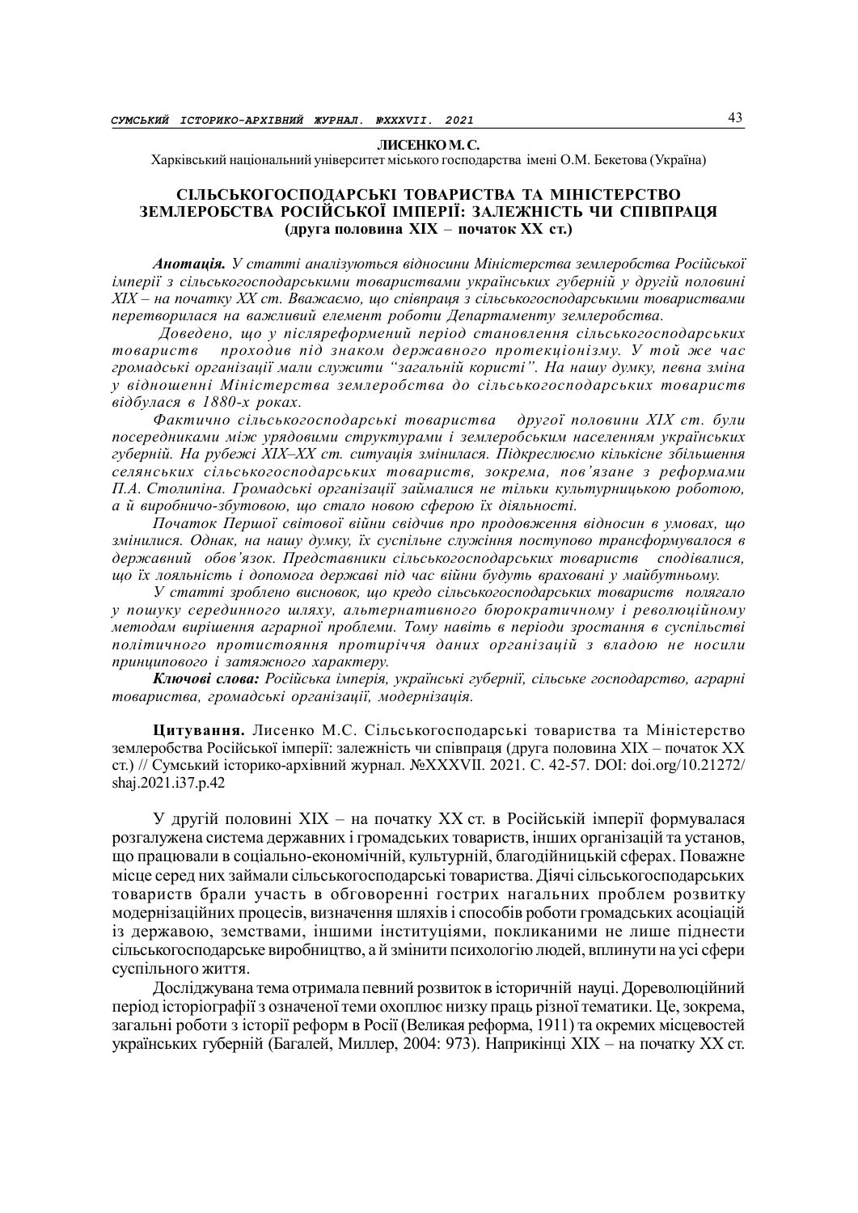**ЛИСЕНКО М.С.**

Харківський національний університет міського господарства імені О.М. Бекетова (Україна)

# СІЛЬСЬКОГОСПОДАРСЬКІ ТОВАРИСТВА ТА МІНІСТЕРСТВО ЗЕМЛЕРОБСТВА РОСІЙСЬКОЇ ІМПЕРІЇ: ЗАЛЕЖНІСТЬ ЧИ СПІВПРАЦЯ (друга половина XIX – початок XX ст.)

***Анотація.*** *У статті аналізуються відносини Міністерства землеробства Російської імперії з сільськогосподарськими товариствами українських губерній у другій половині XIX – на початку XX ст. Вважаємо, що співпраця з сільськогосподарськими товариствами перетворилася на важливий елемент роботи Департаменту землеробства.*

*Доведено, що у післяреформений період становлення сільськогосподарських товариств проходив під знаком державного протекціонізму. У той же час громадські організації мали служити "загальній користі". На нашу думку, певна зміна у відношенні Міністерства землеробства до сільськогосподарських товариств відбулася в 1880-х роках.*

*Фактично сільськогосподарські товариства другої половини XIX ст. були посередниками між урядовими структурами і землеробським населенням українських губерній. На рубежі XIX–XX ст. ситуація змінилася. Підкреслюємо кількісне збільшення селянських сільськогосподарських товариств, зокрема, пов'язане з реформами П.А. Столипіна. Громадські організації займалися не тільки культурницькою роботою, а й виробничо-збутовою, що стало новою сферою їх діяльності.*

*Початок Першої світової війни свідчив про продовження відносин в умовах, що змінилися. Однак, на нашу думку, їх суспільне служіння поступово трансформувалося в державний обов'язок. Представники сільськогосподарських товариств сподівалися, що їх лояльність і допомога державі під час війни будуть враховані у майбутньому.*

*У статті зроблено висновок, що кредо сільськогосподарських товариств полягало у пошуку серединного шляху, альтернативного бюрократичному і революційному методам вирішення аграрної проблеми. Тому навіть в періоди зростання в суспільстві політичного протистояння протиріччя даних організацій з владою не носили принципового і затяжного характеру.*

***Ключові слова:*** *Російська імперія, українські губернії, сільське господарство, аграрні товариства, громадські організації, модернізація.*

**Цитування.** Лисенко М.С. Сільськогосподарські товариства та Міністерство землеробства Російської імперії: залежність чи співпраця (друга половина XIX – початок XX ст.) // Сумський історико-архівний журнал. №XXXVII. 2021. С. 42-57. DOI: doi.org/10.21272/shaj.2021.i37.p.42

У другій половині XIX – на початку XX ст. в Російській імперії формувалася розгалужена система державних і громадських товариств, інших організацій та установ, що працювали в соціально-економічній, культурній, благодійницькій сферах. Поважне місце серед них займали сільськогосподарські товариства. Діячі сільськогосподарських товариств брали участь в обговоренні гострих нагальних проблем розвитку модернізаційних процесів, визначення шляхів і способів роботи громадських асоціацій із державою, земствами, іншими інституціями, покликаними не лише піднести сільськогосподарське виробництво, а й змінити психологію людей, вплинути на усі сфери суспільного життя.

Досліджувана тема отримала певний розвиток в історичній науці. Дореволюційний період історіографії з означеної теми охоплює низку праць різної тематики. Це, зокрема, загальні роботи з історії реформ в Росії (Великая реформа, 1911) та окремих місцевостей українських губерній (Багалей, Миллер, 2004: 973). Наприкінці XIX – на початку XX ст.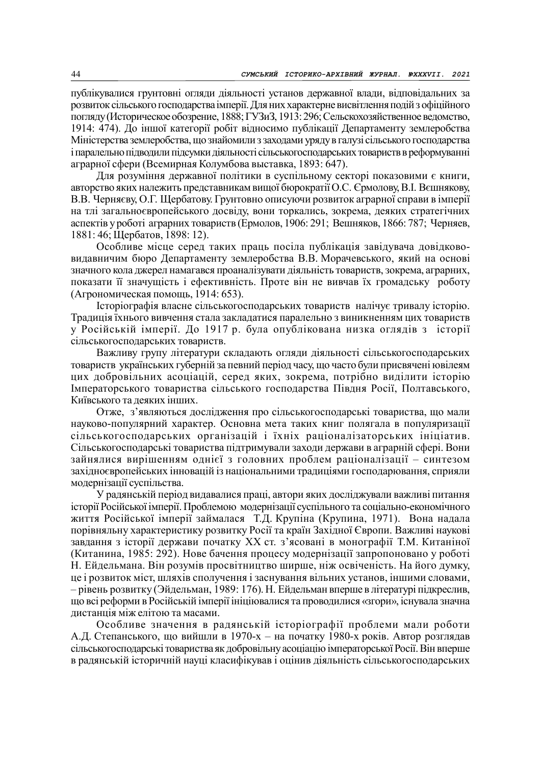публікувалися грунтовні огляди діяльності установ державної влади, відповідальних за розвиток сільського господарства імперії. Для них характерне висвітлення подій з офіційного погляду (Историческое обозрение, 1888; ГУЗиЗ, 1913: 296; Сельскохозяйственное ведомство, 1914: 474). До іншої категорії робіт відносимо публікації Департаменту землеробства Міністерства землеробства, що знайомили з заходами уряду в галузі сільського господарства і паралельно підводили підсумки діяльності сільськогосподарських товариств в реформуванні аграрної сфери (Всемирная Колумбова выставка, 1893: 647).

Для розуміння державної політики в суспільному секторі показовими є книги, авторство яких належить представникам вищої бюрократії О.С. Єрмолову, В.І. Вєшнякову, В.В. Черняєву, О.Г. Щербатову. Грунтовно описуючи розвиток аграрної справи в імперії на тлі загальноєвропейського досвіду, вони торкались, зокрема, деяких стратегічних аспектів у роботі аграрних товариств (Ермолов, 1906: 291; Вешняков, 1866: 787; Черняев, 1881: 46; Щербатов, 1898: 12).

Особливе місце серед таких праць посіла публікація завідувача довідково-видавничим бюро Департаменту землеробства В.В. Морачевського, який на основі значного кола джерел намагався проаналізувати діяльність товариств, зокрема, аграрних, показати її значущість і ефективність. Проте він не вивчав їх громадську роботу (Агрономическая помощь, 1914: 653).

Історіографія власне сільськогосподарських товариств налічує тривалу історію. Традиція їхнього вивчення стала закладатися паралельно з виникненням цих товариств у Російській імперії. До 1917 р. була опублікована низка оглядів з історії сільськогосподарських товариств.

Важливу групу літератури складають огляди діяльності сільськогосподарських товариств українських губерній за певний період часу, що часто були присвячені ювілеям цих добровільних асоціацій, серед яких, зокрема, потрібно виділити історію Імператорського товариства сільського господарства Півдня Росії, Полтавського, Київського та деяких інших.

Отже, з'являються дослідження про сільськогосподарські товариства, що мали науково-популярний характер. Основна мета таких книг полягала в популяризації сільськогосподарських організацій і їхніх раціоналізаторських ініціатив. Сільськогосподарські товариства підтримували заходи держави в аграрній сфері. Вони зайнялися вирішенням однієї з головних проблем раціоналізації – синтезом західноєвропейських інновацій із національними традиціями господарювання, сприяли модернізації суспільства.

У радянський період видавалися праці, автори яких досліджували важливі питання історії Російської імперії. Проблемою модернізації суспільного та соціально-економічного життя Російської імперії займалася Т.Д. Крупіна (Крупина, 1971). Вона надала порівняльну характеристику розвитку Росії та країн Західної Європи. Важливі наукові завдання з історії держави початку XX ст. з'ясовані в монографії Т.М. Китаніної (Китанина, 1985: 292). Нове бачення процесу модернізації запропоновано у роботі Н. Ейдельмана. Він розумів просвітництво ширше, ніж освіченість. На його думку, це і розвиток міст, шляхів сполучення і заснування вільних установ, іншими словами, – рівень розвитку (Эйдельман, 1989: 176). Н. Ейдельман вперше в літературі підкреслив, що всі реформи в Російській імперії ініціювалися та проводилися «згори», існувала значна дистанція між елітою та масами.

Особливе значення в радянській історіографії проблеми мали роботи А.Д. Степанського, що вийшли в 1970-х – на початку 1980-х років. Автор розглядав сільськогосподарські товариства як добровільну асоціацію імператорської Росії. Він вперше в радянській історичній науці класифікував і оцінив діяльність сільськогосподарських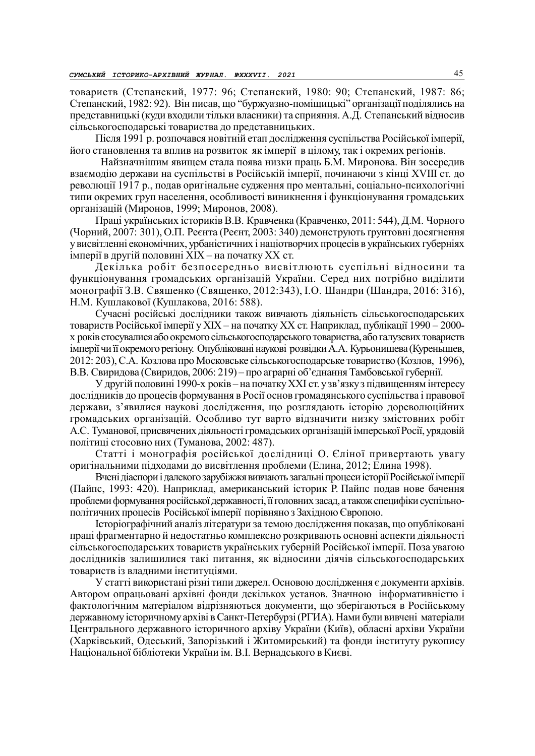товариств (Степанский, 1977: 96; Степанский, 1980: 90; Степанский, 1987: 86; Степанский, 1982: 92). Він писав, що "буржуазно-поміщицькі" організації поділялись на представницькі (куди входили тільки власники) та сприяння. А.Д. Степанський відносив сільськогосподарські товариства до представницьких.

Після 1991 р. розпочався новітній етап дослідження суспільства Російської імперії, його становлення та вплив на розвиток як імперії в цілому, так і окремих регіонів.

Найзначнішим явищем стала поява низки праць Б.М. Миронова. Він зосередив взаємодію держави на суспільстві в Російській імперії, починаючи з кінці XVIII ст. до революції 1917 р., подав оригінальне судження про ментальні, соціально-психологічні типи окремих груп населення, особливості виникнення і функціонування громадських організацій (Миронов, 1999; Миронов, 2008).

Праці українських істориків В.В. Кравченка (Кравченко, 2011: 544), Д.М. Чорного (Чорний, 2007: 301), О.П. Реєнта (Реєнт, 2003: 340) демонструють ґрунтовні досягнення у висвітленні економічних, урбаністичних і націотворчих процесів в українських губерніях імперії в другій половині XIX – на початку XX ст.

Декілька робіт безпосередньо висвітлюють суспільні відносини та функціонування громадських організацій України. Серед них потрібно виділити монографії З.В. Свяшенко (Свяшенко, 2012:343), І.О. Шандри (Шандра, 2016: 316), Н.М. Кушлакової (Кушлакова, 2016: 588).

Сучасні російські дослідники також вивчають діяльність сільськогосподарських товариств Російської імперії у XIX – на початку XX ст. Наприклад, публікації 1990 – 2000-х років стосувалися або окремого сільськогосподарського товариства, або галузевих товариств імперії чи її окремого регіону. Опубліковані наукові розвідки А.А. Курьонишева (Куренышев, 2012: 203), С.А. Козлова про Московське сільськогосподарське товариство (Козлов, 1996), В.В. Свиридова (Свиридов, 2006: 219) – про аграрні об'єднання Тамбовської губернії.

У другій половині 1990-х років – на початку XXI ст. у зв'язку з підвищенням інтересу дослідників до процесів формування в Росії основ громадянського суспільства і правової держави, з'явилися наукові дослідження, що розглядають історію дореволюційних громадських організацій. Особливо тут варто відзначити низку змістовних робіт А.С. Туманової, присвячених діяльності громадських організацій імперської Росії, урядовій політиці стосовно них (Туманова, 2002: 487).

Статті і монографія російської дослідниці О. Єліної привертають увагу оригінальними підходами до висвітлення проблеми (Елина, 2012; Елина 1998).

Вчені діаспори і далекого зарубіжжя вивчають загальні процеси історії Російської імперії (Пайпс, 1993: 420). Наприклад, американський історик Р. Пайпс подав нове бачення проблеми формування російської державності, її головних засад, а також специфіки суспільно-політичних процесів Російської імперії порівняно з Західною Європою.

Історіографічний аналіз літератури за темою дослідження показав, що опубліковані праці фрагментарно й недостатньо комплексно розкривають основні аспекти діяльності сільськогосподарських товариств українських губерній Російської імперії. Поза увагою дослідників залишилися такі питання, як відносини діячів сільськогосподарських товариств із владними інституціями.

У статті використані різні типи джерел. Основою дослідження є документи архівів. Автором опрацьовані архівні фонди декількох установ. Значною інформативністю і фактологічним матеріалом відрізняються документи, що зберігаються в Російському державному історичному архіві в Санкт-Петербурзі (РГИА). Нами були вивчені матеріали Центрального державного історичного архіву України (Київ), обласні архіви України (Харківський, Одеський, Запорізький і Житомирський) та фонди інституту рукопису Національної бібліотеки України ім. В.І. Вернадського в Києві.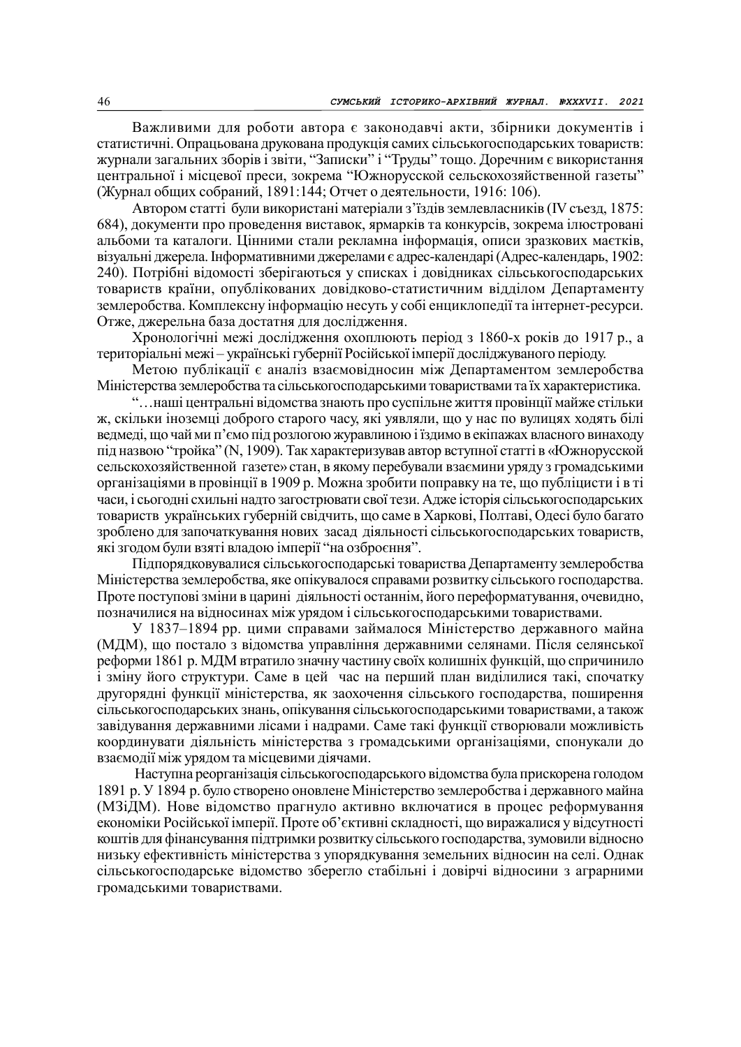Важливими для роботи автора є законодавчі акти, збірники документів і статистичні. Опрацьована друкована продукція самих сільськогосподарських товариств: журнали загальних зборів і звіти, "Записки" і "Труды" тощо. Доречним є використання центральної і місцевої преси, зокрема "Южнорусской сельскохозяйственной газеты" (Журнал общих собраний, 1891:144; Отчет о деятельности, 1916: 106).

Автором статті були використані матеріали з'їздів землевласників (IV съезд, 1875: 684), документи про проведення виставок, ярмарків та конкурсів, зокрема ілюстровані альбоми та каталоги. Цінними стали рекламна інформація, описи зразкових маєтків, візуальні джерела. Інформативними джерелами є адрес-календарі (Адрес-календарь, 1902: 240). Потрібні відомості зберігаються у списках і довідниках сільськогосподарських товариств країни, опублікованих довідково-статистичним відділом Департаменту землеробства. Комплексну інформацію несуть у собі енциклопедії та інтернет-ресурси. Отже, джерельна база достатня для дослідження.

Хронологічні межі дослідження охоплюють період з 1860-х років до 1917 р., а територіальні межі – українські губернії Російської імперії досліджуваного періоду.

Метою публікації є аналіз взаємовідносин між Департаментом землеробства Міністерства землеробства та сільськогосподарськими товариствами та їх характеристика.

"…наші центральні відомства знають про суспільне життя провінції майже стільки ж, скільки іноземці доброго старого часу, які уявляли, що у нас по вулицях ходять білі ведмеді, що чай ми п'ємо під розлогою журавлиною і їздимо в екіпажах власного винаходу під назвою "тройка" (N, 1909). Так характеризував автор вступної статті в «Южнорусской сельскохозяйственной газете» стан, в якому перебували взаємини уряду з громадськими організаціями в провінції в 1909 р. Можна зробити поправку на те, що публіцисти і в ті часи, і сьогодні схильні надто загострювати свої тези. Адже історія сільськогосподарських товариств українських губерній свідчить, що саме в Харкові, Полтаві, Одесі було багато зроблено для започаткування нових засад діяльності сільськогосподарських товариств, які згодом були взяті владою імперії "на озброєння".

Підпорядковувалися сільськогосподарські товариства Департаменту землеробства Міністерства землеробства, яке опікувалося справами розвитку сільського господарства. Проте поступові зміни в царині діяльності останнім, його переформатування, очевидно, позначилися на відносинах між урядом і сільськогосподарськими товариствами.

У 1837–1894 рр. цими справами займалося Міністерство державного майна (МДМ), що постало з відомства управління державними селянами. Після селянської реформи 1861 р. МДМ втратило значну частину своїх колишніх функцій, що спричинило і зміну його структури. Саме в цей час на перший план виділилися такі, спочатку другорядні функції міністерства, як заохочення сільського господарства, поширення сільськогосподарських знань, опікування сільськогосподарськими товариствами, а також завідування державними лісами і надрами. Саме такі функції створювали можливість координувати діяльність міністерства з громадськими організаціями, спонукали до взаємодії між урядом та місцевими діячами.

Наступна реорганізація сільськогосподарського відомства була прискорена голодом 1891 р. У 1894 р. було створено оновлене Міністерство землеробства і державного майна (МЗіДМ). Нове відомство прагнуло активно включатися в процес реформування економіки Російської імперії. Проте об'єктивні складності, що виражалися у відсутності коштів для фінансування підтримки розвитку сільського господарства, зумовили відносно низьку ефективність міністерства з упорядкування земельних відносин на селі. Однак сільськогосподарське відомство зберегло стабільні і довірчі відносини з аграрними громадськими товариствами.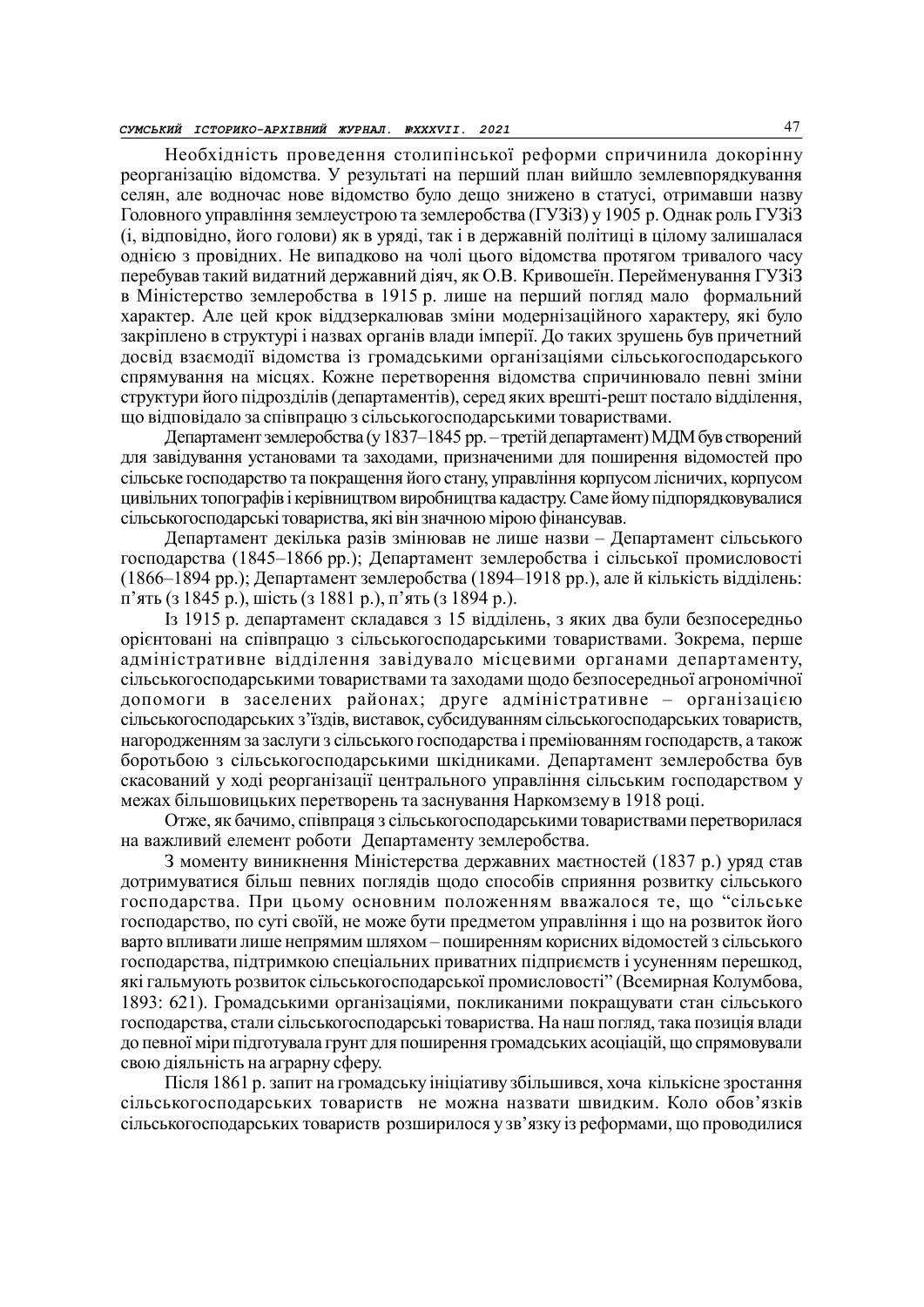Необхідність проведення столипінської реформи спричинила докорінну реорганізацію відомства. У результаті на перший план вийшло землевпорядкування селян, але водночас нове відомство було дещо знижено в статусі, отримавши назву Головного управління землеустрою та землеробства (ГУЗіЗ) у 1905 р. Однак роль ГУЗіЗ (і, відповідно, його голови) як в уряді, так і в державній політиці в цілому залишалася однією з провідних. Не випадково на чолі цього відомства протягом тривалого часу перебував такий видатний державний діяч, як О.В. Кривошеїн. Перейменування ГУЗіЗ в Міністерство землеробства в 1915 р. лише на перший погляд мало формальний характер. Але цей крок віддзеркалював зміни модернізаційного характеру, які було закріплено в структурі і назвах органів влади імперії. До таких зрушень був причетний досвід взаємодії відомства із громадськими організаціями сільськогосподарського спрямування на місцях. Кожне перетворення відомства спричинювало певні зміни структури його підрозділів (департаментів), серед яких врешті-решт постало відділення, що відповідало за співпрацю з сільськогосподарськими товариствами.

Департамент землеробства (у 1837–1845 рр. – третій департамент) МДМ був створений для завідування установами та заходами, призначеними для поширення відомостей про сільське господарство та покращення його стану, управління корпусом лісничих, корпусом цивільних топографів і керівництвом виробництва кадастру. Саме йому підпорядковувалися сільськогосподарські товариства, які він значною мірою фінансував.

Департамент декілька разів змінював не лише назви – Департамент сільського господарства (1845–1866 рр.); Департамент землеробства і сільської промисловості (1866–1894 рр.); Департамент землеробства (1894–1918 рр.), але й кількість відділень: п'ять (з 1845 р.), шість (з 1881 р.), п'ять (з 1894 р.).

Із 1915 р. департамент складався з 15 відділень, з яких два були безпосередньо орієнтовані на співпрацю з сільськогосподарськими товариствами. Зокрема, перше адміністративне відділення завідувало місцевими органами департаменту, сільськогосподарськими товариствами та заходами щодо безпосередньої агрономічної допомоги в заселених районах; друге адміністративне – організацією сільськогосподарських з'їздів, виставок, субсидуванням сільськогосподарських товариств, нагородженням за заслуги з сільського господарства і преміюванням господарств, а також боротьбою з сільськогосподарськими шкідниками. Департамент землеробства був скасований у ході реорганізації центрального управління сільським господарством у межах більшовицьких перетворень та заснування Наркомзему в 1918 році.

Отже, як бачимо, співпраця з сільськогосподарськими товариствами перетворилася на важливий елемент роботи Департаменту землеробства.

З моменту виникнення Міністерства державних маєтностей (1837 р.) уряд став дотримуватися більш певних поглядів щодо способів сприяння розвитку сільського господарства. При цьому основним положенням вважалося те, що "сільське господарство, по суті своїй, не може бути предметом управління і що на розвиток його варто впливати лише непрямим шляхом – поширенням корисних відомостей з сільського господарства, підтримкою спеціальних приватних підприємств і усуненням перешкод, які гальмують розвиток сільськогосподарської промисловості" (Всемирная Колумбова, 1893: 621). Громадськими організаціями, покликаними покращувати стан сільського господарства, стали сільськогосподарські товариства. На наш погляд, така позиція влади до певної міри підготувала грунт для поширення громадських асоціацій, що спрямовували свою діяльність на аграрну сферу.

Після 1861 р. запит на громадську ініціативу збільшився, хоча кількісне зростання сільськогосподарських товариств не можна назвати швидким. Коло обов'язків сільськогосподарських товариств розширилося у зв'язку із реформами, що проводилися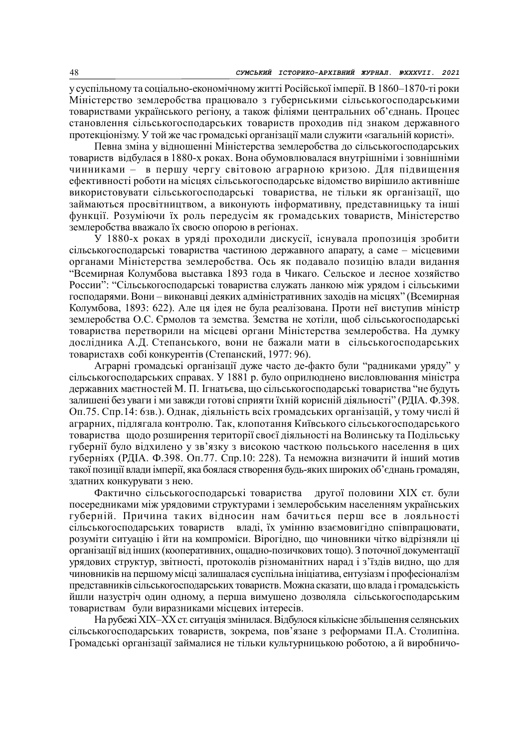у суспільному та соціально-економічному житті Російської імперії. В 1860–1870-ті роки Міністерство землеробства працювало з губернськими сільськогосподарськими товариствами українського регіону, а також філіями центральних об'єднань. Процес становлення сільськогосподарських товариств проходив під знаком державного протекціонізму. У той же час громадські організації мали служити «загальній користі».

Певна зміна у відношенні Міністерства землеробства до сільськогосподарських товариств відбулася в 1880-х роках. Вона обумовлювалася внутрішніми і зовнішніми чинниками – в першу чергу світовою аграрною кризою. Для підвищення ефективності роботи на місцях сільськогосподарське відомство вирішило активніше використовувати сільськогосподарські товариства, не тільки як організації, що займаються просвітництвом, а виконують інформативну, представницьку та інші функції. Розуміючи їх роль передусім як громадських товариств, Міністерство землеробства вважало їх своєю опорою в регіонах.

У 1880-х роках в уряді проходили дискусії, існувала пропозиція зробити сільськогосподарські товариства частиною державного апарату, а саме – місцевими органами Міністерства землеробства. Ось як подавало позицію влади видання "Всемирная Колумбова выставка 1893 года в Чикаго. Сельское и лесное хозяйство России": "Сільськогосподарські товариства служать ланкою між урядом і сільськими господарями. Вони – виконавці деяких адміністративних заходів на місцях" (Всемирная Колумбова, 1893: 622). Але ця ідея не була реалізована. Проти неї виступив міністр землеробства О.С. Єрмолов та земства. Земства не хотіли, щоб сільськогосподарські товариства перетворили на місцеві органи Міністерства землеробства. На думку дослідника А.Д. Степанського, вони не бажали мати в сільськогосподарських товаристахв собі конкурентів (Степанский, 1977: 96).

Аграрні громадські організації дуже часто де-факто були "радниками уряду" у сільськогосподарських справах. У 1881 р. було оприлюднено висловлювання міністра державних маєтностей М. П. Ігнатьєва, що сільськогосподарські товариства "не будуть залишені без уваги і ми завжди готові сприяти їхній корисній діяльності" (РДІА. Ф.398. Оп.75. Спр.14: 6зв.). Однак, діяльність всіх громадських організацій, у тому числі й аграрних, підлягала контролю. Так, клопотання Київського сільськогосподарського товариства щодо розширення території своєї діяльності на Волинську та Подільську губернії було відхилено у зв'язку з високою часткою польського населення в цих губерніях (РДІА. Ф.398. Оп.77. Спр.10: 228). Та неможна визначити й інший мотив такої позиції влади імперії, яка боялася створення будь-яких широких об'єднань громадян, здатних конкурувати з нею.

Фактично сільськогосподарські товариства другої половини ХІХ ст. були посередниками між урядовими структурами і землеробським населенням українських губерній. Причина таких відносин нам бачиться перш все в лояльності сільськогосподарських товариств владі, їх умінню взаємовигідно співпрацювати, розуміти ситуацію і йти на компроміси. Вірогідно, що чиновники чітко відрізняли ці організації від інших (кооперативних, ощадно-позичкових тощо). З поточної документації урядових структур, звітності, протоколів різноманітних нарад і з'їздів видно, що для чиновників на першому місці залишалася суспільна ініціатива, ентузіазм і професіоналізм представників сільськогосподарських товариств. Можна сказати, що влада і громадськість йшли назустріч один одному, а перша вимушено дозволяла сільськогосподарським товариствам були виразниками місцевих інтересів.

На рубежі ХІХ–ХХ ст. ситуація змінилася. Відбулося кількісне збільшення селянських сільськогосподарських товариств, зокрема, пов'язане з реформами П.А. Столипіна. Громадські організації займалися не тільки культурницькою роботою, а й виробничо-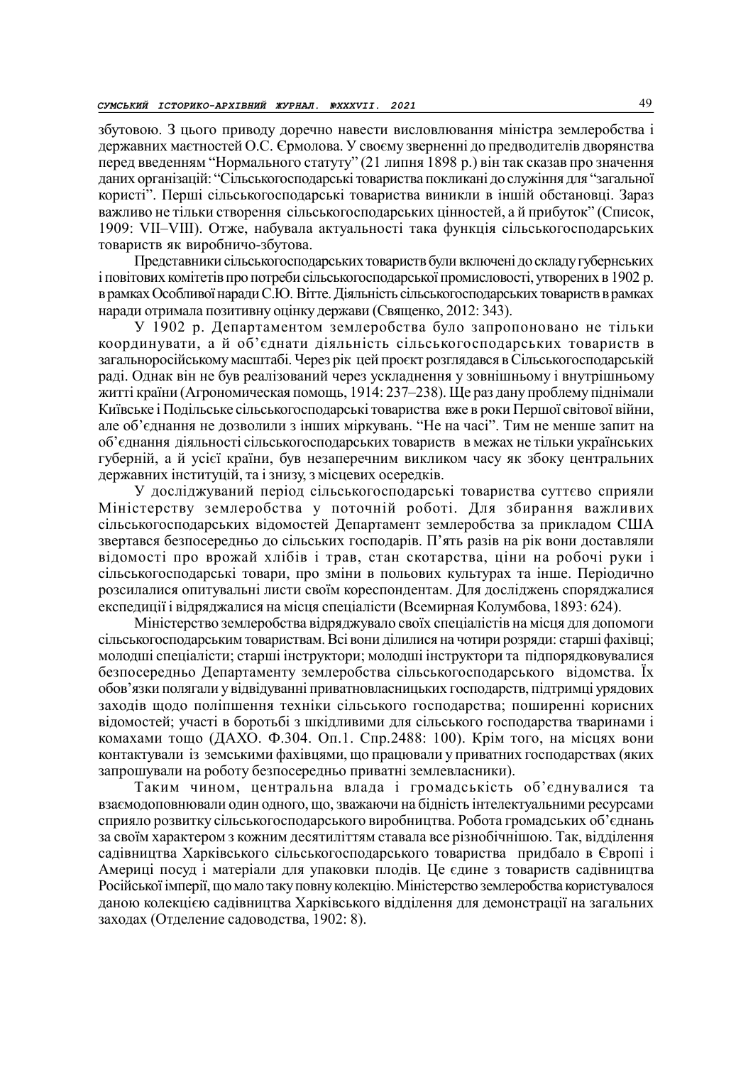збутовою. З цього приводу доречно навести висловлювання міністра землеробства і державних маєтностей О.С. Єрмолова. У своєму зверненні до предводителів дворянства перед введенням "Нормального статуту" (21 липня 1898 р.) він так сказав про значення даних організацій: "Сільськогосподарські товариства покликані до служіння для "загальної користі". Перші сільськогосподарські товариства виникли в іншій обстановці. Зараз важливо не тільки створення сільськогосподарських цінностей, а й прибуток" (Список, 1909: VII–VIII). Отже, набувала актуальності така функція сільськогосподарських товариств як виробничо-збутова.

Представники сільськогосподарських товариств були включені до складу губернських і повітових комітетів про потреби сільськогосподарської промисловості, утворених в 1902 р. в рамках Особливої наради С.Ю. Вітте. Діяльність сільськогосподарських товариств в рамках наради отримала позитивну оцінку держави (Священко, 2012: 343).

У 1902 р. Департаментом землеробства було запропоновано не тільки координувати, а й об'єднати діяльність сільськогосподарських товариств в загальноросійському масштабі. Через рік цей проєкт розглядався в Сільськогосподарській раді. Однак він не був реалізований через ускладнення у зовнішньому і внутрішньому житті країни (Агрономическая помощь, 1914: 237–238). Ще раз дану проблему піднімали Київське і Подільське сільськогосподарські товариства вже в роки Першої світової війни, але об'єднання не дозволили з інших міркувань. "Не на часі". Тим не менше запит на об'єднання діяльності сільськогосподарських товариств в межах не тільки українських губерній, а й усієї країни, був незаперечним викликом часу як збоку центральних державних інституцій, та і знизу, з місцевих осередків.

У досліджуваний період сільськогосподарські товариства суттєво сприяли Міністерству землеробства у поточній роботі. Для збирання важливих сільськогосподарських відомостей Департамент землеробства за прикладом США звертався безпосередньо до сільських господарів. П'ять разів на рік вони доставляли відомості про врожай хлібів і трав, стан скотарства, ціни на робочі руки і сільськогосподарські товари, про зміни в польових культурах та інше. Періодично розсилалися опитувальні листи своїм кореспондентам. Для досліджень споряджалися експедиції і відряджалися на місця спеціалісти (Всемирная Колумбова, 1893: 624).

Міністерство землеробства відряджувало своїх спеціалістів на місця для допомоги сільськогосподарським товариствам. Всі вони ділилися на чотири розряди: старші фахівці; молодші спеціалісти; старші інструктори; молодші інструктори та підпорядковувалися безпосередньо Департаменту землеробства сільськогосподарського відомства. Їх обов'язки полягали у відвідуванні приватновласницьких господарств, підтримці урядових заходів щодо поліпшення техніки сільського господарства; поширенні корисних відомостей; участі в боротьбі з шкідливими для сільського господарства тваринами і комахами тощо (ДАХО. Ф.304. Оп.1. Спр.2488: 100). Крім того, на місцях вони контактували із земськими фахівцями, що працювали у приватних господарствах (яких запрошували на роботу безпосередньо приватні землевласники).

Таким чином, центральна влада і громадськість об'єднувалися та взаємодоповнювали один одного, що, зважаючи на бідність інтелектуальними ресурсами сприяло розвитку сільськогосподарського виробництва. Робота громадських об'єднань за своїм характером з кожним десятиліттям ставала все різнобічнішою. Так, відділення садівництва Харківського сільськогосподарського товариства придбало в Європі і Америці посуд і матеріали для упаковки плодів. Це єдине з товариств садівництва Російської імперії, що мало таку повну колекцію. Міністерство землеробства користувалося даною колекцією садівництва Харківського відділення для демонстрації на загальних заходах (Отделение садоводства, 1902: 8).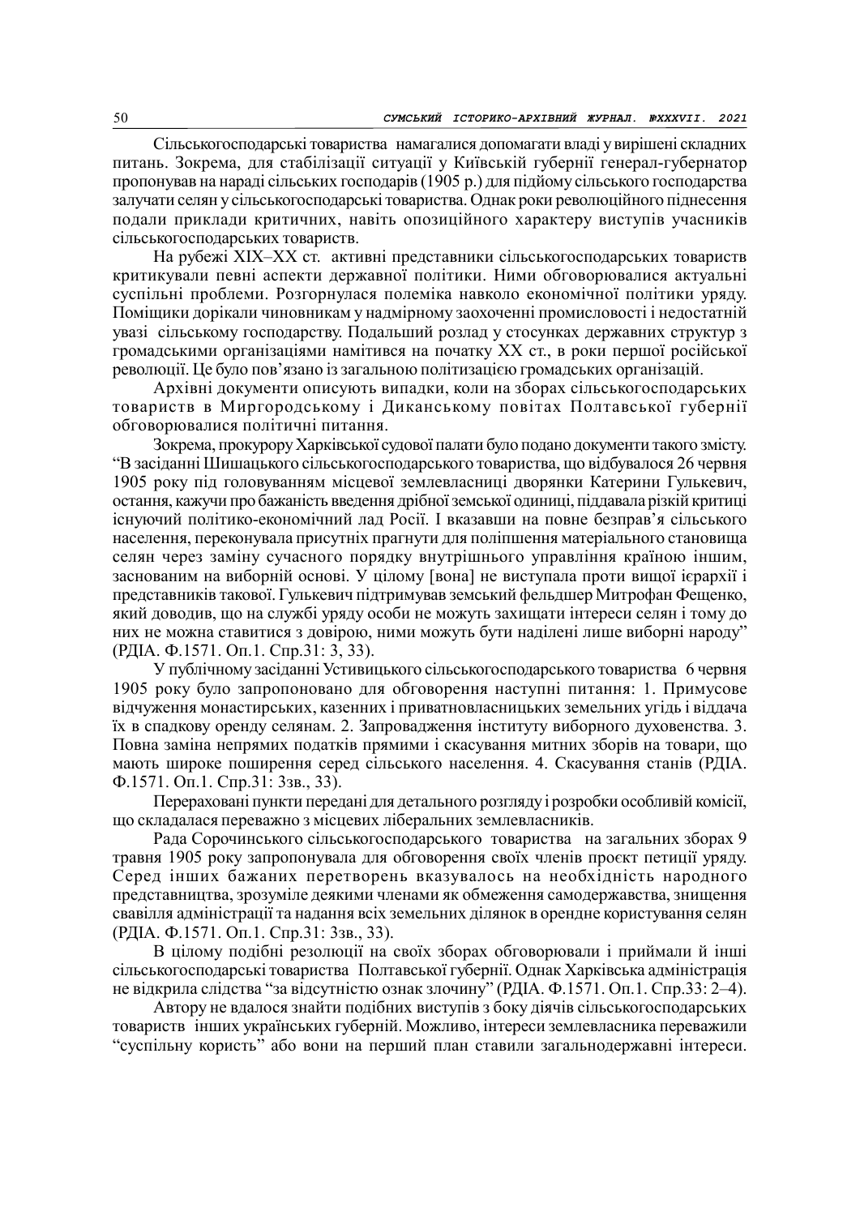Сільськогосподарські товариства намагалися допомагати владі у вирішені складних питань. Зокрема, для стабілізації ситуації у Київській губернії генерал-губернатор пропонував на нараді сільських господарів (1905 р.) для підйому сільського господарства залучати селян у сільськогосподарські товариства. Однак роки революційного піднесення подали приклади критичних, навіть опозиційного характеру виступів учасників сільськогосподарських товариств.

На рубежі XIX–XX ст. активні представники сільськогосподарських товариств критикували певні аспекти державної політики. Ними обговорювалися актуальні суспільні проблеми. Розгорнулася полеміка навколо економічної політики уряду. Поміщики дорікали чиновникам у надмірному заохоченні промисловості і недостатній увазі сільському господарству. Подальший розлад у стосунках державних структур з громадськими організаціями намітився на початку XX ст., в роки першої російської революції. Це було пов'язано із загальною політизацією громадських організацій.

Архівні документи описують випадки, коли на зборах сільськогосподарських товариств в Миргородському і Диканському повітах Полтавської губернії обговорювалися політичні питання.

Зокрема, прокурору Харківської судової палати було подано документи такого змісту. "В засіданні Шишацького сільськогосподарського товариства, що відбувалося 26 червня 1905 року під головуванням місцевої землевласниці дворянки Катерини Гулькевич, остання, кажучи про бажаність введення дрібної земської одиниці, піддавала різкій критиці існуючий політико-економічний лад Росії. І вказавши на повне безправ'я сільського населення, переконувала присутніх прагнути для поліпшення матеріального становища селян через заміну сучасного порядку внутрішнього управління країною іншим, заснованим на виборній основі. У цілому [вона] не виступала проти вищої ієрархії і представників такової. Гулькевич підтримував земський фельдшер Митрофан Фещенко, який доводив, що на службі уряду особи не можуть захищати інтереси селян і тому до них не можна ставитися з довірою, ними можуть бути наділені лише виборні народу" (РДІА. Ф.1571. Оп.1. Спр.31: 3, 33).

У публічному засіданні Устивицького сільськогосподарського товариства 6 червня 1905 року було запропоновано для обговорення наступні питання: 1. Примусове відчуження монастирських, казенних і приватновласницьких земельних угідь і віддача їх в спадкову оренду селянам. 2. Запровадження інституту виборного духовенства. 3. Повна заміна непрямих податків прямими і скасування митних зборів на товари, що мають широке поширення серед сільського населення. 4. Скасування станів (РДІА. Ф.1571. Оп.1. Спр.31: 3зв., 33).

Перераховані пункти передані для детального розгляду і розробки особливій комісії, що складалася переважно з місцевих ліберальних землевласників.

Рада Сорочинського сільськогосподарського товариства на загальних зборах 9 травня 1905 року запропонувала для обговорення своїх членів проєкт петиції уряду. Серед інших бажаних перетворень вказувалось на необхідність народного представництва, зрозуміле деякими членами як обмеження самодержавства, знищення свавілля адміністрації та надання всіх земельних ділянок в орендне користування селян (РДІА. Ф.1571. Оп.1. Спр.31: 3зв., 33).

В цілому подібні резолюції на своїх зборах обговорювали і приймали й інші сільськогосподарські товариства Полтавської губернії. Однак Харківська адміністрація не відкрила слідства "за відсутністю ознак злочину" (РДІА. Ф.1571. Оп.1. Спр.33: 2–4).

Автору не вдалося знайти подібних виступів з боку діячів сільськогосподарських товариств інших українських губерній. Можливо, інтереси землевласника переважили "суспільну користь" або вони на перший план ставили загальнодержавні інтереси.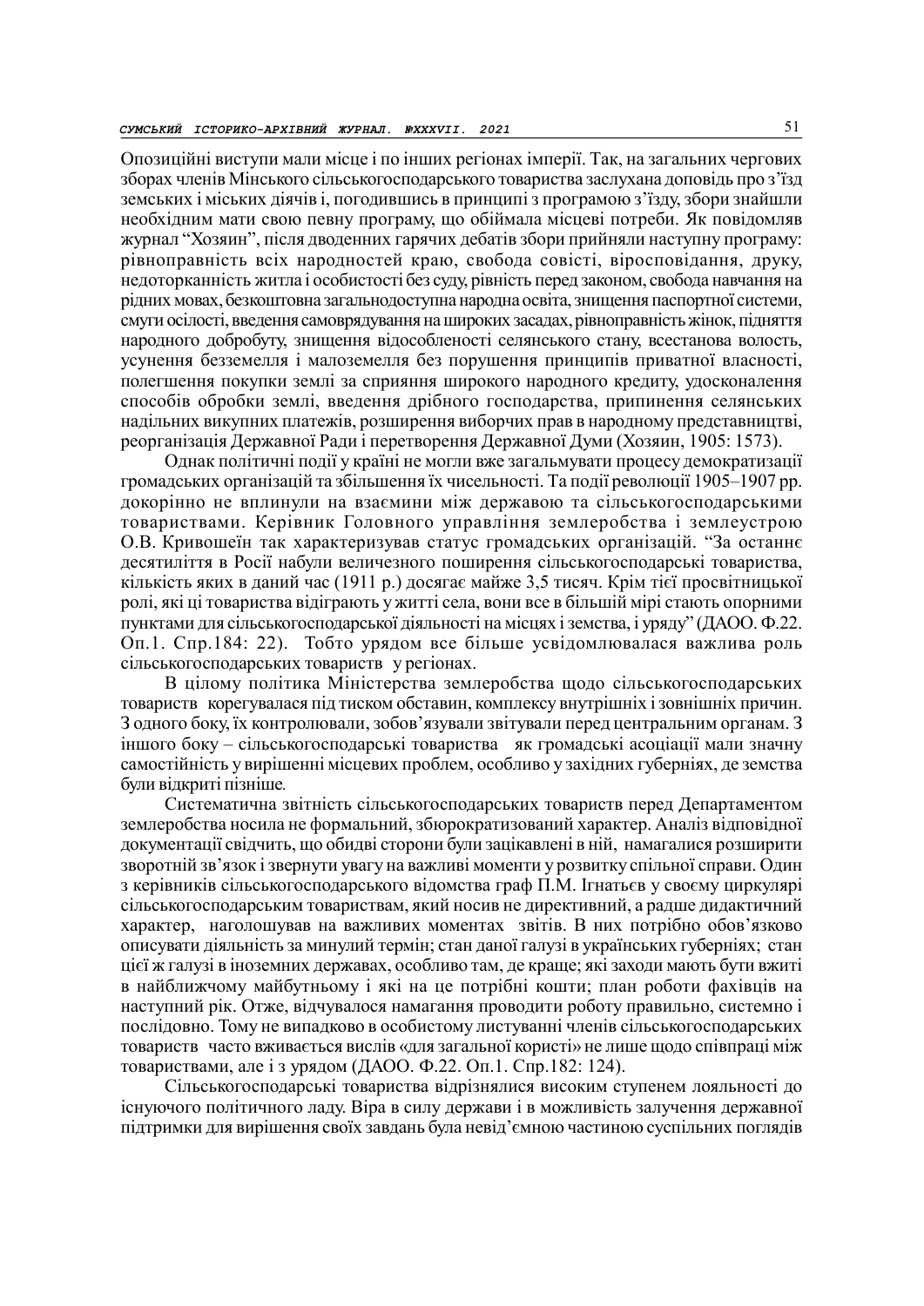Опозиційні виступи мали місце і по інших регіонах імперії. Так, на загальних чергових зборах членів Мінського сільськогосподарського товариства заслухана доповідь про з'їзд земських і міських діячів і, погодившись в принципі з програмою з'їзду, збори знайшли необхідним мати свою певну програму, що обіймала місцеві потреби. Як повідомляв журнал "Хозяин", після дводенних гарячих дебатів збори прийняли наступну програму: рівноправність всіх народностей краю, свобода совісті, віросповідання, друку, недоторканність житла і особистості без суду, рівність перед законом, свобода навчання на рідних мовах, безкоштовна загальнодоступна народна освіта, знищення паспортної системи, смуги осілості, введення самоврядування на широких засадах, рівноправність жінок, підняття народного добробуту, знищення відособленості селянського стану, всестанова волость, усунення безземелля і малоземелля без порушення принципів приватної власності, полегшення покупки землі за сприяння широкого народного кредиту, удосконалення способів обробки землі, введення дрібного господарства, припинення селянських надільних викупних платежів, розширення виборчих прав в народному представництві, реорганізація Державної Ради і перетворення Державної Думи (Хозяин, 1905: 1573).

Однак політичні події у країні не могли вже загальмувати процесу демократизації громадських організацій та збільшення їх чисельності. Та події революції 1905–1907 рр. докорінно не вплинули на взаємини між державою та сільськогосподарськими товариствами. Керівник Головного управління землеробства і землеустрою О.В. Кривошеїн так характеризував статус громадських організацій. "За останнє десятиліття в Росії набули величезного поширення сільськогосподарські товариства, кількість яких в даний час (1911 р.) досягає майже 3,5 тисяч. Крім тієї просвітницької ролі, які ці товариства відіграють у житті села, вони все в більшій мірі стають опорними пунктами для сільськогосподарської діяльності на місцях і земства, і уряду" (ДАОО. Ф.22. Оп.1. Спр.184: 22). Тобто урядом все більше усвідомлювалася важлива роль сільськогосподарських товариств у регіонах.

В цілому політика Міністерства землеробства щодо сільськогосподарських товариств корегувалася під тиском обставин, комплексу внутрішніх і зовнішніх причин. З одного боку, їх контролювали, зобов'язували звітувати перед центральним органам. З іншого боку – сільськогосподарські товариства як громадські асоціації мали значну самостійність у вирішенні місцевих проблем, особливо у західних губерніях, де земства були відкриті пізніше.

Систематична звітність сільськогосподарських товариств перед Департаментом землеробства носила не формальний, збюрократизований характер. Аналіз відповідної документації свідчить, що обидві сторони були зацікавлені в ній, намагалися розширити зворотній зв'язок і звернути увагу на важливі моменти у розвитку спільної справи. Один з керівників сільськогосподарського відомства граф П.М. Ігнатьєв у своєму циркулярі сільськогосподарським товариствам, який носив не директивний, а радше дидактичний характер, наголошував на важливих моментах звітів. В них потрібно обов'язково описувати діяльність за минулий термін; стан даної галузі в українських губерніях; стан цієї ж галузі в іноземних державах, особливо там, де краще; які заходи мають бути вжиті в найближчому майбутньому і які на це потрібні кошти; план роботи фахівців на наступний рік. Отже, відчувалося намагання проводити роботу правильно, системно і послідовно. Тому не випадково в особистому листуванні членів сільськогосподарських товариств часто вживається вислів «для загальної користі» не лише щодо співпраці між товариствами, але і з урядом (ДАОО. Ф.22. Оп.1. Спр.182: 124).

Сільськогосподарські товариства відрізнялися високим ступенем лояльності до існуючого політичного ладу. Віра в силу держави і в можливість залучення державної підтримки для вирішення своїх завдань була невід'ємною частиною суспільних поглядів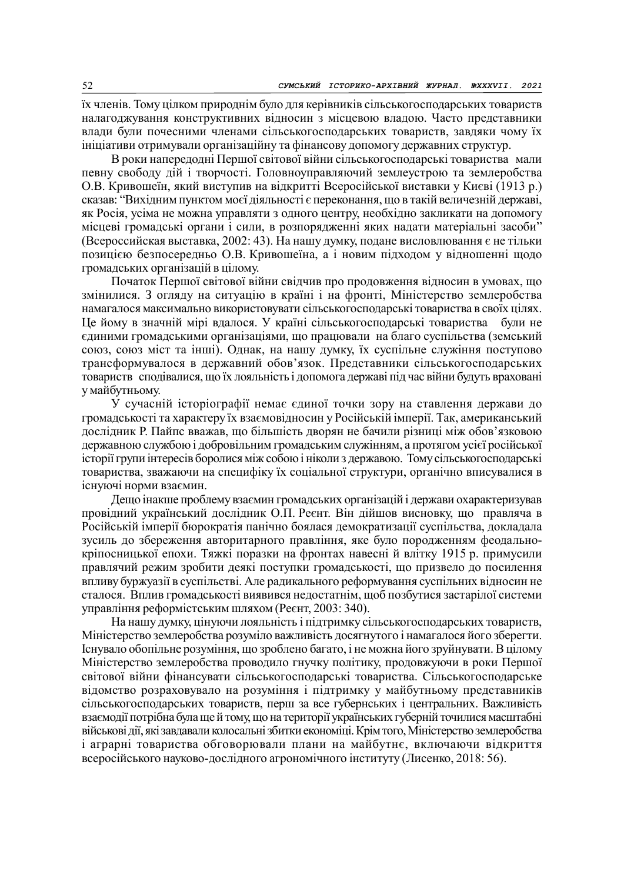їх членів. Тому цілком природнім було для керівників сільськогосподарських товариств налагоджування конструктивних відносин з місцевою владою. Часто представники влади були почесними членами сільськогосподарських товариств, завдяки чому їх ініціативи отримували організаційну та фінансову допомогу державних структур.

В роки напередодні Першої світової війни сільськогосподарські товариства мали певну свободу дій і творчості. Головноуправляючий землеустрою та землеробства О.В. Кривошеїн, який виступив на відкритті Всеросійської виставки у Києві (1913 р.) сказав: "Вихідним пунктом моєї діяльності є переконання, що в такій величезній державі, як Росія, усіма не можна управляти з одного центру, необхідно закликати на допомогу місцеві громадські органи і сили, в розпорядженні яких надати матеріальні засоби" (Всероссийская выставка, 2002: 43). На нашу думку, подане висловлювання є не тільки позицією безпосередньо О.В. Кривошеїна, а і новим підходом у відношенні щодо громадських організацій в цілому.

Початок Першої світової війни свідчив про продовження відносин в умовах, що змінилися. З огляду на ситуацію в країні і на фронті, Міністерство землеробства намагалося максимально використовувати сільськогосподарські товариства в своїх цілях. Це йому в значній мірі вдалося. У країні сільськогосподарські товариства були не єдиними громадськими організаціями, що працювали на благо суспільства (земський союз, союз міст та інші). Однак, на нашу думку, їх суспільне служіння поступово трансформувалося в державний обов'язок. Представники сільськогосподарських товариств сподівалися, що їх лояльність і допомога державі під час війни будуть враховані у майбутньому.

У сучасній історіографії немає єдиної точки зору на ставлення держави до громадськості та характеру їх взаємовідносин у Російській імперії. Так, американський дослідник Р. Пайпс вважав, що більшість дворян не бачили різниці між обов'язковою державною службою і добровільним громадським служінням, а протягом усієї російської історії групи інтересів боролися між собою і ніколи з державою. Тому сільськогосподарські товариства, зважаючи на специфіку їх соціальної структури, органічно вписувалися в існуючі норми взаємин.

Дещо інакше проблему взаємин громадських організацій і держави охарактеризував провідний український дослідник О.П. Реєнт. Він дійшов висновку, що правляча в Російській імперії бюрократія панічно боялася демократизації суспільства, докладала зусиль до збереження авторитарного правління, яке було породженням феодально-кріпосницької епохи. Тяжкі поразки на фронтах навесні й влітку 1915 р. примусили правлячий режим зробити деякі поступки громадськості, що призвело до посилення впливу буржуазії в суспільстві. Але радикального реформування суспільних відносин не сталося. Вплив громадськості виявився недостатнім, щоб позбутися застарілої системи управління реформістським шляхом (Реєнт, 2003: 340).

На нашу думку, цінуючи лояльність і підтримку сільськогосподарських товариств, Міністерство землеробства розуміло важливість досягнутого і намагалося його зберегти. Існувало обопільне розуміння, що зроблено багато, і не можна його зруйнувати. В цілому Міністерство землеробства проводило гнучку політику, продовжуючи в роки Першої світової війни фінансувати сільськогосподарські товариства. Сільськогосподарське відомство розраховувало на розуміння і підтримку у майбутньому представників сільськогосподарських товариств, перш за все губернських і центральних. Важливість взаємодії потрібна була ще й тому, що на території українських губерній точилися масштабні військові дії, які завдавали колосальні збитки економіці. Крім того, Міністерство землеробства і аграрні товариства обговорювали плани на майбутнє, включаючи відкриття всеросійського науково-дослідного агрономічного інституту (Лисенко, 2018: 56).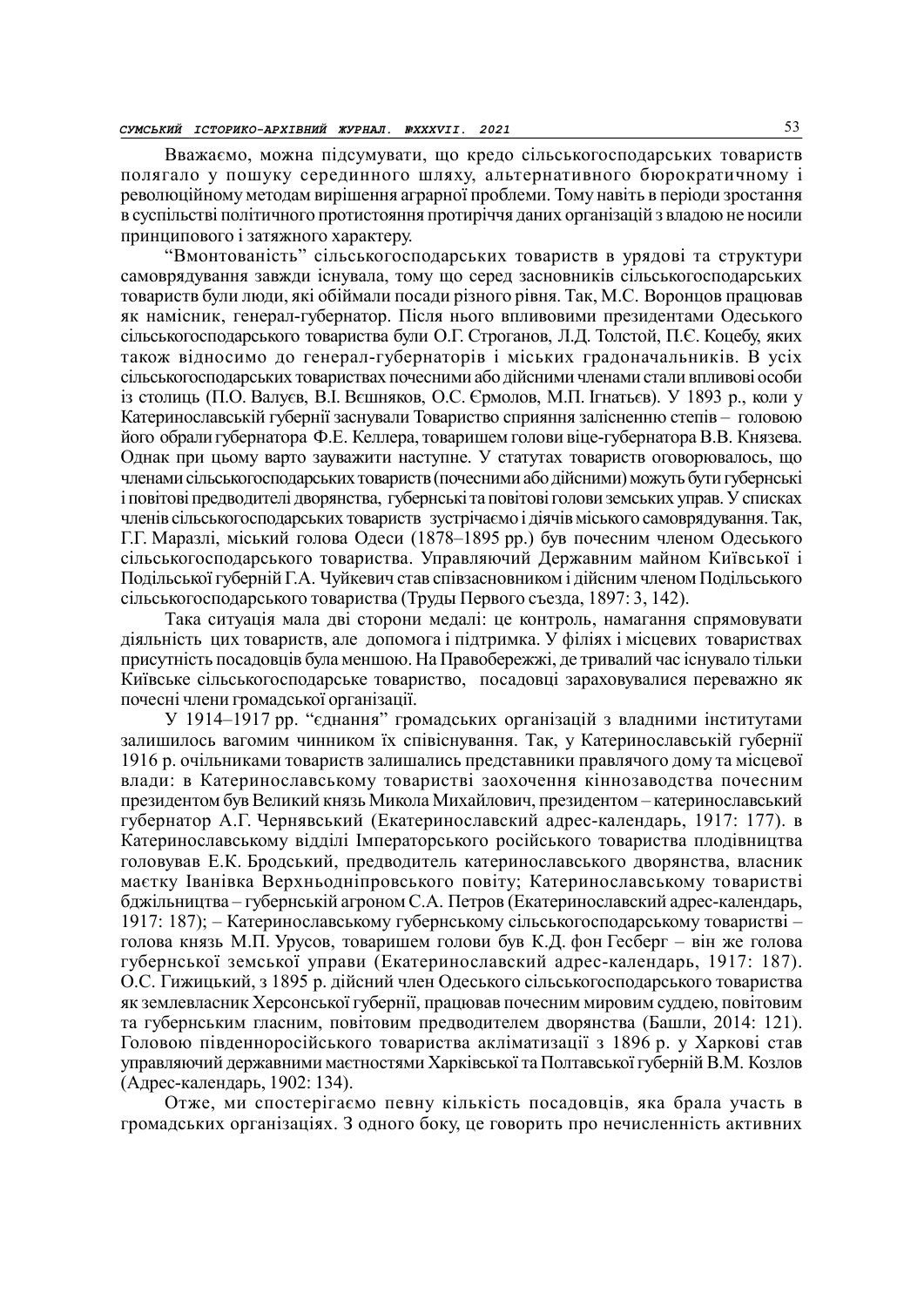Вважаємо, можна підсумувати, що кредо сільськогосподарських товариств полягало у пошуку серединного шляху, альтернативного бюрократичному і революційному методам вирішення аграрної проблеми. Тому навіть в періоди зростання в суспільстві політичного протистояння протиріччя даних організацій з владою не носили принципового і затяжного характеру.

"Вмонтованість" сільськогосподарських товариств в урядові та структури самоврядування завжди існувала, тому що серед засновників сільськогосподарських товариств були люди, які обіймали посади різного рівня. Так, М.С. Воронцов працював як намісник, генерал-губернатор. Після нього впливовими президентами Одеського сільськогосподарського товариства були О.Г. Строганов, Л.Д. Толстой, П.Є. Коцебу, яких також відносимо до генерал-губернаторів і міських градоначальників. В усіх сільськогосподарських товариствах почесними або дійсними членами стали впливові особи із столиць (П.О. Валуєв, В.І. Вєшняков, О.С. Єрмолов, М.П. Ігнатьєв). У 1893 р., коли у Катеринославській губернії заснували Товариство сприяння залісненню степів – головою його обрали губернатора Ф.Е. Келлера, товаришем голови віце-губернатора В.В. Князева. Однак при цьому варто зауважити наступне. У статутах товариств оговорювалось, що членами сільськогосподарських товариств (почесними або дійсними) можуть бути губернські і повітові предводителі дворянства, губернські та повітові голови земських управ. У списках членів сільськогосподарських товариств зустрічаємо і діячів міського самоврядування. Так, Г.Г. Маразлі, міський голова Одеси (1878–1895 рр.) був почесним членом Одеського сільськогосподарського товариства. Управляючий Державним майном Київської і Подільської губерній Г.А. Чуйкевич став співзасновником і дійсним членом Подільського сільськогосподарського товариства (Труды Первого съезда, 1897: 3, 142).

Така ситуація мала дві сторони медалі: це контроль, намагання спрямовувати діяльність цих товариств, але допомога і підтримка. У філіях і місцевих товариствах присутність посадовців була меншою. На Правобережжі, де тривалий час існувало тільки Київське сільськогосподарське товариство, посадовці зараховувалися переважно як почесні члени громадської організації.

У 1914–1917 рр. "єднання" громадських організацій з владними інститутами залишилось вагомим чинником їх співіснування. Так, у Катеринославській губернії 1916 р. очільниками товариств залишались представники правлячого дому та місцевої влади: в Катеринославському товаристві заохочення кіннозаводства почесним президентом був Великий князь Микола Михайлович, президентом – катеринославський губернатор А.Г. Чернявський (Екатеринославский адрес-календарь, 1917: 177). в Катеринославському відділі Імператорського російського товариства плодівництва головував Е.К. Бродський, предводитель катеринославського дворянства, власник маєтку Іванівка Верхньодніпровського повіту; Катеринославському товаристві бджільництва – губернськiй агроном С.А. Петров (Екатеринославский адрес-календарь, 1917: 187); – Катеринославському губернському сільськогосподарському товаристві – голова князь М.П. Урусов, товаришем голови був К.Д. фон Гесберг – він же голова губернської земської управи (Екатеринославский адрес-календарь, 1917: 187). О.С. Гижицький, з 1895 р. дійсний член Одеського сільськогосподарського товариства як землевласник Херсонської губернії, працював почесним мировим суддею, повітовим та губернським гласним, повітовим предводителем дворянства (Башли, 2014: 121). Головою південноросійського товариства акліматизації з 1896 р. у Харкові став управляючий державними маєтностями Харківської та Полтавської губерній В.М. Козлов (Адрес-календарь, 1902: 134).

Отже, ми спостерігаємо певну кількість посадовців, яка брала участь в громадських організаціях. З одного боку, це говорить про нечисленність активних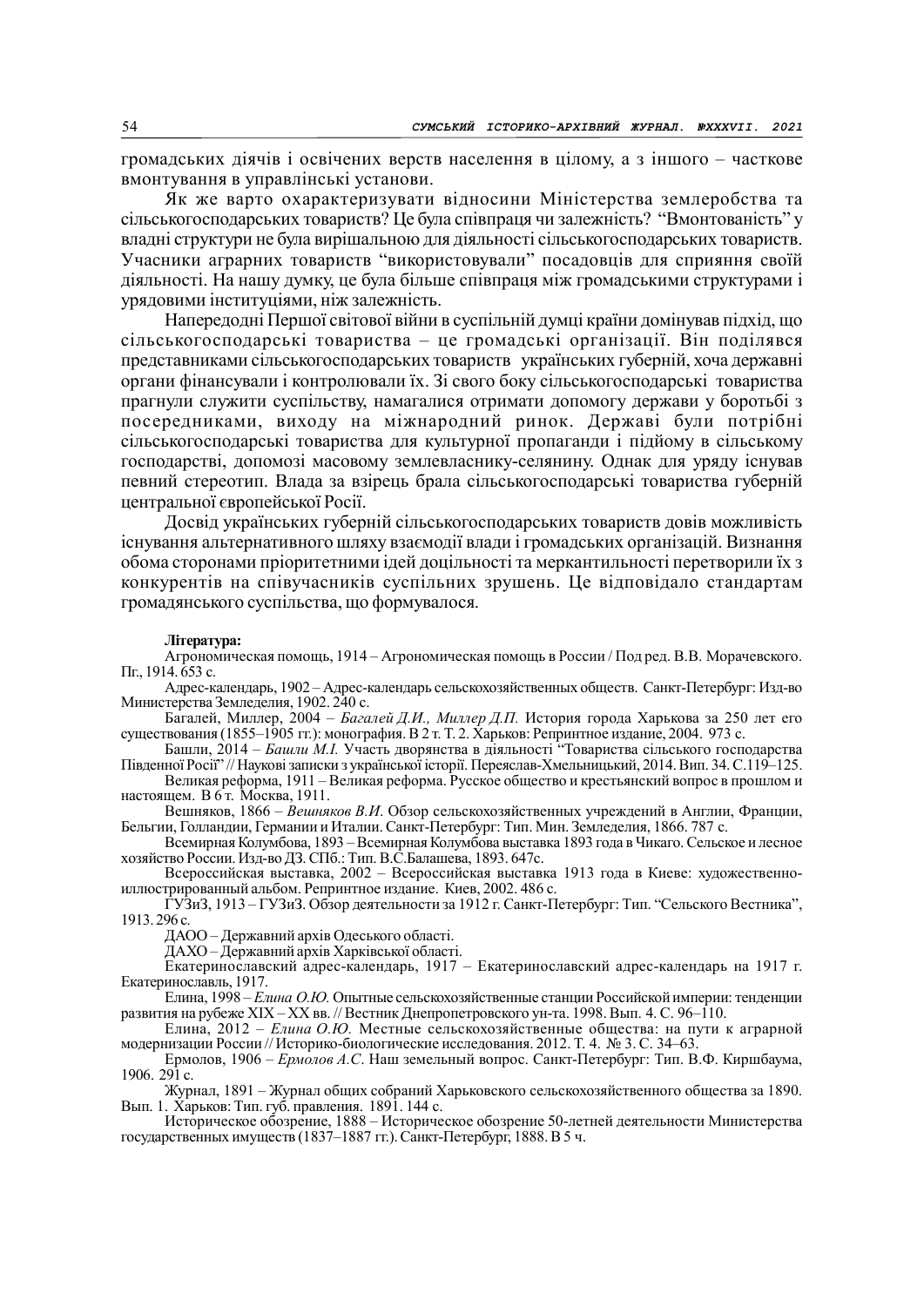громадських діячів і освічених верств населення в цілому, а з іншого – часткове вмонтування в управлінські установи.

Як же варто охарактеризувати відносини Міністерства землеробства та сільськогосподарських товариств? Це була співпраця чи залежність? "Вмонтованість" у владні структури не була вирішальною для діяльності сільськогосподарських товариств. Учасники аграрних товариств "використовували" посадовців для сприяння своїй діяльності. На нашу думку, це була більше співпраця між громадськими структурами і урядовими інституціями, ніж залежність.

Напередодні Першої світової війни в суспільній думці країни домінував підхід, що сільськогосподарські товариства – це громадські організації. Він поділявся представниками сільськогосподарських товариств українських губерній, хоча державні органи фінансували і контролювали їх. Зі свого боку сільськогосподарські товариства прагнули служити суспільству, намагалися отримати допомогу держави у боротьбі з посередниками, виходу на міжнародний ринок. Державі були потрібні сільськогосподарські товариства для культурної пропаганди і підйому в сільському господарстві, допомозі масовому землевласнику-селянину. Однак для уряду існував певний стереотип. Влада за взірець брала сільськогосподарські товариства губерній центральної європейської Росії.

Досвід українських губерній сільськогосподарських товариств довів можливість існування альтернативного шляху взаємодії влади і громадських організацій. Визнання обома сторонами пріоритетними ідей доцільності та меркантильності перетворили їх з конкурентів на співучасників суспільних зрушень. Це відповідало стандартам громадянського суспільства, що формувалося.

**Література:**

Агрономическая помощь, 1914 – Агрономическая помощь в России / Под ред. В.В. Морачевского. Пг., 1914. 653 с.

Адрес-календарь, 1902 – Адрес-календарь сельскохозяйственных обществ. Санкт-Петербург: Изд-во Министерства Земледелия, 1902. 240 с.

Багалей, Миллер, 2004 – *Багалей Д.И., Миллер Д.П.* История города Харькова за 250 лет его существования (1855–1905 гг.): монография. В 2 т. Т. 2. Харьков: Репринтное издание, 2004. 973 с.

Башли, 2014 – *Башли М.І.* Участь дворянства в діяльності "Товариства сільського господарства Південної Росії" // Наукові записки з української історії. Переяслав-Хмельницький, 2014. Вип. 34. С.119–125.

Великая реформа, 1911 – Великая реформа. Русское общество и крестьянский вопрос в прошлом и настоящем. В 6 т. Москва, 1911.

Вешняков, 1866 – *Вешняков В.И.* Обзор сельскохозяйственных учреждений в Англии, Франции, Бельгии, Голландии, Германии и Италии. Санкт-Петербург: Тип. Мин. Земледелия, 1866. 787 с.

Всемирная Колумбова, 1893 – Всемирная Колумбова выставка 1893 года в Чикаго. Сельское и лесное хозяйство России. Изд-во ДЗ. СПб.: Тип. В.С.Балашева, 1893. 647с.

Всероссийская выставка, 2002 – Всероссийская выставка 1913 года в Киеве: художественно-иллюстрированный альбом. Репринтное издание. Киев, 2002. 486 с.

ГУЗиЗ, 1913 – ГУЗиЗ. Обзор деятельности за 1912 г. Санкт-Петербург: Тип. "Сельского Вестника", 1913. 296 с.

ДАОО – Державний архів Одеського області.

ДАХО – Державний архів Харківської області.

Екатеринославский адрес-календарь, 1917 – Екатеринославский адрес-календарь на 1917 г. Екатеринославль, 1917.

Елина, 1998 – *Елина О.Ю.* Опытные сельскохозяйственные станции Российской империи: тенденции развития на рубеже XIX – XX вв. // Вестник Днепропетровского ун-та. 1998. Вып. 4. С. 96–110.

Елина, 2012 – *Елина О.Ю.* Местные сельскохозяйственные общества: на пути к аграрной модернизации России // Историко-биологические исследования. 2012. Т. 4. № 3. С. 34–63.

Ермолов, 1906 – *Ермолов А.С.* Наш земельный вопрос. Санкт-Петербург: Тип. В.Ф. Киршбаума, 1906. 291 с.

Журнал, 1891 – Журнал общих собраний Харьковского сельскохозяйственного общества за 1890. Вып. 1. Харьков: Тип. губ. правления. 1891. 144 с.

Историческое обозрение, 1888 – Историческое обозрение 50-летней деятельности Министерства государственных имуществ (1837–1887 гг.). Санкт-Петербург, 1888. В 5 ч.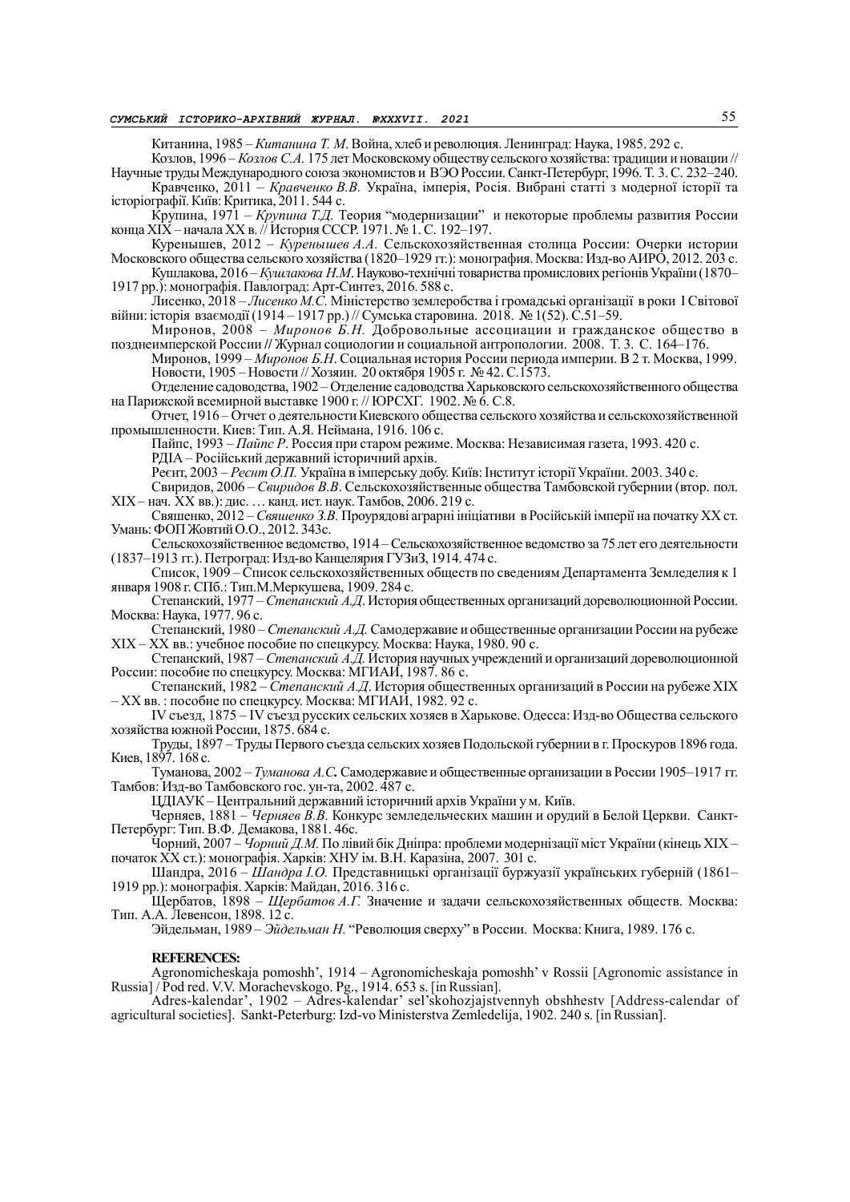Китанина, 1985 – *Китанина Т. М.* Война, хлеб и революция. Ленинград: Наука, 1985. 292 с.

Козлов, 1996 – *Козлов С.А.* 175 лет Московскому обществу сельского хозяйства: традиции и новации // Научные труды Международного союза экономистов и ВЭО России. Санкт-Петербург, 1996. Т. 3. С. 232–240.

Кравченко, 2011 – *Кравченко В.В.* Україна, імперія, Росія. Вибрані статті з модерної історії та історіографії. Київ: Критика, 2011. 544 с.

Крупина, 1971 – *Крупина Т.Д.* Теория "модернизации" и некоторые проблемы развития России конца XIX – начала XX в. // История СССР. 1971. № 1. С. 192–197.

Куренышев, 2012 – *Куренышев А.А.* Сельскохозяйственная столица России: Очерки истории Московского общества сельского хозяйства (1820–1929 гг.): монография. Москва: Изд-во АИРО, 2012. 203 с.

Кушлакова, 2016 – *Кушлакова Н.М.* Науково-технічні товариства промислових регіонів України (1870–1917 рр.): монографія. Павлоград: Арт-Синтез, 2016. 588 с.

Лисенко, 2018 – *Лисенко М.С.* Міністерство землеробства і громадські організації в роки І Світової війни: історія взаємодії (1914 – 1917 рр.) // Сумська старовина. 2018. № 1(52). С.51–59.

Миронов, 2008 – *Миронов Б.Н.* Добровольные ассоциации и гражданское общество в позднеимперской России // Журнал социологии и социальной антропологии. 2008. Т. 3. С. 164–176.

Миронов, 1999 – *Миронов Б.Н*. Социальная история России периода империи. В 2 т. Москва, 1999.

Новости, 1905 – Новости // Хозяин. 20 октября 1905 г. № 42. С.1573.

Отделение садоводства, 1902 – Отделение садоводства Харьковского сельскохозяйственного общества на Парижской всемирной выставке 1900 г. // ЮРСХГ. 1902. № 6. С.8.

Отчет, 1916 – Отчет о деятельности Киевского общества сельского хозяйства и сельскохозяйственной промышленности. Киев: Тип. А.Я. Неймана, 1916. 106 с.

Пайпс, 1993 – *Пайпс Р*. Россия при старом режиме. Москва: Независимая газета, 1993. 420 с.

РДІА – Російський державний історичний архів.

Реєнт, 2003 – *Реєнт О.П.* Україна в імперську добу. Київ: Інститут історії України. 2003. 340 с.

Свиридов, 2006 – *Свиридов В.В*. Сельскохозяйственные общества Тамбовской губернии (втор. пол. XIX – нач. XX вв.): дис. … канд. ист. наук. Тамбов, 2006. 219 с.

Свяшенко, 2012 – *Свяшенко З.В.* Проурядові аграрні ініціативи в Російській імперії на початку XX ст. Умань: ФОП Жовтий О.О., 2012. 343с.

Сельскохозяйственное ведомство, 1914 – Сельскохозяйственное ведомство за 75 лет его деятельности (1837–1913 гг.). Петроград: Изд-во Канцелярия ГУЗиЗ, 1914. 474 с.

Список, 1909 – Список сельскохозяйственных обществ по сведениям Департамента Земледелия к 1 января 1908 г. СПб.: Тип.М.Меркушева, 1909. 284 с.

Степанский, 1977 – *Степанский А.Д*. История общественных организаций дореволюционной России. Москва: Наука, 1977. 96 с.

Степанский, 1980 – *Степанский А.Д.* Самодержавие и общественные организации России на рубеже XIX – XX вв.: учебное пособие по спецкурсу. Москва: Наука, 1980. 90 с.

Степанский, 1987 – *Степанский А.Д.* История научных учреждений и организаций дореволюционной России: пособие по спецкурсу. Москва: МГИАИ, 1987. 86 с.

Степанский, 1982 – *Степанский А.Д*. История общественных организаций в России на рубеже XIX – XX вв. : пособие по спецкурсу. Москва: МГИАИ, 1982. 92 с.

IV съезд, 1875 – IV съезд русских сельских хозяев в Харькове. Одесса: Изд-во Общества сельского хозяйства южной России, 1875. 684 с.

Труды, 1897 – Труды Первого съезда сельских хозяев Подольской губернии в г. Проскуров 1896 года. Киев, 1897. 168 с.

Туманова, 2002 – *Туманова А.С.* Самодержавие и общественные организации в России 1905–1917 гг. Тамбов: Изд-во Тамбовского гос. ун-та, 2002. 487 с.

ЦДІАУК – Центральний державний історичний архів України у м. Київ.

Черняев, 1881 – *Черняев В.В.* Конкурс земледельческих машин и орудий в Белой Церкви. Санкт-Петербург: Тип. В.Ф. Демакова, 1881. 46с.

Чорний, 2007 – *Чорний Д.М.* По лівий бік Дніпра: проблеми модернізації міст України (кінець XIX – початок XX ст.): монографія. Харків: ХНУ ім. В.Н. Каразіна, 2007. 301 с.

Шандра, 2016 – *Шандра І.О.* Представницькі організації буржуазії українських губерній (1861–1919 рр.): монографія. Харків: Майдан, 2016. 316 с.

Щербатов, 1898 – *Щербатов А.Г.* Значение и задачи сельскохозяйственных обществ. Москва: Тип. А.А. Левенсон, 1898. 12 с.

Эйдельман, 1989 – *Эйдельман Н.* "Революция сверху" в России. Москва: Книга, 1989. 176 с.

**REFERENCES:**

Agronomicheskaja pomoshh', 1914 – Agronomicheskaja pomoshh' v Rossii [Agronomic assistance in Russia] / Pod red. V.V. Morachevskogo. Pg., 1914. 653 s. [in Russian].

Adres-kalendar', 1902 – Adres-kalendar' sel'skohozjajstvennyh obshhestv [Address-calendar of agricultural societies]. Sankt-Peterburg: Izd-vo Ministerstva Zemledelija, 1902. 240 s. [in Russian].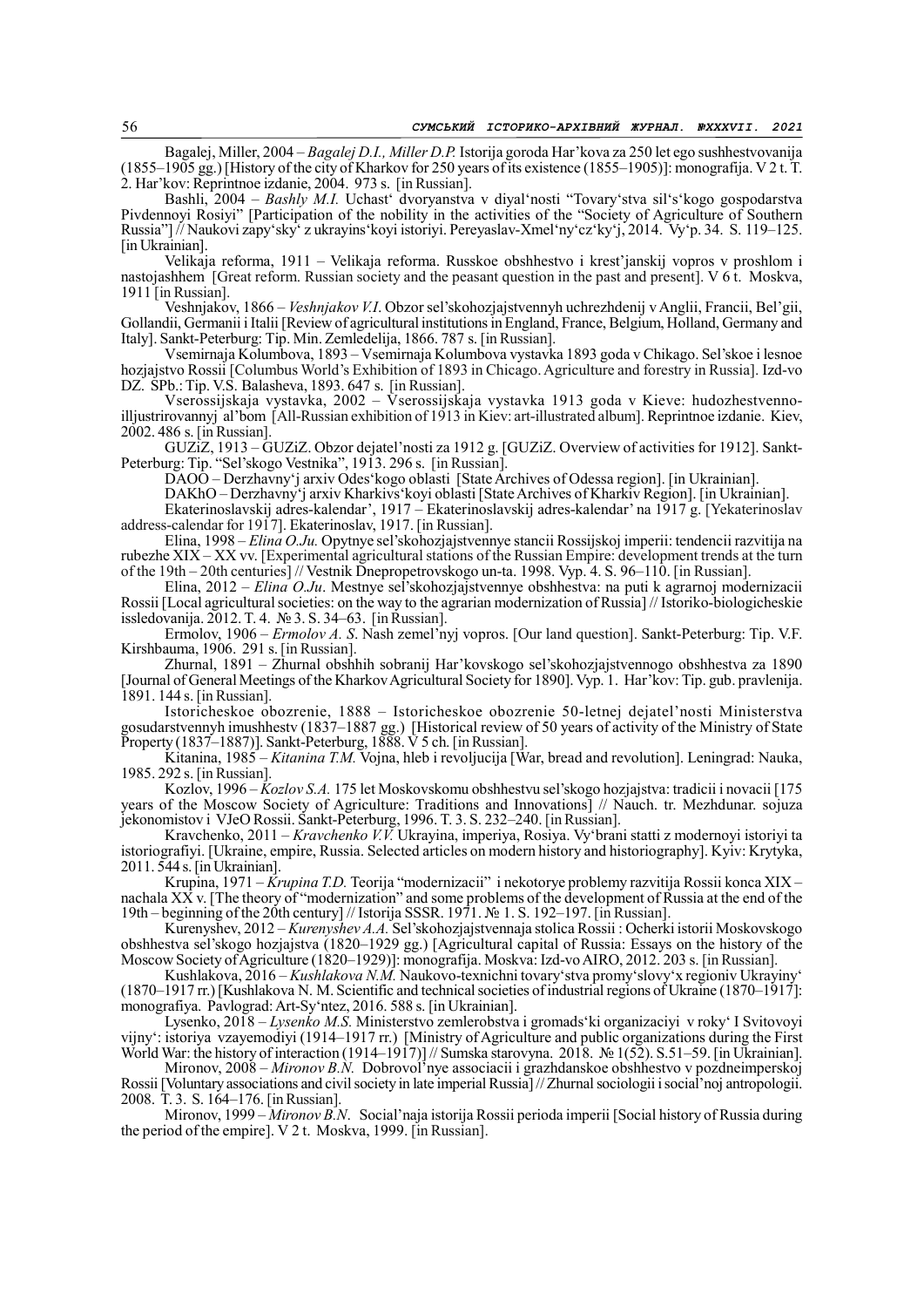Bagalej, Miller, 2004 – *Bagalej D.I., Miller D.P.* Istorija goroda Har'kova za 250 let ego sushhestvovanija (1855–1905 gg.) [History of the city of Kharkov for 250 years of its existence (1855–1905)]: monografija. V 2 t. T. 2. Har'kov: Reprintnoe izdanie, 2004. 973 s. [in Russian].

Bashli, 2004 – *Bashly M.I.* Uchast' dvoryanstva v diyal'nosti "Tovary'stva sil's'kogo gospodarstva Pivdennoyi Rosiyi" [Participation of the nobility in the activities of the "Society of Agriculture of Southern Russia"] // Naukovi zapy'sky' z ukrayins'koyi istoriyi. Pereyaslav-Xmel'ny'cz'ky'j, 2014. Vy'p. 34. S. 119–125. [in Ukrainian].

Velikaja reforma, 1911 – Velikaja reforma. Russkoe obshhestvo i krest'janskij vopros v proshlom i nastojashhem [Great reform. Russian society and the peasant question in the past and present]. V 6 t. Moskva, 1911 [in Russian].

Veshnjakov, 1866 – *Veshnjakov V.I*. Obzor sel'skohozjajstvennyh uchrezhdenij v Anglii, Francii, Bel'gii, Gollandii, Germanii i Italii [Review of agricultural institutions in England, France, Belgium, Holland, Germany and Italy]. Sankt-Peterburg: Tip. Min. Zemledelija, 1866. 787 s. [in Russian].

Vsemirnaja Kolumbova, 1893 – Vsemirnaja Kolumbova vystavka 1893 goda v Chikago. Sel'skoe i lesnoe hozjajstvo Rossii [Columbus World's Exhibition of 1893 in Chicago. Agriculture and forestry in Russia]. Izd-vo DZ. SPb.: Tip. V.S. Balasheva, 1893. 647 s. [in Russian].

Vserossijskaja vystavka, 2002 – Vserossijskaja vystavka 1913 goda v Kieve: hudozhestvenno-illjustrirovannyj al'bom [All-Russian exhibition of 1913 in Kiev: art-illustrated album]. Reprintnoe izdanie. Kiev, 2002. 486 s. [in Russian].

GUZiZ, 1913 – GUZiZ. Obzor dejatel'nosti za 1912 g. [GUZiZ. Overview of activities for 1912]. Sankt-Peterburg: Tip. "Sel'skogo Vestnika", 1913. 296 s. [in Russian].

DAOO – Derzhavny'j arxiv Odes'kogo oblasti [State Archives of Odessa region]. [in Ukrainian].

DAKhO – Derzhavny'j arxiv Kharkivs'koyi oblasti [State Archives of Kharkiv Region]. [in Ukrainian].

Ekaterinoslavskij adres-kalendar', 1917 – Ekaterinoslavskij adres-kalendar' na 1917 g. [Yekaterinoslav address-calendar for 1917]. Ekaterinoslav, 1917. [in Russian].

Elina, 1998 – *Elina O.Ju.* Opytnye sel'skohozjajstvennye stancii Rossijskoj imperii: tendencii razvitija na rubezhe XIX – XX vv. [Experimental agricultural stations of the Russian Empire: development trends at the turn of the 19th – 20th centuries] // Vestnik Dnepropetrovskogo un-ta. 1998. Vyp. 4. S. 96–110. [in Russian].

Elina, 2012 – *Elina O.Ju*. Mestnye sel'skohozjajstvennye obshhestva: na puti k agrarnoj modernizacii Rossii [Local agricultural societies: on the way to the agrarian modernization of Russia] // Istoriko-biologicheskie issledovanija. 2012. T. 4. № 3. S. 34–63. [in Russian].

Ermolov, 1906 – *Ermolov A. S*. Nash zemel'nyj vopros. [Our land question]. Sankt-Peterburg: Tip. V.F. Kirshbauma, 1906. 291 s. [in Russian].

Zhurnal, 1891 – Zhurnal obshhih sobranij Har'kovskogo sel'skohozjajstvennogo obshhestva za 1890 [Journal of General Meetings of the Kharkov Agricultural Society for 1890]. Vyp. 1. Har'kov: Tip. gub. pravlenija. 1891. 144 s. [in Russian].

Istoricheskoe obozrenie, 1888 – Istoricheskoe obozrenie 50-letnej dejatel'nosti Ministerstva gosudarstvennyh imushhestv (1837–1887 gg.) [Historical review of 50 years of activity of the Ministry of State Property (1837–1887)]. Sankt-Peterburg, 1888. V 5 ch. [in Russian].

Kitanina, 1985 – *Kitanina T.M.* Vojna, hleb i revoljucija [War, bread and revolution]. Leningrad: Nauka, 1985. 292 s. [in Russian].

Kozlov, 1996 – *Kozlov S.A.* 175 let Moskovskomu obshhestvu sel'skogo hozjajstva: tradicii i novacii [175 years of the Moscow Society of Agriculture: Traditions and Innovations] // Nauch. tr. Mezhdunar. sojuza jekonomistov i VJeO Rossii. Sankt-Peterburg, 1996. T. 3. S. 232–240. [in Russian].

Kravchenko, 2011 – *Kravchenko V.V.* Ukrayina, imperiya, Rosiya. Vy'brani statti z modernoyi istoriyi ta istoriografiyi. [Ukraine, empire, Russia. Selected articles on modern history and historiography]. Kyiv: Krytyka, 2011. 544 s. [in Ukrainian].

Krupina, 1971 – *Krupina T.D.* Teorija "modernizacii" i nekotorye problemy razvitija Rossii konca XIX – nachala XX v. [The theory of "modernization" and some problems of the development of Russia at the end of the 19th – beginning of the 20th century] // Istorija SSSR. 1971. № 1. S. 192–197. [in Russian].

Kurenyshev, 2012 – *Kurenyshev A.A.* Sel'skohozjajstvennaja stolica Rossii : Ocherki istorii Moskovskogo obshhestva sel'skogo hozjajstva (1820–1929 gg.) [Agricultural capital of Russia: Essays on the history of the Moscow Society of Agriculture (1820–1929)]: monografija. Moskva: Izd-vo AIRO, 2012. 203 s. [in Russian].

Kushlakova, 2016 – *Kushlakova N.M.* Naukovo-texnichni tovary'stva promy'slovy'x regioniv Ukrayiny' (1870–1917 rr.) [Kushlakova N. M. Scientific and technical societies of industrial regions of Ukraine (1870–1917]: monografiya. Pavlograd: Art-Sy'ntez, 2016. 588 s. [in Ukrainian].

Lysenko, 2018 – *Lysenko M.S.* Ministerstvo zemlerobstva i gromads'ki organizaciyi v roky' I Svitovoyi vijny': istoriya vzayemodiyi (1914–1917 rr.) [Ministry of Agriculture and public organizations during the First World War: the history of interaction (1914–1917)] // Sumska starovyna. 2018. № 1(52). S.51–59. [in Ukrainian].

Mironov, 2008 – *Mironov B.N.* Dobrovol'nye associacii i grazhdanskoe obshhestvo v pozdneimperskoj Rossii [Voluntary associations and civil society in late imperial Russia] // Zhurnal sociologii i social'noj antropologii. 2008. T. 3. S. 164–176. [in Russian].

Mironov, 1999 – *Mironov B.N*. Social'naja istorija Rossii perioda imperii [Social history of Russia during the period of the empire]. V 2 t. Moskva, 1999. [in Russian].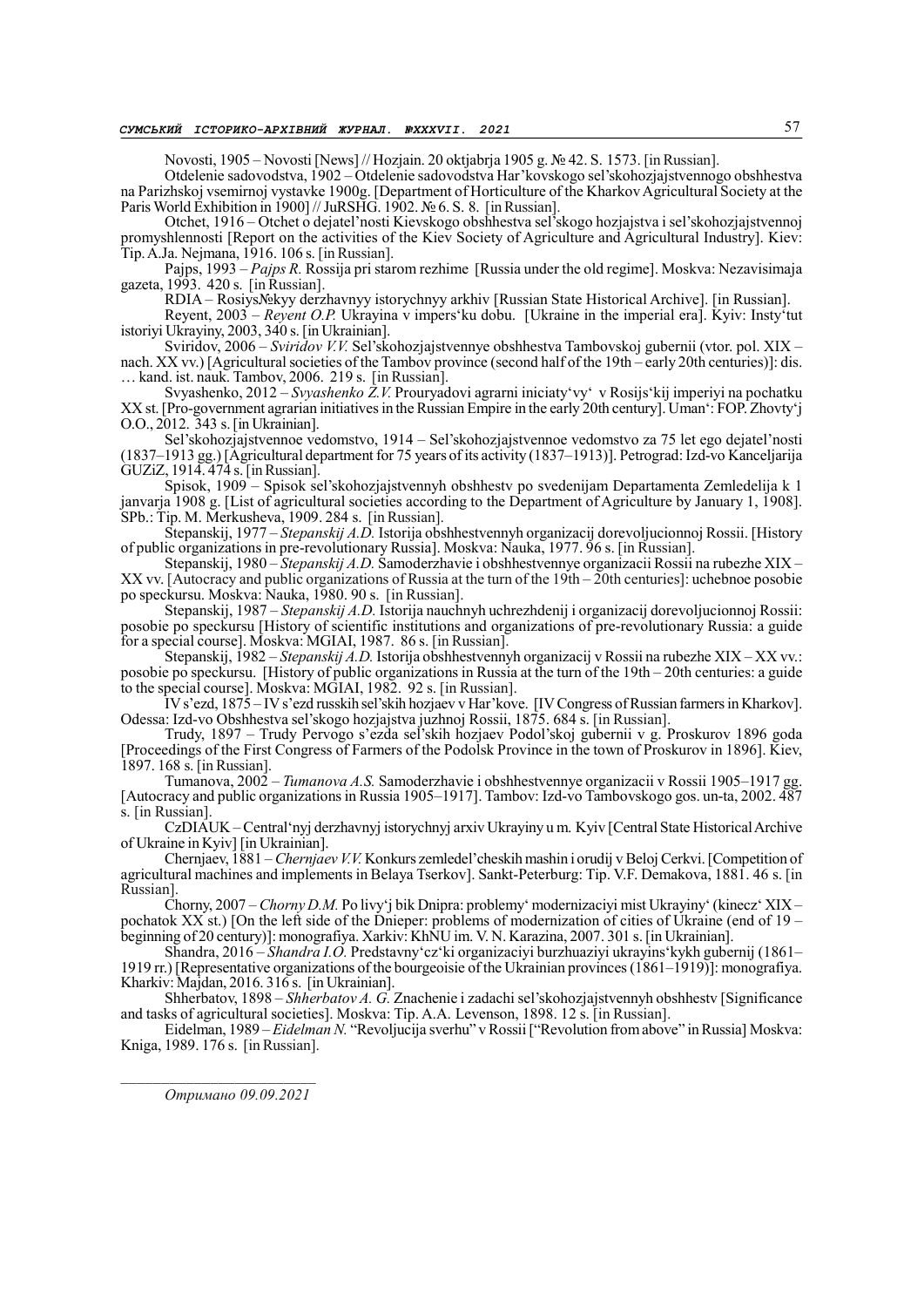Novosti, 1905 – Novosti [News] // Hozjain. 20 oktjabrja 1905 g. № 42. S. 1573. [in Russian].

Otdelenie sadovodstva, 1902 – Otdelenie sadovodstva Har'kovskogo sel'skohozjajstvennogo obshhestva na Parizhskoj vsemirnoj vystavke 1900g. [Department of Horticulture of the Kharkov Agricultural Society at the Paris World Exhibition in 1900] // JuRSHG. 1902. № 6. S. 8. [in Russian].

Otchet, 1916 – Otchet o dejatel'nosti Kievskogo obshhestva sel'skogo hozjajstva i sel'skohozjajstvennoj promyshlennosti [Report on the activities of the Kiev Society of Agriculture and Agricultural Industry]. Kiev: Tip. A.Ja. Nejmana, 1916. 106 s. [in Russian].

Pajps, 1993 – *Pajps R.* Rossija pri starom rezhime [Russia under the old regime]. Moskva: Nezavisimaja gazeta, 1993. 420 s. [in Russian].

RDIA – Rosiys№kyy derzhavnyy istorychnyy arkhiv [Russian State Historical Archive]. [in Russian].

Reyent, 2003 – *Reyent O.P.* Ukrayina v impers'ku dobu. [Ukraine in the imperial era]. Kyiv: Insty'tut istoriyi Ukrayiny, 2003, 340 s. [in Ukrainian].

Sviridov, 2006 – *Sviridov V.V.* Sel'skohozjajstvennye obshhestva Tambovskoj gubernii (vtor. pol. XIX – nach. XX vv.) [Agricultural societies of the Tambov province (second half of the 19th – early 20th centuries)]: dis. … kand. ist. nauk. Tambov, 2006. 219 s. [in Russian].

Svyashenko, 2012 – *Svyashenko Z.V.* Prouryadovi agrarni iniciaty'vy' v Rosijs'kij imperiyi na pochatku XX st. [Pro-government agrarian initiatives in the Russian Empire in the early 20th century]. Uman': FOP. Zhovty'j O.O., 2012. 343 s. [in Ukrainian].

Sel'skohozjajstvennoe vedomstvo, 1914 – Sel'skohozjajstvennoe vedomstvo za 75 let ego dejatel'nosti (1837–1913 gg.) [Agricultural department for 75 years of its activity (1837–1913)]. Petrograd: Izd-vo Kanceljarija GUZiZ, 1914. 474 s. [in Russian].

Spisok, 1909 – Spisok sel'skohozjajstvennyh obshhestv po svedenijam Departamenta Zemledelija k 1 janvarja 1908 g. [List of agricultural societies according to the Department of Agriculture by January 1, 1908]. SPb.: Tip. M. Merkusheva, 1909. 284 s. [in Russian].

Stepanskij, 1977 – *Stepanskij A.D.* Istorija obshhestvennyh organizacij dorevoljucionnoj Rossii. [History of public organizations in pre-revolutionary Russia]. Moskva: Nauka, 1977. 96 s. [in Russian].

Stepanskij, 1980 – *Stepanskij A.D.* Samoderzhavie i obshhestvennye organizacii Rossii na rubezhe XIX – XX vv. [Autocracy and public organizations of Russia at the turn of the 19th – 20th centuries]: uchebnoe posobie po speckursu. Moskva: Nauka, 1980. 90 s. [in Russian].

Stepanskij, 1987 – *Stepanskij A.D.* Istorija nauchnyh uchrezhdenij i organizacij dorevoljucionnoj Rossii: posobie po speckursu [History of scientific institutions and organizations of pre-revolutionary Russia: a guide for a special course]. Moskva: MGIAI, 1987. 86 s. [in Russian].

Stepanskij, 1982 – *Stepanskij A.D.* Istorija obshhestvennyh organizacij v Rossii na rubezhe XIX – XX vv.: posobie po speckursu. [History of public organizations in Russia at the turn of the 19th – 20th centuries: a guide to the special course]. Moskva: MGIAI, 1982. 92 s. [in Russian].

IV s'ezd, 1875 – IV s'ezd russkih sel'skih hozjaev v Har'kove. [IV Congress of Russian farmers in Kharkov]. Odessa: Izd-vo Obshhestva sel'skogo hozjajstva juzhnoj Rossii, 1875. 684 s. [in Russian].

Trudy, 1897 – Trudy Pervogo s'ezda sel'skih hozjaev Podol'skoj gubernii v g. Proskurov 1896 goda [Proceedings of the First Congress of Farmers of the Podolsk Province in the town of Proskurov in 1896]. Kiev, 1897. 168 s. [in Russian].

Tumanova, 2002 – *Tumanova A.S.* Samoderzhavie i obshhestvennye organizacii v Rossii 1905–1917 gg. [Autocracy and public organizations in Russia 1905–1917]. Tambov: Izd-vo Tambovskogo gos. un-ta, 2002. 487 s. [in Russian].

CzDIAUK – Central'nyj derzhavnyj istorychnyj arxiv Ukrayiny u m. Kyiv [Central State Historical Archive of Ukraine in Kyiv] [in Ukrainian].

Chernjaev, 1881 – *Chernjaev V.V.* Konkurs zemledel'cheskih mashin i orudij v Beloj Cerkvi. [Competition of agricultural machines and implements in Belaya Tserkov]. Sankt-Peterburg: Tip. V.F. Demakova, 1881. 46 s. [in Russian].

Chorny, 2007 – *Chorny D.M.* Po livy'j bik Dnipra: problemy' modernizaciyi mist Ukrayiny' (kinecz' XIX – pochatok XX st.) [On the left side of the Dnieper: problems of modernization of cities of Ukraine (end of 19 – beginning of 20 century)]: monografiya. Xarkiv: KhNU im. V. N. Karazina, 2007. 301 s. [in Ukrainian].

Shandra, 2016 – *Shandra I.O.* Predstavny'cz'ki organizaciyi burzhuaziyi ukrayins'kykh gubernij (1861–1919 rr.) [Representative organizations of the bourgeoisie of the Ukrainian provinces (1861–1919)]: monografiya. Kharkiv: Majdan, 2016. 316 s. [in Ukrainian].

Shherbatov, 1898 – *Shherbatov A. G.* Znachenie i zadachi sel'skohozjajstvennyh obshhestv [Significance and tasks of agricultural societies]. Moskva: Tip. A.A. Levenson, 1898. 12 s. [in Russian].

Eidelman, 1989 – *Eidelman N.* "Revoljucija sverhu" v Rossii ["Revolution from above" in Russia] Moskva: Kniga, 1989. 176 s. [in Russian].

*Отримано 09.09.2021*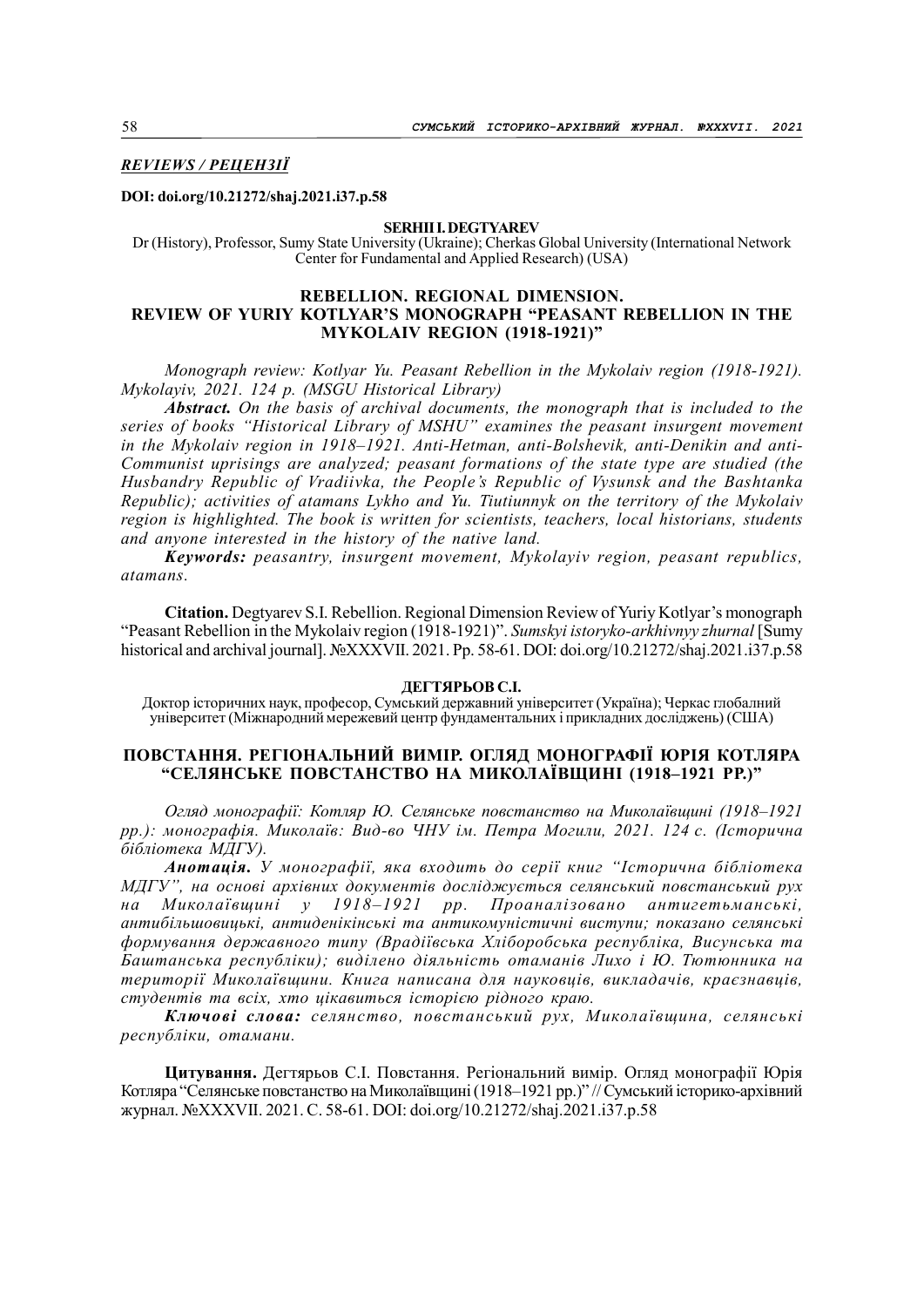*REVIEWS / РЕЦЕНЗІЇ*

**DOI: doi.org/10.21272/shaj.2021.i37.p.58**

**SERHII I. DEGTYAREV**

Dr (History), Professor, Sumy State University (Ukraine); Cherkas Global University (International Network Center for Fundamental and Applied Research) (USA)

## REBELLION. REGIONAL DIMENSION. REVIEW OF YURIY KOTLYAR'S MONOGRAPH "PEASANT REBELLION IN THE MYKOLAIV REGION (1918-1921)"

*Monograph review: Kotlyar Yu. Peasant Rebellion in the Mykolaiv region (1918-1921). Mykolayiv, 2021. 124 p. (MSGU Historical Library)*

***Abstract.*** *On the basis of archival documents, the monograph that is included to the series of books "Historical Library of MSHU" examines the peasant insurgent movement in the Mykolaiv region in 1918–1921. Anti-Hetman, anti-Bolshevik, anti-Denikin and anti-Communist uprisings are analyzed; peasant formations of the state type are studied (the Husbandry Republic of Vradiivka, the People's Republic of Vysunsk and the Bashtanka Republic); activities of atamans Lykho and Yu. Tiutiunnyk on the territory of the Mykolaiv region is highlighted. The book is written for scientists, teachers, local historians, students and anyone interested in the history of the native land.*

***Keywords:*** *peasantry, insurgent movement, Mykolayiv region, peasant republics, atamans.*

**Citation.** Degtyarev S.I. Rebellion. Regional Dimension Review of Yuriy Kotlyar's monograph "Peasant Rebellion in the Mykolaiv region (1918-1921)". *Sumskyi istoryko-arkhivnyy zhurnal* [Sumy historical and archival journal]. №XXXVII. 2021. Pp. 58-61. DOI: doi.org/10.21272/shaj.2021.i37.p.58

**ДЕГТЯРЬОВ С.І.**

Доктор історичних наук, професор, Сумський державний університет (Україна); Черкас глобалний університет (Міжнародний мережевий центр фундаментальних і прикладних досліджень) (США)

## ПОВСТАННЯ. РЕГІОНАЛЬНИЙ ВИМІР. ОГЛЯД МОНОГРАФІЇ ЮРІЯ КОТЛЯРА "СЕЛЯНСЬКЕ ПОВСТАНСТВО НА МИКОЛАЇВЩИНІ (1918–1921 РР.)"

*Огляд монографії: Котляр Ю. Селянське повстанство на Миколаївщині (1918–1921 рр.): монографія. Миколаїв: Вид-во ЧНУ ім. Петра Могили, 2021. 124 с. (Історична бібліотека МДГУ).*

***Анотація.*** *У монографії, яка входить до серії книг "Історична бібліотека МДГУ", на основі архівних документів досліджується селянський повстанський рух на Миколаївщині у 1918–1921 рр. Проаналізовано антигетьманські, антибільшовицькі, антиденікінські та антикомуністичні виступи; показано селянські формування державного типу (Врадіївська Хліборобська республіка, Висунська та Баштанська республіки); виділено діяльність отаманів Лихо і Ю. Тютюнника на території Миколаївщини. Книга написана для науковців, викладачів, краєзнавців, студентів та всіх, хто цікавиться історією рідного краю.*

***Ключові слова:*** *селянство, повстанський рух, Миколаївщина, селянські республіки, отамани.*

**Цитування.** Дегтярьов С.І. Повстання. Регіональний вимір. Огляд монографії Юрія Котляра "Селянське повстанство на Миколаївщині (1918–1921 рр.)" // Сумський історико-архівний журнал. №XXXVII. 2021. С. 58-61. DOI: doi.org/10.21272/shaj.2021.i37.p.58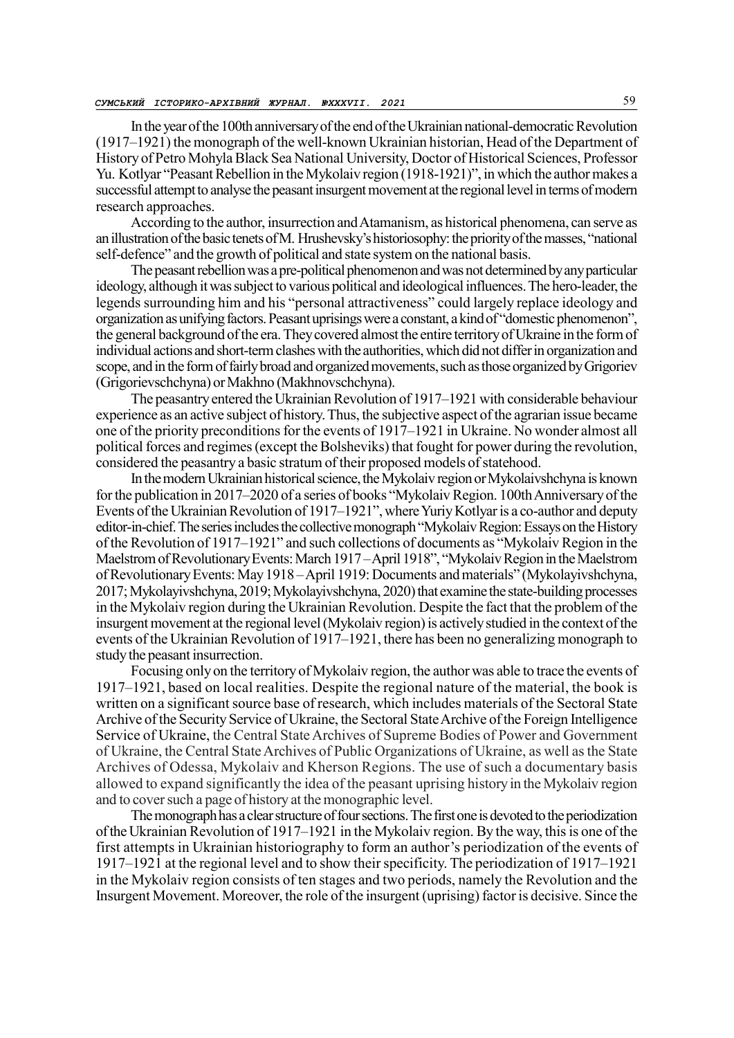In the year of the 100th anniversary of the end of the Ukrainian national-democratic Revolution (1917–1921) the monograph of the well-known Ukrainian historian, Head of the Department of History of Petro Mohyla Black Sea National University, Doctor of Historical Sciences, Professor Yu. Kotlyar "Peasant Rebellion in the Mykolaiv region (1918-1921)", in which the author makes a successful attempt to analyse the peasant insurgent movement at the regional level in terms of modern research approaches.

According to the author, insurrection and Atamanism, as historical phenomena, can serve as an illustration of the basic tenets of M. Hrushevsky's historiosophy: the priority of the masses, "national self-defence" and the growth of political and state system on the national basis.

The peasant rebellion was a pre-political phenomenon and was not determined by any particular ideology, although it was subject to various political and ideological influences. The hero-leader, the legends surrounding him and his "personal attractiveness" could largely replace ideology and organization as unifying factors. Peasant uprisings were a constant, a kind of "domestic phenomenon", the general background of the era. They covered almost the entire territory of Ukraine in the form of individual actions and short-term clashes with the authorities, which did not differ in organization and scope, and in the form of fairly broad and organized movements, such as those organized by Grigoriev (Grigorievschchyna) or Makhno (Makhnovschchyna).

The peasantry entered the Ukrainian Revolution of 1917–1921 with considerable behaviour experience as an active subject of history. Thus, the subjective aspect of the agrarian issue became one of the priority preconditions for the events of 1917–1921 in Ukraine. No wonder almost all political forces and regimes (except the Bolsheviks) that fought for power during the revolution, considered the peasantry a basic stratum of their proposed models of statehood.

In the modern Ukrainian historical science, the Mykolaiv region or Mykolaivshchyna is known for the publication in 2017–2020 of a series of books "Mykolaiv Region. 100th Anniversary of the Events of the Ukrainian Revolution of 1917–1921", where Yuriy Kotlyar is a co-author and deputy editor-in-chief. The series includes the collective monograph "Mykolaiv Region: Essays on the History of the Revolution of 1917–1921" and such collections of documents as "Mykolaiv Region in the Maelstrom of Revolutionary Events: March 1917 – April 1918", "Mykolaiv Region in the Maelstrom of Revolutionary Events: May 1918 – April 1919: Documents and materials" (Mykolayivshchyna, 2017; Mykolayivshchyna, 2019; Mykolayivshchyna, 2020) that examine the state-building processes in the Mykolaiv region during the Ukrainian Revolution. Despite the fact that the problem of the insurgent movement at the regional level (Mykolaiv region) is actively studied in the context of the events of the Ukrainian Revolution of 1917–1921, there has been no generalizing monograph to study the peasant insurrection.

Focusing only on the territory of Mykolaiv region, the author was able to trace the events of 1917–1921, based on local realities. Despite the regional nature of the material, the book is written on a significant source base of research, which includes materials of the Sectoral State Archive of the Security Service of Ukraine, the Sectoral State Archive of the Foreign Intelligence Service of Ukraine, the Central State Archives of Supreme Bodies of Power and Government of Ukraine, the Central State Archives of Public Organizations of Ukraine, as well as the State Archives of Odessa, Mykolaiv and Kherson Regions. The use of such a documentary basis allowed to expand significantly the idea of the peasant uprising history in the Mykolaiv region and to cover such a page of history at the monographic level.

The monograph has a clear structure of four sections. The first one is devoted to the periodization of the Ukrainian Revolution of 1917–1921 in the Mykolaiv region. By the way, this is one of the first attempts in Ukrainian historiography to form an author's periodization of the events of 1917–1921 at the regional level and to show their specificity. The periodization of 1917–1921 in the Mykolaiv region consists of ten stages and two periods, namely the Revolution and the Insurgent Movement. Moreover, the role of the insurgent (uprising) factor is decisive. Since the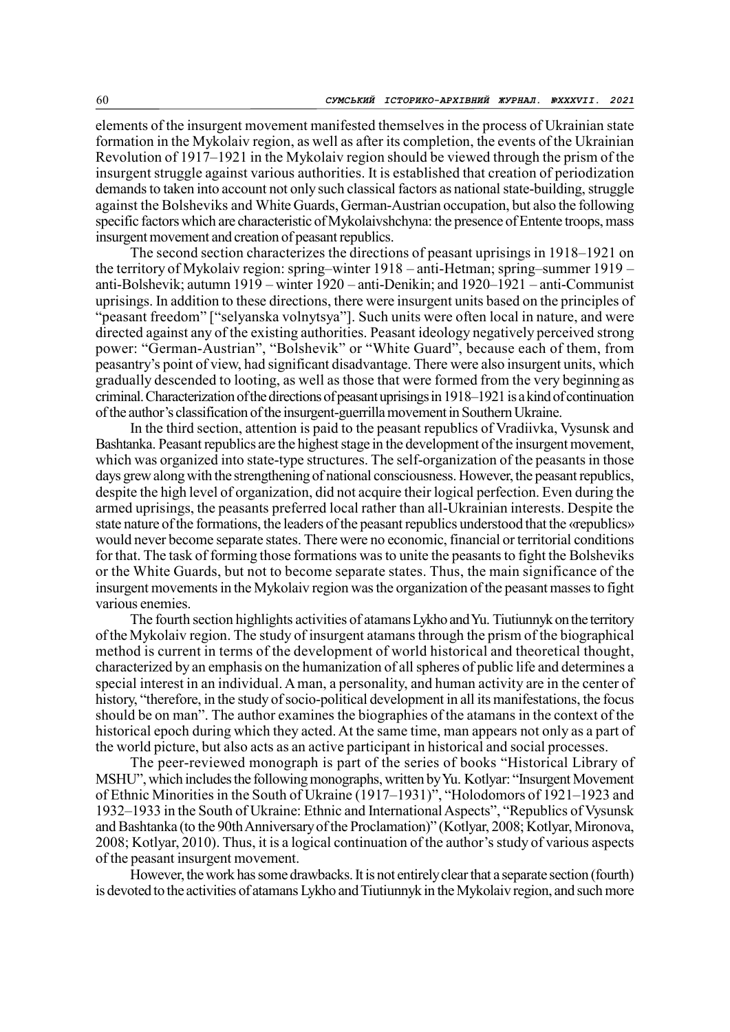elements of the insurgent movement manifested themselves in the process of Ukrainian state formation in the Mykolaiv region, as well as after its completion, the events of the Ukrainian Revolution of 1917–1921 in the Mykolaiv region should be viewed through the prism of the insurgent struggle against various authorities. It is established that creation of periodization demands to taken into account not only such classical factors as national state-building, struggle against the Bolsheviks and White Guards, German-Austrian occupation, but also the following specific factors which are characteristic of Mykolaivshchyna: the presence of Entente troops, mass insurgent movement and creation of peasant republics.

The second section characterizes the directions of peasant uprisings in 1918–1921 on the territory of Mykolaiv region: spring–winter 1918 – anti-Hetman; spring–summer 1919 – anti-Bolshevik; autumn 1919 – winter 1920 – anti-Denikin; and 1920–1921 – anti-Communist uprisings. In addition to these directions, there were insurgent units based on the principles of "peasant freedom" ["selyanska volnytsya"]. Such units were often local in nature, and were directed against any of the existing authorities. Peasant ideology negatively perceived strong power: "German-Austrian", "Bolshevik" or "White Guard", because each of them, from peasantry's point of view, had significant disadvantage. There were also insurgent units, which gradually descended to looting, as well as those that were formed from the very beginning as criminal. Characterization of the directions of peasant uprisings in 1918–1921 is a kind of continuation of the author's classification of the insurgent-guerrilla movement in Southern Ukraine.

In the third section, attention is paid to the peasant republics of Vradiivka, Vysunsk and Bashtanka. Peasant republics are the highest stage in the development of the insurgent movement, which was organized into state-type structures. The self-organization of the peasants in those days grew along with the strengthening of national consciousness. However, the peasant republics, despite the high level of organization, did not acquire their logical perfection. Even during the armed uprisings, the peasants preferred local rather than all-Ukrainian interests. Despite the state nature of the formations, the leaders of the peasant republics understood that the «republics» would never become separate states. There were no economic, financial or territorial conditions for that. The task of forming those formations was to unite the peasants to fight the Bolsheviks or the White Guards, but not to become separate states. Thus, the main significance of the insurgent movements in the Mykolaiv region was the organization of the peasant masses to fight various enemies.

The fourth section highlights activities of atamans Lykho and Yu. Tiutiunnyk on the territory of the Mykolaiv region. The study of insurgent atamans through the prism of the biographical method is current in terms of the development of world historical and theoretical thought, characterized by an emphasis on the humanization of all spheres of public life and determines a special interest in an individual. A man, a personality, and human activity are in the center of history, "therefore, in the study of socio-political development in all its manifestations, the focus should be on man". The author examines the biographies of the atamans in the context of the historical epoch during which they acted. At the same time, man appears not only as a part of the world picture, but also acts as an active participant in historical and social processes.

The peer-reviewed monograph is part of the series of books "Historical Library of MSHU", which includes the following monographs, written by Yu. Kotlyar: "Insurgent Movement of Ethnic Minorities in the South of Ukraine (1917–1931)", "Holodomors of 1921–1923 and 1932–1933 in the South of Ukraine: Ethnic and International Aspects", "Republics of Vysunsk and Bashtanka (to the 90th Anniversary of the Proclamation)" (Kotlyar, 2008; Kotlyar, Mironova, 2008; Kotlyar, 2010). Thus, it is a logical continuation of the author's study of various aspects of the peasant insurgent movement.

However, the work has some drawbacks. It is not entirely clear that a separate section (fourth) is devoted to the activities of atamans Lykho and Tiutiunnyk in the Mykolaiv region, and such more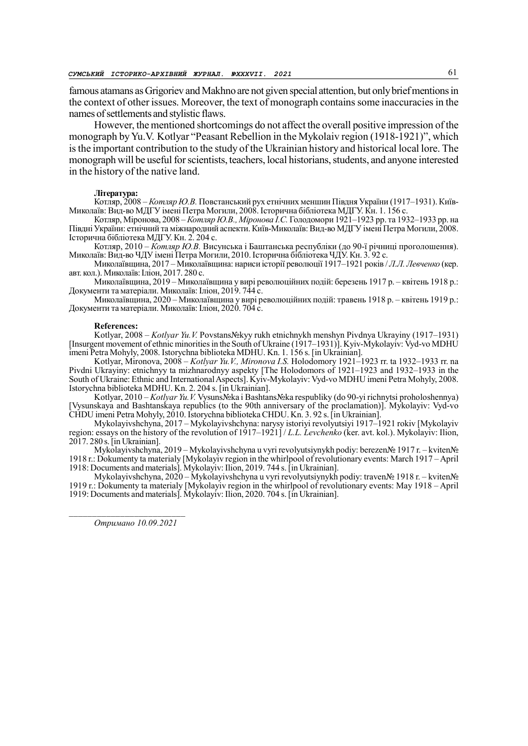famous atamans as Grigoriev and Makhno are not given special attention, but only brief mentions in the context of other issues. Moreover, the text of monograph contains some inaccuracies in the names of settlements and stylistic flaws.

However, the mentioned shortcomings do not affect the overall positive impression of the monograph by Yu.V. Kotlyar "Peasant Rebellion in the Mykolaiv region (1918-1921)", which is the important contribution to the study of the Ukrainian history and historical local lore. The monograph will be useful for scientists, teachers, local historians, students, and anyone interested in the history of the native land.

**Література:**

Котляр, 2008 – *Котляр Ю.В.* Повстанський рух етнічних меншин Півдня України (1917–1931). Київ-Миколаїв: Вид-во МДГУ імені Петра Могили, 2008. Історична бібліотека МДГУ. Кн. 1. 156 с.

Котляр, Міронова, 2008 – *Котляр Ю.В., Міронова І.С.* Голодомори 1921–1923 рр. та 1932–1933 рр. на Півдні України: етнічний та міжнародний аспекти. Київ-Миколаїв: Вид-во МДГУ імені Петра Могили, 2008. Історична бібліотека МДГУ. Кн. 2. 204 с.

Котляр, 2010 – *Котляр Ю.В.* Висунська і Баштанська республіки (до 90-ї річниці проголошення). Миколаїв: Вид-во ЧДУ імені Петра Могили, 2010. Історична бібліотека ЧДУ. Кн. 3. 92 с.

Миколаївщина, 2017 – Миколаївщина: нариси історії революції 1917–1921 років / *Л.Л. Левченко* (кер. авт. кол.). Миколаїв: Іліон, 2017. 280 с.

Миколаївщина, 2019 – Миколаївщина у вирі революційних подій: березень 1917 р. – квітень 1918 р.: Документи та матеріали. Миколаїв: Іліон, 2019. 744 с.

Миколаївщина, 2020 – Миколаївщина у вирі революційних подій: травень 1918 р. – квітень 1919 р.: Документи та матеріали. Миколаїв: Іліон, 2020. 704 с.

**References:**

Kotlyar, 2008 – *Kotlyar Yu.V.* Povstans№kyy rukh etnichnykh menshyn Pivdnya Ukrayiny (1917–1931) [Insurgent movement of ethnic minorities in the South of Ukraine (1917–1931)]. Kyiv-Mykolayiv: Vyd-vo MDHU imeni Petra Mohyly, 2008. Istorychna biblioteka MDHU. Kn. 1. 156 s. [in Ukrainian].

Kotlyar, Mironova, 2008 – *Kotlyar Yu.V., Mironova I.S.* Holodomory 1921–1923 rr. ta 1932–1933 rr. na Pivdni Ukrayiny: etnichnyy ta mizhnarodnyy aspekty [The Holodomors of 1921–1923 and 1932–1933 in the South of Ukraine: Ethnic and International Aspects]. Kyiv-Mykolayiv: Vyd-vo MDHU imeni Petra Mohyly, 2008. Istorychna biblioteka MDHU. Kn. 2. 204 s. [in Ukrainian].

Kotlyar, 2010 – *Kotlyar Yu.V.* Vysuns№ka i Bashtans№ka respubliky (do 90-yi richnytsi proholoshennya) [Vysunskaya and Bashtanskaya republics (to the 90th anniversary of the proclamation)]. Mykolayiv: Vyd-vo CHDU imeni Petra Mohyly, 2010. Istorychna biblioteka CHDU. Kn. 3. 92 s. [in Ukrainian].

Mykolayivshchyna, 2017 – Mykolayivshchyna: narysy istoriyi revolyutsiyi 1917–1921 rokiv [Mykolayiv region: essays on the history of the revolution of 1917–1921] / *L.L. Levchenko* (ker. avt. kol.). Mykolayiv: Ilion, 2017. 280 s. [in Ukrainian].

Mykolayivshchyna, 2019 – Mykolayivshchyna u vyri revolyutsiynykh podiy: berezen№ 1917 r. – kviten№ 1918 r.: Dokumenty ta materialy [Mykolayiv region in the whirlpool of revolutionary events: March 1917 – April 1918: Documents and materials]. Mykolayiv: Ilion, 2019. 744 s. [in Ukrainian].

Mykolayivshchyna, 2020 – Mykolayivshchyna u vyri revolyutsiynykh podiy: traven№ 1918 r. – kviten№ 1919 r.: Dokumenty ta materialy [Mykolayiv region in the whirlpool of revolutionary events: May 1918 – April 1919: Documents and materials]. Mykolayiv: Ilion, 2020. 704 s. [in Ukrainian].

---

*Отримано 10.09.2021*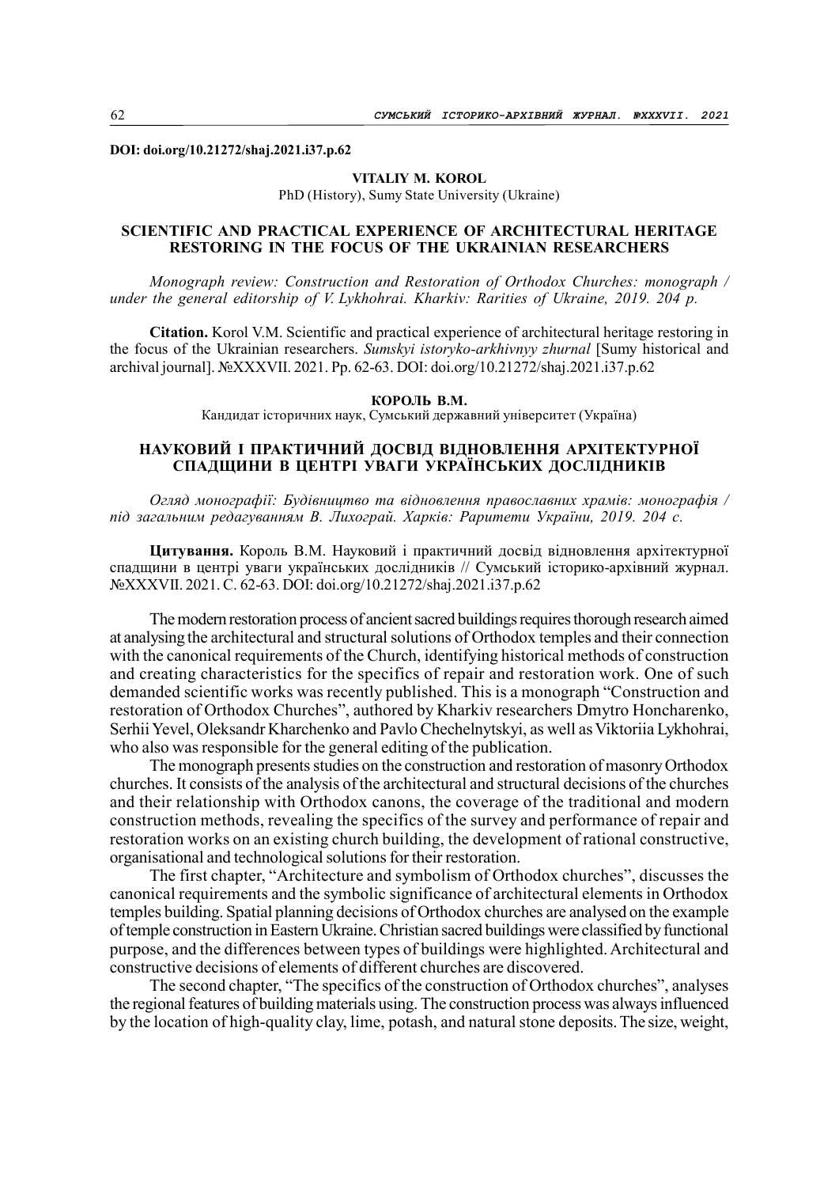**DOI: doi.org/10.21272/shaj.2021.i37.p.62**

**VITALIY M. KOROL**
PhD (History), Sumy State University (Ukraine)

## SCIENTIFIC AND PRACTICAL EXPERIENCE OF ARCHITECTURAL HERITAGE RESTORING IN THE FOCUS OF THE UKRAINIAN RESEARCHERS

*Monograph review: Construction and Restoration of Orthodox Churches: monograph / under the general editorship of V. Lykhohrai. Kharkiv: Rarities of Ukraine, 2019. 204 p.*

**Citation.** Korol V.M. Scientific and practical experience of architectural heritage restoring in the focus of the Ukrainian researchers. *Sumskyi istoryko-arkhivnyy zhurnal* [Sumy historical and archival journal]. №XXXVII. 2021. Pp. 62-63. DOI: doi.org/10.21272/shaj.2021.i37.p.62

**КОРОЛЬ В.М.**
Кандидат історичних наук, Сумський державний університет (Україна)

## НАУКОВИЙ І ПРАКТИЧНИЙ ДОСВІД ВІДНОВЛЕННЯ АРХІТЕКТУРНОЇ СПАДЩИНИ В ЦЕНТРІ УВАГИ УКРАЇНСЬКИХ ДОСЛІДНИКІВ

*Огляд монографії: Будівництво та відновлення православних храмів: монографія / під загальним редагуванням В. Лихограй. Харків: Раритети України, 2019. 204 с.*

**Цитування.** Король В.М. Науковий і практичний досвід відновлення архітектурної спадщини в центрі уваги українських дослідників // Сумський історико-архівний журнал. №XXXVII. 2021. С. 62-63. DOI: doi.org/10.21272/shaj.2021.i37.p.62

The modern restoration process of ancient sacred buildings requires thorough research aimed at analysing the architectural and structural solutions of Orthodox temples and their connection with the canonical requirements of the Church, identifying historical methods of construction and creating characteristics for the specifics of repair and restoration work. One of such demanded scientific works was recently published. This is a monograph "Construction and restoration of Orthodox Churches", authored by Kharkiv researchers Dmytro Honcharenko, Serhii Yevel, Oleksandr Kharchenko and Pavlo Chechelnytskyi, as well as Viktoriia Lykhohrai, who also was responsible for the general editing of the publication.

The monograph presents studies on the construction and restoration of masonry Orthodox churches. It consists of the analysis of the architectural and structural decisions of the churches and their relationship with Orthodox canons, the coverage of the traditional and modern construction methods, revealing the specifics of the survey and performance of repair and restoration works on an existing church building, the development of rational constructive, organisational and technological solutions for their restoration.

The first chapter, "Architecture and symbolism of Orthodox churches", discusses the canonical requirements and the symbolic significance of architectural elements in Orthodox temples building. Spatial planning decisions of Orthodox churches are analysed on the example of temple construction in Eastern Ukraine. Christian sacred buildings were classified by functional purpose, and the differences between types of buildings were highlighted. Architectural and constructive decisions of elements of different churches are discovered.

The second chapter, "The specifics of the construction of Orthodox churches", analyses the regional features of building materials using. The construction process was always influenced by the location of high-quality clay, lime, potash, and natural stone deposits. The size, weight,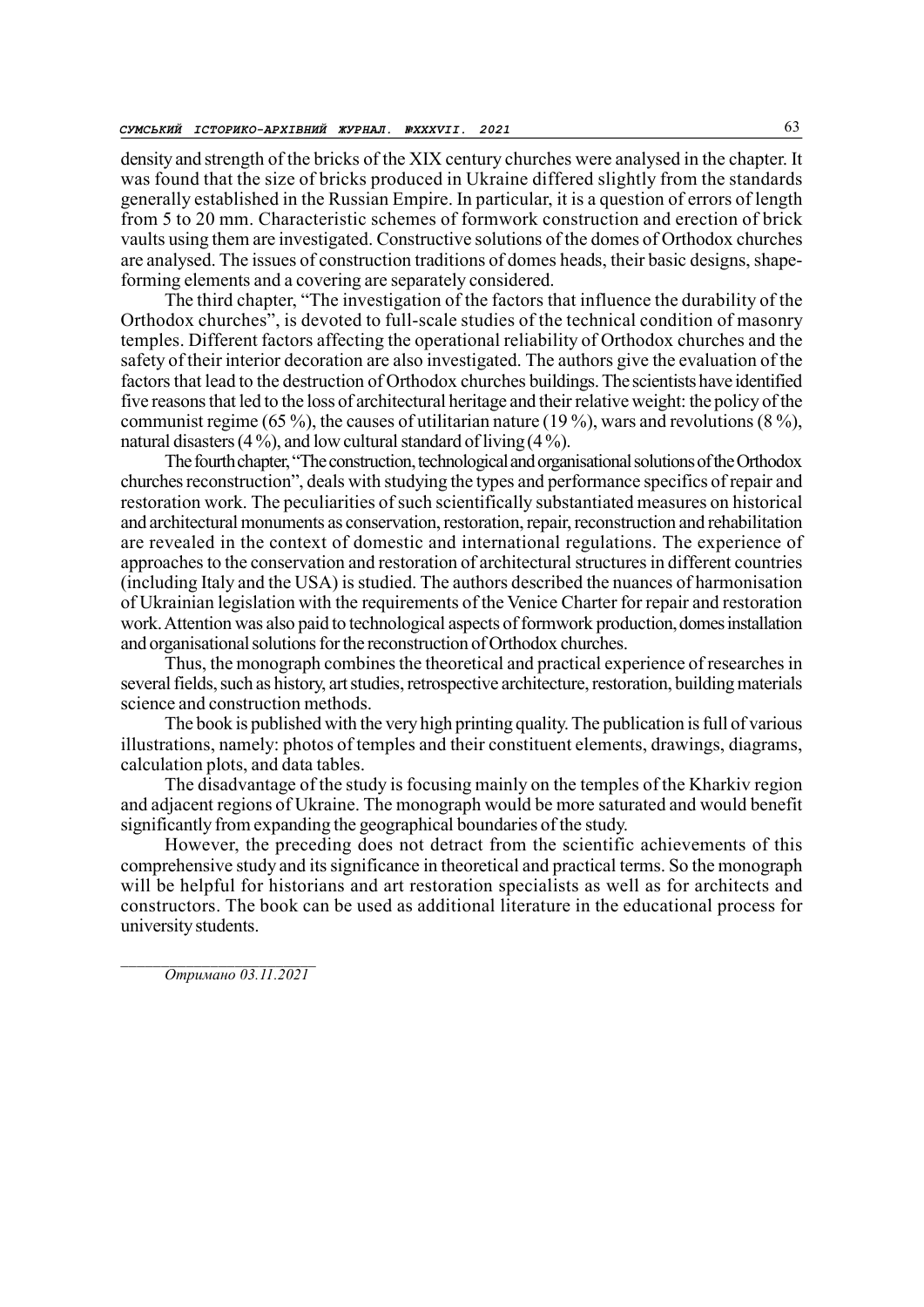density and strength of the bricks of the XIX century churches were analysed in the chapter. It was found that the size of bricks produced in Ukraine differed slightly from the standards generally established in the Russian Empire. In particular, it is a question of errors of length from 5 to 20 mm. Characteristic schemes of formwork construction and erection of brick vaults using them are investigated. Constructive solutions of the domes of Orthodox churches are analysed. The issues of construction traditions of domes heads, their basic designs, shape-forming elements and a covering are separately considered.

The third chapter, "The investigation of the factors that influence the durability of the Orthodox churches", is devoted to full-scale studies of the technical condition of masonry temples. Different factors affecting the operational reliability of Orthodox churches and the safety of their interior decoration are also investigated. The authors give the evaluation of the factors that lead to the destruction of Orthodox churches buildings. The scientists have identified five reasons that led to the loss of architectural heritage and their relative weight: the policy of the communist regime (65 %), the causes of utilitarian nature (19 %), wars and revolutions (8 %), natural disasters (4 %), and low cultural standard of living (4 %).

The fourth chapter, "The construction, technological and organisational solutions of the Orthodox churches reconstruction", deals with studying the types and performance specifics of repair and restoration work. The peculiarities of such scientifically substantiated measures on historical and architectural monuments as conservation, restoration, repair, reconstruction and rehabilitation are revealed in the context of domestic and international regulations. The experience of approaches to the conservation and restoration of architectural structures in different countries (including Italy and the USA) is studied. The authors described the nuances of harmonisation of Ukrainian legislation with the requirements of the Venice Charter for repair and restoration work. Attention was also paid to technological aspects of formwork production, domes installation and organisational solutions for the reconstruction of Orthodox churches.

Thus, the monograph combines the theoretical and practical experience of researches in several fields, such as history, art studies, retrospective architecture, restoration, building materials science and construction methods.

The book is published with the very high printing quality. The publication is full of various illustrations, namely: photos of temples and their constituent elements, drawings, diagrams, calculation plots, and data tables.

The disadvantage of the study is focusing mainly on the temples of the Kharkiv region and adjacent regions of Ukraine. The monograph would be more saturated and would benefit significantly from expanding the geographical boundaries of the study.

However, the preceding does not detract from the scientific achievements of this comprehensive study and its significance in theoretical and practical terms. So the monograph will be helpful for historians and art restoration specialists as well as for architects and constructors. The book can be used as additional literature in the educational process for university students.

*Отримано 03.11.2021*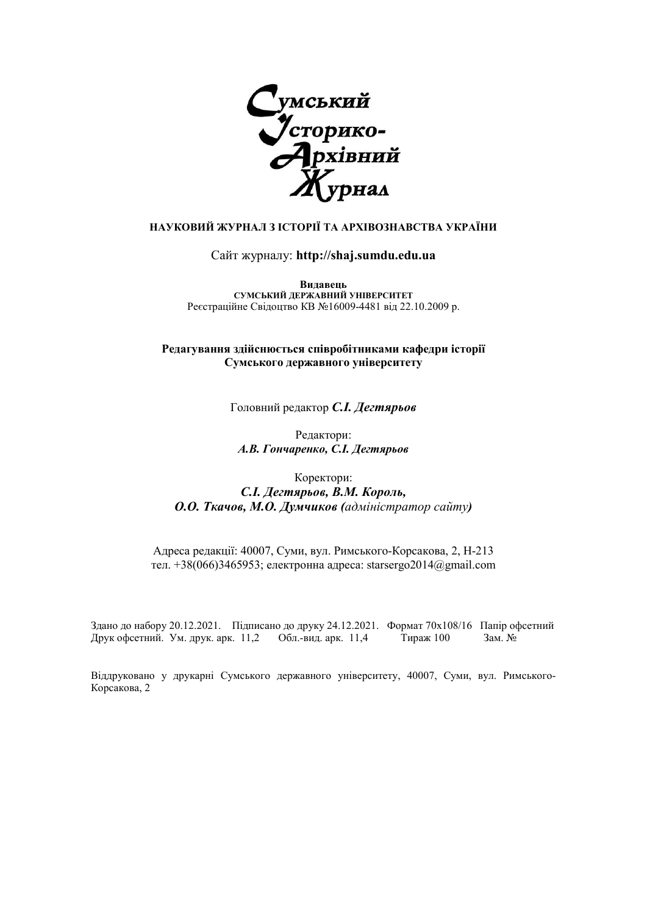**Сумський Історико-Архівний Журнал**

**НАУКОВИЙ ЖУРНАЛ З ІСТОРІЇ ТА АРХІВОЗНАВСТВА УКРАЇНИ**

Сайт журналу: **http://shaj.sumdu.edu.ua**

**Видавець**
**СУМСЬКИЙ ДЕРЖАВНИЙ УНІВЕРСИТЕТ**
Реєстраційне Свідоцтво КВ №16009-4481 від 22.10.2009 р.

**Редагування здійснюється співробітниками кафедри історії Сумського державного університету**

Головний редактор ***С.І. Дегтярьов***

Редактори:
***А.В. Гончаренко, С.І. Дегтярьов***

Коректори:
***С.І. Дегтярьов, В.М. Король,***
***О.О. Ткачов, М.О. Думчиков (*** *адміністратор сайту* ***)***

Адреса редакції: 40007, Суми, вул. Римського-Корсакова, 2, Н-213
тел. +38(066)3465953; електронна адреса: starsergo2014@gmail.com

Здано до набору 20.12.2021. Підписано до друку 24.12.2021. Формат 70х108/16 Папір офсетний
Друк офсетний. Ум. друк. арк. 11,2 Обл.-вид. арк. 11,4 Тираж 100 Зам. №

Віддруковано у друкарні Сумського державного університету, 40007, Суми, вул. Римського-Корсакова, 2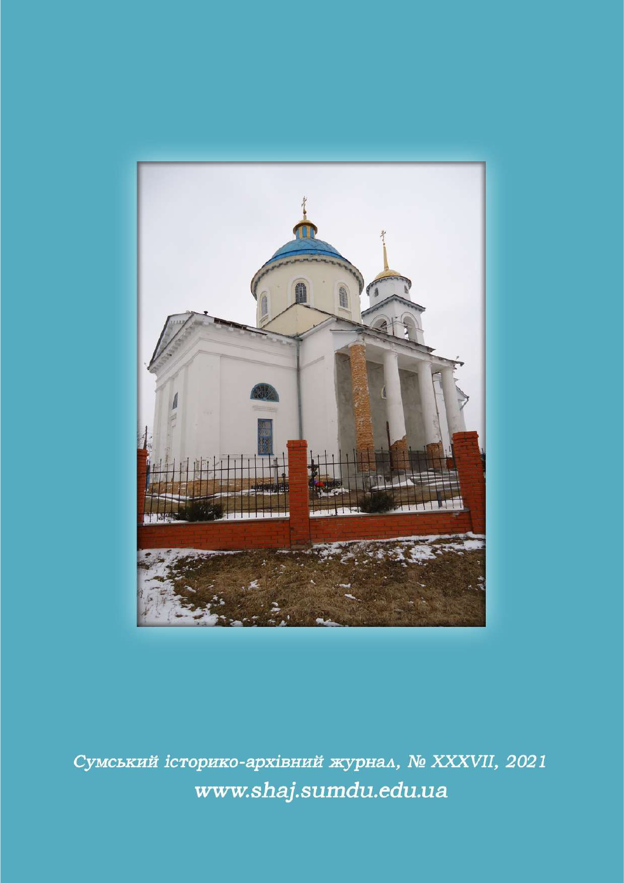*Сумський історико-архівний журнал, № XXXVII, 2021*

*www.shaj.sumdu.edu.ua*